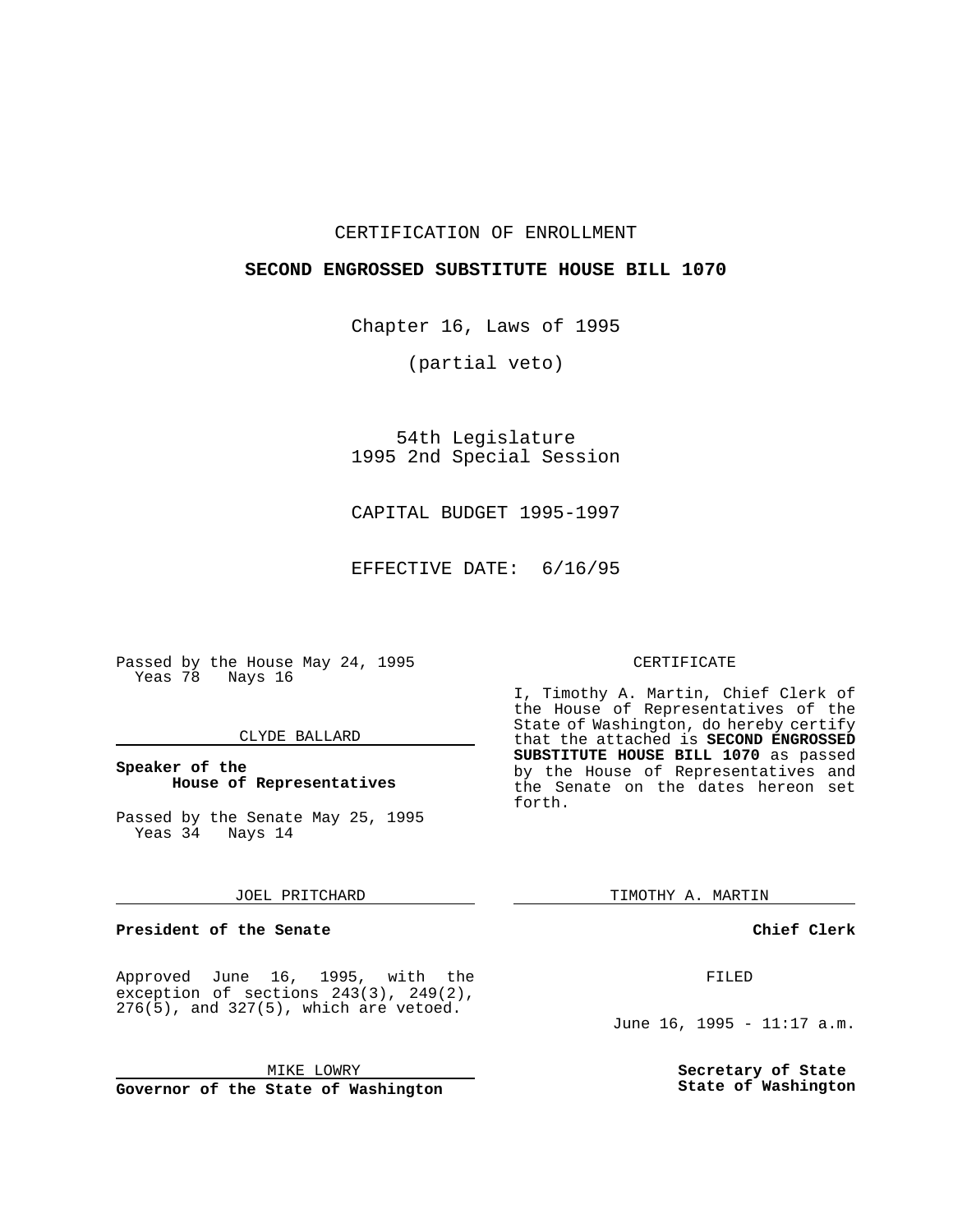# CERTIFICATION OF ENROLLMENT

## SECOND ENGROSSED SUBSTITUTE HOUSE BILL 1070

Chapter 16, Laws of 1995

(partial veto)

54th Legislature
1995 2nd Special Session

CAPITAL BUDGET 1995-1997

EFFECTIVE DATE: 6/16/95

Passed by the House May 24, 1995
Yeas 78 Nays 16

CLYDE BALLARD

**Speaker of the House of Representatives**

Passed by the Senate May 25, 1995
Yeas 34 Nays 14

JOEL PRITCHARD

**President of the Senate**

Approved June 16, 1995, with the exception of sections 243(3), 249(2), 276(5), and 327(5), which are vetoed.

MIKE LOWRY

**Governor of the State of Washington**

CERTIFICATE

I, Timothy A. Martin, Chief Clerk of the House of Representatives of the State of Washington, do hereby certify that the attached is **SECOND ENGROSSED SUBSTITUTE HOUSE BILL 1070** as passed by the House of Representatives and the Senate on the dates hereon set forth.

TIMOTHY A. MARTIN

**Chief Clerk**

FILED

June 16, 1995 - 11:17 a.m.

**Secretary of State**
**State of Washington**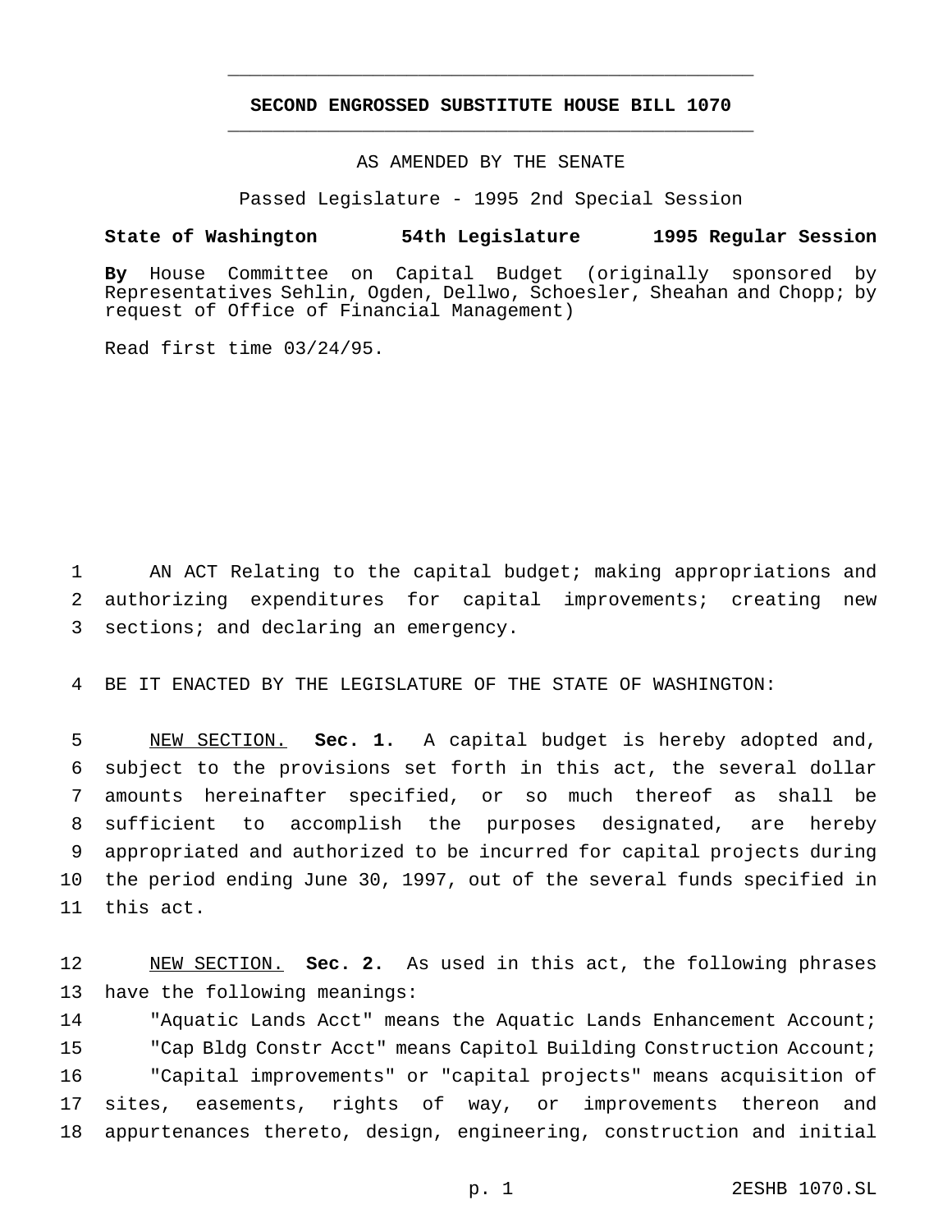**SECOND ENGROSSED SUBSTITUTE HOUSE BILL 1070**

AS AMENDED BY THE SENATE

Passed Legislature - 1995 2nd Special Session

**State of Washington 54th Legislature 1995 Regular Session**

**By** House Committee on Capital Budget (originally sponsored by Representatives Sehlin, Ogden, Dellwo, Schoesler, Sheahan and Chopp; by request of Office of Financial Management)

Read first time 03/24/95.

AN ACT Relating to the capital budget; making appropriations and authorizing expenditures for capital improvements; creating new sections; and declaring an emergency.

BE IT ENACTED BY THE LEGISLATURE OF THE STATE OF WASHINGTON:

NEW SECTION. **Sec. 1.** A capital budget is hereby adopted and, subject to the provisions set forth in this act, the several dollar amounts hereinafter specified, or so much thereof as shall be sufficient to accomplish the purposes designated, are hereby appropriated and authorized to be incurred for capital projects during the period ending June 30, 1997, out of the several funds specified in this act.

NEW SECTION. **Sec. 2.** As used in this act, the following phrases have the following meanings:

"Aquatic Lands Acct" means the Aquatic Lands Enhancement Account;

"Cap Bldg Constr Acct" means Capitol Building Construction Account;

"Capital improvements" or "capital projects" means acquisition of sites, easements, rights of way, or improvements thereon and appurtenances thereto, design, engineering, construction and initial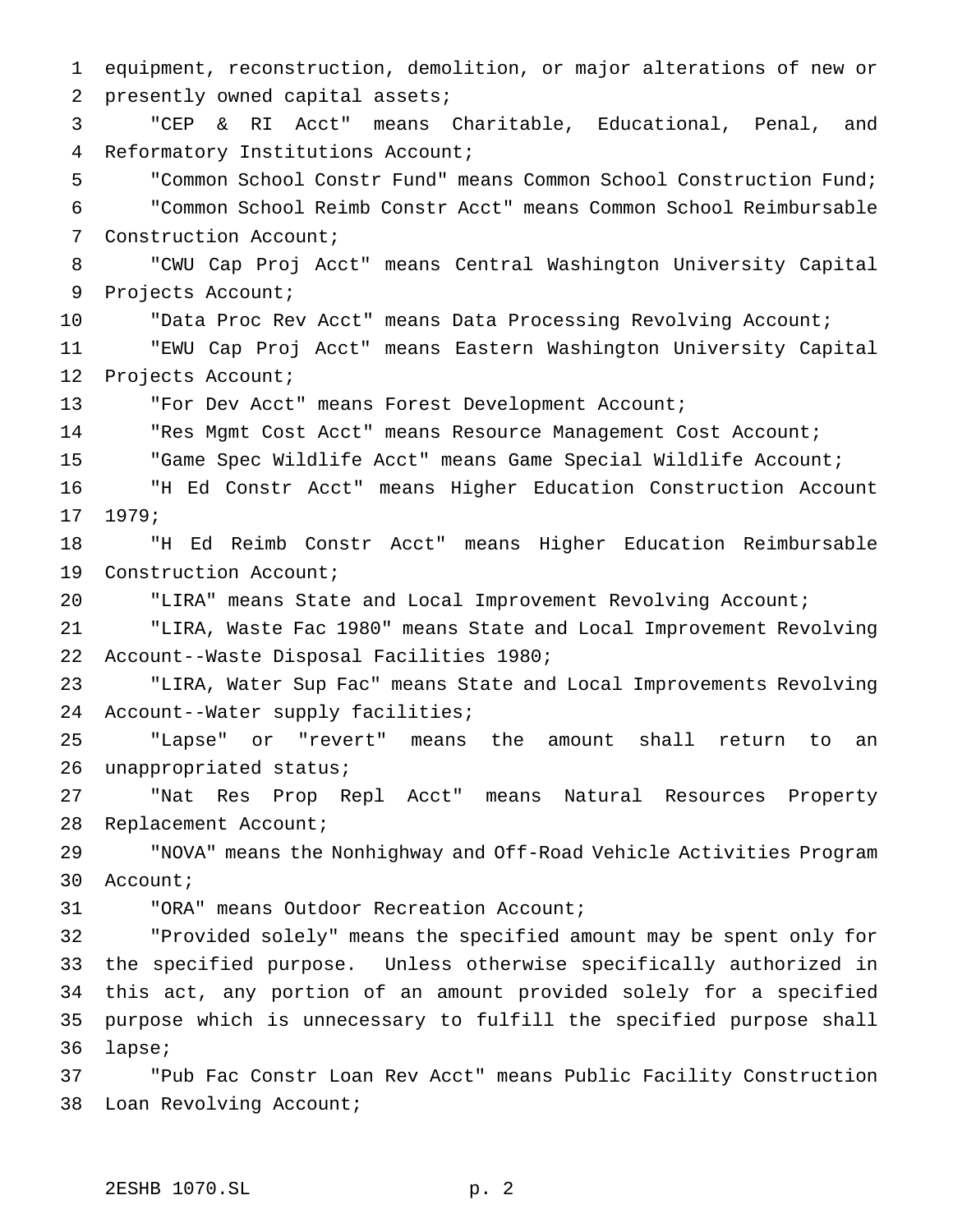equipment, reconstruction, demolition, or major alterations of new or presently owned capital assets;

"CEP & RI Acct" means Charitable, Educational, Penal, and Reformatory Institutions Account;

"Common School Constr Fund" means Common School Construction Fund;

"Common School Reimb Constr Acct" means Common School Reimbursable Construction Account;

"CWU Cap Proj Acct" means Central Washington University Capital Projects Account;

"Data Proc Rev Acct" means Data Processing Revolving Account;

"EWU Cap Proj Acct" means Eastern Washington University Capital Projects Account;

"For Dev Acct" means Forest Development Account;

"Res Mgmt Cost Acct" means Resource Management Cost Account;

"Game Spec Wildlife Acct" means Game Special Wildlife Account;

"H Ed Constr Acct" means Higher Education Construction Account 1979;

"H Ed Reimb Constr Acct" means Higher Education Reimbursable Construction Account;

"LIRA" means State and Local Improvement Revolving Account;

"LIRA, Waste Fac 1980" means State and Local Improvement Revolving Account--Waste Disposal Facilities 1980;

"LIRA, Water Sup Fac" means State and Local Improvements Revolving Account--Water supply facilities;

"Lapse" or "revert" means the amount shall return to an unappropriated status;

"Nat Res Prop Repl Acct" means Natural Resources Property Replacement Account;

"NOVA" means the Nonhighway and Off-Road Vehicle Activities Program Account;

"ORA" means Outdoor Recreation Account;

"Provided solely" means the specified amount may be spent only for the specified purpose. Unless otherwise specifically authorized in this act, any portion of an amount provided solely for a specified purpose which is unnecessary to fulfill the specified purpose shall lapse;

"Pub Fac Constr Loan Rev Acct" means Public Facility Construction Loan Revolving Account;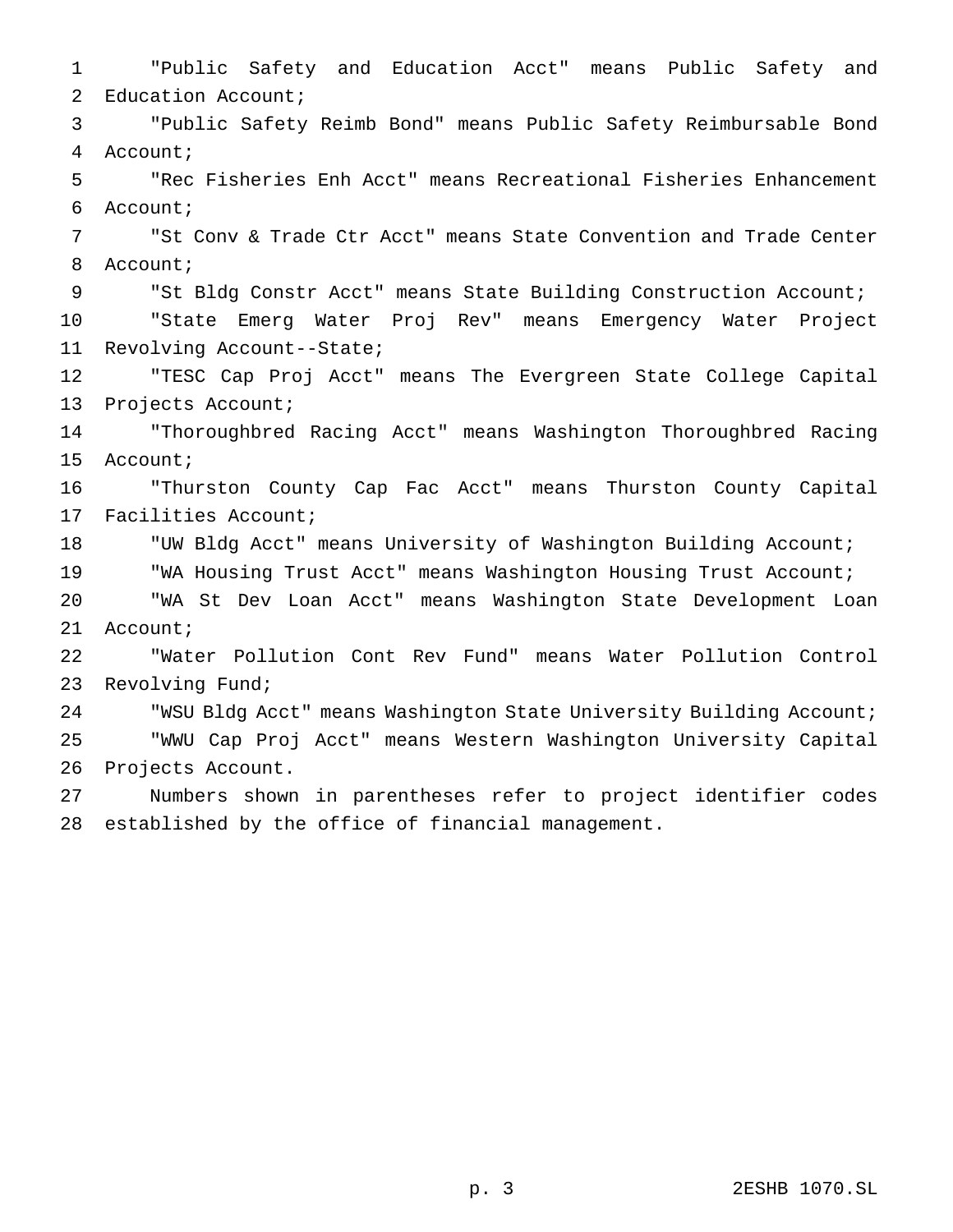"Public Safety and Education Acct" means Public Safety and Education Account;

"Public Safety Reimb Bond" means Public Safety Reimbursable Bond Account;

"Rec Fisheries Enh Acct" means Recreational Fisheries Enhancement Account;

"St Conv & Trade Ctr Acct" means State Convention and Trade Center Account;

"St Bldg Constr Acct" means State Building Construction Account;

"State Emerg Water Proj Rev" means Emergency Water Project Revolving Account--State;

"TESC Cap Proj Acct" means The Evergreen State College Capital Projects Account;

"Thoroughbred Racing Acct" means Washington Thoroughbred Racing Account;

"Thurston County Cap Fac Acct" means Thurston County Capital Facilities Account;

"UW Bldg Acct" means University of Washington Building Account;

"WA Housing Trust Acct" means Washington Housing Trust Account;

"WA St Dev Loan Acct" means Washington State Development Loan Account;

"Water Pollution Cont Rev Fund" means Water Pollution Control Revolving Fund;

"WSU Bldg Acct" means Washington State University Building Account;

"WWU Cap Proj Acct" means Western Washington University Capital Projects Account.

Numbers shown in parentheses refer to project identifier codes established by the office of financial management.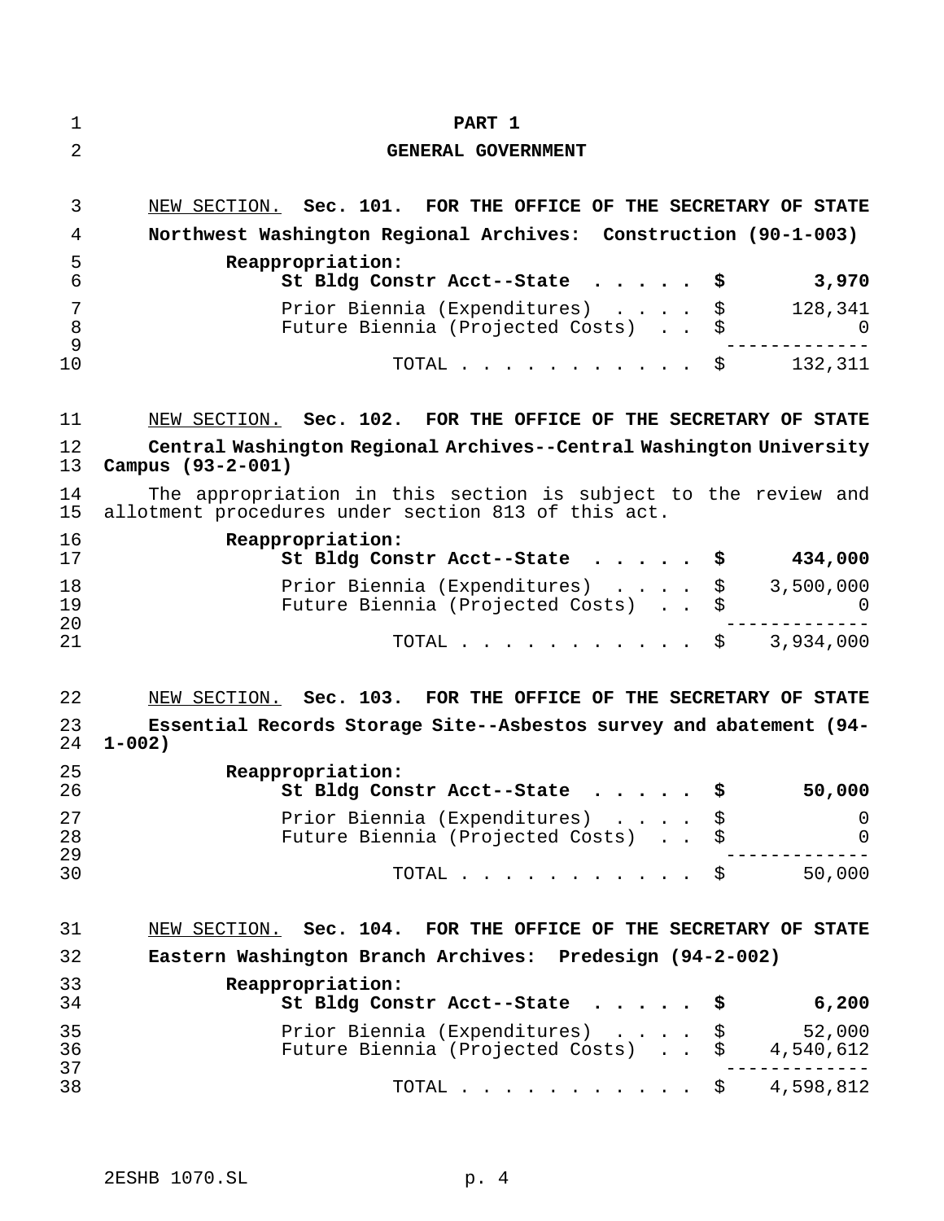# PART 1

## GENERAL GOVERNMENT

NEW SECTION. **Sec. 101. FOR THE OFFICE OF THE SECRETARY OF STATE**

**Northwest Washington Regional Archives: Construction (90-1-003)**

| | | |
|---|---|---|
| **Reappropriation:** | | |
| **St Bldg Constr Acct--State** | **$** | **3,970** |
| Prior Biennia (Expenditures) | $ | 128,341 |
| Future Biennia (Projected Costs) | $ | 0 |
| TOTAL | $ | 132,311 |

NEW SECTION. **Sec. 102. FOR THE OFFICE OF THE SECRETARY OF STATE**

**Central Washington Regional Archives--Central Washington University Campus (93-2-001)**

The appropriation in this section is subject to the review and allotment procedures under section 813 of this act.

| | | |
|---|---|---|
| **Reappropriation:** | | |
| **St Bldg Constr Acct--State** | **$** | **434,000** |
| Prior Biennia (Expenditures) | $ | 3,500,000 |
| Future Biennia (Projected Costs) | $ | 0 |
| TOTAL | $ | 3,934,000 |

NEW SECTION. **Sec. 103. FOR THE OFFICE OF THE SECRETARY OF STATE**

**Essential Records Storage Site--Asbestos survey and abatement (94-1-002)**

| | | |
|---|---|---|
| **Reappropriation:** | | |
| **St Bldg Constr Acct--State** | **$** | **50,000** |
| Prior Biennia (Expenditures) | $ | 0 |
| Future Biennia (Projected Costs) | $ | 0 |
| TOTAL | $ | 50,000 |

NEW SECTION. **Sec. 104. FOR THE OFFICE OF THE SECRETARY OF STATE**

**Eastern Washington Branch Archives: Predesign (94-2-002)**

| | | |
|---|---|---|
| **Reappropriation:** | | |
| **St Bldg Constr Acct--State** | **$** | **6,200** |
| Prior Biennia (Expenditures) | $ | 52,000 |
| Future Biennia (Projected Costs) | $ | 4,540,612 |
| TOTAL | $ | 4,598,812 |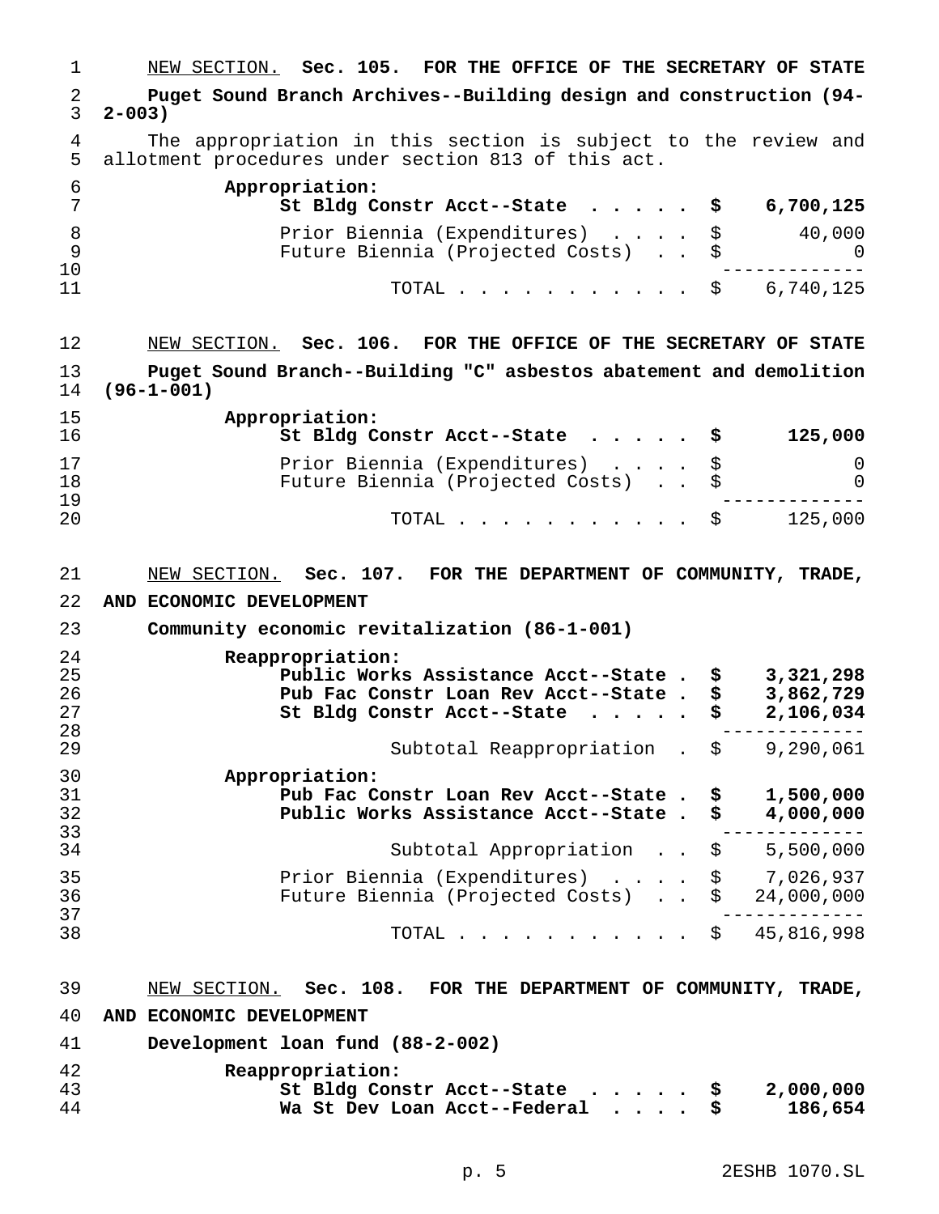NEW SECTION. **Sec. 105. FOR THE OFFICE OF THE SECRETARY OF STATE**

**Puget Sound Branch Archives--Building design and construction (94-2-003)**

The appropriation in this section is subject to the review and allotment procedures under section 813 of this act.

| | | |
|---|---|---|
| **Appropriation:** | | |
| **St Bldg Constr Acct--State** | **$** | **6,700,125** |
| Prior Biennia (Expenditures) | $ | 40,000 |
| Future Biennia (Projected Costs) | $ | 0 |
| TOTAL | $ | 6,740,125 |

NEW SECTION. **Sec. 106. FOR THE OFFICE OF THE SECRETARY OF STATE**

**Puget Sound Branch--Building "C" asbestos abatement and demolition (96-1-001)**

| | | |
|---|---|---|
| **Appropriation:** | | |
| **St Bldg Constr Acct--State** | **$** | **125,000** |
| Prior Biennia (Expenditures) | $ | 0 |
| Future Biennia (Projected Costs) | $ | 0 |
| TOTAL | $ | 125,000 |

NEW SECTION. **Sec. 107. FOR THE DEPARTMENT OF COMMUNITY, TRADE, AND ECONOMIC DEVELOPMENT**

**Community economic revitalization (86-1-001)**

| | | |
|---|---|---|
| **Reappropriation:** | | |
| **Public Works Assistance Acct--State** | **$** | **3,321,298** |
| **Pub Fac Constr Loan Rev Acct--State** | **$** | **3,862,729** |
| **St Bldg Constr Acct--State** | **$** | **2,106,034** |
| Subtotal Reappropriation | $ | 9,290,061 |
| **Appropriation:** | | |
| **Pub Fac Constr Loan Rev Acct--State** | **$** | **1,500,000** |
| **Public Works Assistance Acct--State** | **$** | **4,000,000** |
| Subtotal Appropriation | $ | 5,500,000 |
| Prior Biennia (Expenditures) | $ | 7,026,937 |
| Future Biennia (Projected Costs) | $ | 24,000,000 |
| TOTAL | $ | 45,816,998 |

NEW SECTION. **Sec. 108. FOR THE DEPARTMENT OF COMMUNITY, TRADE, AND ECONOMIC DEVELOPMENT**

**Development loan fund (88-2-002)**

| | | |
|---|---|---|
| **Reappropriation:** | | |
| **St Bldg Constr Acct--State** | **$** | **2,000,000** |
| **Wa St Dev Loan Acct--Federal** | **$** | **186,654** |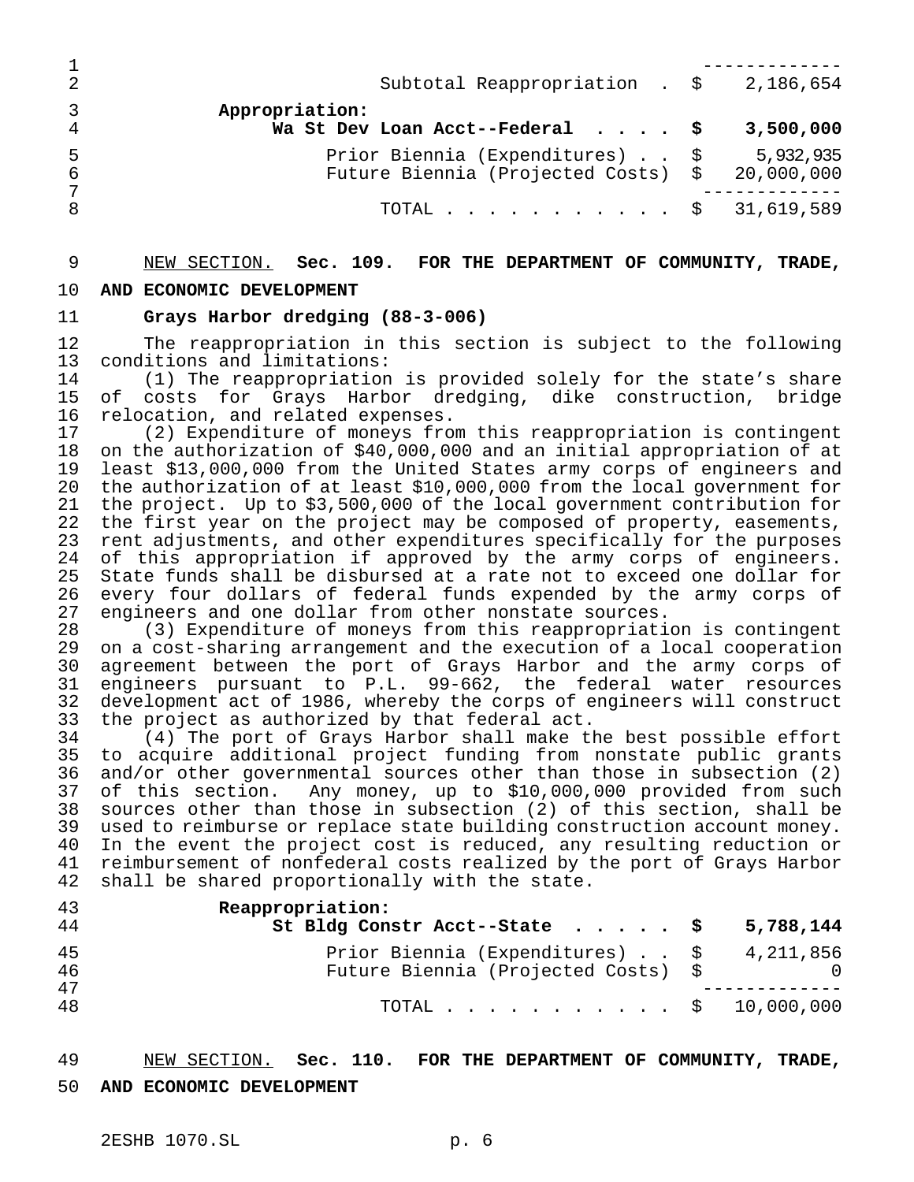| | |
|---|---|
| Subtotal Reappropriation | $ 2,186,654 |

**Appropriation:**

| | |
|---|---|
| **Wa St Dev Loan Acct--Federal** | **$ 3,500,000** |
| Prior Biennia (Expenditures) | $ 5,932,935 |
| Future Biennia (Projected Costs) | $ 20,000,000 |
| TOTAL | $ 31,619,589 |

NEW SECTION. **Sec. 109. FOR THE DEPARTMENT OF COMMUNITY, TRADE, AND ECONOMIC DEVELOPMENT**

**Grays Harbor dredging (88-3-006)**

The reappropriation in this section is subject to the following conditions and limitations:

(1) The reappropriation is provided solely for the state's share of costs for Grays Harbor dredging, dike construction, bridge relocation, and related expenses.

(2) Expenditure of moneys from this reappropriation is contingent on the authorization of $40,000,000 and an initial appropriation of at least $13,000,000 from the United States army corps of engineers and the authorization of at least $10,000,000 from the local government for the project. Up to $3,500,000 of the local government contribution for the first year on the project may be composed of property, easements, rent adjustments, and other expenditures specifically for the purposes of this appropriation if approved by the army corps of engineers. State funds shall be disbursed at a rate not to exceed one dollar for every four dollars of federal funds expended by the army corps of engineers and one dollar from other nonstate sources.

(3) Expenditure of moneys from this reappropriation is contingent on a cost-sharing arrangement and the execution of a local cooperation agreement between the port of Grays Harbor and the army corps of engineers pursuant to P.L. 99-662, the federal water resources development act of 1986, whereby the corps of engineers will construct the project as authorized by that federal act.

(4) The port of Grays Harbor shall make the best possible effort to acquire additional project funding from nonstate public grants and/or other governmental sources other than those in subsection (2) of this section. Any money, up to $10,000,000 provided from such sources other than those in subsection (2) of this section, shall be used to reimburse or replace state building construction account money. In the event the project cost is reduced, any resulting reduction or reimbursement of nonfederal costs realized by the port of Grays Harbor shall be shared proportionally with the state.

**Reappropriation:**

| | |
|---|---|
| **St Bldg Constr Acct--State** | **$ 5,788,144** |
| Prior Biennia (Expenditures) | $ 4,211,856 |
| Future Biennia (Projected Costs) | $ 0 |
| TOTAL | $ 10,000,000 |

NEW SECTION. **Sec. 110. FOR THE DEPARTMENT OF COMMUNITY, TRADE, AND ECONOMIC DEVELOPMENT**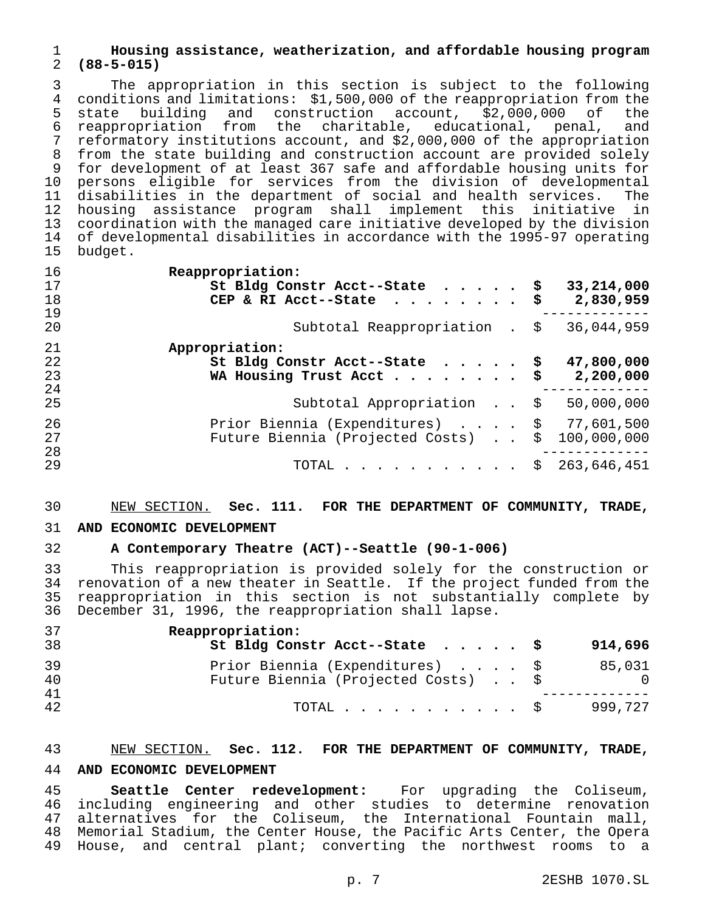**Housing assistance, weatherization, and affordable housing program (88-5-015)**

The appropriation in this section is subject to the following conditions and limitations: $1,500,000 of the reappropriation from the state building and construction account, $2,000,000 of the reappropriation from the charitable, educational, penal, and reformatory institutions account, and $2,000,000 of the appropriation from the state building and construction account are provided solely for development of at least 367 safe and affordable housing units for persons eligible for services from the division of developmental disabilities in the department of social and health services. The housing assistance program shall implement this initiative in coordination with the managed care initiative developed by the division of developmental disabilities in accordance with the 1995-97 operating budget.

| | |
|---|---|
| **Reappropriation:** | |
| **St Bldg Constr Acct--State** | **$ 33,214,000** |
| **CEP & RI Acct--State** | **$ 2,830,959** |
| Subtotal Reappropriation | $ 36,044,959 |
| **Appropriation:** | |
| **St Bldg Constr Acct--State** | **$ 47,800,000** |
| **WA Housing Trust Acct** | **$ 2,200,000** |
| Subtotal Appropriation | $ 50,000,000 |
| Prior Biennia (Expenditures) | $ 77,601,500 |
| Future Biennia (Projected Costs) | $ 100,000,000 |
| TOTAL | $ 263,646,451 |

NEW SECTION. **Sec. 111. FOR THE DEPARTMENT OF COMMUNITY, TRADE, AND ECONOMIC DEVELOPMENT**

**A Contemporary Theatre (ACT)--Seattle (90-1-006)**

This reappropriation is provided solely for the construction or renovation of a new theater in Seattle. If the project funded from the reappropriation in this section is not substantially complete by December 31, 1996, the reappropriation shall lapse.

| | |
|---|---|
| **Reappropriation:** | |
| **St Bldg Constr Acct--State** | **$ 914,696** |
| Prior Biennia (Expenditures) | $ 85,031 |
| Future Biennia (Projected Costs) | $ 0 |
| TOTAL | $ 999,727 |

NEW SECTION. **Sec. 112. FOR THE DEPARTMENT OF COMMUNITY, TRADE, AND ECONOMIC DEVELOPMENT**

**Seattle Center redevelopment:** For upgrading the Coliseum, including engineering and other studies to determine renovation alternatives for the Coliseum, the International Fountain mall, Memorial Stadium, the Center House, the Pacific Arts Center, the Opera House, and central plant; converting the northwest rooms to a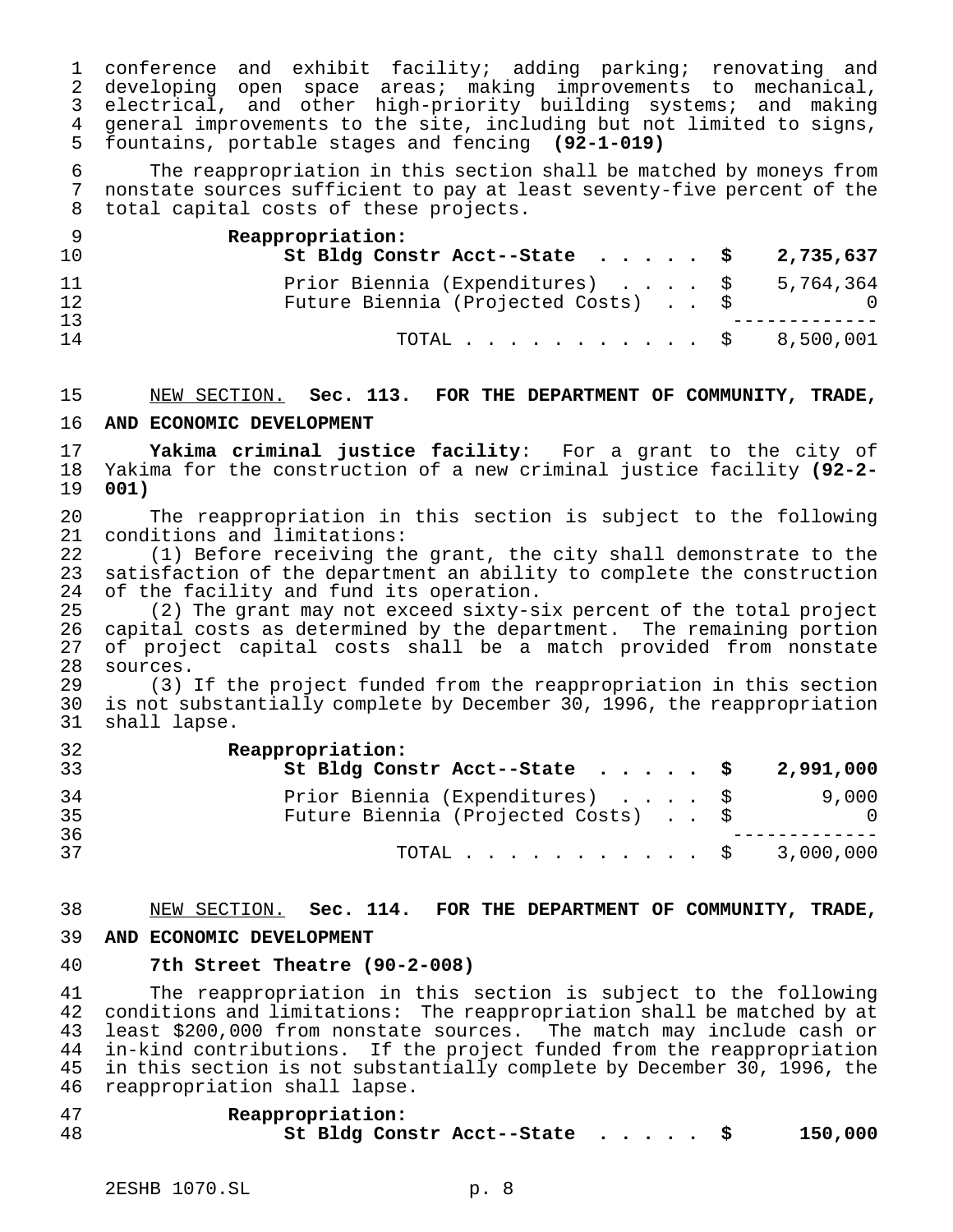conference and exhibit facility; adding parking; renovating and developing open space areas; making improvements to mechanical, electrical, and other high-priority building systems; and making general improvements to the site, including but not limited to signs, fountains, portable stages and fencing **(92-1-019)**

The reappropriation in this section shall be matched by moneys from nonstate sources sufficient to pay at least seventy-five percent of the total capital costs of these projects.

| | |
|---|---|
| **Reappropriation:** | |
| **St Bldg Constr Acct--State . . . . .** | **$ 2,735,637** |
| Prior Biennia (Expenditures) . . . . | $ 5,764,364 |
| Future Biennia (Projected Costs) . . | $ 0 |
| TOTAL . . . . . . . . . . . . | $ 8,500,001 |

NEW SECTION. **Sec. 113. FOR THE DEPARTMENT OF COMMUNITY, TRADE, AND ECONOMIC DEVELOPMENT**

**Yakima criminal justice facility**: For a grant to the city of Yakima for the construction of a new criminal justice facility **(92-2-001)**

The reappropriation in this section is subject to the following conditions and limitations:

(1) Before receiving the grant, the city shall demonstrate to the satisfaction of the department an ability to complete the construction of the facility and fund its operation.

(2) The grant may not exceed sixty-six percent of the total project capital costs as determined by the department. The remaining portion of project capital costs shall be a match provided from nonstate sources.

(3) If the project funded from the reappropriation in this section is not substantially complete by December 30, 1996, the reappropriation shall lapse.

| | |
|---|---|
| **Reappropriation:** | |
| **St Bldg Constr Acct--State . . . . .** | **$ 2,991,000** |
| Prior Biennia (Expenditures) . . . . | $ 9,000 |
| Future Biennia (Projected Costs) . . | $ 0 |
| TOTAL . . . . . . . . . . . . | $ 3,000,000 |

NEW SECTION. **Sec. 114. FOR THE DEPARTMENT OF COMMUNITY, TRADE, AND ECONOMIC DEVELOPMENT**

**7th Street Theatre (90-2-008)**

The reappropriation in this section is subject to the following conditions and limitations: The reappropriation shall be matched by at least $200,000 from nonstate sources. The match may include cash or in-kind contributions. If the project funded from the reappropriation in this section is not substantially complete by December 30, 1996, the reappropriation shall lapse.

| | |
|---|---|
| **Reappropriation:** | |
| **St Bldg Constr Acct--State . . . . .** | **$ 150,000** |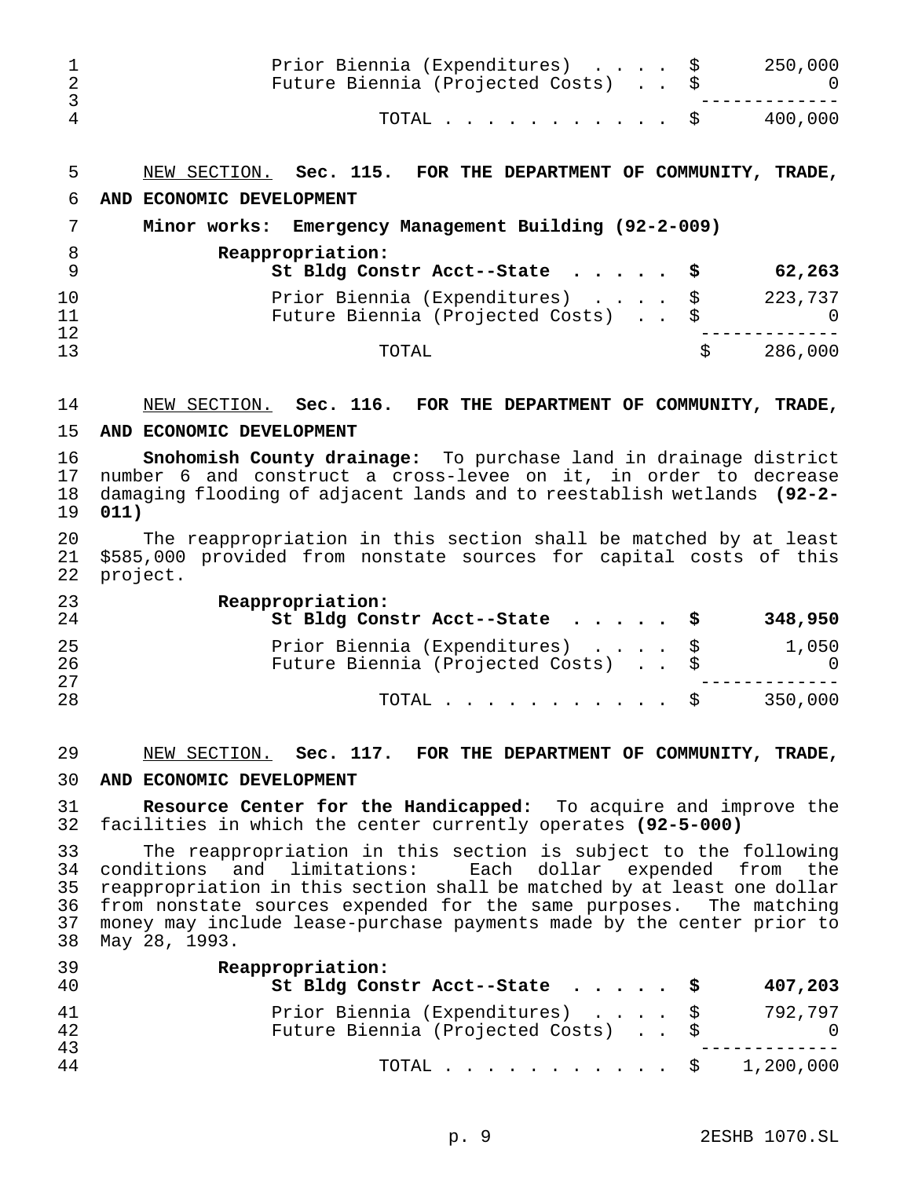| | | |
|---|---|---|
| Prior Biennia (Expenditures) | $ | 250,000 |
| Future Biennia (Projected Costs) | $ | 0 |
| TOTAL | $ | 400,000 |

NEW SECTION. **Sec. 115. FOR THE DEPARTMENT OF COMMUNITY, TRADE, AND ECONOMIC DEVELOPMENT**

**Minor works: Emergency Management Building (92-2-009)**

| | | |
|---|---|---|
| **Reappropriation:** | | |
| **St Bldg Constr Acct--State** | **$** | **62,263** |
| Prior Biennia (Expenditures) | $ | 223,737 |
| Future Biennia (Projected Costs) | $ | 0 |
| TOTAL | $ | 286,000 |

NEW SECTION. **Sec. 116. FOR THE DEPARTMENT OF COMMUNITY, TRADE, AND ECONOMIC DEVELOPMENT**

**Snohomish County drainage:** To purchase land in drainage district number 6 and construct a cross-levee on it, in order to decrease damaging flooding of adjacent lands and to reestablish wetlands **(92-2-011)**

The reappropriation in this section shall be matched by at least $585,000 provided from nonstate sources for capital costs of this project.

| | | |
|---|---|---|
| **Reappropriation:** | | |
| **St Bldg Constr Acct--State** | **$** | **348,950** |
| Prior Biennia (Expenditures) | $ | 1,050 |
| Future Biennia (Projected Costs) | $ | 0 |
| TOTAL | $ | 350,000 |

NEW SECTION. **Sec. 117. FOR THE DEPARTMENT OF COMMUNITY, TRADE, AND ECONOMIC DEVELOPMENT**

**Resource Center for the Handicapped:** To acquire and improve the facilities in which the center currently operates **(92-5-000)**

The reappropriation in this section is subject to the following conditions and limitations: Each dollar expended from the reappropriation in this section shall be matched by at least one dollar from nonstate sources expended for the same purposes. The matching money may include lease-purchase payments made by the center prior to May 28, 1993.

| | | |
|---|---|---|
| **Reappropriation:** | | |
| **St Bldg Constr Acct--State** | **$** | **407,203** |
| Prior Biennia (Expenditures) | $ | 792,797 |
| Future Biennia (Projected Costs) | $ | 0 |
| TOTAL | $ | 1,200,000 |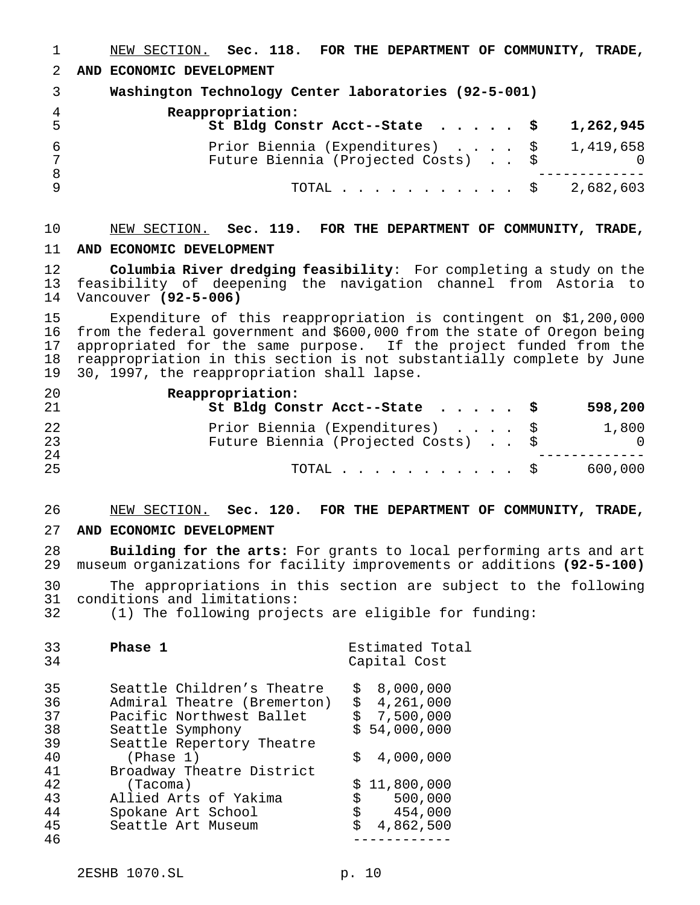NEW SECTION. **Sec. 118. FOR THE DEPARTMENT OF COMMUNITY, TRADE, AND ECONOMIC DEVELOPMENT**

**Washington Technology Center laboratories (92-5-001)**

| | | |
|---|---|---|
| **Reappropriation:** | | |
| **St Bldg Constr Acct--State** | **$** | **1,262,945** |
| Prior Biennia (Expenditures) | $ | 1,419,658 |
| Future Biennia (Projected Costs) | $ | 0 |
| TOTAL | $ | 2,682,603 |

NEW SECTION. **Sec. 119. FOR THE DEPARTMENT OF COMMUNITY, TRADE, AND ECONOMIC DEVELOPMENT**

**Columbia River dredging feasibility**: For completing a study on the feasibility of deepening the navigation channel from Astoria to Vancouver **(92-5-006)**

Expenditure of this reappropriation is contingent on $1,200,000 from the federal government and $600,000 from the state of Oregon being appropriated for the same purpose. If the project funded from the reappropriation in this section is not substantially complete by June 30, 1997, the reappropriation shall lapse.

| | | |
|---|---|---|
| **Reappropriation:** | | |
| **St Bldg Constr Acct--State** | **$** | **598,200** |
| Prior Biennia (Expenditures) | $ | 1,800 |
| Future Biennia (Projected Costs) | $ | 0 |
| TOTAL | $ | 600,000 |

NEW SECTION. **Sec. 120. FOR THE DEPARTMENT OF COMMUNITY, TRADE, AND ECONOMIC DEVELOPMENT**

**Building for the arts:** For grants to local performing arts and art museum organizations for facility improvements or additions **(92-5-100)**

The appropriations in this section are subject to the following conditions and limitations:

(1) The following projects are eligible for funding:

| **Phase 1** | Estimated Total Capital Cost |
|---|---|
| Seattle Children's Theatre | $ 8,000,000 |
| Admiral Theatre (Bremerton) | $ 4,261,000 |
| Pacific Northwest Ballet | $ 7,500,000 |
| Seattle Symphony | $ 54,000,000 |
| Seattle Repertory Theatre (Phase 1) | $ 4,000,000 |
| Broadway Theatre District (Tacoma) | $ 11,800,000 |
| Allied Arts of Yakima | $ 500,000 |
| Spokane Art School | $ 454,000 |
| Seattle Art Museum | $ 4,862,500 |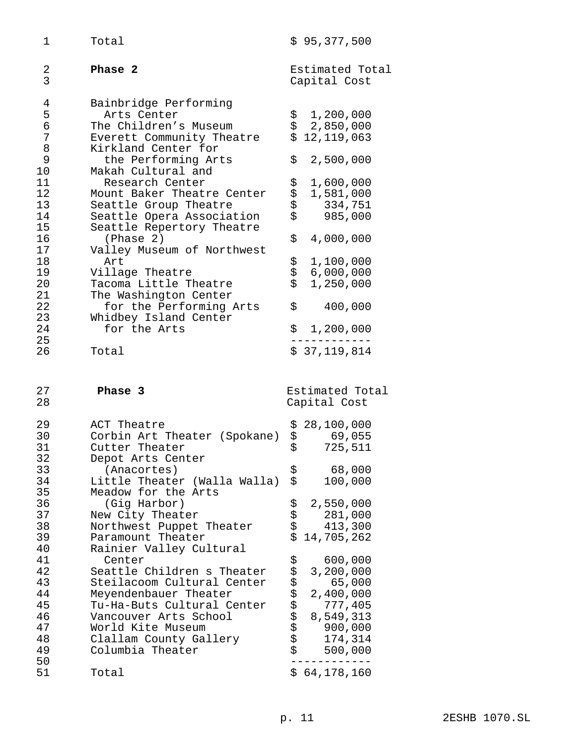| | |
|---|---|
| Total | $ 95,377,500 |

| Phase 2 | Estimated Total Capital Cost |
|---|---|
| Bainbridge Performing Arts Center | $ 1,200,000 |
| The Children's Museum | $ 2,850,000 |
| Everett Community Theatre | $ 12,119,063 |
| Kirkland Center for the Performing Arts | $ 2,500,000 |
| Makah Cultural and Research Center | $ 1,600,000 |
| Mount Baker Theatre Center | $ 1,581,000 |
| Seattle Group Theatre | $ 334,751 |
| Seattle Opera Association | $ 985,000 |
| Seattle Repertory Theatre (Phase 2) | $ 4,000,000 |
| Valley Museum of Northwest Art | $ 1,100,000 |
| Village Theatre | $ 6,000,000 |
| Tacoma Little Theatre | $ 1,250,000 |
| The Washington Center for the Performing Arts | $ 400,000 |
| Whidbey Island Center for the Arts | $ 1,200,000 |
| Total | $ 37,119,814 |

| Phase 3 | Estimated Total Capital Cost |
|---|---|
| ACT Theatre | $ 28,100,000 |
| Corbin Art Theater (Spokane) | $ 69,055 |
| Cutter Theater | $ 725,511 |
| Depot Arts Center (Anacortes) | $ 68,000 |
| Little Theater (Walla Walla) | $ 100,000 |
| Meadow for the Arts (Gig Harbor) | $ 2,550,000 |
| New City Theater | $ 281,000 |
| Northwest Puppet Theater | $ 413,300 |
| Paramount Theater | $ 14,705,262 |
| Rainier Valley Cultural Center | $ 600,000 |
| Seattle Children s Theater | $ 3,200,000 |
| Steilacoom Cultural Center | $ 65,000 |
| Meyendenbauer Theater | $ 2,400,000 |
| Tu-Ha-Buts Cultural Center | $ 777,405 |
| Vancouver Arts School | $ 8,549,313 |
| World Kite Museum | $ 900,000 |
| Clallam County Gallery | $ 174,314 |
| Columbia Theater | $ 500,000 |
| Total | $ 64,178,160 |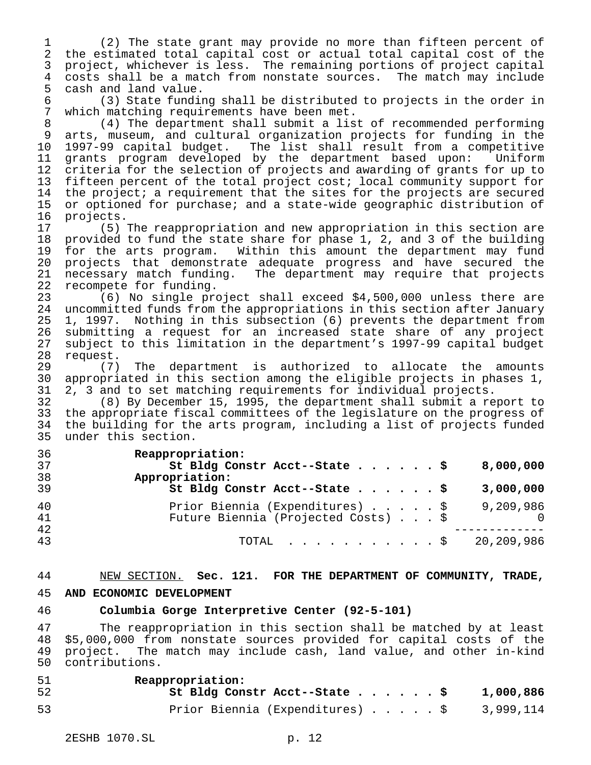(2) The state grant may provide no more than fifteen percent of the estimated total capital cost or actual total capital cost of the project, whichever is less. The remaining portions of project capital costs shall be a match from nonstate sources. The match may include cash and land value.

(3) State funding shall be distributed to projects in the order in which matching requirements have been met.

(4) The department shall submit a list of recommended performing arts, museum, and cultural organization projects for funding in the 1997-99 capital budget. The list shall result from a competitive grants program developed by the department based upon: Uniform criteria for the selection of projects and awarding of grants for up to fifteen percent of the total project cost; local community support for the project; a requirement that the sites for the projects are secured or optioned for purchase; and a state-wide geographic distribution of projects.

(5) The reappropriation and new appropriation in this section are provided to fund the state share for phase 1, 2, and 3 of the building for the arts program. Within this amount the department may fund projects that demonstrate adequate progress and have secured the necessary match funding. The department may require that projects recompete for funding.

(6) No single project shall exceed $4,500,000 unless there are uncommitted funds from the appropriations in this section after January 1, 1997. Nothing in this subsection (6) prevents the department from submitting a request for an increased state share of any project subject to this limitation in the department's 1997-99 capital budget request.

(7) The department is authorized to allocate the amounts appropriated in this section among the eligible projects in phases 1, 2, 3 and to set matching requirements for individual projects.

(8) By December 15, 1995, the department shall submit a report to the appropriate fiscal committees of the legislature on the progress of the building for the arts program, including a list of projects funded under this section.

**Reappropriation:**

| | |
|---|---|
| **St Bldg Constr Acct--State . . . . . . $** | **8,000,000** |

**Appropriation:**

| | |
|---|---|
| **St Bldg Constr Acct--State . . . . . . $** | **3,000,000** |
| Prior Biennia (Expenditures) . . . . . $ | 9,209,986 |
| Future Biennia (Projected Costs) . . . $ | 0 |
| TOTAL . . . . . . . . . . . $ | 20,209,986 |

NEW SECTION. **Sec. 121. FOR THE DEPARTMENT OF COMMUNITY, TRADE, AND ECONOMIC DEVELOPMENT**

**Columbia Gorge Interpretive Center (92-5-101)**

The reappropriation in this section shall be matched by at least $5,000,000 from nonstate sources provided for capital costs of the project. The match may include cash, land value, and other in-kind contributions.

**Reappropriation:**

| | |
|---|---|
| **St Bldg Constr Acct--State . . . . . . $** | **1,000,886** |
| Prior Biennia (Expenditures) . . . . . $ | 3,999,114 |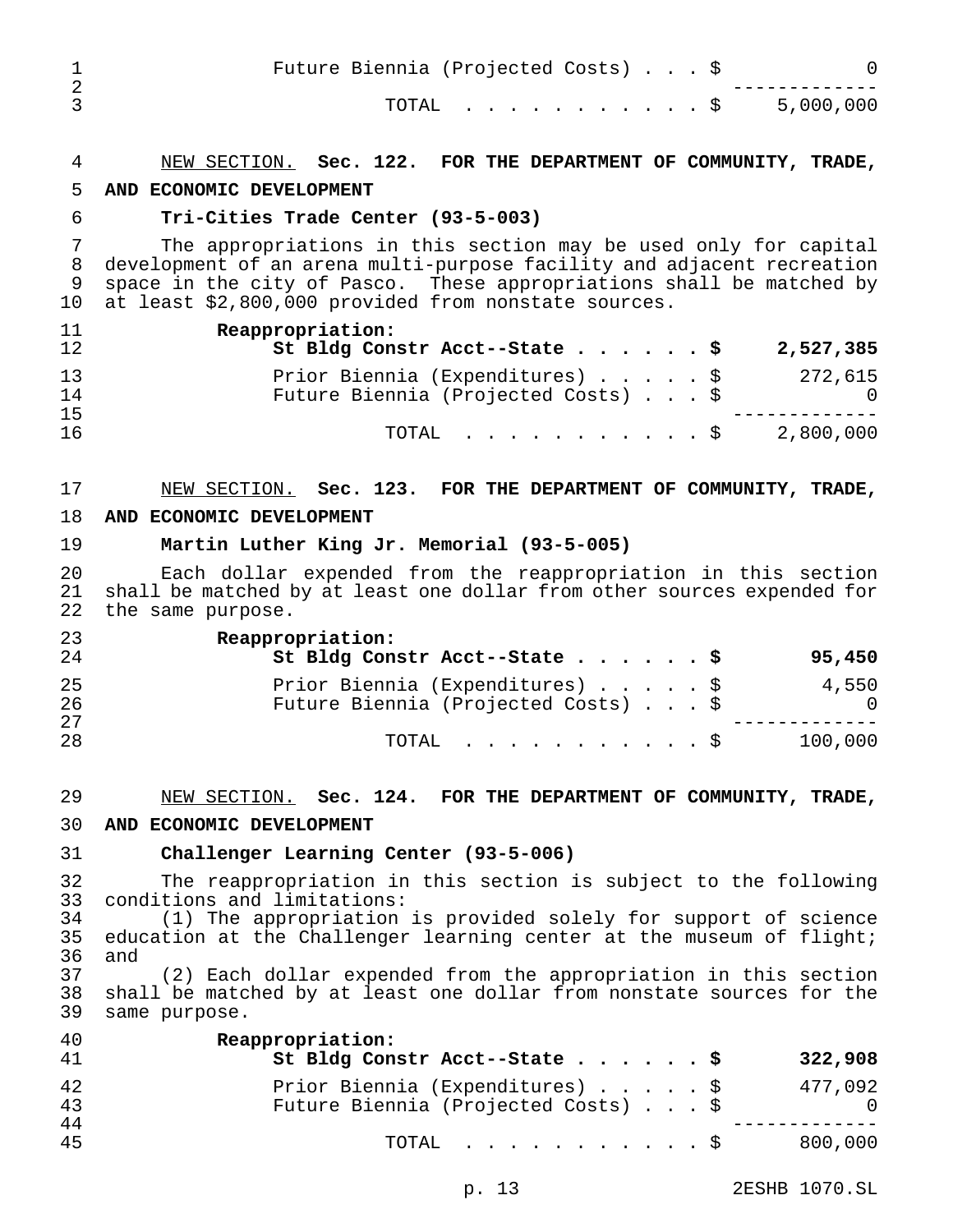| | |
|---|---|
| Future Biennia (Projected Costs) . . . $ | 0 |
| TOTAL . . . . . . . . . . . $ | 5,000,000 |

NEW SECTION. **Sec. 122. FOR THE DEPARTMENT OF COMMUNITY, TRADE, AND ECONOMIC DEVELOPMENT**

**Tri-Cities Trade Center (93-5-003)**

The appropriations in this section may be used only for capital development of an arena multi-purpose facility and adjacent recreation space in the city of Pasco. These appropriations shall be matched by at least $2,800,000 provided from nonstate sources.

| | |
|---|---|
| **Reappropriation:** | |
| **St Bldg Constr Acct--State . . . . . . $** | **2,527,385** |
| Prior Biennia (Expenditures) . . . . . $ | 272,615 |
| Future Biennia (Projected Costs) . . . $ | 0 |
| TOTAL . . . . . . . . . . . $ | 2,800,000 |

NEW SECTION. **Sec. 123. FOR THE DEPARTMENT OF COMMUNITY, TRADE, AND ECONOMIC DEVELOPMENT**

**Martin Luther King Jr. Memorial (93-5-005)**

Each dollar expended from the reappropriation in this section shall be matched by at least one dollar from other sources expended for the same purpose.

| | |
|---|---|
| **Reappropriation:** | |
| **St Bldg Constr Acct--State . . . . . . $** | **95,450** |
| Prior Biennia (Expenditures) . . . . . $ | 4,550 |
| Future Biennia (Projected Costs) . . . $ | 0 |
| TOTAL . . . . . . . . . . . $ | 100,000 |

NEW SECTION. **Sec. 124. FOR THE DEPARTMENT OF COMMUNITY, TRADE, AND ECONOMIC DEVELOPMENT**

**Challenger Learning Center (93-5-006)**

The reappropriation in this section is subject to the following conditions and limitations:

(1) The appropriation is provided solely for support of science education at the Challenger learning center at the museum of flight; and

(2) Each dollar expended from the appropriation in this section shall be matched by at least one dollar from nonstate sources for the same purpose.

| | |
|---|---|
| **Reappropriation:** | |
| **St Bldg Constr Acct--State . . . . . . $** | **322,908** |
| Prior Biennia (Expenditures) . . . . . $ | 477,092 |
| Future Biennia (Projected Costs) . . . $ | 0 |
| TOTAL . . . . . . . . . . . $ | 800,000 |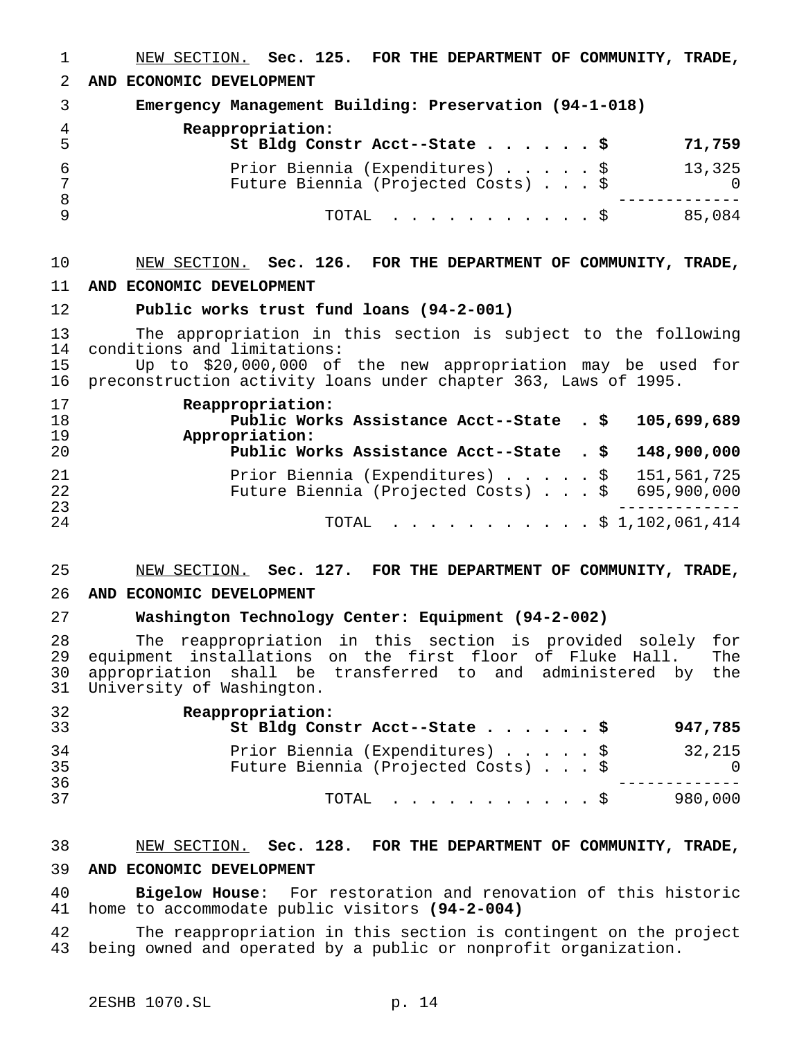NEW SECTION. **Sec. 125. FOR THE DEPARTMENT OF COMMUNITY, TRADE, AND ECONOMIC DEVELOPMENT**

**Emergency Management Building: Preservation (94-1-018)**

| | |
|---|---|
| **Reappropriation:** | |
| **St Bldg Constr Acct--State . . . . . . $** | **71,759** |
| Prior Biennia (Expenditures) . . . . . $ | 13,325 |
| Future Biennia (Projected Costs) . . . $ | 0 |
| TOTAL . . . . . . . . . . . . $ | 85,084 |

NEW SECTION. **Sec. 126. FOR THE DEPARTMENT OF COMMUNITY, TRADE, AND ECONOMIC DEVELOPMENT**

**Public works trust fund loans (94-2-001)**

The appropriation in this section is subject to the following conditions and limitations:

Up to $20,000,000 of the new appropriation may be used for preconstruction activity loans under chapter 363, Laws of 1995.

| | |
|---|---|
| **Reappropriation:** | |
| **Public Works Assistance Acct--State . $** | **105,699,689** |
| **Appropriation:** | |
| **Public Works Assistance Acct--State . $** | **148,900,000** |
| Prior Biennia (Expenditures) . . . . . $ | 151,561,725 |
| Future Biennia (Projected Costs) . . . $ | 695,900,000 |
| TOTAL . . . . . . . . . . . . $ | 1,102,061,414 |

NEW SECTION. **Sec. 127. FOR THE DEPARTMENT OF COMMUNITY, TRADE, AND ECONOMIC DEVELOPMENT**

**Washington Technology Center: Equipment (94-2-002)**

The reappropriation in this section is provided solely for equipment installations on the first floor of Fluke Hall. The appropriation shall be transferred to and administered by the University of Washington.

| | |
|---|---|
| **Reappropriation:** | |
| **St Bldg Constr Acct--State . . . . . . $** | **947,785** |
| Prior Biennia (Expenditures) . . . . . $ | 32,215 |
| Future Biennia (Projected Costs) . . . $ | 0 |
| TOTAL . . . . . . . . . . . . $ | 980,000 |

NEW SECTION. **Sec. 128. FOR THE DEPARTMENT OF COMMUNITY, TRADE, AND ECONOMIC DEVELOPMENT**

**Bigelow House**: For restoration and renovation of this historic home to accommodate public visitors **(94-2-004)**

The reappropriation in this section is contingent on the project being owned and operated by a public or nonprofit organization.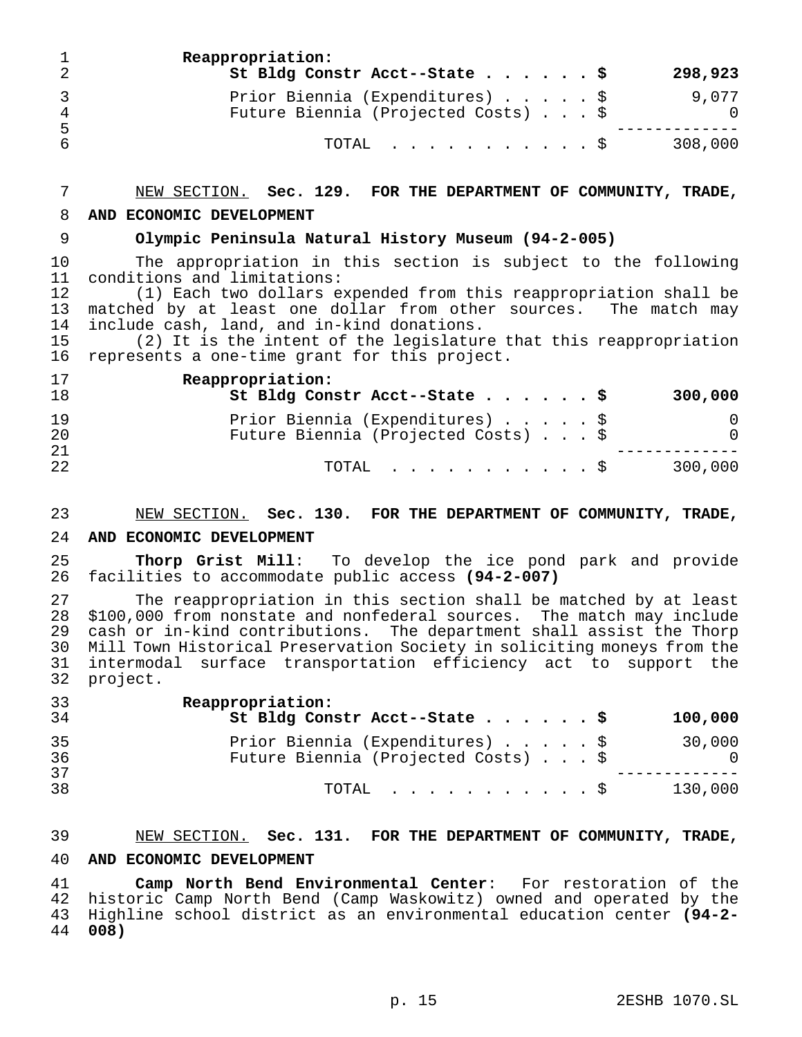**Reappropriation:**

| | |
|---|---:|
| **St Bldg Constr Acct--State . . . . . . $** | **298,923** |
| Prior Biennia (Expenditures) . . . . . $ | 9,077 |
| Future Biennia (Projected Costs) . . . $ | 0 |
| TOTAL . . . . . . . . . . . $ | 308,000 |

NEW SECTION. **Sec. 129. FOR THE DEPARTMENT OF COMMUNITY, TRADE, AND ECONOMIC DEVELOPMENT**

**Olympic Peninsula Natural History Museum (94-2-005)**

The appropriation in this section is subject to the following conditions and limitations:

(1) Each two dollars expended from this reappropriation shall be matched by at least one dollar from other sources. The match may include cash, land, and in-kind donations.

(2) It is the intent of the legislature that this reappropriation represents a one-time grant for this project.

**Reappropriation:**

| | |
|---|---:|
| **St Bldg Constr Acct--State . . . . . . $** | **300,000** |
| Prior Biennia (Expenditures) . . . . . $ | 0 |
| Future Biennia (Projected Costs) . . . $ | 0 |
| TOTAL . . . . . . . . . . . $ | 300,000 |

NEW SECTION. **Sec. 130. FOR THE DEPARTMENT OF COMMUNITY, TRADE, AND ECONOMIC DEVELOPMENT**

**Thorp Grist Mill**: To develop the ice pond park and provide facilities to accommodate public access **(94-2-007)**

The reappropriation in this section shall be matched by at least $100,000 from nonstate and nonfederal sources. The match may include cash or in-kind contributions. The department shall assist the Thorp Mill Town Historical Preservation Society in soliciting moneys from the intermodal surface transportation efficiency act to support the project.

**Reappropriation:**

| | |
|---|---:|
| **St Bldg Constr Acct--State . . . . . . $** | **100,000** |
| Prior Biennia (Expenditures) . . . . . $ | 30,000 |
| Future Biennia (Projected Costs) . . . $ | 0 |
| TOTAL . . . . . . . . . . . $ | 130,000 |

NEW SECTION. **Sec. 131. FOR THE DEPARTMENT OF COMMUNITY, TRADE, AND ECONOMIC DEVELOPMENT**

**Camp North Bend Environmental Center**: For restoration of the historic Camp North Bend (Camp Waskowitz) owned and operated by the Highline school district as an environmental education center **(94-2-008)**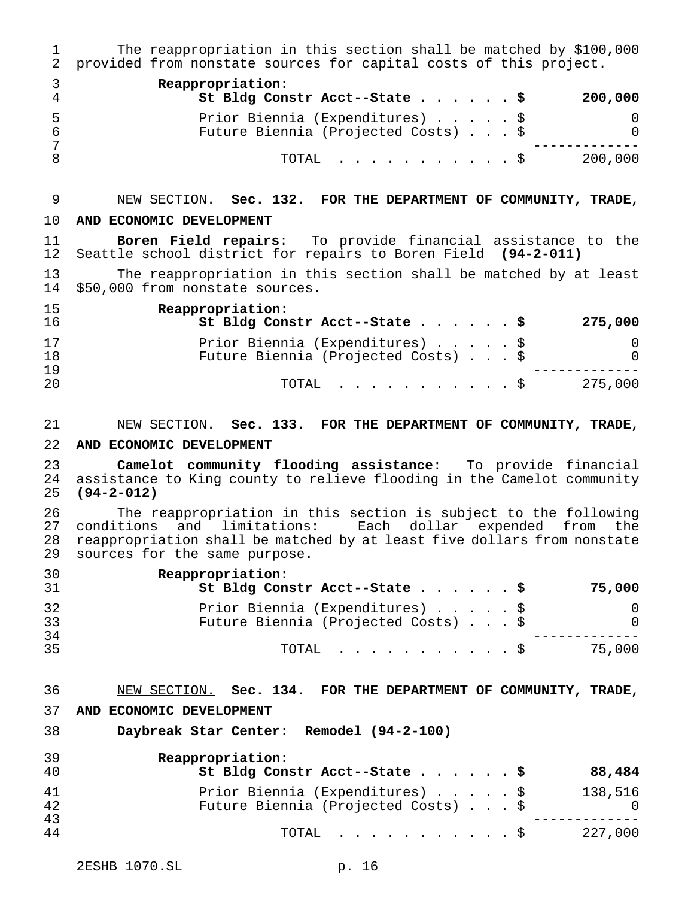The reappropriation in this section shall be matched by $100,000 provided from nonstate sources for capital costs of this project.

| Reappropriation: | |
|---|---|
| **St Bldg Constr Acct--State . . . . . . $** | **200,000** |
| Prior Biennia (Expenditures) . . . . . $ | 0 |
| Future Biennia (Projected Costs) . . . $ | 0 |
| TOTAL . . . . . . . . . . . $ | 200,000 |

NEW SECTION. **Sec. 132. FOR THE DEPARTMENT OF COMMUNITY, TRADE, AND ECONOMIC DEVELOPMENT**

**Boren Field repairs**: To provide financial assistance to the Seattle school district for repairs to Boren Field **(94-2-011)**

The reappropriation in this section shall be matched by at least $50,000 from nonstate sources.

| Reappropriation: | |
|---|---|
| **St Bldg Constr Acct--State . . . . . . $** | **275,000** |
| Prior Biennia (Expenditures) . . . . . $ | 0 |
| Future Biennia (Projected Costs) . . . $ | 0 |
| TOTAL . . . . . . . . . . . $ | 275,000 |

NEW SECTION. **Sec. 133. FOR THE DEPARTMENT OF COMMUNITY, TRADE, AND ECONOMIC DEVELOPMENT**

**Camelot community flooding assistance**: To provide financial assistance to King county to relieve flooding in the Camelot community **(94-2-012)**

The reappropriation in this section is subject to the following conditions and limitations: Each dollar expended from the reappropriation shall be matched by at least five dollars from nonstate sources for the same purpose.

| Reappropriation: | |
|---|---|
| **St Bldg Constr Acct--State . . . . . . $** | **75,000** |
| Prior Biennia (Expenditures) . . . . . $ | 0 |
| Future Biennia (Projected Costs) . . . $ | 0 |
| TOTAL . . . . . . . . . . . $ | 75,000 |

NEW SECTION. **Sec. 134. FOR THE DEPARTMENT OF COMMUNITY, TRADE, AND ECONOMIC DEVELOPMENT**

**Daybreak Star Center: Remodel (94-2-100)**

| Reappropriation: | |
|---|---|
| **St Bldg Constr Acct--State . . . . . . $** | **88,484** |
| Prior Biennia (Expenditures) . . . . . $ | 138,516 |
| Future Biennia (Projected Costs) . . . $ | 0 |
| TOTAL . . . . . . . . . . . $ | 227,000 |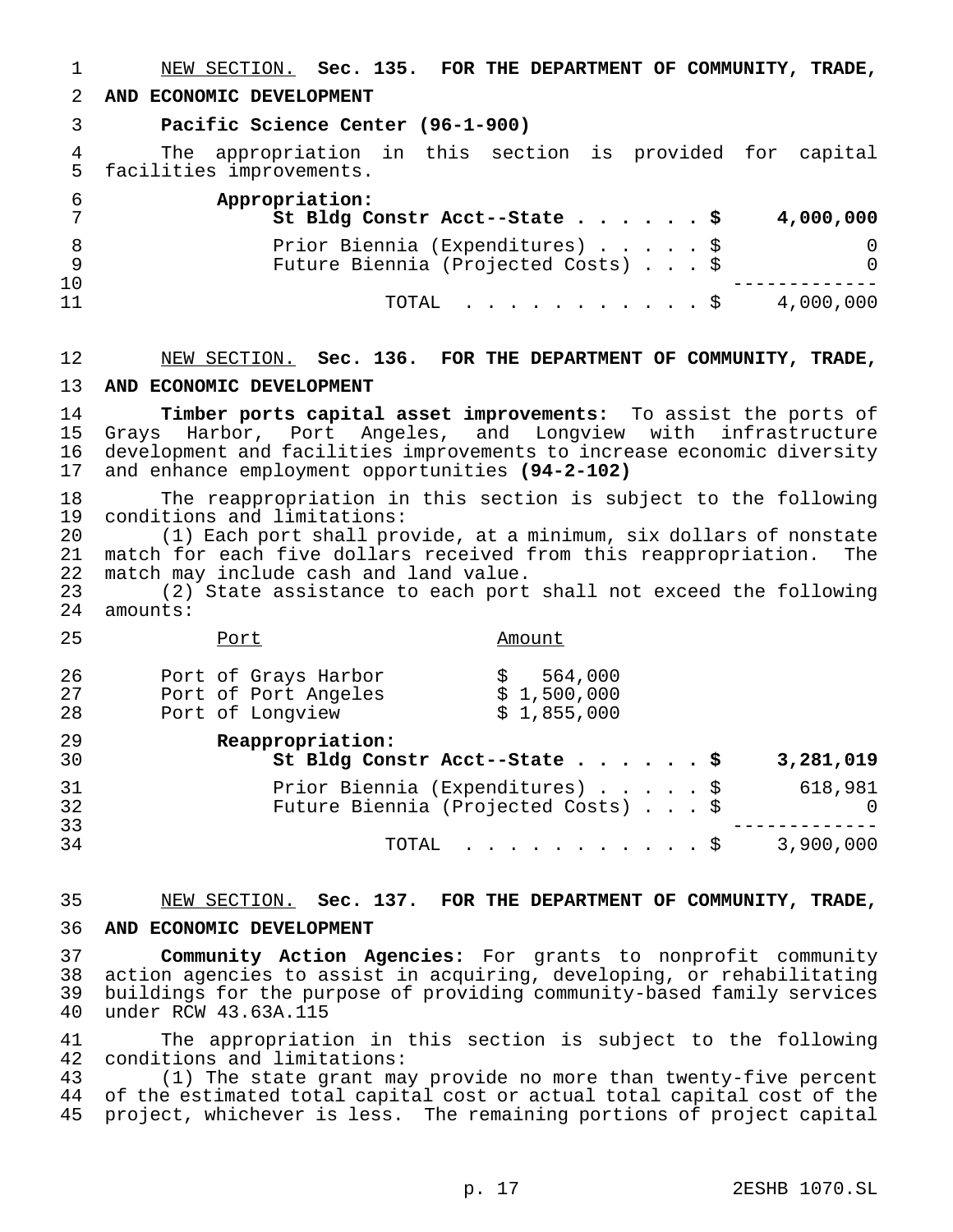NEW SECTION. **Sec. 135. FOR THE DEPARTMENT OF COMMUNITY, TRADE, AND ECONOMIC DEVELOPMENT**

**Pacific Science Center (96-1-900)**

The appropriation in this section is provided for capital facilities improvements.

| | |
|---|---|
| **Appropriation:** | |
| **St Bldg Constr Acct--State . . . . . . $** | **4,000,000** |
| Prior Biennia (Expenditures) . . . . . $ | 0 |
| Future Biennia (Projected Costs) . . . $ | 0 |
| TOTAL . . . . . . . . . . . . $ | 4,000,000 |

NEW SECTION. **Sec. 136. FOR THE DEPARTMENT OF COMMUNITY, TRADE, AND ECONOMIC DEVELOPMENT**

**Timber ports capital asset improvements:** To assist the ports of Grays Harbor, Port Angeles, and Longview with infrastructure development and facilities improvements to increase economic diversity and enhance employment opportunities **(94-2-102)**

The reappropriation in this section is subject to the following conditions and limitations:

(1) Each port shall provide, at a minimum, six dollars of nonstate match for each five dollars received from this reappropriation. The match may include cash and land value.

(2) State assistance to each port shall not exceed the following amounts:

| Port | Amount |
|---|---|
| Port of Grays Harbor | $ 564,000 |
| Port of Port Angeles | $ 1,500,000 |
| Port of Longview | $ 1,855,000 |

| | |
|---|---|
| **Reappropriation:** | |
| **St Bldg Constr Acct--State . . . . . . $** | **3,281,019** |
| Prior Biennia (Expenditures) . . . . . $ | 618,981 |
| Future Biennia (Projected Costs) . . . $ | 0 |
| TOTAL . . . . . . . . . . . . $ | 3,900,000 |

NEW SECTION. **Sec. 137. FOR THE DEPARTMENT OF COMMUNITY, TRADE, AND ECONOMIC DEVELOPMENT**

**Community Action Agencies:** For grants to nonprofit community action agencies to assist in acquiring, developing, or rehabilitating buildings for the purpose of providing community-based family services under RCW 43.63A.115

The appropriation in this section is subject to the following conditions and limitations:

(1) The state grant may provide no more than twenty-five percent of the estimated total capital cost or actual total capital cost of the project, whichever is less. The remaining portions of project capital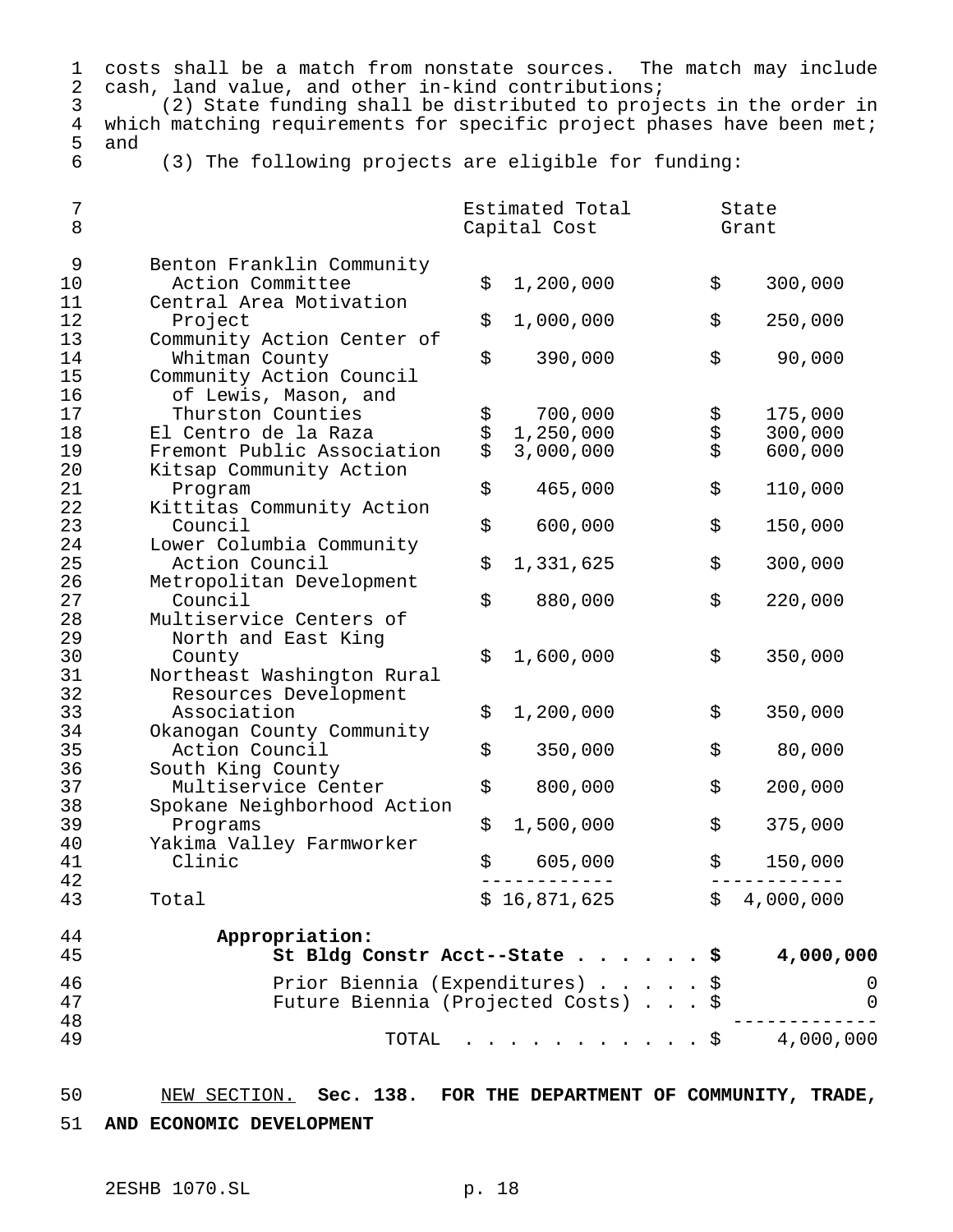costs shall be a match from nonstate sources. The match may include cash, land value, and other in-kind contributions;

(2) State funding shall be distributed to projects in the order in which matching requirements for specific project phases have been met; and

(3) The following projects are eligible for funding:

| | Estimated Total Capital Cost | State Grant |
|---|---|---|
| Benton Franklin Community Action Committee | $ 1,200,000 | $ 300,000 |
| Central Area Motivation Project | $ 1,000,000 | $ 250,000 |
| Community Action Center of Whitman County | $ 390,000 | $ 90,000 |
| Community Action Council of Lewis, Mason, and Thurston Counties | $ 700,000 | $ 175,000 |
| El Centro de la Raza | $ 1,250,000 | $ 300,000 |
| Fremont Public Association | $ 3,000,000 | $ 600,000 |
| Kitsap Community Action Program | $ 465,000 | $ 110,000 |
| Kittitas Community Action Council | $ 600,000 | $ 150,000 |
| Lower Columbia Community Action Council | $ 1,331,625 | $ 300,000 |
| Metropolitan Development Council | $ 880,000 | $ 220,000 |
| Multiservice Centers of North and East King County | $ 1,600,000 | $ 350,000 |
| Northeast Washington Rural Resources Development Association | $ 1,200,000 | $ 350,000 |
| Okanogan County Community Action Council | $ 350,000 | $ 80,000 |
| South King County Multiservice Center | $ 800,000 | $ 200,000 |
| Spokane Neighborhood Action Programs | $ 1,500,000 | $ 375,000 |
| Yakima Valley Farmworker Clinic | $ 605,000 | $ 150,000 |
| Total | $ 16,871,625 | $ 4,000,000 |

**Appropriation:**

**St Bldg Constr Acct--State . . . . . . $ 4,000,000**

Prior Biennia (Expenditures) . . . . . $ 0
Future Biennia (Projected Costs) . . . $ 0

TOTAL . . . . . . . . . . . . $ 4,000,000

NEW SECTION. **Sec. 138. FOR THE DEPARTMENT OF COMMUNITY, TRADE, AND ECONOMIC DEVELOPMENT**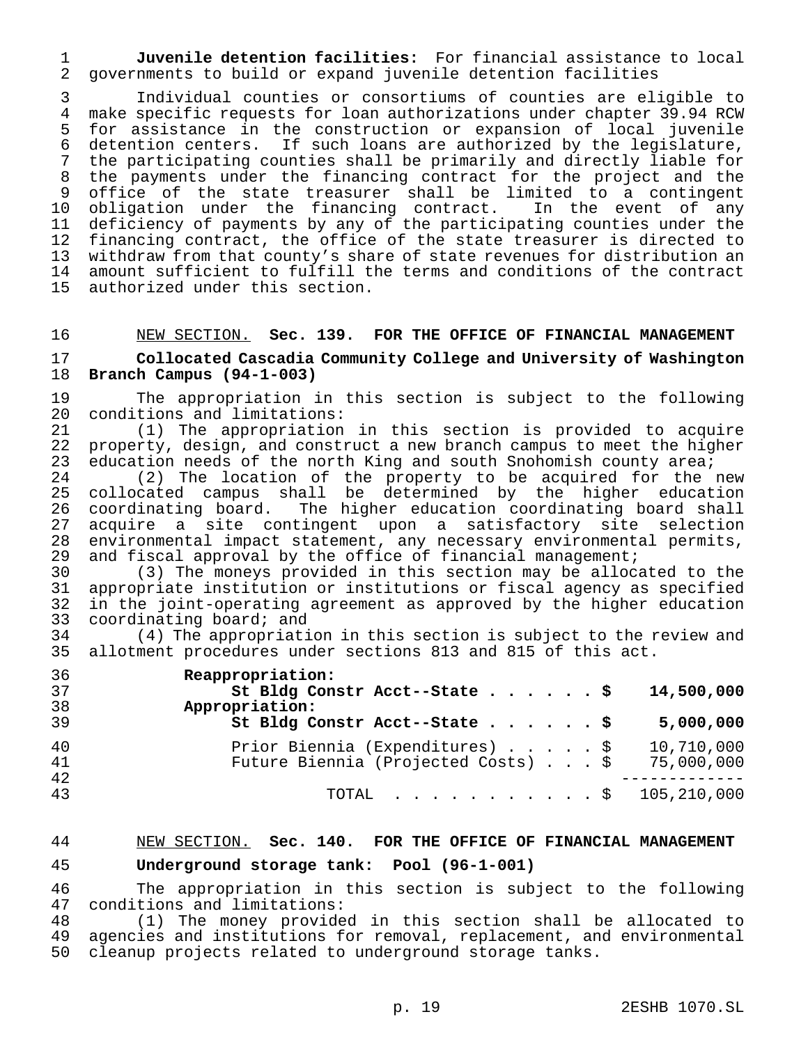**Juvenile detention facilities:** For financial assistance to local governments to build or expand juvenile detention facilities

Individual counties or consortiums of counties are eligible to make specific requests for loan authorizations under chapter 39.94 RCW for assistance in the construction or expansion of local juvenile detention centers. If such loans are authorized by the legislature, the participating counties shall be primarily and directly liable for the payments under the financing contract for the project and the office of the state treasurer shall be limited to a contingent obligation under the financing contract. In the event of any deficiency of payments by any of the participating counties under the financing contract, the office of the state treasurer is directed to withdraw from that county's share of state revenues for distribution an amount sufficient to fulfill the terms and conditions of the contract authorized under this section.

NEW SECTION. **Sec. 139. FOR THE OFFICE OF FINANCIAL MANAGEMENT**

**Collocated Cascadia Community College and University of Washington Branch Campus (94-1-003)**

The appropriation in this section is subject to the following conditions and limitations:

(1) The appropriation in this section is provided to acquire property, design, and construct a new branch campus to meet the higher education needs of the north King and south Snohomish county area;

(2) The location of the property to be acquired for the new collocated campus shall be determined by the higher education coordinating board. The higher education coordinating board shall acquire a site contingent upon a satisfactory site selection environmental impact statement, any necessary environmental permits, and fiscal approval by the office of financial management;

(3) The moneys provided in this section may be allocated to the appropriate institution or institutions or fiscal agency as specified in the joint-operating agreement as approved by the higher education coordinating board; and

(4) The appropriation in this section is subject to the review and allotment procedures under sections 813 and 815 of this act.

| | |
|---|---|
| **Reappropriation:** | |
| **St Bldg Constr Acct--State . . . . . . $** | **14,500,000** |
| **Appropriation:** | |
| **St Bldg Constr Acct--State . . . . . . $** | **5,000,000** |
| Prior Biennia (Expenditures) . . . . . $ | 10,710,000 |
| Future Biennia (Projected Costs) . . . $ | 75,000,000 |
| TOTAL . . . . . . . . . . . $ | 105,210,000 |

NEW SECTION. **Sec. 140. FOR THE OFFICE OF FINANCIAL MANAGEMENT**

**Underground storage tank: Pool (96-1-001)**

The appropriation in this section is subject to the following conditions and limitations:

(1) The money provided in this section shall be allocated to agencies and institutions for removal, replacement, and environmental cleanup projects related to underground storage tanks.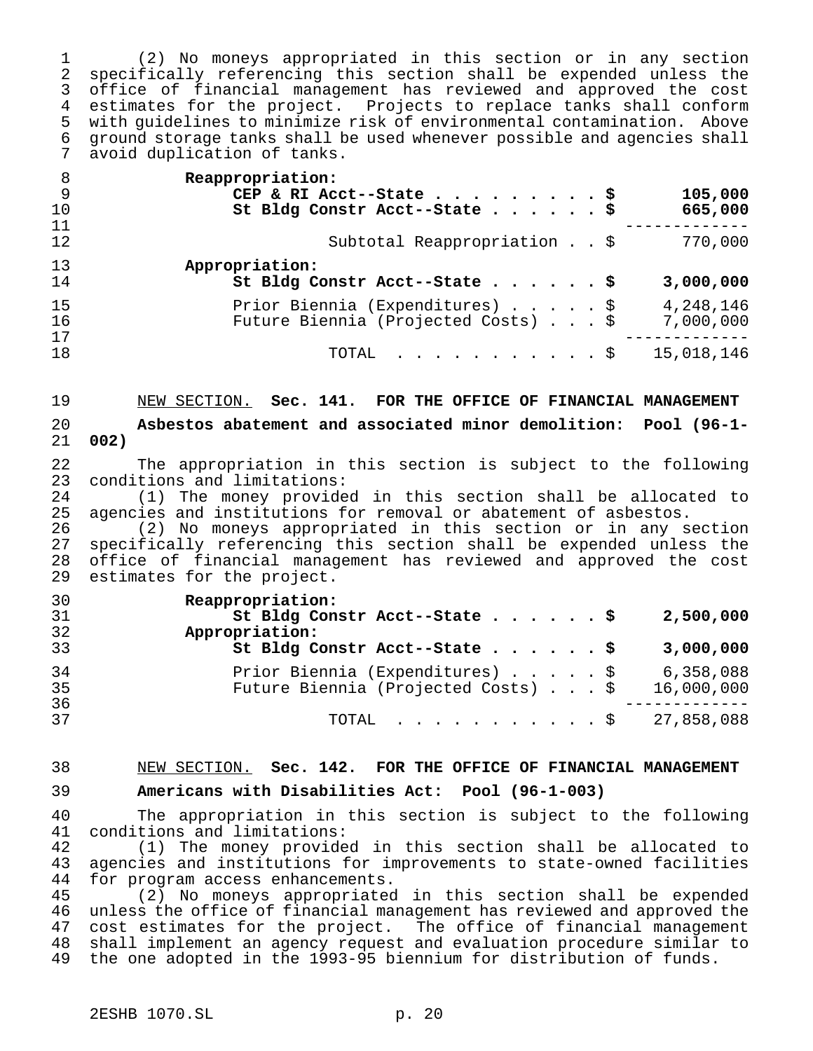(2) No moneys appropriated in this section or in any section specifically referencing this section shall be expended unless the office of financial management has reviewed and approved the cost estimates for the project. Projects to replace tanks shall conform with guidelines to minimize risk of environmental contamination. Above ground storage tanks shall be used whenever possible and agencies shall avoid duplication of tanks.

| | |
|---|---|
| **Reappropriation:** | |
| **CEP & RI Acct--State . . . . . . . . . $** | **105,000** |
| **St Bldg Constr Acct--State . . . . . . $** | **665,000** |
| Subtotal Reappropriation . . $ | 770,000 |
| **Appropriation:** | |
| **St Bldg Constr Acct--State . . . . . . $** | **3,000,000** |
| Prior Biennia (Expenditures) . . . . . $ | 4,248,146 |
| Future Biennia (Projected Costs) . . . $ | 7,000,000 |
| TOTAL . . . . . . . . . . . $ | 15,018,146 |

NEW SECTION. **Sec. 141. FOR THE OFFICE OF FINANCIAL MANAGEMENT**

**Asbestos abatement and associated minor demolition: Pool (96-1-002)**

The appropriation in this section is subject to the following conditions and limitations:

(1) The money provided in this section shall be allocated to agencies and institutions for removal or abatement of asbestos.

(2) No moneys appropriated in this section or in any section specifically referencing this section shall be expended unless the office of financial management has reviewed and approved the cost estimates for the project.

| | |
|---|---|
| **Reappropriation:** | |
| **St Bldg Constr Acct--State . . . . . . $** | **2,500,000** |
| **Appropriation:** | |
| **St Bldg Constr Acct--State . . . . . . $** | **3,000,000** |
| Prior Biennia (Expenditures) . . . . . $ | 6,358,088 |
| Future Biennia (Projected Costs) . . . $ | 16,000,000 |
| TOTAL . . . . . . . . . . . $ | 27,858,088 |

NEW SECTION. **Sec. 142. FOR THE OFFICE OF FINANCIAL MANAGEMENT**

**Americans with Disabilities Act: Pool (96-1-003)**

The appropriation in this section is subject to the following conditions and limitations:

(1) The money provided in this section shall be allocated to agencies and institutions for improvements to state-owned facilities for program access enhancements.

(2) No moneys appropriated in this section shall be expended unless the office of financial management has reviewed and approved the cost estimates for the project. The office of financial management shall implement an agency request and evaluation procedure similar to the one adopted in the 1993-95 biennium for distribution of funds.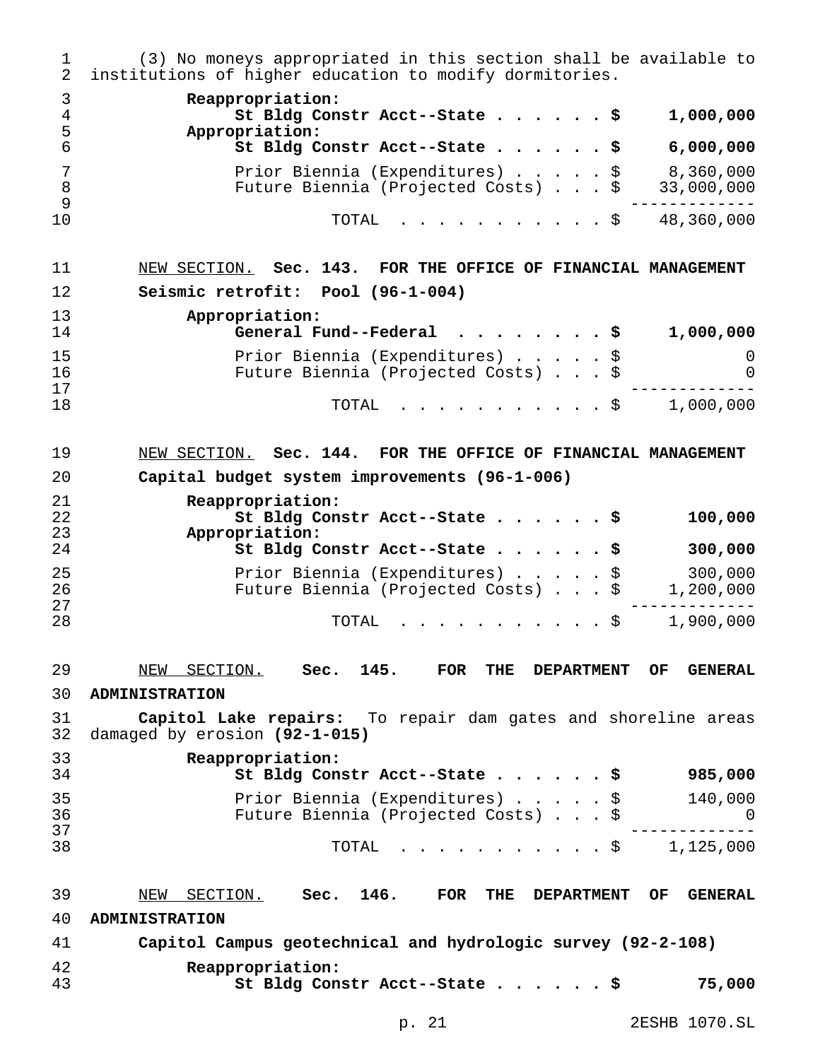(3) No moneys appropriated in this section shall be available to institutions of higher education to modify dormitories.

| | |
|---|---|
| **Reappropriation:** | |
| **St Bldg Constr Acct--State . . . . . . $** | **1,000,000** |
| **Appropriation:** | |
| **St Bldg Constr Acct--State . . . . . . $** | **6,000,000** |
| Prior Biennia (Expenditures) . . . . . $ | 8,360,000 |
| Future Biennia (Projected Costs) . . . $ | 33,000,000 |
| TOTAL . . . . . . . . . . . $ | 48,360,000 |

NEW SECTION. **Sec. 143. FOR THE OFFICE OF FINANCIAL MANAGEMENT**

**Seismic retrofit: Pool (96-1-004)**

| | |
|---|---|
| **Appropriation:** | |
| **General Fund--Federal . . . . . . . . $** | **1,000,000** |
| Prior Biennia (Expenditures) . . . . . $ | 0 |
| Future Biennia (Projected Costs) . . . $ | 0 |
| TOTAL . . . . . . . . . . . $ | 1,000,000 |

NEW SECTION. **Sec. 144. FOR THE OFFICE OF FINANCIAL MANAGEMENT**

**Capital budget system improvements (96-1-006)**

| | |
|---|---|
| **Reappropriation:** | |
| **St Bldg Constr Acct--State . . . . . . $** | **100,000** |
| **Appropriation:** | |
| **St Bldg Constr Acct--State . . . . . . $** | **300,000** |
| Prior Biennia (Expenditures) . . . . . $ | 300,000 |
| Future Biennia (Projected Costs) . . . $ | 1,200,000 |
| TOTAL . . . . . . . . . . . $ | 1,900,000 |

NEW SECTION. **Sec. 145. FOR THE DEPARTMENT OF GENERAL ADMINISTRATION**

**Capitol Lake repairs:** To repair dam gates and shoreline areas damaged by erosion **(92-1-015)**

| | |
|---|---|
| **Reappropriation:** | |
| **St Bldg Constr Acct--State . . . . . . $** | **985,000** |
| Prior Biennia (Expenditures) . . . . . $ | 140,000 |
| Future Biennia (Projected Costs) . . . $ | 0 |
| TOTAL . . . . . . . . . . . $ | 1,125,000 |

NEW SECTION. **Sec. 146. FOR THE DEPARTMENT OF GENERAL ADMINISTRATION**

**Capitol Campus geotechnical and hydrologic survey (92-2-108)**

| | |
|---|---|
| **Reappropriation:** | |
| **St Bldg Constr Acct--State . . . . . . $** | **75,000** |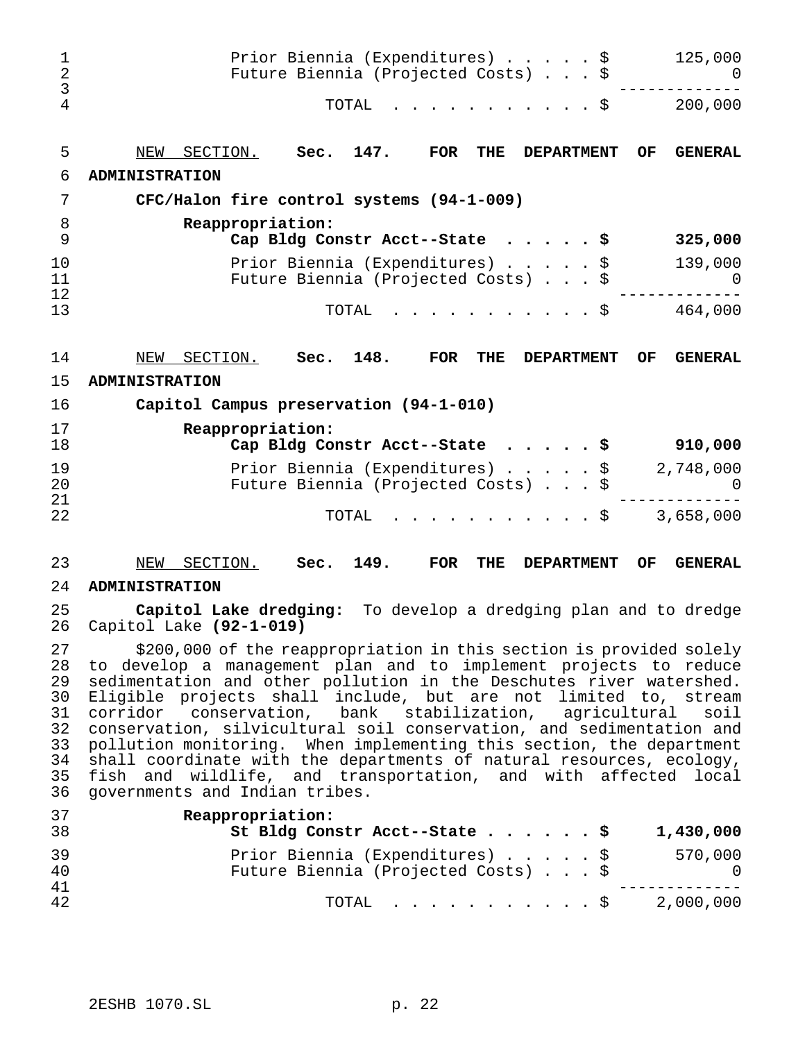| | |
|---|---|
| Prior Biennia (Expenditures) . . . . . $ | 125,000 |
| Future Biennia (Projected Costs) . . . $ | 0 |
| TOTAL . . . . . . . . . . . . $ | 200,000 |

NEW SECTION. **Sec. 147. FOR THE DEPARTMENT OF GENERAL ADMINISTRATION**

**CFC/Halon fire control systems (94-1-009)**

| | |
|---|---|
| **Reappropriation:** | |
| **Cap Bldg Constr Acct--State . . . . . $** | **325,000** |
| Prior Biennia (Expenditures) . . . . . $ | 139,000 |
| Future Biennia (Projected Costs) . . . $ | 0 |
| TOTAL . . . . . . . . . . . . $ | 464,000 |

NEW SECTION. **Sec. 148. FOR THE DEPARTMENT OF GENERAL ADMINISTRATION**

**Capitol Campus preservation (94-1-010)**

| | |
|---|---|
| **Reappropriation:** | |
| **Cap Bldg Constr Acct--State . . . . . $** | **910,000** |
| Prior Biennia (Expenditures) . . . . . $ | 2,748,000 |
| Future Biennia (Projected Costs) . . . $ | 0 |
| TOTAL . . . . . . . . . . . . $ | 3,658,000 |

NEW SECTION. **Sec. 149. FOR THE DEPARTMENT OF GENERAL ADMINISTRATION**

**Capitol Lake dredging:** To develop a dredging plan and to dredge Capitol Lake **(92-1-019)**

$200,000 of the reappropriation in this section is provided solely to develop a management plan and to implement projects to reduce sedimentation and other pollution in the Deschutes river watershed. Eligible projects shall include, but are not limited to, stream corridor conservation, bank stabilization, agricultural soil conservation, silvicultural soil conservation, and sedimentation and pollution monitoring. When implementing this section, the department shall coordinate with the departments of natural resources, ecology, fish and wildlife, and transportation, and with affected local governments and Indian tribes.

| | |
|---|---|
| **Reappropriation:** | |
| **St Bldg Constr Acct--State . . . . . . $** | **1,430,000** |
| Prior Biennia (Expenditures) . . . . . $ | 570,000 |
| Future Biennia (Projected Costs) . . . $ | 0 |
| TOTAL . . . . . . . . . . . . $ | 2,000,000 |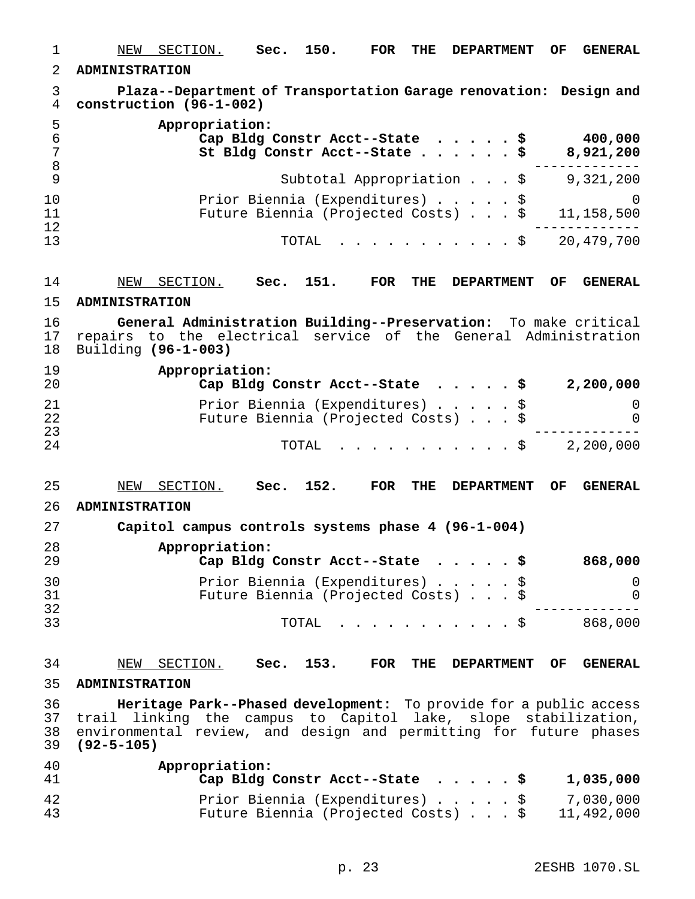NEW SECTION. **Sec. 150. FOR THE DEPARTMENT OF GENERAL ADMINISTRATION**

**Plaza--Department of Transportation Garage renovation: Design and construction (96-1-002)**

| | |
|---|---|
| **Appropriation:** | |
| **Cap Bldg Constr Acct--State . . . . . $** | **400,000** |
| **St Bldg Constr Acct--State . . . . . . $** | **8,921,200** |
| Subtotal Appropriation . . . $ | 9,321,200 |
| Prior Biennia (Expenditures) . . . . . $ | 0 |
| Future Biennia (Projected Costs) . . . $ | 11,158,500 |
| TOTAL . . . . . . . . . . . $ | 20,479,700 |

NEW SECTION. **Sec. 151. FOR THE DEPARTMENT OF GENERAL ADMINISTRATION**

**General Administration Building--Preservation:** To make critical repairs to the electrical service of the General Administration Building **(96-1-003)**

| | |
|---|---|
| **Appropriation:** | |
| **Cap Bldg Constr Acct--State . . . . . $** | **2,200,000** |
| Prior Biennia (Expenditures) . . . . . $ | 0 |
| Future Biennia (Projected Costs) . . . $ | 0 |
| TOTAL . . . . . . . . . . . $ | 2,200,000 |

NEW SECTION. **Sec. 152. FOR THE DEPARTMENT OF GENERAL ADMINISTRATION**

**Capitol campus controls systems phase 4 (96-1-004)**

| | |
|---|---|
| **Appropriation:** | |
| **Cap Bldg Constr Acct--State . . . . . $** | **868,000** |
| Prior Biennia (Expenditures) . . . . . $ | 0 |
| Future Biennia (Projected Costs) . . . $ | 0 |
| TOTAL . . . . . . . . . . . $ | 868,000 |

NEW SECTION. **Sec. 153. FOR THE DEPARTMENT OF GENERAL ADMINISTRATION**

**Heritage Park--Phased development:** To provide for a public access trail linking the campus to Capitol lake, slope stabilization, environmental review, and design and permitting for future phases **(92-5-105)**

| | |
|---|---|
| **Appropriation:** | |
| **Cap Bldg Constr Acct--State . . . . . $** | **1,035,000** |
| Prior Biennia (Expenditures) . . . . . $ | 7,030,000 |
| Future Biennia (Projected Costs) . . . $ | 11,492,000 |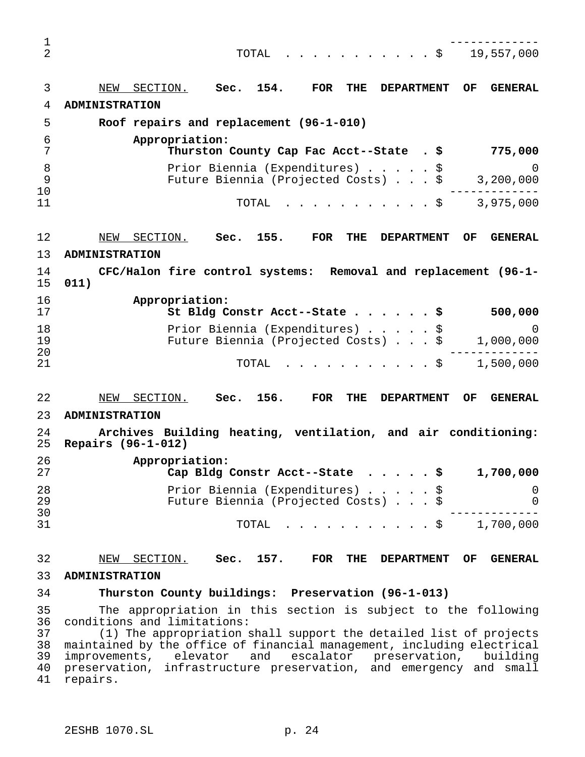| | |
|---|---|
| TOTAL . . . . . . . . . . . $ | 19,557,000 |

NEW SECTION. **Sec. 154. FOR THE DEPARTMENT OF GENERAL ADMINISTRATION**

**Roof repairs and replacement (96-1-010)**

| | |
|---|---|
| **Appropriation:** | |
| **Thurston County Cap Fac Acct--State . $** | **775,000** |
| Prior Biennia (Expenditures) . . . . . $ | 0 |
| Future Biennia (Projected Costs) . . . $ | 3,200,000 |
| TOTAL . . . . . . . . . . . $ | 3,975,000 |

NEW SECTION. **Sec. 155. FOR THE DEPARTMENT OF GENERAL ADMINISTRATION**

**CFC/Halon fire control systems: Removal and replacement (96-1-011)**

| | |
|---|---|
| **Appropriation:** | |
| **St Bldg Constr Acct--State . . . . . . $** | **500,000** |
| Prior Biennia (Expenditures) . . . . . $ | 0 |
| Future Biennia (Projected Costs) . . . $ | 1,000,000 |
| TOTAL . . . . . . . . . . . $ | 1,500,000 |

NEW SECTION. **Sec. 156. FOR THE DEPARTMENT OF GENERAL ADMINISTRATION**

**Archives Building heating, ventilation, and air conditioning: Repairs (96-1-012)**

| | |
|---|---|
| **Appropriation:** | |
| **Cap Bldg Constr Acct--State . . . . . $** | **1,700,000** |
| Prior Biennia (Expenditures) . . . . . $ | 0 |
| Future Biennia (Projected Costs) . . . $ | 0 |
| TOTAL . . . . . . . . . . . $ | 1,700,000 |

NEW SECTION. **Sec. 157. FOR THE DEPARTMENT OF GENERAL ADMINISTRATION**

**Thurston County buildings: Preservation (96-1-013)**

The appropriation in this section is subject to the following conditions and limitations:

(1) The appropriation shall support the detailed list of projects maintained by the office of financial management, including electrical improvements, elevator and escalator preservation, building preservation, infrastructure preservation, and emergency and small repairs.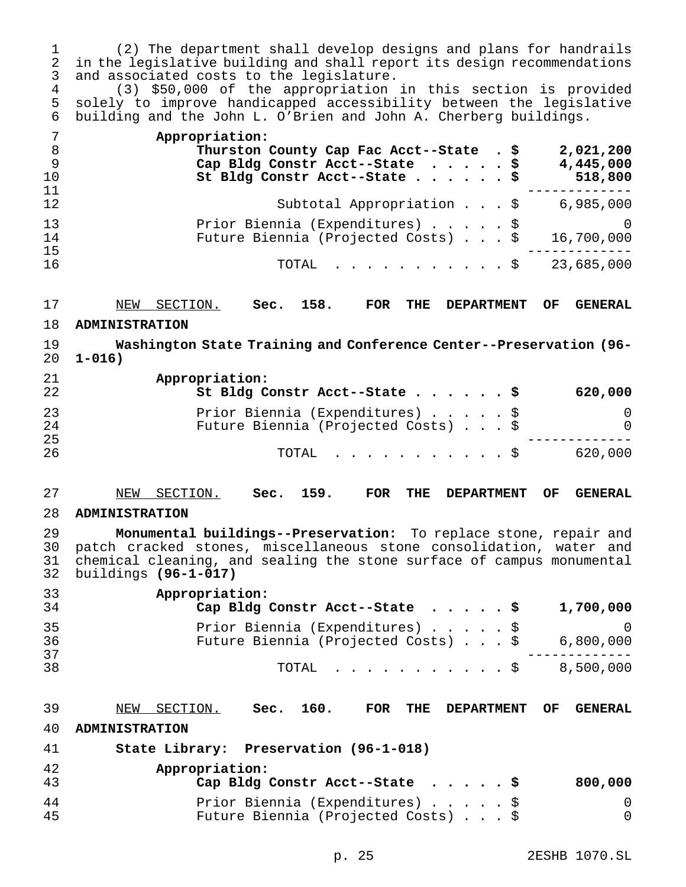(2) The department shall develop designs and plans for handrails in the legislative building and shall report its design recommendations and associated costs to the legislature.

(3) $50,000 of the appropriation in this section is provided solely to improve handicapped accessibility between the legislative building and the John L. O'Brien and John A. Cherberg buildings.

| Appropriation: | | |
|---|---|---|
| **Thurston County Cap Fac Acct--State** | **$** | **2,021,200** |
| **Cap Bldg Constr Acct--State** | **$** | **4,445,000** |
| **St Bldg Constr Acct--State** | **$** | **518,800** |
| Subtotal Appropriation | $ | 6,985,000 |
| Prior Biennia (Expenditures) | $ | 0 |
| Future Biennia (Projected Costs) | $ | 16,700,000 |
| TOTAL | $ | 23,685,000 |

NEW SECTION. **Sec. 158. FOR THE DEPARTMENT OF GENERAL ADMINISTRATION**

**Washington State Training and Conference Center--Preservation (96-1-016)**

| Appropriation: | | |
|---|---|---|
| **St Bldg Constr Acct--State** | **$** | **620,000** |
| Prior Biennia (Expenditures) | $ | 0 |
| Future Biennia (Projected Costs) | $ | 0 |
| TOTAL | $ | 620,000 |

NEW SECTION. **Sec. 159. FOR THE DEPARTMENT OF GENERAL ADMINISTRATION**

**Monumental buildings--Preservation:** To replace stone, repair and patch cracked stones, miscellaneous stone consolidation, water and chemical cleaning, and sealing the stone surface of campus monumental buildings **(96-1-017)**

| Appropriation: | | |
|---|---|---|
| **Cap Bldg Constr Acct--State** | **$** | **1,700,000** |
| Prior Biennia (Expenditures) | $ | 0 |
| Future Biennia (Projected Costs) | $ | 6,800,000 |
| TOTAL | $ | 8,500,000 |

NEW SECTION. **Sec. 160. FOR THE DEPARTMENT OF GENERAL ADMINISTRATION**

**State Library: Preservation (96-1-018)**

| Appropriation: | | |
|---|---|---|
| **Cap Bldg Constr Acct--State** | **$** | **800,000** |
| Prior Biennia (Expenditures) | $ | 0 |
| Future Biennia (Projected Costs) | $ | 0 |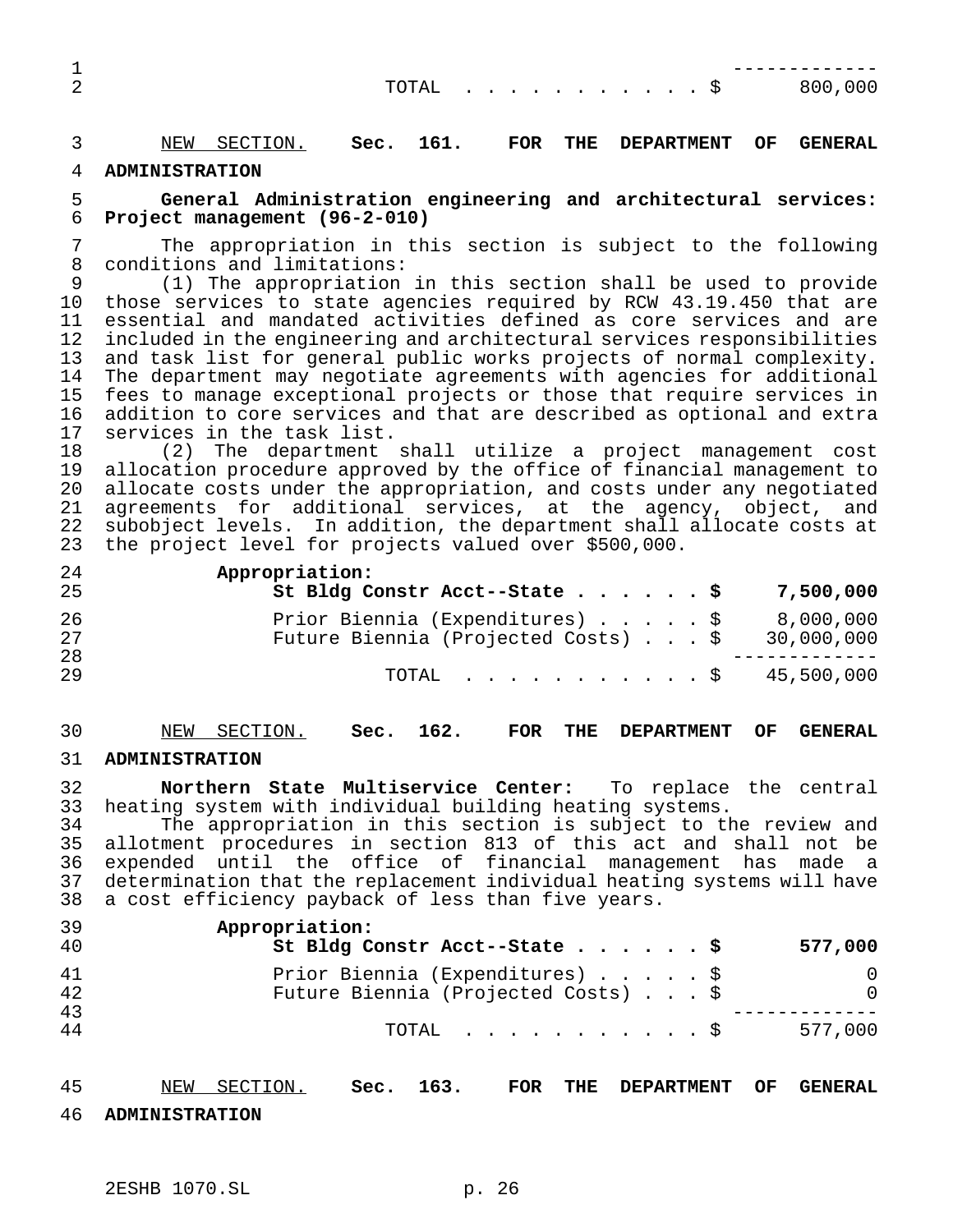| | |
|---|---|
| TOTAL . . . . . . . . . . . $ | 800,000 |

NEW SECTION. **Sec. 161. FOR THE DEPARTMENT OF GENERAL ADMINISTRATION**

**General Administration engineering and architectural services: Project management (96-2-010)**

The appropriation in this section is subject to the following conditions and limitations:

(1) The appropriation in this section shall be used to provide those services to state agencies required by RCW 43.19.450 that are essential and mandated activities defined as core services and are included in the engineering and architectural services responsibilities and task list for general public works projects of normal complexity. The department may negotiate agreements with agencies for additional fees to manage exceptional projects or those that require services in addition to core services and that are described as optional and extra services in the task list.

(2) The department shall utilize a project management cost allocation procedure approved by the office of financial management to allocate costs under the appropriation, and costs under any negotiated agreements for additional services, at the agency, object, and subobject levels. In addition, the department shall allocate costs at the project level for projects valued over $500,000.

| | |
|---|---|
| **Appropriation:** | |
| **St Bldg Constr Acct--State . . . . . . $** | **7,500,000** |
| Prior Biennia (Expenditures) . . . . . $ | 8,000,000 |
| Future Biennia (Projected Costs) . . . $ | 30,000,000 |
| TOTAL . . . . . . . . . . . $ | 45,500,000 |

NEW SECTION. **Sec. 162. FOR THE DEPARTMENT OF GENERAL ADMINISTRATION**

**Northern State Multiservice Center:** To replace the central heating system with individual building heating systems.

The appropriation in this section is subject to the review and allotment procedures in section 813 of this act and shall not be expended until the office of financial management has made a determination that the replacement individual heating systems will have a cost efficiency payback of less than five years.

| | |
|---|---|
| **Appropriation:** | |
| **St Bldg Constr Acct--State . . . . . . $** | **577,000** |
| Prior Biennia (Expenditures) . . . . . $ | 0 |
| Future Biennia (Projected Costs) . . . $ | 0 |
| TOTAL . . . . . . . . . . . $ | 577,000 |

NEW SECTION. **Sec. 163. FOR THE DEPARTMENT OF GENERAL ADMINISTRATION**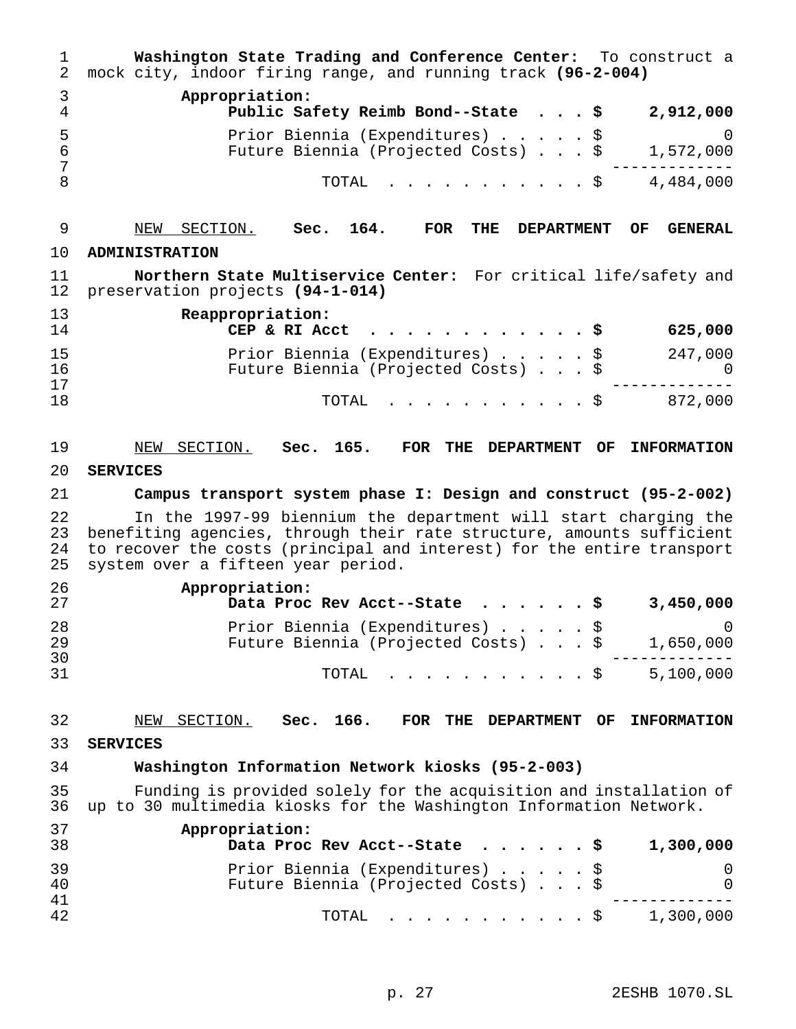**Washington State Trading and Conference Center:** To construct a mock city, indoor firing range, and running track **(96-2-004)**

| | |
|---|---|
| **Appropriation:** | |
| **Public Safety Reimb Bond--State . . . $** | **2,912,000** |
| Prior Biennia (Expenditures) . . . . . $ | 0 |
| Future Biennia (Projected Costs) . . . $ | 1,572,000 |
| TOTAL . . . . . . . . . . . . $ | 4,484,000 |

NEW SECTION. **Sec. 164. FOR THE DEPARTMENT OF GENERAL ADMINISTRATION**

**Northern State Multiservice Center:** For critical life/safety and preservation projects **(94-1-014)**

| | |
|---|---|
| **Reappropriation:** | |
| **CEP & RI Acct . . . . . . . . . . . . . $** | **625,000** |
| Prior Biennia (Expenditures) . . . . . $ | 247,000 |
| Future Biennia (Projected Costs) . . . $ | 0 |
| TOTAL . . . . . . . . . . . . $ | 872,000 |

NEW SECTION. **Sec. 165. FOR THE DEPARTMENT OF INFORMATION SERVICES**

**Campus transport system phase I: Design and construct (95-2-002)**

In the 1997-99 biennium the department will start charging the benefiting agencies, through their rate structure, amounts sufficient to recover the costs (principal and interest) for the entire transport system over a fifteen year period.

| | |
|---|---|
| **Appropriation:** | |
| **Data Proc Rev Acct--State . . . . . . $** | **3,450,000** |
| Prior Biennia (Expenditures) . . . . . $ | 0 |
| Future Biennia (Projected Costs) . . . $ | 1,650,000 |
| TOTAL . . . . . . . . . . . . $ | 5,100,000 |

NEW SECTION. **Sec. 166. FOR THE DEPARTMENT OF INFORMATION SERVICES**

**Washington Information Network kiosks (95-2-003)**

Funding is provided solely for the acquisition and installation of up to 30 multimedia kiosks for the Washington Information Network.

| | |
|---|---|
| **Appropriation:** | |
| **Data Proc Rev Acct--State . . . . . . $** | **1,300,000** |
| Prior Biennia (Expenditures) . . . . . $ | 0 |
| Future Biennia (Projected Costs) . . . $ | 0 |
| TOTAL . . . . . . . . . . . . $ | 1,300,000 |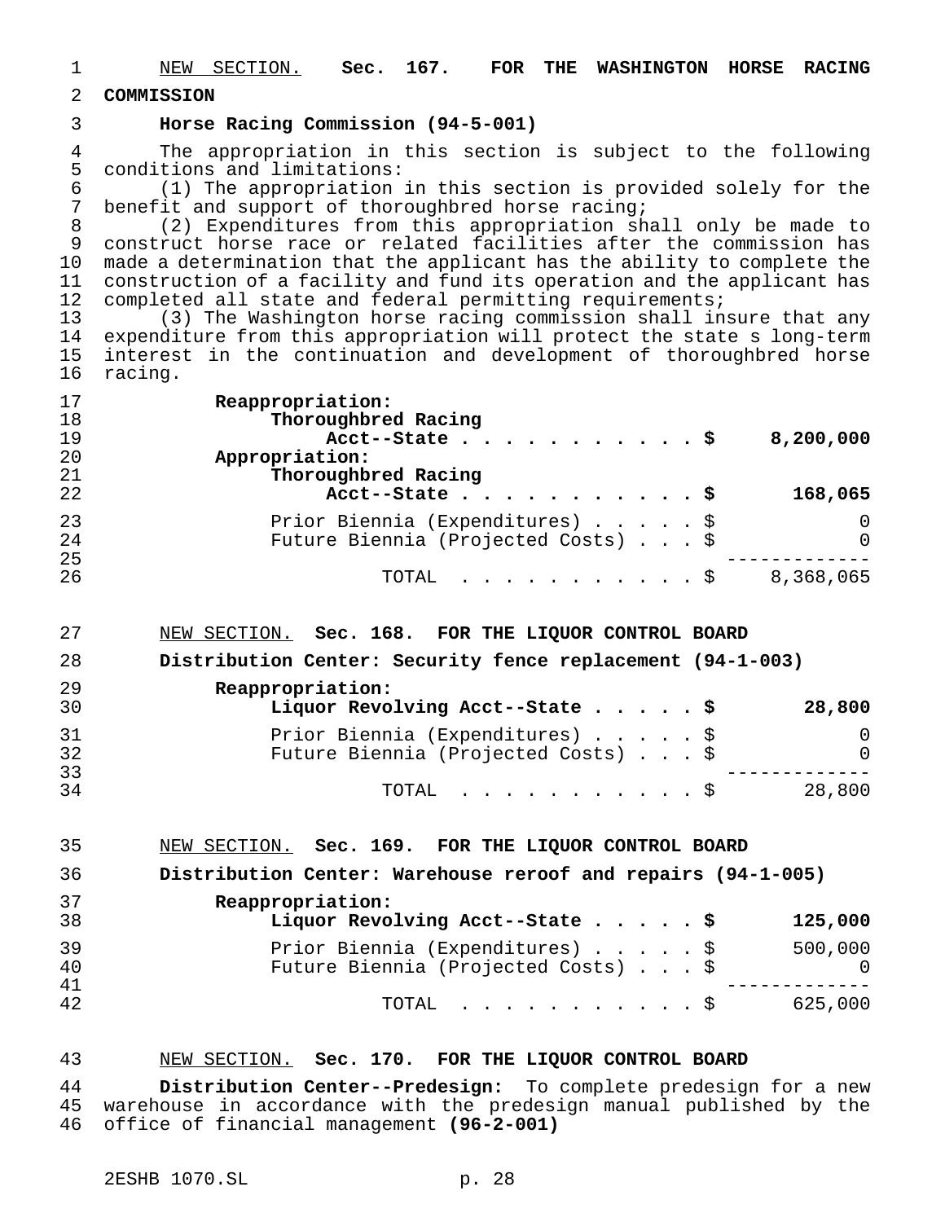NEW SECTION. **Sec. 167. FOR THE WASHINGTON HORSE RACING COMMISSION**

**Horse Racing Commission (94-5-001)**

The appropriation in this section is subject to the following conditions and limitations:

(1) The appropriation in this section is provided solely for the benefit and support of thoroughbred horse racing;

(2) Expenditures from this appropriation shall only be made to construct horse race or related facilities after the commission has made a determination that the applicant has the ability to complete the construction of a facility and fund its operation and the applicant has completed all state and federal permitting requirements;

(3) The Washington horse racing commission shall insure that any expenditure from this appropriation will protect the state s long-term interest in the continuation and development of thoroughbred horse racing.

| | |
|---|---|
| **Reappropriation:** | |
| **Thoroughbred Racing Acct--State . . . . . . . . . . . $** | **8,200,000** |
| **Appropriation:** | |
| **Thoroughbred Racing Acct--State . . . . . . . . . . . $** | **168,065** |
| Prior Biennia (Expenditures) . . . . . $ | 0 |
| Future Biennia (Projected Costs) . . . $ | 0 |
| TOTAL . . . . . . . . . . . $ | 8,368,065 |

NEW SECTION. **Sec. 168. FOR THE LIQUOR CONTROL BOARD**

**Distribution Center: Security fence replacement (94-1-003)**

| | |
|---|---|
| **Reappropriation:** | |
| **Liquor Revolving Acct--State . . . . . $** | **28,800** |
| Prior Biennia (Expenditures) . . . . . $ | 0 |
| Future Biennia (Projected Costs) . . . $ | 0 |
| TOTAL . . . . . . . . . . . $ | 28,800 |

NEW SECTION. **Sec. 169. FOR THE LIQUOR CONTROL BOARD**

**Distribution Center: Warehouse reroof and repairs (94-1-005)**

| | |
|---|---|
| **Reappropriation:** | |
| **Liquor Revolving Acct--State . . . . . $** | **125,000** |
| Prior Biennia (Expenditures) . . . . . $ | 500,000 |
| Future Biennia (Projected Costs) . . . $ | 0 |
| TOTAL . . . . . . . . . . . $ | 625,000 |

NEW SECTION. **Sec. 170. FOR THE LIQUOR CONTROL BOARD**

**Distribution Center--Predesign:** To complete predesign for a new warehouse in accordance with the predesign manual published by the office of financial management **(96-2-001)**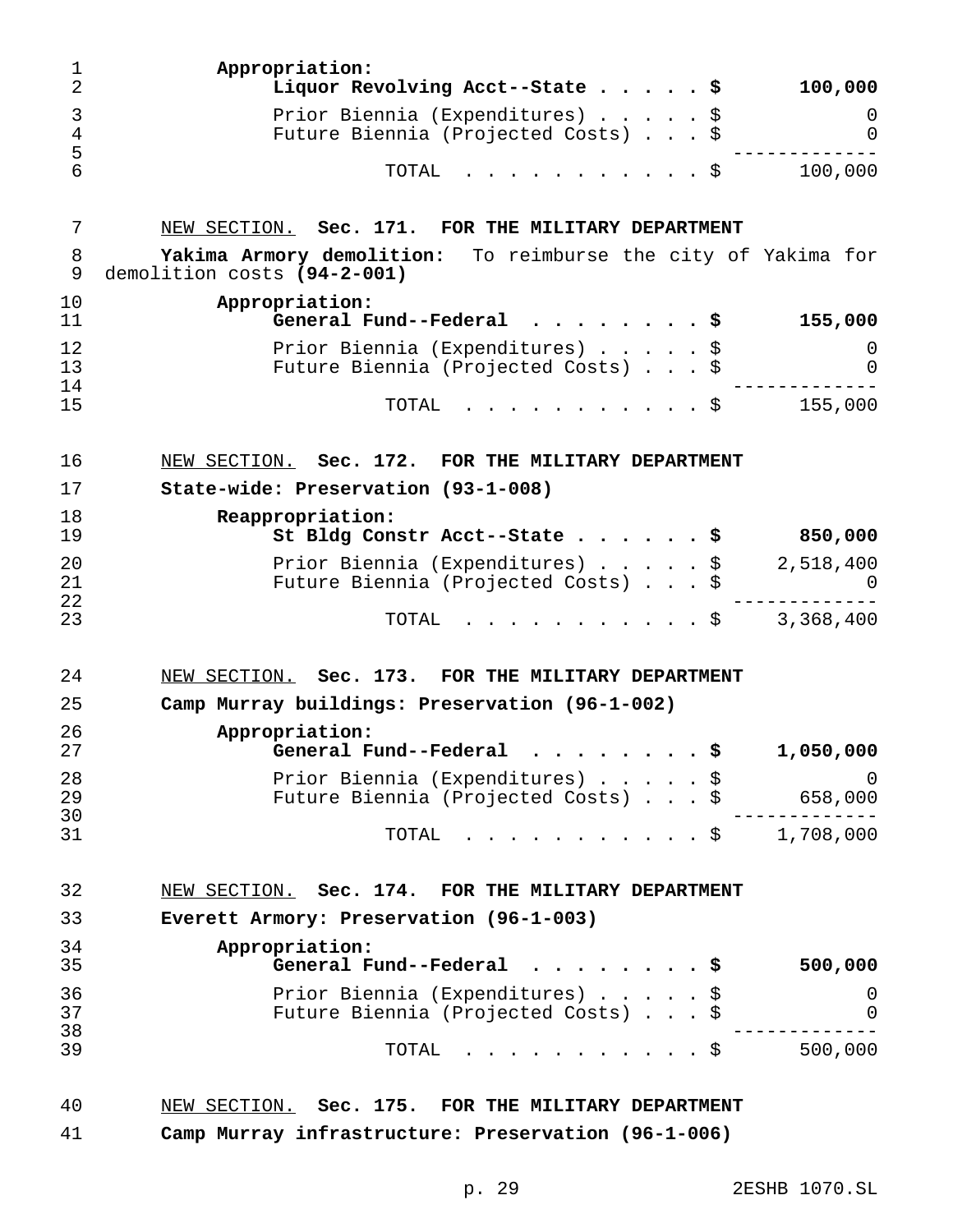Appropriation:

| | |
|---|---|
| **Liquor Revolving Acct--State . . . . . $** | **100,000** |
| Prior Biennia (Expenditures) . . . . . $ | 0 |
| Future Biennia (Projected Costs) . . . $ | 0 |
| TOTAL . . . . . . . . . . . $ | 100,000 |

NEW SECTION. **Sec. 171. FOR THE MILITARY DEPARTMENT**

**Yakima Armory demolition:** To reimburse the city of Yakima for demolition costs **(94-2-001)**

Appropriation:

| | |
|---|---|
| **General Fund--Federal . . . . . . . . $** | **155,000** |
| Prior Biennia (Expenditures) . . . . . $ | 0 |
| Future Biennia (Projected Costs) . . . $ | 0 |
| TOTAL . . . . . . . . . . . $ | 155,000 |

NEW SECTION. **Sec. 172. FOR THE MILITARY DEPARTMENT**

**State-wide: Preservation (93-1-008)**

Reappropriation:

| | |
|---|---|
| **St Bldg Constr Acct--State . . . . . . $** | **850,000** |
| Prior Biennia (Expenditures) . . . . . $ | 2,518,400 |
| Future Biennia (Projected Costs) . . . $ | 0 |
| TOTAL . . . . . . . . . . . $ | 3,368,400 |

NEW SECTION. **Sec. 173. FOR THE MILITARY DEPARTMENT**

**Camp Murray buildings: Preservation (96-1-002)**

Appropriation:

| | |
|---|---|
| **General Fund--Federal . . . . . . . . $** | **1,050,000** |
| Prior Biennia (Expenditures) . . . . . $ | 0 |
| Future Biennia (Projected Costs) . . . $ | 658,000 |
| TOTAL . . . . . . . . . . . $ | 1,708,000 |

NEW SECTION. **Sec. 174. FOR THE MILITARY DEPARTMENT**

**Everett Armory: Preservation (96-1-003)**

Appropriation:

| | |
|---|---|
| **General Fund--Federal . . . . . . . . $** | **500,000** |
| Prior Biennia (Expenditures) . . . . . $ | 0 |
| Future Biennia (Projected Costs) . . . $ | 0 |
| TOTAL . . . . . . . . . . . $ | 500,000 |

NEW SECTION. **Sec. 175. FOR THE MILITARY DEPARTMENT**

**Camp Murray infrastructure: Preservation (96-1-006)**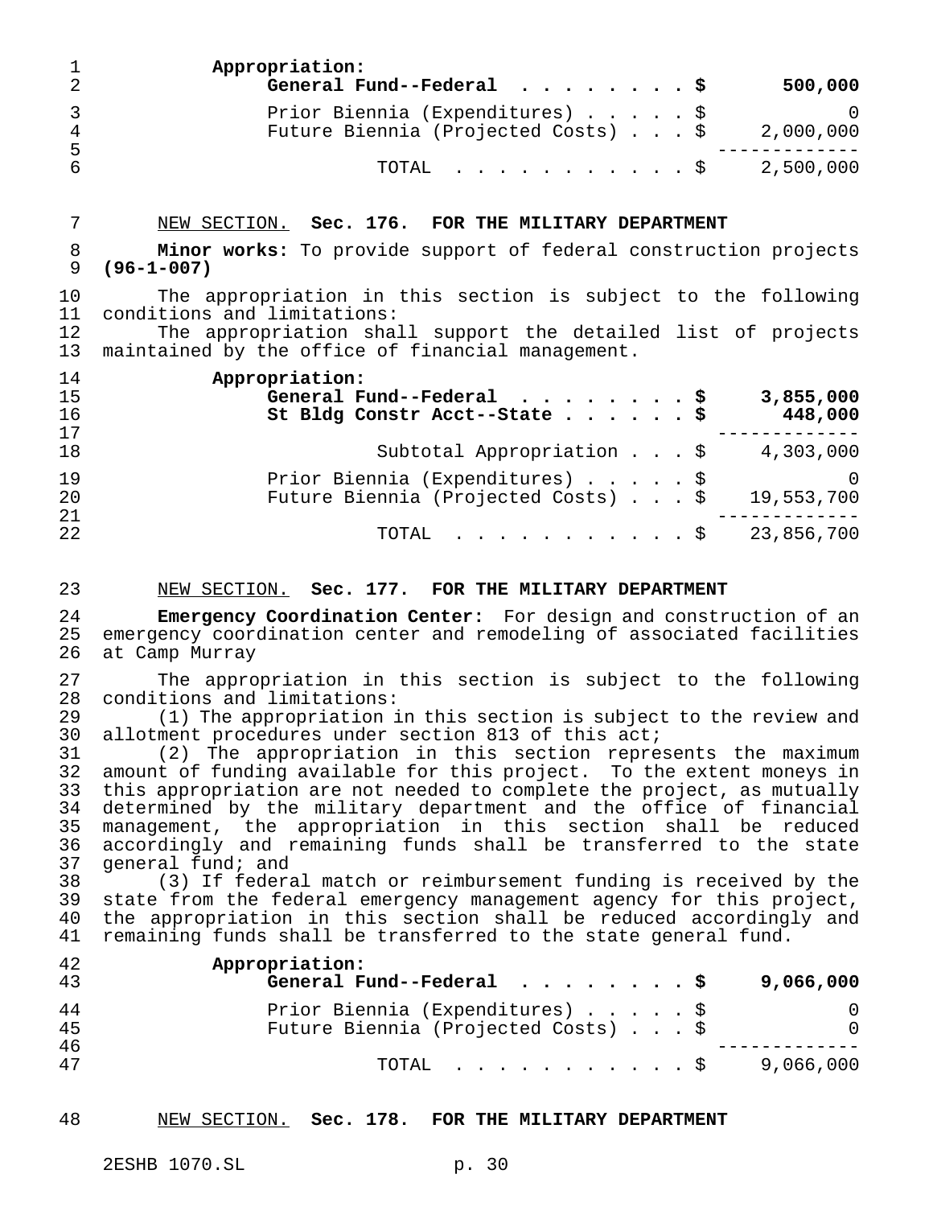Appropriation:

| | |
|---|---|
| **General Fund--Federal . . . . . . . . $** | **500,000** |
| Prior Biennia (Expenditures) . . . . . $ | 0 |
| Future Biennia (Projected Costs) . . . $ | 2,000,000 |
| TOTAL . . . . . . . . . . . . $ | 2,500,000 |

NEW SECTION. **Sec. 176. FOR THE MILITARY DEPARTMENT**

**Minor works:** To provide support of federal construction projects **(96-1-007)**

The appropriation in this section is subject to the following conditions and limitations:

The appropriation shall support the detailed list of projects maintained by the office of financial management.

Appropriation:

| | |
|---|---|
| **General Fund--Federal . . . . . . . . $** | **3,855,000** |
| **St Bldg Constr Acct--State . . . . . . $** | **448,000** |
| Subtotal Appropriation . . . $ | 4,303,000 |
| Prior Biennia (Expenditures) . . . . . $ | 0 |
| Future Biennia (Projected Costs) . . . $ | 19,553,700 |
| TOTAL . . . . . . . . . . . . $ | 23,856,700 |

NEW SECTION. **Sec. 177. FOR THE MILITARY DEPARTMENT**

**Emergency Coordination Center:** For design and construction of an emergency coordination center and remodeling of associated facilities at Camp Murray

The appropriation in this section is subject to the following conditions and limitations:

(1) The appropriation in this section is subject to the review and allotment procedures under section 813 of this act;

(2) The appropriation in this section represents the maximum amount of funding available for this project. To the extent moneys in this appropriation are not needed to complete the project, as mutually determined by the military department and the office of financial management, the appropriation in this section shall be reduced accordingly and remaining funds shall be transferred to the state general fund; and

(3) If federal match or reimbursement funding is received by the state from the federal emergency management agency for this project, the appropriation in this section shall be reduced accordingly and remaining funds shall be transferred to the state general fund.

Appropriation:

| | |
|---|---|
| **General Fund--Federal . . . . . . . . $** | **9,066,000** |
| Prior Biennia (Expenditures) . . . . . $ | 0 |
| Future Biennia (Projected Costs) . . . $ | 0 |
| TOTAL . . . . . . . . . . . . $ | 9,066,000 |

NEW SECTION. **Sec. 178. FOR THE MILITARY DEPARTMENT**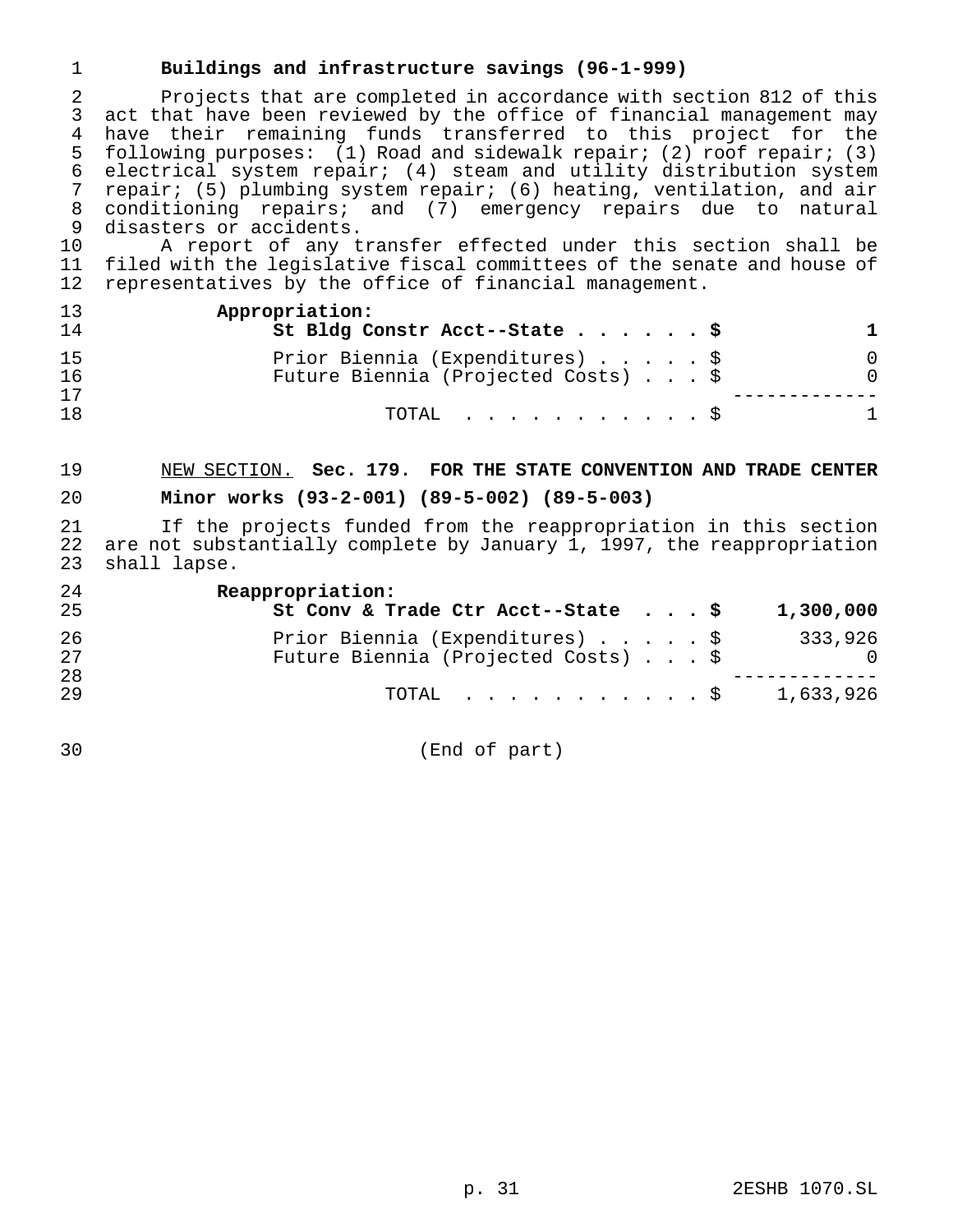**Buildings and infrastructure savings (96-1-999)**

Projects that are completed in accordance with section 812 of this act that have been reviewed by the office of financial management may have their remaining funds transferred to this project for the following purposes: (1) Road and sidewalk repair; (2) roof repair; (3) electrical system repair; (4) steam and utility distribution system repair; (5) plumbing system repair; (6) heating, ventilation, and air conditioning repairs; and (7) emergency repairs due to natural disasters or accidents.

A report of any transfer effected under this section shall be filed with the legislative fiscal committees of the senate and house of representatives by the office of financial management.

| | |
|---|---|
| **Appropriation:** | |
| **St Bldg Constr Acct--State . . . . . . $** | **1** |
| Prior Biennia (Expenditures) . . . . . $ | 0 |
| Future Biennia (Projected Costs) . . . $ | 0 |
| TOTAL . . . . . . . . . . . $ | 1 |

NEW SECTION. **Sec. 179. FOR THE STATE CONVENTION AND TRADE CENTER**

**Minor works (93-2-001) (89-5-002) (89-5-003)**

If the projects funded from the reappropriation in this section are not substantially complete by January 1, 1997, the reappropriation shall lapse.

| | |
|---|---|
| **Reappropriation:** | |
| **St Conv & Trade Ctr Acct--State . . . $** | **1,300,000** |
| Prior Biennia (Expenditures) . . . . . $ | 333,926 |
| Future Biennia (Projected Costs) . . . $ | 0 |
| TOTAL . . . . . . . . . . . $ | 1,633,926 |

(End of part)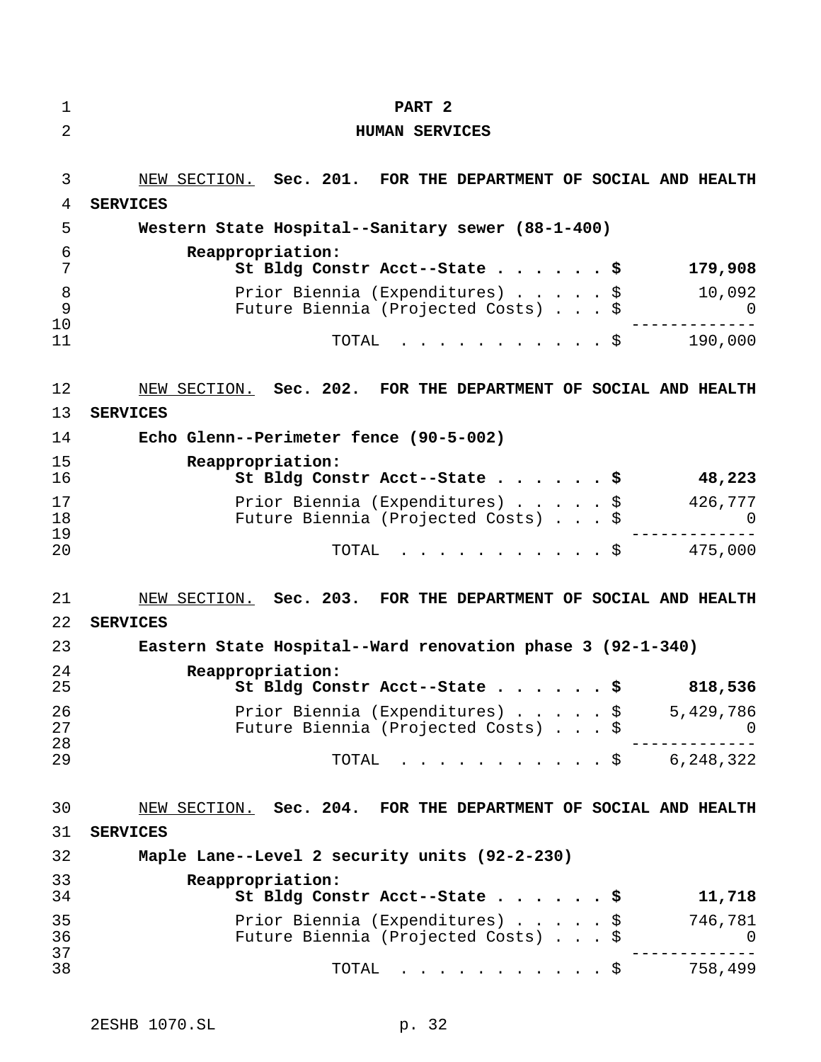# PART 2

## HUMAN SERVICES

NEW SECTION. **Sec. 201. FOR THE DEPARTMENT OF SOCIAL AND HEALTH SERVICES**

**Western State Hospital--Sanitary sewer (88-1-400)**

**Reappropriation:**

| | |
|---|---|
| **St Bldg Constr Acct--State . . . . . . $** | **179,908** |
| Prior Biennia (Expenditures) . . . . . $ | 10,092 |
| Future Biennia (Projected Costs) . . . $ | 0 |
| TOTAL . . . . . . . . . . . . $ | 190,000 |

NEW SECTION. **Sec. 202. FOR THE DEPARTMENT OF SOCIAL AND HEALTH SERVICES**

**Echo Glenn--Perimeter fence (90-5-002)**

**Reappropriation:**

| | |
|---|---|
| **St Bldg Constr Acct--State . . . . . . $** | **48,223** |
| Prior Biennia (Expenditures) . . . . . $ | 426,777 |
| Future Biennia (Projected Costs) . . . $ | 0 |
| TOTAL . . . . . . . . . . . . $ | 475,000 |

NEW SECTION. **Sec. 203. FOR THE DEPARTMENT OF SOCIAL AND HEALTH SERVICES**

**Eastern State Hospital--Ward renovation phase 3 (92-1-340)**

**Reappropriation:**

| | |
|---|---|
| **St Bldg Constr Acct--State . . . . . . $** | **818,536** |
| Prior Biennia (Expenditures) . . . . . $ | 5,429,786 |
| Future Biennia (Projected Costs) . . . $ | 0 |
| TOTAL . . . . . . . . . . . . $ | 6,248,322 |

NEW SECTION. **Sec. 204. FOR THE DEPARTMENT OF SOCIAL AND HEALTH SERVICES**

**Maple Lane--Level 2 security units (92-2-230)**

**Reappropriation:**

| | |
|---|---|
| **St Bldg Constr Acct--State . . . . . . $** | **11,718** |
| Prior Biennia (Expenditures) . . . . . $ | 746,781 |
| Future Biennia (Projected Costs) . . . $ | 0 |
| TOTAL . . . . . . . . . . . . $ | 758,499 |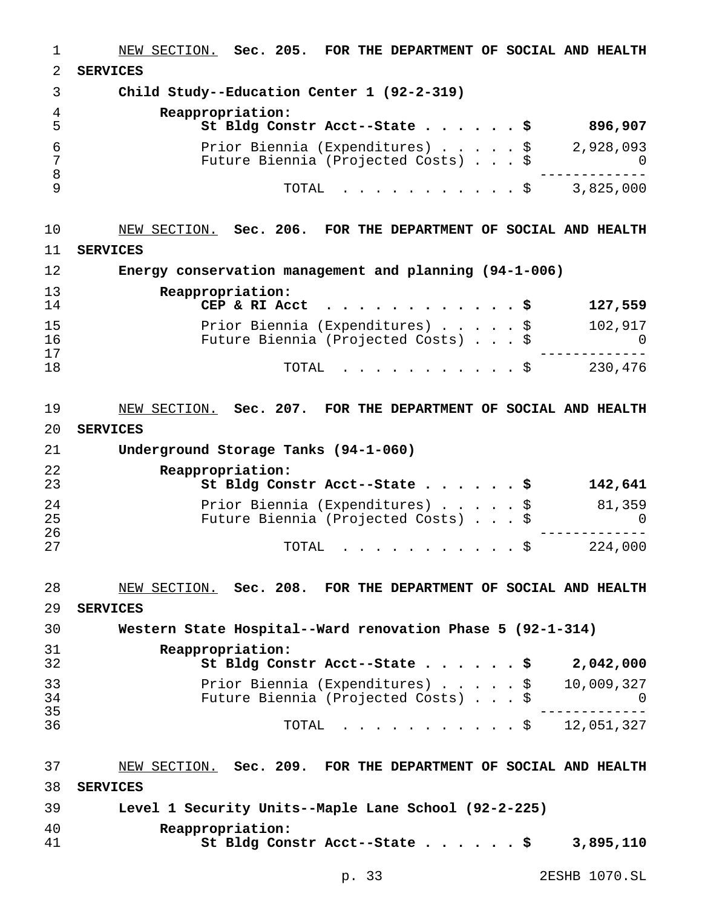NEW SECTION. **Sec. 205. FOR THE DEPARTMENT OF SOCIAL AND HEALTH SERVICES**

**Child Study--Education Center 1 (92-2-319)**

**Reappropriation:**

| | |
|---|---|
| **St Bldg Constr Acct--State . . . . . . $** | **896,907** |
| Prior Biennia (Expenditures) . . . . . $ | 2,928,093 |
| Future Biennia (Projected Costs) . . . $ | 0 |
| TOTAL . . . . . . . . . . . $ | 3,825,000 |

NEW SECTION. **Sec. 206. FOR THE DEPARTMENT OF SOCIAL AND HEALTH SERVICES**

**Energy conservation management and planning (94-1-006)**

**Reappropriation:**

| | |
|---|---|
| **CEP & RI Acct . . . . . . . . . . . . $** | **127,559** |
| Prior Biennia (Expenditures) . . . . . $ | 102,917 |
| Future Biennia (Projected Costs) . . . $ | 0 |
| TOTAL . . . . . . . . . . . $ | 230,476 |

NEW SECTION. **Sec. 207. FOR THE DEPARTMENT OF SOCIAL AND HEALTH SERVICES**

**Underground Storage Tanks (94-1-060)**

**Reappropriation:**

| | |
|---|---|
| **St Bldg Constr Acct--State . . . . . . $** | **142,641** |
| Prior Biennia (Expenditures) . . . . . $ | 81,359 |
| Future Biennia (Projected Costs) . . . $ | 0 |
| TOTAL . . . . . . . . . . . $ | 224,000 |

NEW SECTION. **Sec. 208. FOR THE DEPARTMENT OF SOCIAL AND HEALTH SERVICES**

**Western State Hospital--Ward renovation Phase 5 (92-1-314)**

**Reappropriation:**

| | |
|---|---|
| **St Bldg Constr Acct--State . . . . . . $** | **2,042,000** |
| Prior Biennia (Expenditures) . . . . . $ | 10,009,327 |
| Future Biennia (Projected Costs) . . . $ | 0 |
| TOTAL . . . . . . . . . . . $ | 12,051,327 |

NEW SECTION. **Sec. 209. FOR THE DEPARTMENT OF SOCIAL AND HEALTH SERVICES**

**Level 1 Security Units--Maple Lane School (92-2-225)**

**Reappropriation:**

| | |
|---|---|
| **St Bldg Constr Acct--State . . . . . . $** | **3,895,110** |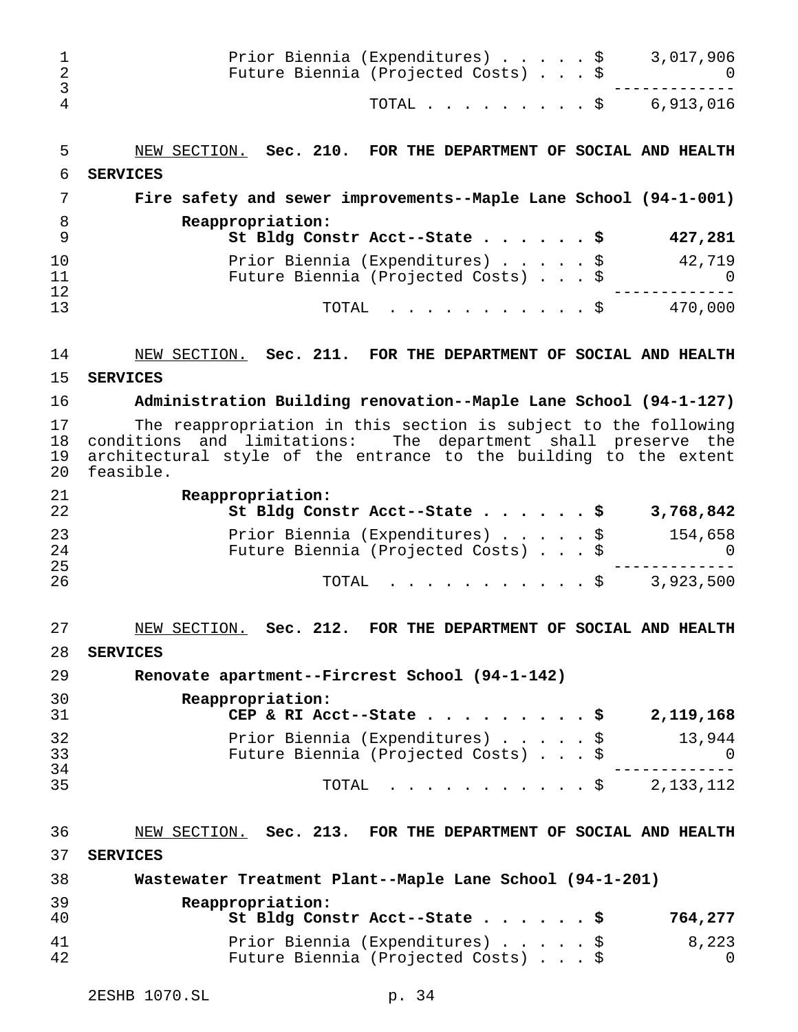| | |
|---|---|
| Prior Biennia (Expenditures) . . . . . $ | 3,017,906 |
| Future Biennia (Projected Costs) . . . $ | 0 |
| TOTAL . . . . . . . . . $ | 6,913,016 |

NEW SECTION. **Sec. 210. FOR THE DEPARTMENT OF SOCIAL AND HEALTH SERVICES**

**Fire safety and sewer improvements--Maple Lane School (94-1-001)**

| | |
|---|---|
| **Reappropriation:** | |
| **St Bldg Constr Acct--State . . . . . . $** | **427,281** |
| Prior Biennia (Expenditures) . . . . . $ | 42,719 |
| Future Biennia (Projected Costs) . . . $ | 0 |
| TOTAL . . . . . . . . . . . $ | 470,000 |

NEW SECTION. **Sec. 211. FOR THE DEPARTMENT OF SOCIAL AND HEALTH SERVICES**

**Administration Building renovation--Maple Lane School (94-1-127)**

The reappropriation in this section is subject to the following conditions and limitations: The department shall preserve the architectural style of the entrance to the building to the extent feasible.

| | |
|---|---|
| **Reappropriation:** | |
| **St Bldg Constr Acct--State . . . . . . $** | **3,768,842** |
| Prior Biennia (Expenditures) . . . . . $ | 154,658 |
| Future Biennia (Projected Costs) . . . $ | 0 |
| TOTAL . . . . . . . . . . . $ | 3,923,500 |

NEW SECTION. **Sec. 212. FOR THE DEPARTMENT OF SOCIAL AND HEALTH SERVICES**

**Renovate apartment--Fircrest School (94-1-142)**

| | |
|---|---|
| **Reappropriation:** | |
| **CEP & RI Acct--State . . . . . . . . . $** | **2,119,168** |
| Prior Biennia (Expenditures) . . . . . $ | 13,944 |
| Future Biennia (Projected Costs) . . . $ | 0 |
| TOTAL . . . . . . . . . . . $ | 2,133,112 |

NEW SECTION. **Sec. 213. FOR THE DEPARTMENT OF SOCIAL AND HEALTH SERVICES**

**Wastewater Treatment Plant--Maple Lane School (94-1-201)**

| | |
|---|---|
| **Reappropriation:** | |
| **St Bldg Constr Acct--State . . . . . . $** | **764,277** |
| Prior Biennia (Expenditures) . . . . . $ | 8,223 |
| Future Biennia (Projected Costs) . . . $ | 0 |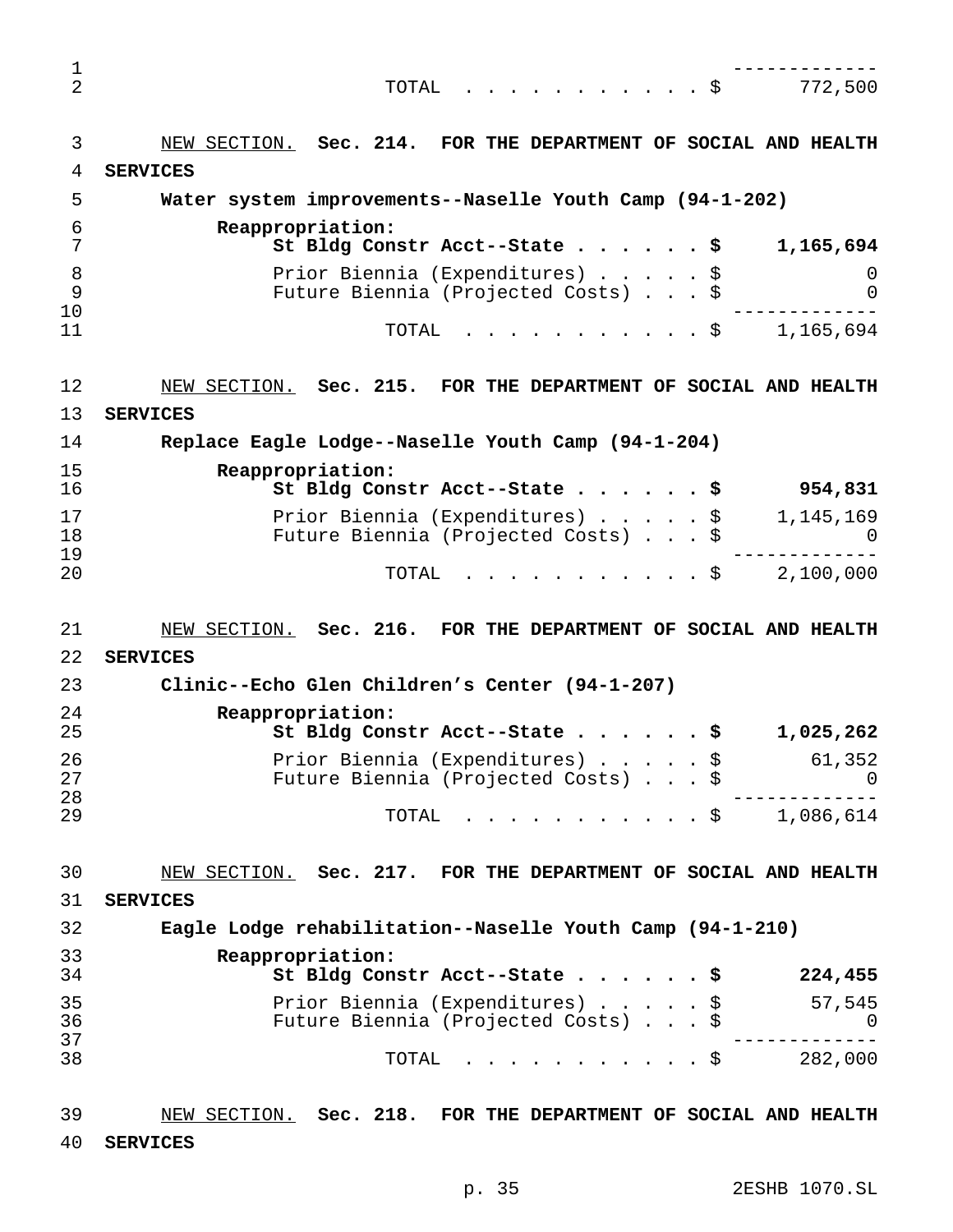| | |
|---|---|
| TOTAL . . . . . . . . . . . $ | 772,500 |

NEW SECTION. **Sec. 214. FOR THE DEPARTMENT OF SOCIAL AND HEALTH SERVICES**

**Water system improvements--Naselle Youth Camp (94-1-202)**

| | |
|---|---|
| **Reappropriation:** | |
| **St Bldg Constr Acct--State . . . . . . $** | **1,165,694** |
| Prior Biennia (Expenditures) . . . . . $ | 0 |
| Future Biennia (Projected Costs) . . . $ | 0 |
| TOTAL . . . . . . . . . . . $ | 1,165,694 |

NEW SECTION. **Sec. 215. FOR THE DEPARTMENT OF SOCIAL AND HEALTH SERVICES**

**Replace Eagle Lodge--Naselle Youth Camp (94-1-204)**

| | |
|---|---|
| **Reappropriation:** | |
| **St Bldg Constr Acct--State . . . . . . $** | **954,831** |
| Prior Biennia (Expenditures) . . . . . $ | 1,145,169 |
| Future Biennia (Projected Costs) . . . $ | 0 |
| TOTAL . . . . . . . . . . . $ | 2,100,000 |

NEW SECTION. **Sec. 216. FOR THE DEPARTMENT OF SOCIAL AND HEALTH SERVICES**

**Clinic--Echo Glen Children's Center (94-1-207)**

| | |
|---|---|
| **Reappropriation:** | |
| **St Bldg Constr Acct--State . . . . . . $** | **1,025,262** |
| Prior Biennia (Expenditures) . . . . . $ | 61,352 |
| Future Biennia (Projected Costs) . . . $ | 0 |
| TOTAL . . . . . . . . . . . $ | 1,086,614 |

NEW SECTION. **Sec. 217. FOR THE DEPARTMENT OF SOCIAL AND HEALTH SERVICES**

**Eagle Lodge rehabilitation--Naselle Youth Camp (94-1-210)**

| | |
|---|---|
| **Reappropriation:** | |
| **St Bldg Constr Acct--State . . . . . . $** | **224,455** |
| Prior Biennia (Expenditures) . . . . . $ | 57,545 |
| Future Biennia (Projected Costs) . . . $ | 0 |
| TOTAL . . . . . . . . . . . $ | 282,000 |

NEW SECTION. **Sec. 218. FOR THE DEPARTMENT OF SOCIAL AND HEALTH SERVICES**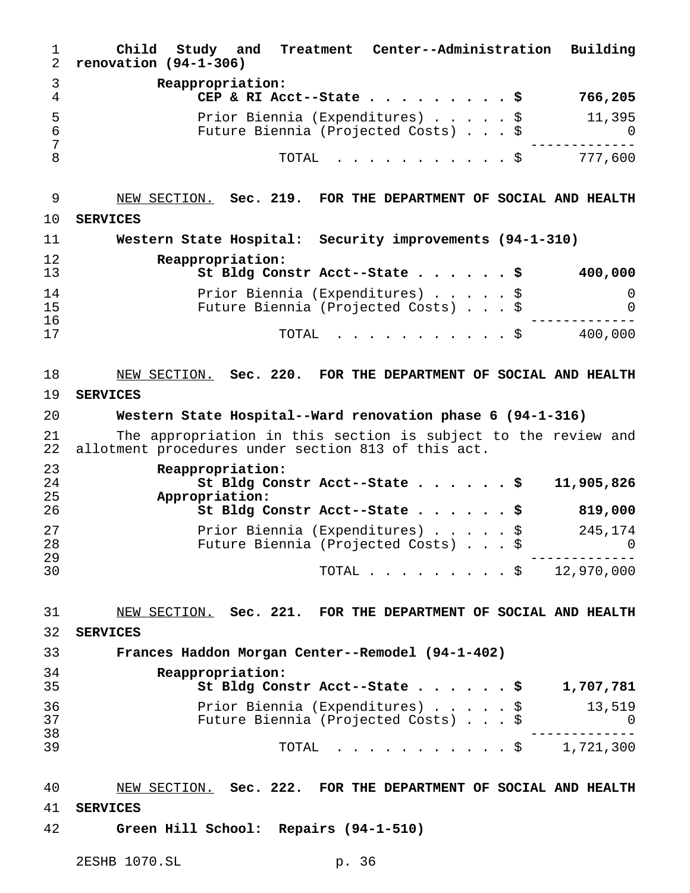**Child Study and Treatment Center--Administration Building renovation (94-1-306)**

| | |
|---|---|
| **Reappropriation:** | |
| **CEP & RI Acct--State . . . . . . . . . . $** | **766,205** |
| Prior Biennia (Expenditures) . . . . . $ | 11,395 |
| Future Biennia (Projected Costs) . . . $ | 0 |
| TOTAL . . . . . . . . . . . . $ | 777,600 |

NEW SECTION. **Sec. 219. FOR THE DEPARTMENT OF SOCIAL AND HEALTH SERVICES**

**Western State Hospital: Security improvements (94-1-310)**

| | |
|---|---|
| **Reappropriation:** | |
| **St Bldg Constr Acct--State . . . . . . $** | **400,000** |
| Prior Biennia (Expenditures) . . . . . $ | 0 |
| Future Biennia (Projected Costs) . . . $ | 0 |
| TOTAL . . . . . . . . . . . . $ | 400,000 |

NEW SECTION. **Sec. 220. FOR THE DEPARTMENT OF SOCIAL AND HEALTH SERVICES**

**Western State Hospital--Ward renovation phase 6 (94-1-316)**

The appropriation in this section is subject to the review and allotment procedures under section 813 of this act.

| | |
|---|---|
| **Reappropriation:** | |
| **St Bldg Constr Acct--State . . . . . . $** | **11,905,826** |
| **Appropriation:** | |
| **St Bldg Constr Acct--State . . . . . . $** | **819,000** |
| Prior Biennia (Expenditures) . . . . . $ | 245,174 |
| Future Biennia (Projected Costs) . . . $ | 0 |
| TOTAL . . . . . . . . . . $ | 12,970,000 |

NEW SECTION. **Sec. 221. FOR THE DEPARTMENT OF SOCIAL AND HEALTH SERVICES**

**Frances Haddon Morgan Center--Remodel (94-1-402)**

| | |
|---|---|
| **Reappropriation:** | |
| **St Bldg Constr Acct--State . . . . . . $** | **1,707,781** |
| Prior Biennia (Expenditures) . . . . . $ | 13,519 |
| Future Biennia (Projected Costs) . . . $ | 0 |
| TOTAL . . . . . . . . . . . . $ | 1,721,300 |

NEW SECTION. **Sec. 222. FOR THE DEPARTMENT OF SOCIAL AND HEALTH SERVICES**

**Green Hill School: Repairs (94-1-510)**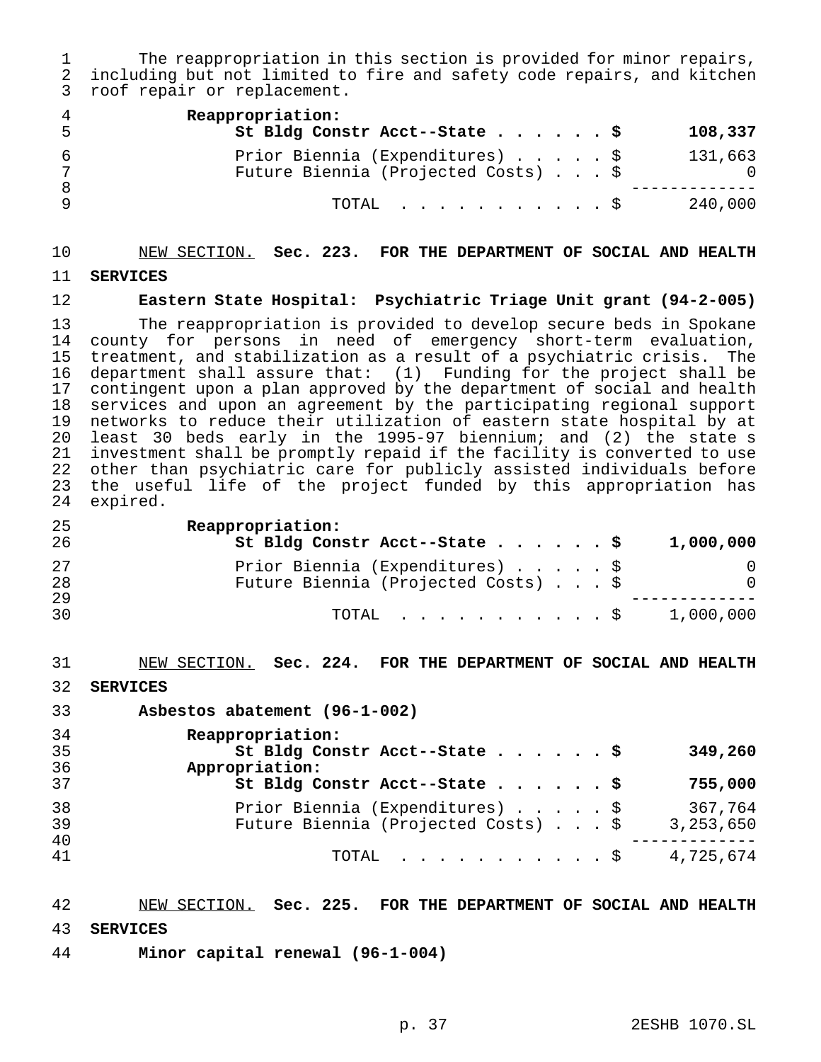The reappropriation in this section is provided for minor repairs, including but not limited to fire and safety code repairs, and kitchen roof repair or replacement.

| | | |
|---|---|---|
| **Reappropriation:** | | |
| **St Bldg Constr Acct--State** | **$** | **108,337** |
| Prior Biennia (Expenditures) | $ | 131,663 |
| Future Biennia (Projected Costs) | $ | 0 |
| TOTAL | $ | 240,000 |

NEW SECTION. **Sec. 223. FOR THE DEPARTMENT OF SOCIAL AND HEALTH SERVICES**

**Eastern State Hospital: Psychiatric Triage Unit grant (94-2-005)**

The reappropriation is provided to develop secure beds in Spokane county for persons in need of emergency short-term evaluation, treatment, and stabilization as a result of a psychiatric crisis. The department shall assure that: (1) Funding for the project shall be contingent upon a plan approved by the department of social and health services and upon an agreement by the participating regional support networks to reduce their utilization of eastern state hospital by at least 30 beds early in the 1995-97 biennium; and (2) the state s investment shall be promptly repaid if the facility is converted to use other than psychiatric care for publicly assisted individuals before the useful life of the project funded by this appropriation has expired.

| | | |
|---|---|---|
| **Reappropriation:** | | |
| **St Bldg Constr Acct--State** | **$** | **1,000,000** |
| Prior Biennia (Expenditures) | $ | 0 |
| Future Biennia (Projected Costs) | $ | 0 |
| TOTAL | $ | 1,000,000 |

NEW SECTION. **Sec. 224. FOR THE DEPARTMENT OF SOCIAL AND HEALTH SERVICES**

**Asbestos abatement (96-1-002)**

| | | |
|---|---|---|
| **Reappropriation:** | | |
| **St Bldg Constr Acct--State** | **$** | **349,260** |
| **Appropriation:** | | |
| **St Bldg Constr Acct--State** | **$** | **755,000** |
| Prior Biennia (Expenditures) | $ | 367,764 |
| Future Biennia (Projected Costs) | $ | 3,253,650 |
| TOTAL | $ | 4,725,674 |

NEW SECTION. **Sec. 225. FOR THE DEPARTMENT OF SOCIAL AND HEALTH SERVICES**

**Minor capital renewal (96-1-004)**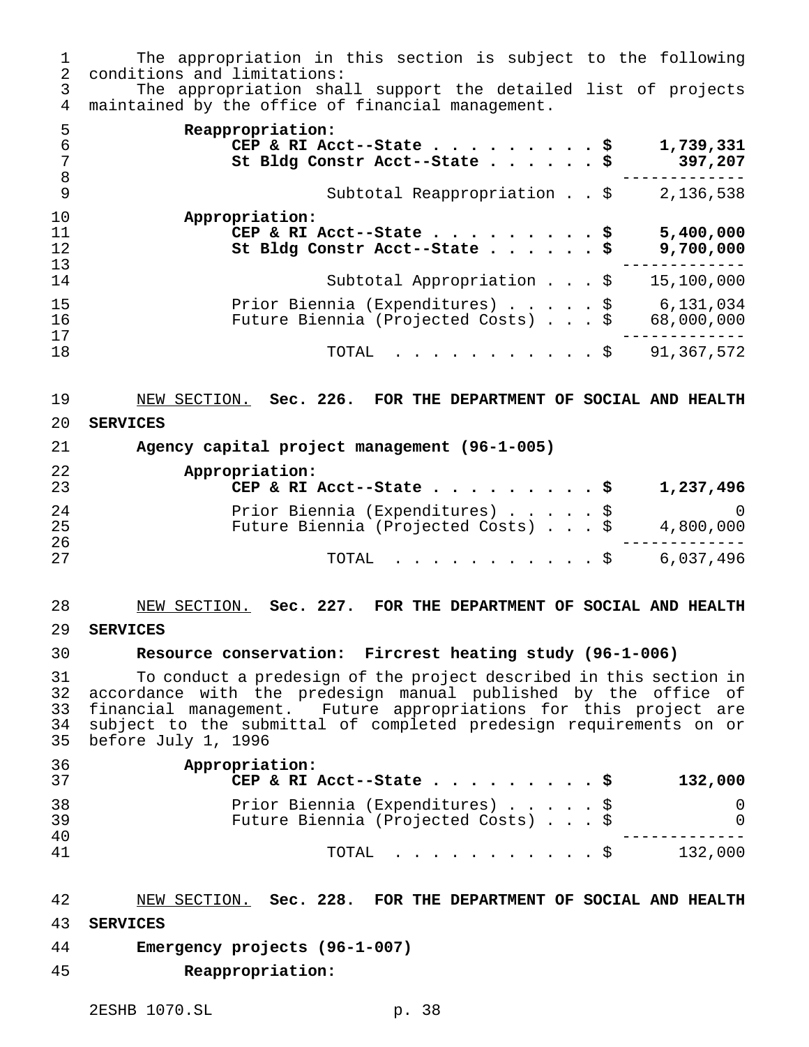The appropriation in this section is subject to the following conditions and limitations:

The appropriation shall support the detailed list of projects maintained by the office of financial management.

| | |
|---|---|
| **Reappropriation:** | |
| **CEP & RI Acct--State . . . . . . . . . $** | **1,739,331** |
| **St Bldg Constr Acct--State . . . . . . $** | **397,207** |
| Subtotal Reappropriation . . $ | 2,136,538 |
| **Appropriation:** | |
| **CEP & RI Acct--State . . . . . . . . . $** | **5,400,000** |
| **St Bldg Constr Acct--State . . . . . . $** | **9,700,000** |
| Subtotal Appropriation . . . $ | 15,100,000 |
| Prior Biennia (Expenditures) . . . . . $ | 6,131,034 |
| Future Biennia (Projected Costs) . . . $ | 68,000,000 |
| TOTAL . . . . . . . . . . . $ | 91,367,572 |

NEW SECTION. **Sec. 226. FOR THE DEPARTMENT OF SOCIAL AND HEALTH SERVICES**

**Agency capital project management (96-1-005)**

| | |
|---|---|
| **Appropriation:** | |
| **CEP & RI Acct--State . . . . . . . . . $** | **1,237,496** |
| Prior Biennia (Expenditures) . . . . . $ | 0 |
| Future Biennia (Projected Costs) . . . $ | 4,800,000 |
| TOTAL . . . . . . . . . . . $ | 6,037,496 |

NEW SECTION. **Sec. 227. FOR THE DEPARTMENT OF SOCIAL AND HEALTH SERVICES**

**Resource conservation: Fircrest heating study (96-1-006)**

To conduct a predesign of the project described in this section in accordance with the predesign manual published by the office of financial management. Future appropriations for this project are subject to the submittal of completed predesign requirements on or before July 1, 1996

| | |
|---|---|
| **Appropriation:** | |
| **CEP & RI Acct--State . . . . . . . . . $** | **132,000** |
| Prior Biennia (Expenditures) . . . . . $ | 0 |
| Future Biennia (Projected Costs) . . . $ | 0 |
| TOTAL . . . . . . . . . . . $ | 132,000 |

NEW SECTION. **Sec. 228. FOR THE DEPARTMENT OF SOCIAL AND HEALTH SERVICES**

**Emergency projects (96-1-007)**

**Reappropriation:**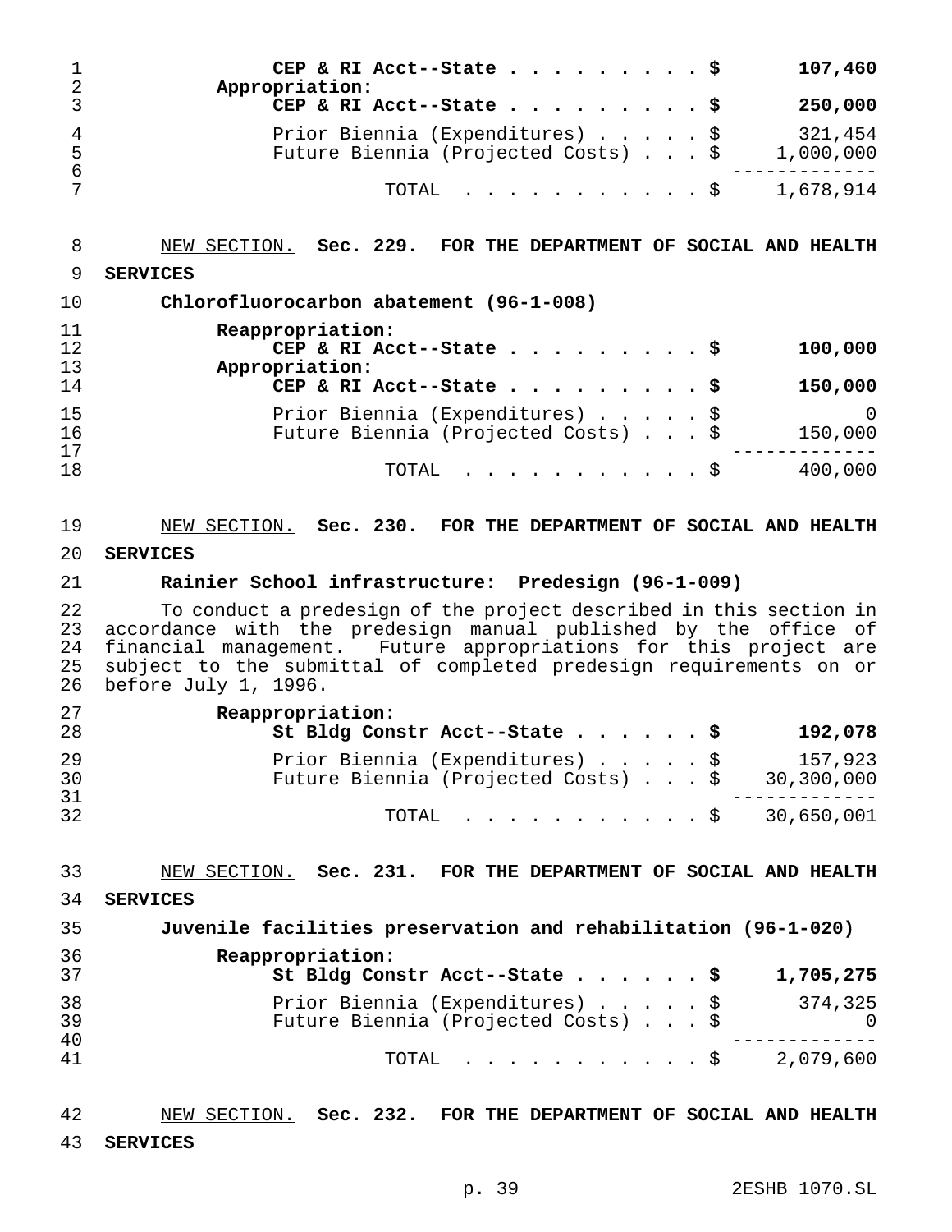| | |
|---|---:|
| **CEP & RI Acct--State . . . . . . . . . $** | **107,460** |
| **Appropriation:** | |
| **CEP & RI Acct--State . . . . . . . . . $** | **250,000** |
| Prior Biennia (Expenditures) . . . . . $ | 321,454 |
| Future Biennia (Projected Costs) . . . $ | 1,000,000 |
| TOTAL . . . . . . . . . . . $ | 1,678,914 |

NEW SECTION. **Sec. 229. FOR THE DEPARTMENT OF SOCIAL AND HEALTH SERVICES**

**Chlorofluorocarbon abatement (96-1-008)**

| | |
|---|---:|
| **Reappropriation:** | |
| **CEP & RI Acct--State . . . . . . . . . $** | **100,000** |
| **Appropriation:** | |
| **CEP & RI Acct--State . . . . . . . . . $** | **150,000** |
| Prior Biennia (Expenditures) . . . . . $ | 0 |
| Future Biennia (Projected Costs) . . . $ | 150,000 |
| TOTAL . . . . . . . . . . . $ | 400,000 |

NEW SECTION. **Sec. 230. FOR THE DEPARTMENT OF SOCIAL AND HEALTH SERVICES**

**Rainier School infrastructure: Predesign (96-1-009)**

To conduct a predesign of the project described in this section in accordance with the predesign manual published by the office of financial management. Future appropriations for this project are subject to the submittal of completed predesign requirements on or before July 1, 1996.

| | |
|---|---:|
| **Reappropriation:** | |
| **St Bldg Constr Acct--State . . . . . . $** | **192,078** |
| Prior Biennia (Expenditures) . . . . . $ | 157,923 |
| Future Biennia (Projected Costs) . . . $ | 30,300,000 |
| TOTAL . . . . . . . . . . . $ | 30,650,001 |

NEW SECTION. **Sec. 231. FOR THE DEPARTMENT OF SOCIAL AND HEALTH SERVICES**

**Juvenile facilities preservation and rehabilitation (96-1-020)**

| | |
|---|---:|
| **Reappropriation:** | |
| **St Bldg Constr Acct--State . . . . . . $** | **1,705,275** |
| Prior Biennia (Expenditures) . . . . . $ | 374,325 |
| Future Biennia (Projected Costs) . . . $ | 0 |
| TOTAL . . . . . . . . . . . $ | 2,079,600 |

NEW SECTION. **Sec. 232. FOR THE DEPARTMENT OF SOCIAL AND HEALTH SERVICES**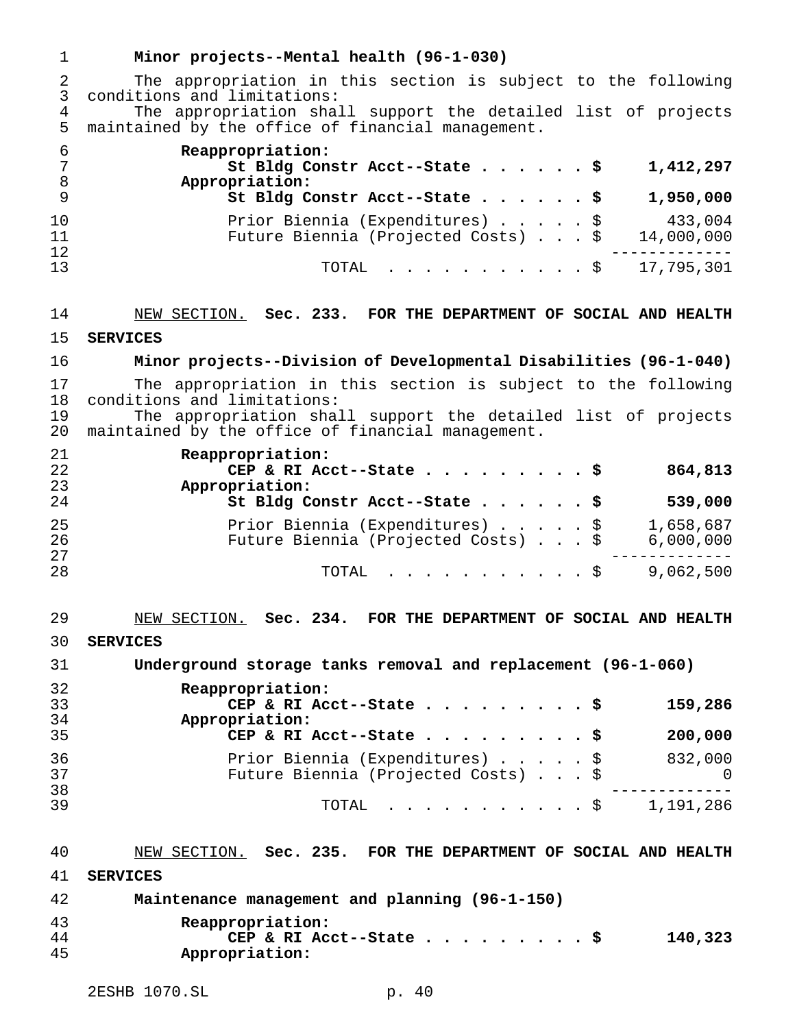**Minor projects--Mental health (96-1-030)**

The appropriation in this section is subject to the following conditions and limitations:

The appropriation shall support the detailed list of projects maintained by the office of financial management.

| | |
|---|---|
| **Reappropriation:** | |
| **St Bldg Constr Acct--State . . . . . . $** | **1,412,297** |
| **Appropriation:** | |
| **St Bldg Constr Acct--State . . . . . . $** | **1,950,000** |
| Prior Biennia (Expenditures) . . . . . $ | 433,004 |
| Future Biennia (Projected Costs) . . . $ | 14,000,000 |
| TOTAL . . . . . . . . . . . . $ | 17,795,301 |

NEW SECTION. **Sec. 233. FOR THE DEPARTMENT OF SOCIAL AND HEALTH SERVICES**

**Minor projects--Division of Developmental Disabilities (96-1-040)**

The appropriation in this section is subject to the following conditions and limitations:

The appropriation shall support the detailed list of projects maintained by the office of financial management.

| | |
|---|---|
| **Reappropriation:** | |
| **CEP & RI Acct--State . . . . . . . . . . $** | **864,813** |
| **Appropriation:** | |
| **St Bldg Constr Acct--State . . . . . . $** | **539,000** |
| Prior Biennia (Expenditures) . . . . . $ | 1,658,687 |
| Future Biennia (Projected Costs) . . . $ | 6,000,000 |
| TOTAL . . . . . . . . . . . . $ | 9,062,500 |

NEW SECTION. **Sec. 234. FOR THE DEPARTMENT OF SOCIAL AND HEALTH SERVICES**

**Underground storage tanks removal and replacement (96-1-060)**

| | |
|---|---|
| **Reappropriation:** | |
| **CEP & RI Acct--State . . . . . . . . . . $** | **159,286** |
| **Appropriation:** | |
| **CEP & RI Acct--State . . . . . . . . . . $** | **200,000** |
| Prior Biennia (Expenditures) . . . . . $ | 832,000 |
| Future Biennia (Projected Costs) . . . $ | 0 |
| TOTAL . . . . . . . . . . . . $ | 1,191,286 |

NEW SECTION. **Sec. 235. FOR THE DEPARTMENT OF SOCIAL AND HEALTH SERVICES**

**Maintenance management and planning (96-1-150)**

| | |
|---|---|
| **Reappropriation:** | |
| **CEP & RI Acct--State . . . . . . . . . . $** | **140,323** |
| **Appropriation:** | |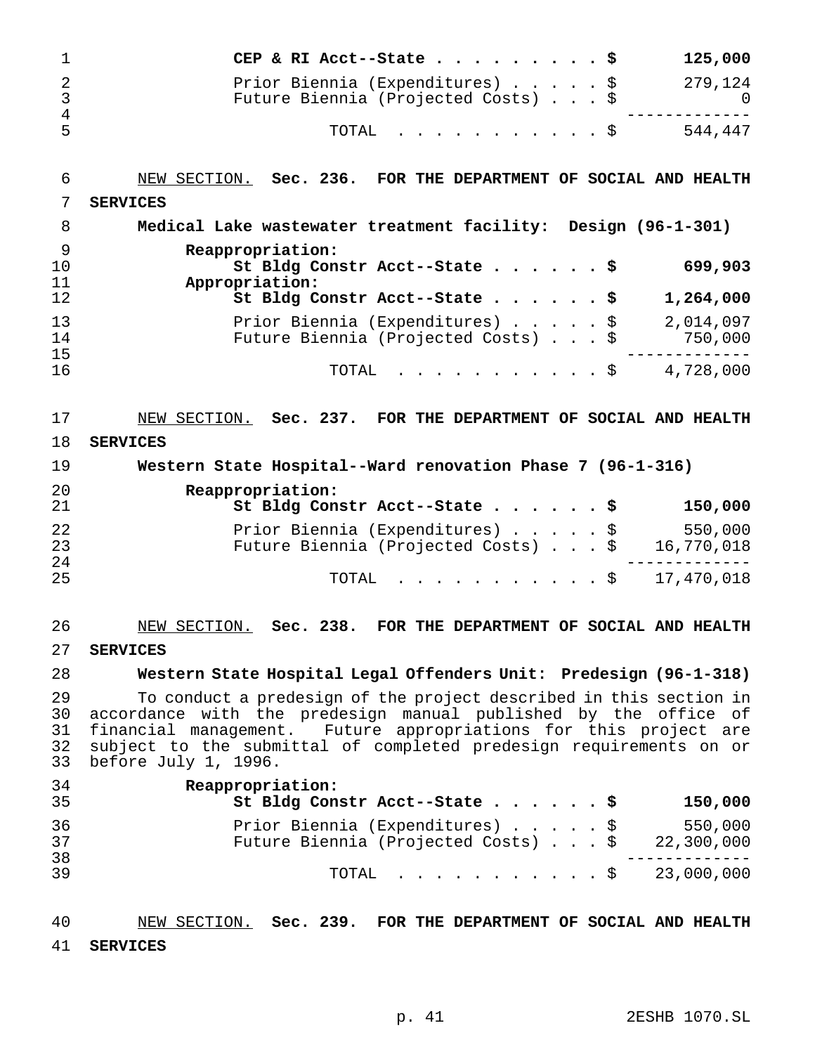| | |
|---|---:|
| **CEP & RI Acct--State . . . . . . . . . $** | **125,000** |
| Prior Biennia (Expenditures) . . . . . $ | 279,124 |
| Future Biennia (Projected Costs) . . . $ | 0 |
| TOTAL . . . . . . . . . . . $ | 544,447 |

NEW SECTION. **Sec. 236. FOR THE DEPARTMENT OF SOCIAL AND HEALTH SERVICES**

**Medical Lake wastewater treatment facility: Design (96-1-301)**

| | |
|---|---:|
| **Reappropriation:** | |
| **St Bldg Constr Acct--State . . . . . . $** | **699,903** |
| **Appropriation:** | |
| **St Bldg Constr Acct--State . . . . . . $** | **1,264,000** |
| Prior Biennia (Expenditures) . . . . . $ | 2,014,097 |
| Future Biennia (Projected Costs) . . . $ | 750,000 |
| TOTAL . . . . . . . . . . . $ | 4,728,000 |

NEW SECTION. **Sec. 237. FOR THE DEPARTMENT OF SOCIAL AND HEALTH SERVICES**

**Western State Hospital--Ward renovation Phase 7 (96-1-316)**

| | |
|---|---:|
| **Reappropriation:** | |
| **St Bldg Constr Acct--State . . . . . . $** | **150,000** |
| Prior Biennia (Expenditures) . . . . . $ | 550,000 |
| Future Biennia (Projected Costs) . . . $ | 16,770,018 |
| TOTAL . . . . . . . . . . . $ | 17,470,018 |

NEW SECTION. **Sec. 238. FOR THE DEPARTMENT OF SOCIAL AND HEALTH SERVICES**

**Western State Hospital Legal Offenders Unit: Predesign (96-1-318)**

To conduct a predesign of the project described in this section in accordance with the predesign manual published by the office of financial management. Future appropriations for this project are subject to the submittal of completed predesign requirements on or before July 1, 1996.

| | |
|---|---:|
| **Reappropriation:** | |
| **St Bldg Constr Acct--State . . . . . . $** | **150,000** |
| Prior Biennia (Expenditures) . . . . . $ | 550,000 |
| Future Biennia (Projected Costs) . . . $ | 22,300,000 |
| TOTAL . . . . . . . . . . . $ | 23,000,000 |

NEW SECTION. **Sec. 239. FOR THE DEPARTMENT OF SOCIAL AND HEALTH SERVICES**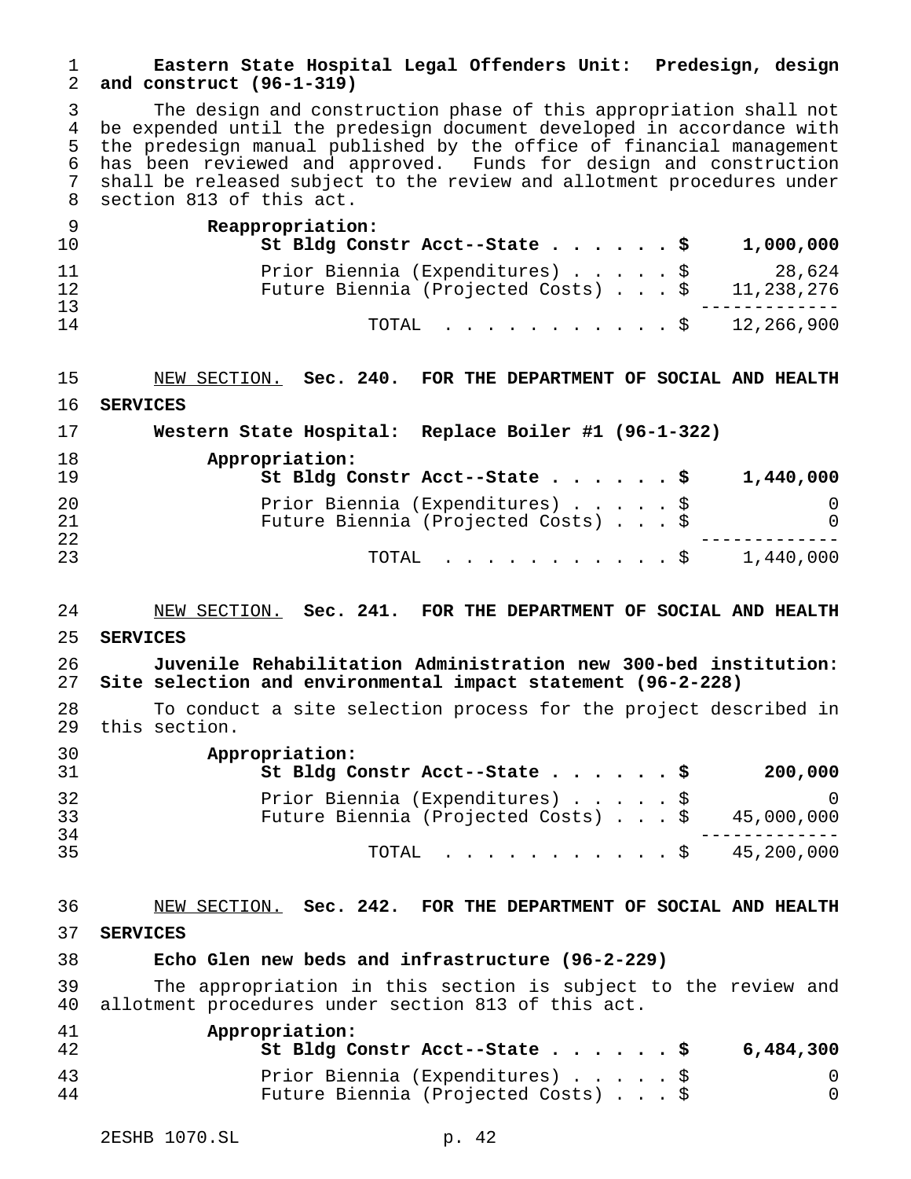**Eastern State Hospital Legal Offenders Unit: Predesign, design and construct (96-1-319)**

The design and construction phase of this appropriation shall not be expended until the predesign document developed in accordance with the predesign manual published by the office of financial management has been reviewed and approved. Funds for design and construction shall be released subject to the review and allotment procedures under section 813 of this act.

| | |
|---|---|
| **Reappropriation:** | |
| **St Bldg Constr Acct--State . . . . . . $** | **1,000,000** |
| Prior Biennia (Expenditures) . . . . . $ | 28,624 |
| Future Biennia (Projected Costs) . . . $ | 11,238,276 |
| TOTAL . . . . . . . . . . . $ | 12,266,900 |

NEW SECTION. **Sec. 240. FOR THE DEPARTMENT OF SOCIAL AND HEALTH SERVICES**

**Western State Hospital: Replace Boiler #1 (96-1-322)**

| | |
|---|---|
| **Appropriation:** | |
| **St Bldg Constr Acct--State . . . . . . $** | **1,440,000** |
| Prior Biennia (Expenditures) . . . . . $ | 0 |
| Future Biennia (Projected Costs) . . . $ | 0 |
| TOTAL . . . . . . . . . . . $ | 1,440,000 |

NEW SECTION. **Sec. 241. FOR THE DEPARTMENT OF SOCIAL AND HEALTH SERVICES**

**Juvenile Rehabilitation Administration new 300-bed institution: Site selection and environmental impact statement (96-2-228)**

To conduct a site selection process for the project described in this section.

| | |
|---|---|
| **Appropriation:** | |
| **St Bldg Constr Acct--State . . . . . . $** | **200,000** |
| Prior Biennia (Expenditures) . . . . . $ | 0 |
| Future Biennia (Projected Costs) . . . $ | 45,000,000 |
| TOTAL . . . . . . . . . . . $ | 45,200,000 |

NEW SECTION. **Sec. 242. FOR THE DEPARTMENT OF SOCIAL AND HEALTH SERVICES**

**Echo Glen new beds and infrastructure (96-2-229)**

The appropriation in this section is subject to the review and allotment procedures under section 813 of this act.

| | |
|---|---|
| **Appropriation:** | |
| **St Bldg Constr Acct--State . . . . . . $** | **6,484,300** |
| Prior Biennia (Expenditures) . . . . . $ | 0 |
| Future Biennia (Projected Costs) . . . $ | 0 |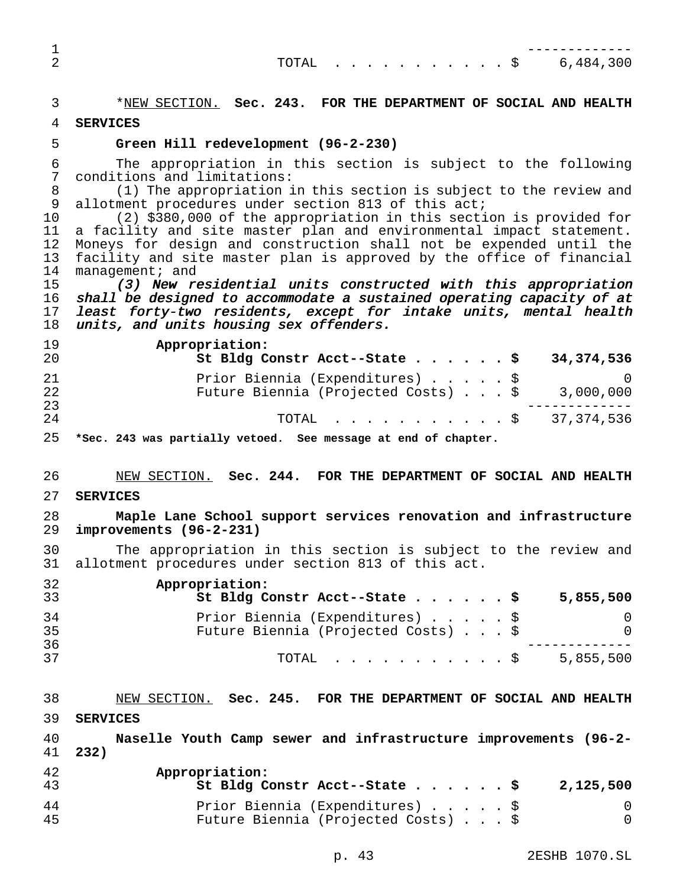| | |
|---|---|
| TOTAL . . . . . . . . . . . $ | 6,484,300 |

*<u>NEW SECTION.</u> **Sec. 243. FOR THE DEPARTMENT OF SOCIAL AND HEALTH SERVICES**

**Green Hill redevelopment (96-2-230)**

The appropriation in this section is subject to the following conditions and limitations:

(1) The appropriation in this section is subject to the review and allotment procedures under section 813 of this act;

(2) $380,000 of the appropriation in this section is provided for a facility and site master plan and environmental impact statement. Moneys for design and construction shall not be expended until the facility and site master plan is approved by the office of financial management; and

*(3) New residential units constructed with this appropriation shall be designed to accommodate a sustained operating capacity of at least forty-two residents, except for intake units, mental health units, and units housing sex offenders.*

| Appropriation: | |
|---|---|
| **St Bldg Constr Acct--State . . . . . . $** | **34,374,536** |
| Prior Biennia (Expenditures) . . . . . $ | 0 |
| Future Biennia (Projected Costs) . . . $ | 3,000,000 |
| TOTAL . . . . . . . . . . . $ | 37,374,536 |

**\*Sec. 243 was partially vetoed. See message at end of chapter.**

<u>NEW SECTION.</u> **Sec. 244. FOR THE DEPARTMENT OF SOCIAL AND HEALTH SERVICES**

**Maple Lane School support services renovation and infrastructure improvements (96-2-231)**

The appropriation in this section is subject to the review and allotment procedures under section 813 of this act.

| Appropriation: | |
|---|---|
| **St Bldg Constr Acct--State . . . . . . $** | **5,855,500** |
| Prior Biennia (Expenditures) . . . . . $ | 0 |
| Future Biennia (Projected Costs) . . . $ | 0 |
| TOTAL . . . . . . . . . . . $ | 5,855,500 |

<u>NEW SECTION.</u> **Sec. 245. FOR THE DEPARTMENT OF SOCIAL AND HEALTH SERVICES**

**Naselle Youth Camp sewer and infrastructure improvements (96-2-232)**

| Appropriation: | |
|---|---|
| **St Bldg Constr Acct--State . . . . . . $** | **2,125,500** |
| Prior Biennia (Expenditures) . . . . . $ | 0 |
| Future Biennia (Projected Costs) . . . $ | 0 |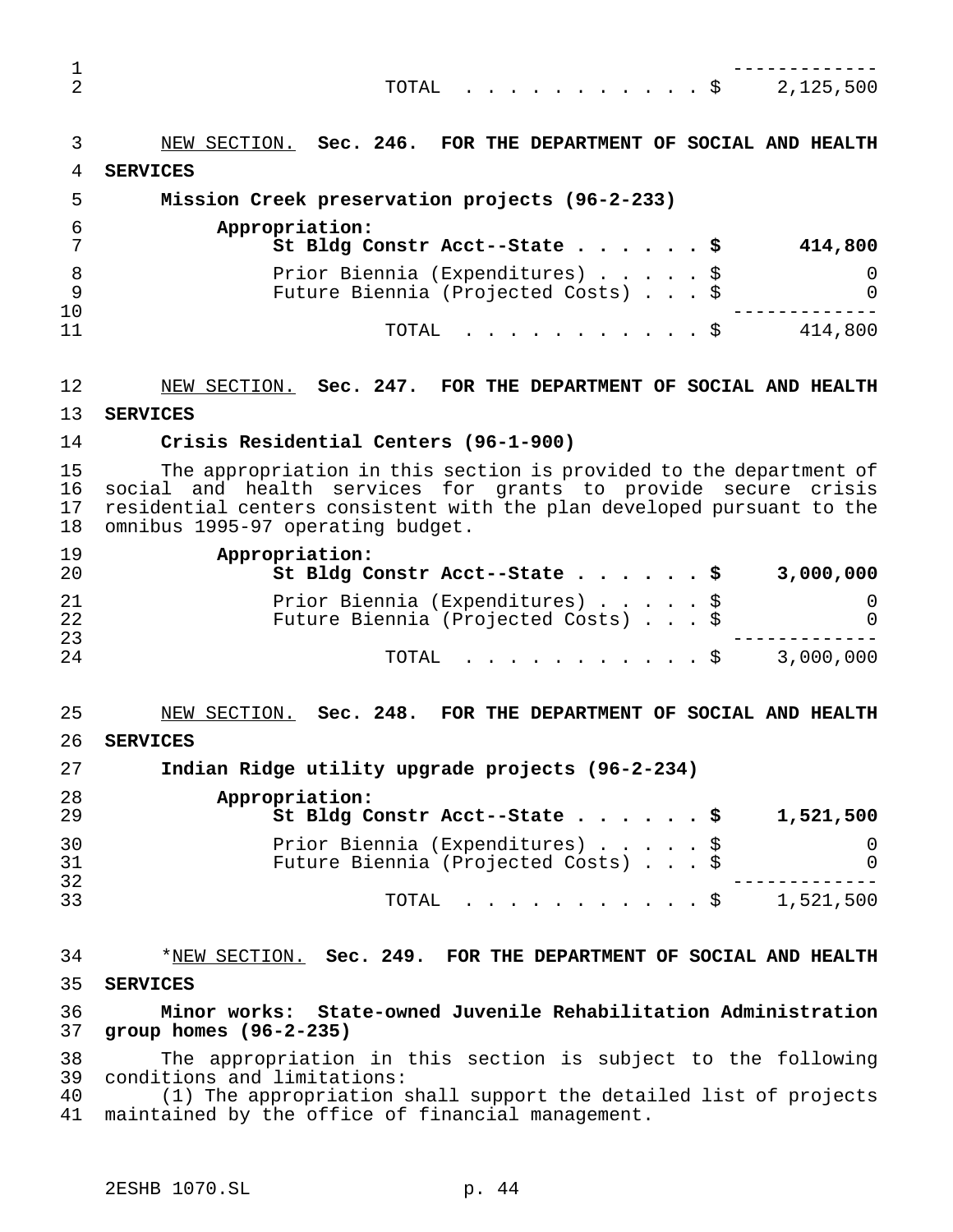| | |
|---|---|
| TOTAL . . . . . . . . . . . $ | 2,125,500 |

NEW SECTION. **Sec. 246. FOR THE DEPARTMENT OF SOCIAL AND HEALTH SERVICES**

**Mission Creek preservation projects (96-2-233)**

| | |
|---|---|
| **Appropriation:** | |
| **St Bldg Constr Acct--State . . . . . . $** | **414,800** |
| Prior Biennia (Expenditures) . . . . . $ | 0 |
| Future Biennia (Projected Costs) . . . $ | 0 |
| TOTAL . . . . . . . . . . . $ | 414,800 |

NEW SECTION. **Sec. 247. FOR THE DEPARTMENT OF SOCIAL AND HEALTH SERVICES**

**Crisis Residential Centers (96-1-900)**

The appropriation in this section is provided to the department of social and health services for grants to provide secure crisis residential centers consistent with the plan developed pursuant to the omnibus 1995-97 operating budget.

| | |
|---|---|
| **Appropriation:** | |
| **St Bldg Constr Acct--State . . . . . . $** | **3,000,000** |
| Prior Biennia (Expenditures) . . . . . $ | 0 |
| Future Biennia (Projected Costs) . . . $ | 0 |
| TOTAL . . . . . . . . . . . $ | 3,000,000 |

NEW SECTION. **Sec. 248. FOR THE DEPARTMENT OF SOCIAL AND HEALTH SERVICES**

**Indian Ridge utility upgrade projects (96-2-234)**

| | |
|---|---|
| **Appropriation:** | |
| **St Bldg Constr Acct--State . . . . . . $** | **1,521,500** |
| Prior Biennia (Expenditures) . . . . . $ | 0 |
| Future Biennia (Projected Costs) . . . $ | 0 |
| TOTAL . . . . . . . . . . . $ | 1,521,500 |

*NEW SECTION. **Sec. 249. FOR THE DEPARTMENT OF SOCIAL AND HEALTH SERVICES**

**Minor works: State-owned Juvenile Rehabilitation Administration group homes (96-2-235)**

The appropriation in this section is subject to the following conditions and limitations:

(1) The appropriation shall support the detailed list of projects maintained by the office of financial management.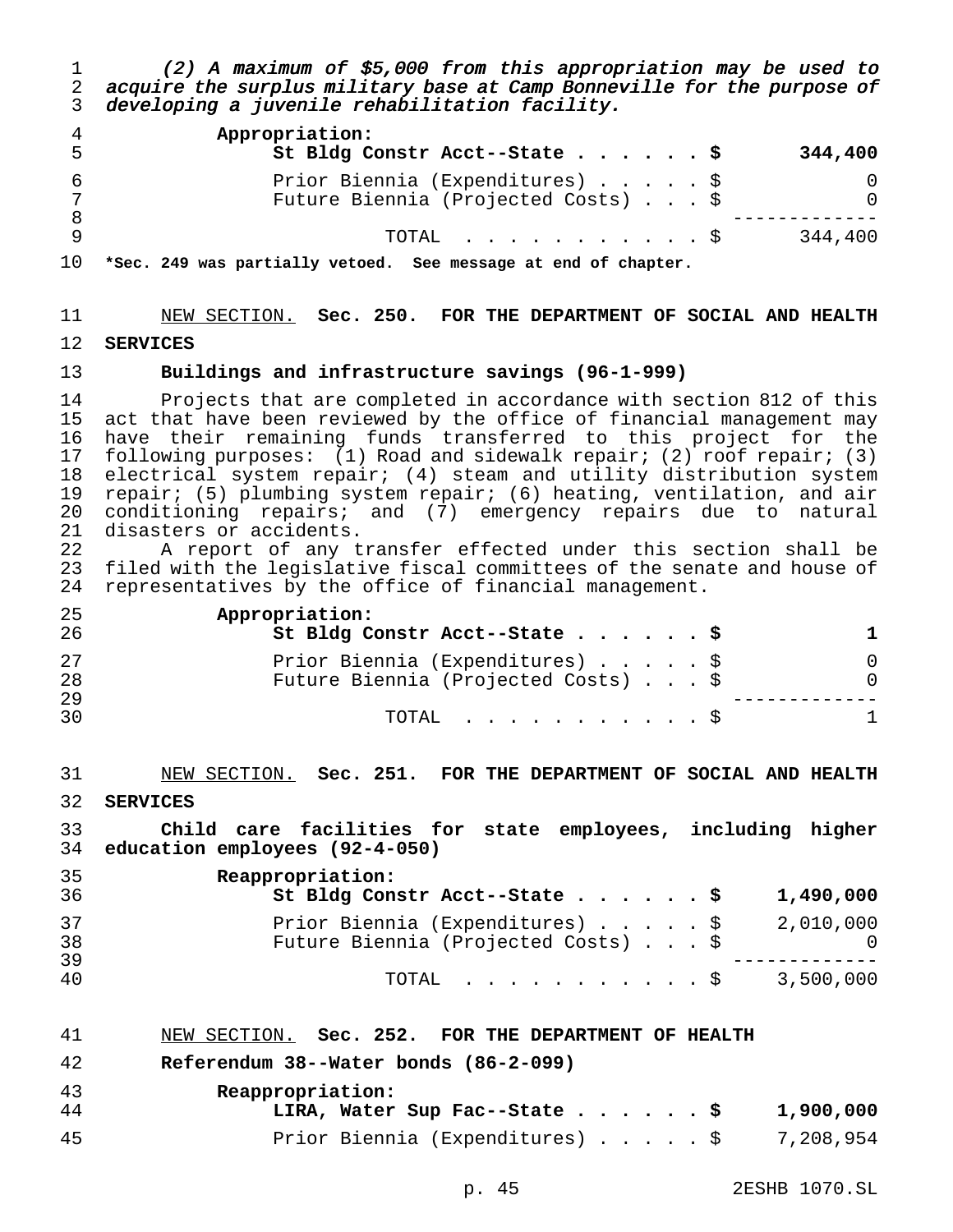*(2) A maximum of $5,000 from this appropriation may be used to acquire the surplus military base at Camp Bonneville for the purpose of developing a juvenile rehabilitation facility.*

| | |
|---|---|
| **Appropriation:** | |
| **St Bldg Constr Acct--State . . . . . . $** | **344,400** |
| Prior Biennia (Expenditures) . . . . . $ | 0 |
| Future Biennia (Projected Costs) . . . $ | 0 |
| TOTAL . . . . . . . . . . . $ | 344,400 |

**\*Sec. 249 was partially vetoed. See message at end of chapter.**

NEW SECTION. **Sec. 250. FOR THE DEPARTMENT OF SOCIAL AND HEALTH SERVICES**

**Buildings and infrastructure savings (96-1-999)**

Projects that are completed in accordance with section 812 of this act that have been reviewed by the office of financial management may have their remaining funds transferred to this project for the following purposes: (1) Road and sidewalk repair; (2) roof repair; (3) electrical system repair; (4) steam and utility distribution system repair; (5) plumbing system repair; (6) heating, ventilation, and air conditioning repairs; and (7) emergency repairs due to natural disasters or accidents.

A report of any transfer effected under this section shall be filed with the legislative fiscal committees of the senate and house of representatives by the office of financial management.

| | |
|---|---|
| **Appropriation:** | |
| **St Bldg Constr Acct--State . . . . . . $** | **1** |
| Prior Biennia (Expenditures) . . . . . $ | 0 |
| Future Biennia (Projected Costs) . . . $ | 0 |
| TOTAL . . . . . . . . . . . $ | 1 |

NEW SECTION. **Sec. 251. FOR THE DEPARTMENT OF SOCIAL AND HEALTH SERVICES**

**Child care facilities for state employees, including higher education employees (92-4-050)**

| | |
|---|---|
| **Reappropriation:** | |
| **St Bldg Constr Acct--State . . . . . . $** | **1,490,000** |
| Prior Biennia (Expenditures) . . . . . $ | 2,010,000 |
| Future Biennia (Projected Costs) . . . $ | 0 |
| TOTAL . . . . . . . . . . . $ | 3,500,000 |

NEW SECTION. **Sec. 252. FOR THE DEPARTMENT OF HEALTH**

**Referendum 38--Water bonds (86-2-099)**

| | |
|---|---|
| **Reappropriation:** | |
| **LIRA, Water Sup Fac--State . . . . . . $** | **1,900,000** |
| Prior Biennia (Expenditures) . . . . . $ | 7,208,954 |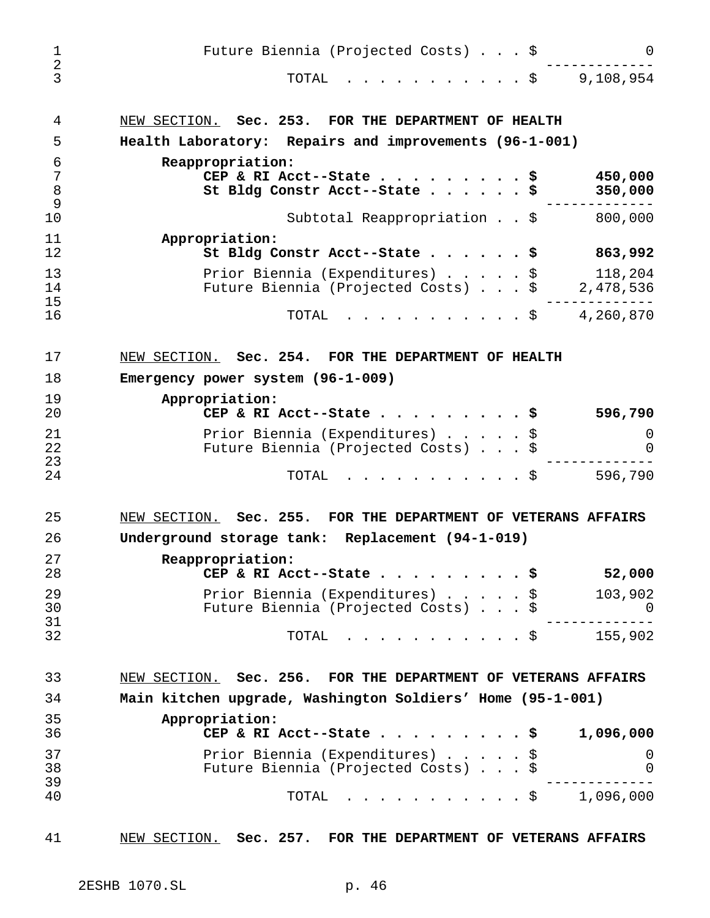| | |
|---|---:|
| Future Biennia (Projected Costs) . . . $ | 0 |
| TOTAL . . . . . . . . . . . $ | 9,108,954 |

NEW SECTION. **Sec. 253. FOR THE DEPARTMENT OF HEALTH**

**Health Laboratory: Repairs and improvements (96-1-001)**

| | |
|---|---:|
| **Reappropriation:** | |
| **CEP & RI Acct--State . . . . . . . . . $** | **450,000** |
| **St Bldg Constr Acct--State . . . . . . $** | **350,000** |
| Subtotal Reappropriation . . $ | 800,000 |
| **Appropriation:** | |
| **St Bldg Constr Acct--State . . . . . . $** | **863,992** |
| Prior Biennia (Expenditures) . . . . . $ | 118,204 |
| Future Biennia (Projected Costs) . . . $ | 2,478,536 |
| TOTAL . . . . . . . . . . . $ | 4,260,870 |

NEW SECTION. **Sec. 254. FOR THE DEPARTMENT OF HEALTH**

**Emergency power system (96-1-009)**

| | |
|---|---:|
| **Appropriation:** | |
| **CEP & RI Acct--State . . . . . . . . . $** | **596,790** |
| Prior Biennia (Expenditures) . . . . . $ | 0 |
| Future Biennia (Projected Costs) . . . $ | 0 |
| TOTAL . . . . . . . . . . . $ | 596,790 |

NEW SECTION. **Sec. 255. FOR THE DEPARTMENT OF VETERANS AFFAIRS**

**Underground storage tank: Replacement (94-1-019)**

| | |
|---|---:|
| **Reappropriation:** | |
| **CEP & RI Acct--State . . . . . . . . . $** | **52,000** |
| Prior Biennia (Expenditures) . . . . . $ | 103,902 |
| Future Biennia (Projected Costs) . . . $ | 0 |
| TOTAL . . . . . . . . . . . $ | 155,902 |

NEW SECTION. **Sec. 256. FOR THE DEPARTMENT OF VETERANS AFFAIRS**

**Main kitchen upgrade, Washington Soldiers' Home (95-1-001)**

| | |
|---|---:|
| **Appropriation:** | |
| **CEP & RI Acct--State . . . . . . . . . $** | **1,096,000** |
| Prior Biennia (Expenditures) . . . . . $ | 0 |
| Future Biennia (Projected Costs) . . . $ | 0 |
| TOTAL . . . . . . . . . . . $ | 1,096,000 |

NEW SECTION. **Sec. 257. FOR THE DEPARTMENT OF VETERANS AFFAIRS**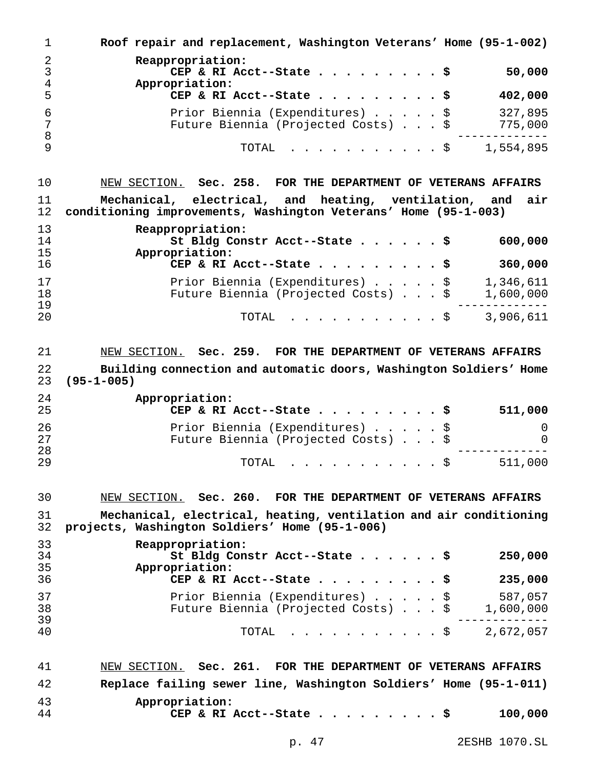**Roof repair and replacement, Washington Veterans' Home (95-1-002)**

| | |
|---|---|
| **Reappropriation:** | |
| **CEP & RI Acct--State** | **$ 50,000** |
| **Appropriation:** | |
| **CEP & RI Acct--State** | **$ 402,000** |
| Prior Biennia (Expenditures) | $ 327,895 |
| Future Biennia (Projected Costs) | $ 775,000 |
| TOTAL | $ 1,554,895 |

NEW SECTION. **Sec. 258. FOR THE DEPARTMENT OF VETERANS AFFAIRS**

**Mechanical, electrical, and heating, ventilation, and air conditioning improvements, Washington Veterans' Home (95-1-003)**

| | |
|---|---|
| **Reappropriation:** | |
| **St Bldg Constr Acct--State** | **$ 600,000** |
| **Appropriation:** | |
| **CEP & RI Acct--State** | **$ 360,000** |
| Prior Biennia (Expenditures) | $ 1,346,611 |
| Future Biennia (Projected Costs) | $ 1,600,000 |
| TOTAL | $ 3,906,611 |

NEW SECTION. **Sec. 259. FOR THE DEPARTMENT OF VETERANS AFFAIRS**

**Building connection and automatic doors, Washington Soldiers' Home (95-1-005)**

| | |
|---|---|
| **Appropriation:** | |
| **CEP & RI Acct--State** | **$ 511,000** |
| Prior Biennia (Expenditures) | $ 0 |
| Future Biennia (Projected Costs) | $ 0 |
| TOTAL | $ 511,000 |

NEW SECTION. **Sec. 260. FOR THE DEPARTMENT OF VETERANS AFFAIRS**

**Mechanical, electrical, heating, ventilation and air conditioning projects, Washington Soldiers' Home (95-1-006)**

| | |
|---|---|
| **Reappropriation:** | |
| **St Bldg Constr Acct--State** | **$ 250,000** |
| **Appropriation:** | |
| **CEP & RI Acct--State** | **$ 235,000** |
| Prior Biennia (Expenditures) | $ 587,057 |
| Future Biennia (Projected Costs) | $ 1,600,000 |
| TOTAL | $ 2,672,057 |

NEW SECTION. **Sec. 261. FOR THE DEPARTMENT OF VETERANS AFFAIRS**

**Replace failing sewer line, Washington Soldiers' Home (95-1-011)**

| | |
|---|---|
| **Appropriation:** | |
| **CEP & RI Acct--State** | **$ 100,000** |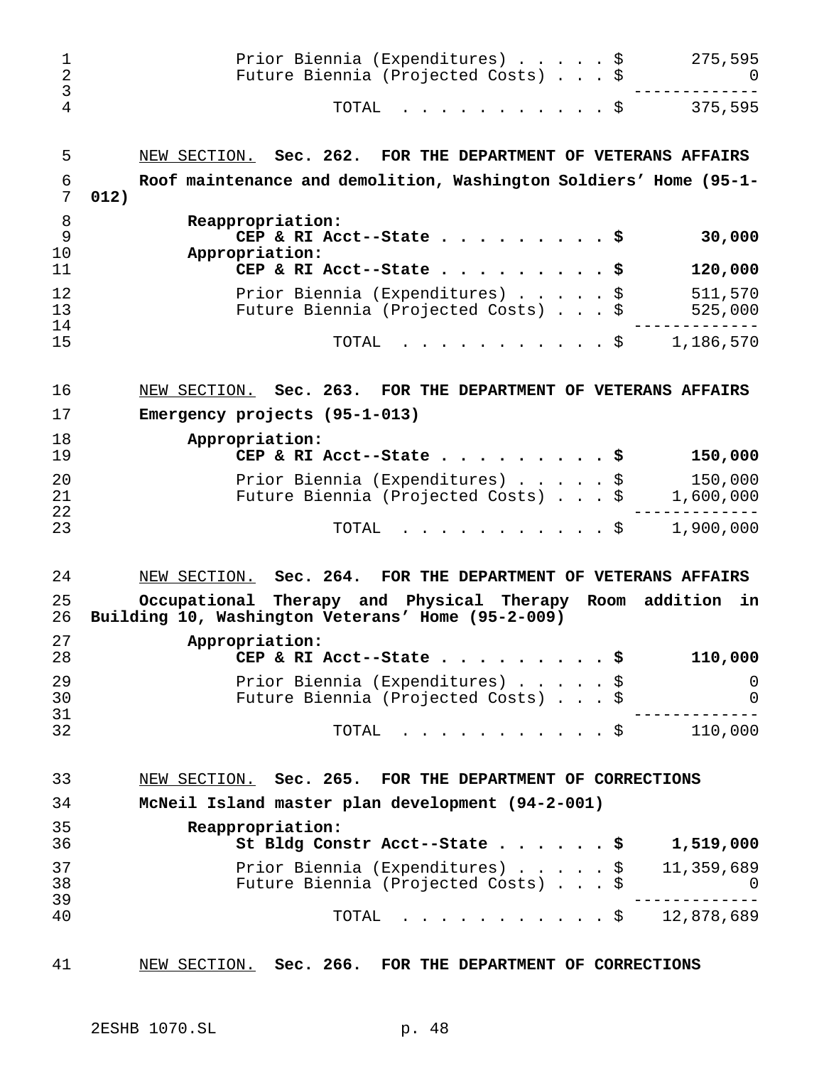Prior Biennia (Expenditures) . . . . . $ 275,595
Future Biennia (Projected Costs) . . . $ 0
-------------
TOTAL . . . . . . . . . . . . $ 375,595

NEW SECTION. **Sec. 262. FOR THE DEPARTMENT OF VETERANS AFFAIRS**

**Roof maintenance and demolition, Washington Soldiers' Home (95-1-012)**

**Reappropriation:**
**CEP & RI Acct--State . . . . . . . . . . $ 30,000**
**Appropriation:**
**CEP & RI Acct--State . . . . . . . . . . $ 120,000**

Prior Biennia (Expenditures) . . . . . $ 511,570
Future Biennia (Projected Costs) . . . $ 525,000
-------------
TOTAL . . . . . . . . . . . . $ 1,186,570

NEW SECTION. **Sec. 263. FOR THE DEPARTMENT OF VETERANS AFFAIRS**

**Emergency projects (95-1-013)**

**Appropriation:**
**CEP & RI Acct--State . . . . . . . . . . $ 150,000**

Prior Biennia (Expenditures) . . . . . $ 150,000
Future Biennia (Projected Costs) . . . $ 1,600,000
-------------
TOTAL . . . . . . . . . . . . $ 1,900,000

NEW SECTION. **Sec. 264. FOR THE DEPARTMENT OF VETERANS AFFAIRS**

**Occupational Therapy and Physical Therapy Room addition in Building 10, Washington Veterans' Home (95-2-009)**

**Appropriation:**
**CEP & RI Acct--State . . . . . . . . . . $ 110,000**

Prior Biennia (Expenditures) . . . . . $ 0
Future Biennia (Projected Costs) . . . $ 0
-------------
TOTAL . . . . . . . . . . . . $ 110,000

NEW SECTION. **Sec. 265. FOR THE DEPARTMENT OF CORRECTIONS**

**McNeil Island master plan development (94-2-001)**

**Reappropriation:**
**St Bldg Constr Acct--State . . . . . . . $ 1,519,000**

Prior Biennia (Expenditures) . . . . . $ 11,359,689
Future Biennia (Projected Costs) . . . $ 0
-------------
TOTAL . . . . . . . . . . . . $ 12,878,689

NEW SECTION. **Sec. 266. FOR THE DEPARTMENT OF CORRECTIONS**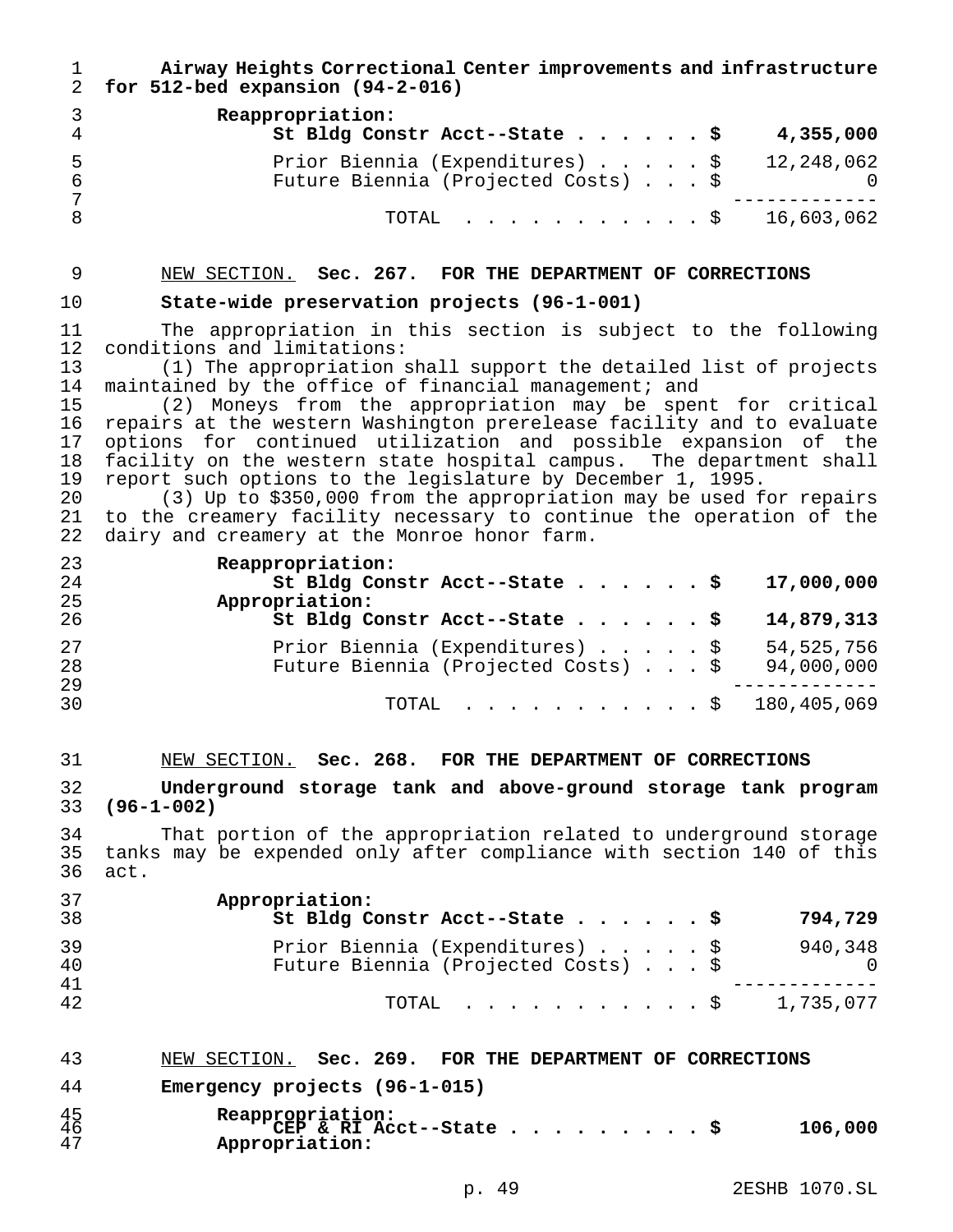**Airway Heights Correctional Center improvements and infrastructure for 512-bed expansion (94-2-016)**

| | |
|---|---|
| **Reappropriation:** | |
| **St Bldg Constr Acct--State . . . . . . $** | **4,355,000** |
| Prior Biennia (Expenditures) . . . . . $ | 12,248,062 |
| Future Biennia (Projected Costs) . . . $ | 0 |
| TOTAL . . . . . . . . . . . $ | 16,603,062 |

NEW SECTION. **Sec. 267. FOR THE DEPARTMENT OF CORRECTIONS**

**State-wide preservation projects (96-1-001)**

The appropriation in this section is subject to the following conditions and limitations:

(1) The appropriation shall support the detailed list of projects maintained by the office of financial management; and

(2) Moneys from the appropriation may be spent for critical repairs at the western Washington prerelease facility and to evaluate options for continued utilization and possible expansion of the facility on the western state hospital campus. The department shall report such options to the legislature by December 1, 1995.

(3) Up to $350,000 from the appropriation may be used for repairs to the creamery facility necessary to continue the operation of the dairy and creamery at the Monroe honor farm.

| | |
|---|---|
| **Reappropriation:** | |
| **St Bldg Constr Acct--State . . . . . . $** | **17,000,000** |
| **Appropriation:** | |
| **St Bldg Constr Acct--State . . . . . . $** | **14,879,313** |
| Prior Biennia (Expenditures) . . . . . $ | 54,525,756 |
| Future Biennia (Projected Costs) . . . $ | 94,000,000 |
| TOTAL . . . . . . . . . . . $ | 180,405,069 |

NEW SECTION. **Sec. 268. FOR THE DEPARTMENT OF CORRECTIONS**

**Underground storage tank and above-ground storage tank program (96-1-002)**

That portion of the appropriation related to underground storage tanks may be expended only after compliance with section 140 of this act.

| | |
|---|---|
| **Appropriation:** | |
| **St Bldg Constr Acct--State . . . . . . $** | **794,729** |
| Prior Biennia (Expenditures) . . . . . $ | 940,348 |
| Future Biennia (Projected Costs) . . . $ | 0 |
| TOTAL . . . . . . . . . . . $ | 1,735,077 |

NEW SECTION. **Sec. 269. FOR THE DEPARTMENT OF CORRECTIONS**

**Emergency projects (96-1-015)**

| | |
|---|---|
| **Reappropriation:** | |
| **CEP & RI Acct--State . . . . . . . . . $** | **106,000** |
| **Appropriation:** | |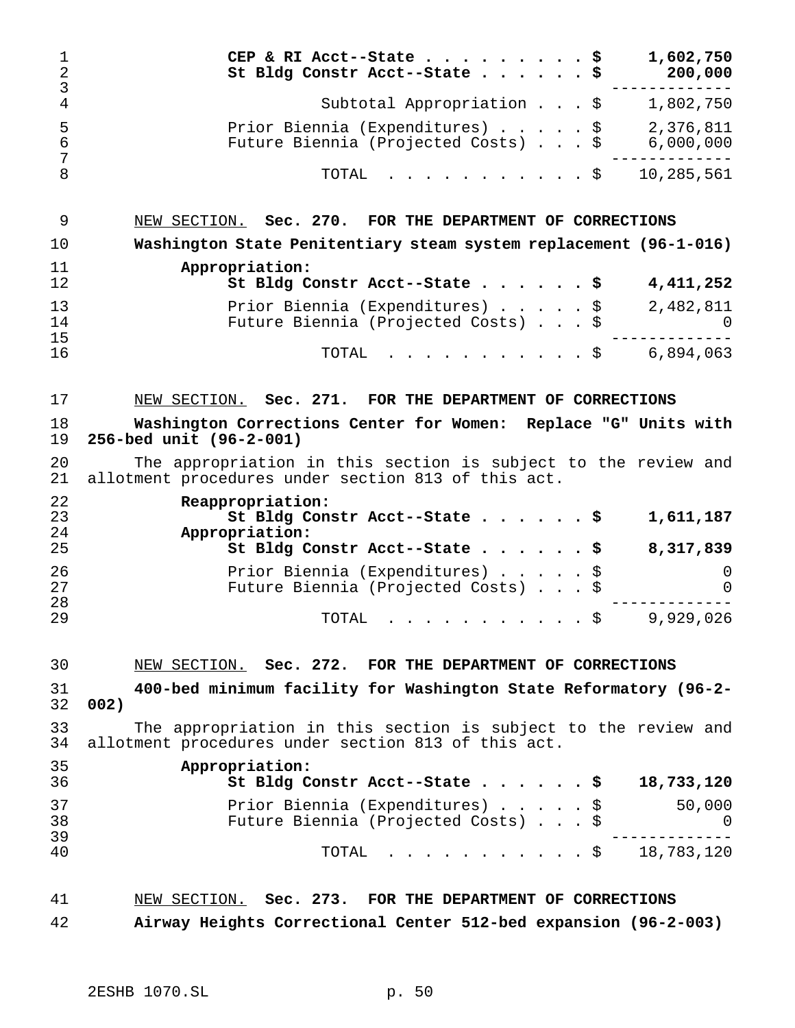| | |
|---|---|
| **CEP & RI Acct--State . . . . . . . . . $** | **1,602,750** |
| **St Bldg Constr Acct--State . . . . . . $** | **200,000** |
| Subtotal Appropriation . . . $ | 1,802,750 |
| Prior Biennia (Expenditures) . . . . . $ | 2,376,811 |
| Future Biennia (Projected Costs) . . . $ | 6,000,000 |
| TOTAL . . . . . . . . . . . $ | 10,285,561 |

NEW SECTION. **Sec. 270. FOR THE DEPARTMENT OF CORRECTIONS**

**Washington State Penitentiary steam system replacement (96-1-016)**

| | |
|---|---|
| **Appropriation:** | |
| **St Bldg Constr Acct--State . . . . . . $** | **4,411,252** |
| Prior Biennia (Expenditures) . . . . . $ | 2,482,811 |
| Future Biennia (Projected Costs) . . . $ | 0 |
| TOTAL . . . . . . . . . . . $ | 6,894,063 |

NEW SECTION. **Sec. 271. FOR THE DEPARTMENT OF CORRECTIONS**

**Washington Corrections Center for Women: Replace "G" Units with 256-bed unit (96-2-001)**

The appropriation in this section is subject to the review and allotment procedures under section 813 of this act.

| | |
|---|---|
| **Reappropriation:** | |
| **St Bldg Constr Acct--State . . . . . . $** | **1,611,187** |
| **Appropriation:** | |
| **St Bldg Constr Acct--State . . . . . . $** | **8,317,839** |
| Prior Biennia (Expenditures) . . . . . $ | 0 |
| Future Biennia (Projected Costs) . . . $ | 0 |
| TOTAL . . . . . . . . . . . $ | 9,929,026 |

NEW SECTION. **Sec. 272. FOR THE DEPARTMENT OF CORRECTIONS**

**400-bed minimum facility for Washington State Reformatory (96-2-002)**

The appropriation in this section is subject to the review and allotment procedures under section 813 of this act.

| | |
|---|---|
| **Appropriation:** | |
| **St Bldg Constr Acct--State . . . . . . $** | **18,733,120** |
| Prior Biennia (Expenditures) . . . . . $ | 50,000 |
| Future Biennia (Projected Costs) . . . $ | 0 |
| TOTAL . . . . . . . . . . . $ | 18,783,120 |

NEW SECTION. **Sec. 273. FOR THE DEPARTMENT OF CORRECTIONS**

**Airway Heights Correctional Center 512-bed expansion (96-2-003)**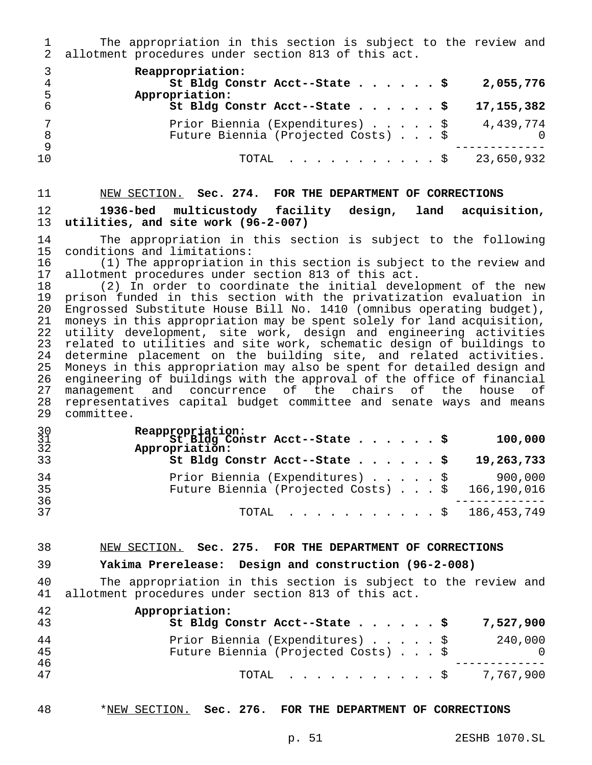The appropriation in this section is subject to the review and allotment procedures under section 813 of this act.

| | |
|---|---|
| **Reappropriation:** | |
| **St Bldg Constr Acct--State . . . . . . $** | **2,055,776** |
| **Appropriation:** | |
| **St Bldg Constr Acct--State . . . . . . $** | **17,155,382** |
| Prior Biennia (Expenditures) . . . . . $ | 4,439,774 |
| Future Biennia (Projected Costs) . . . $ | 0 |
| TOTAL . . . . . . . . . . . $ | 23,650,932 |

NEW SECTION. **Sec. 274. FOR THE DEPARTMENT OF CORRECTIONS**

**1936-bed multicustody facility design, land acquisition, utilities, and site work (96-2-007)**

The appropriation in this section is subject to the following conditions and limitations:

(1) The appropriation in this section is subject to the review and allotment procedures under section 813 of this act.

(2) In order to coordinate the initial development of the new prison funded in this section with the privatization evaluation in Engrossed Substitute House Bill No. 1410 (omnibus operating budget), moneys in this appropriation may be spent solely for land acquisition, utility development, site work, design and engineering activities related to utilities and site work, schematic design of buildings to determine placement on the building site, and related activities. Moneys in this appropriation may also be spent for detailed design and engineering of buildings with the approval of the office of financial management and concurrence of the chairs of the house of representatives capital budget committee and senate ways and means committee.

| | |
|---|---|
| **Reappropriation:** | |
| **St Bldg Constr Acct--State . . . . . . $** | **100,000** |
| **Appropriation:** | |
| **St Bldg Constr Acct--State . . . . . . $** | **19,263,733** |
| Prior Biennia (Expenditures) . . . . . $ | 900,000 |
| Future Biennia (Projected Costs) . . . $ | 166,190,016 |
| TOTAL . . . . . . . . . . . $ | 186,453,749 |

NEW SECTION. **Sec. 275. FOR THE DEPARTMENT OF CORRECTIONS**

**Yakima Prerelease: Design and construction (96-2-008)**

The appropriation in this section is subject to the review and allotment procedures under section 813 of this act.

| | |
|---|---|
| **Appropriation:** | |
| **St Bldg Constr Acct--State . . . . . . $** | **7,527,900** |
| Prior Biennia (Expenditures) . . . . . $ | 240,000 |
| Future Biennia (Projected Costs) . . . $ | 0 |
| TOTAL . . . . . . . . . . . $ | 7,767,900 |

*NEW SECTION. **Sec. 276. FOR THE DEPARTMENT OF CORRECTIONS**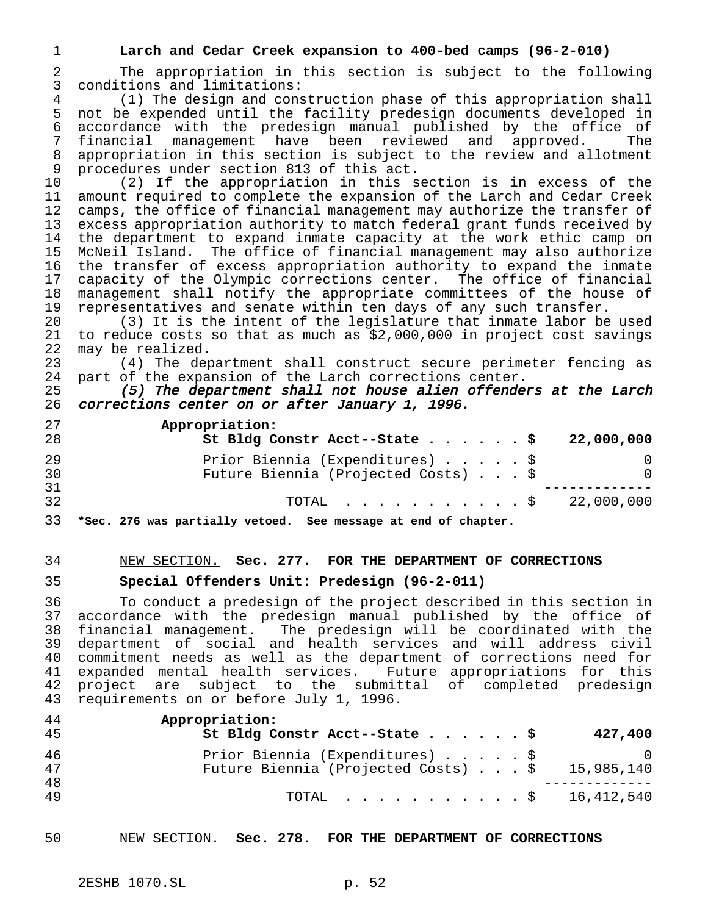**Larch and Cedar Creek expansion to 400-bed camps (96-2-010)**

The appropriation in this section is subject to the following conditions and limitations:

(1) The design and construction phase of this appropriation shall not be expended until the facility predesign documents developed in accordance with the predesign manual published by the office of financial management have been reviewed and approved. The appropriation in this section is subject to the review and allotment procedures under section 813 of this act.

(2) If the appropriation in this section is in excess of the amount required to complete the expansion of the Larch and Cedar Creek camps, the office of financial management may authorize the transfer of excess appropriation authority to match federal grant funds received by the department to expand inmate capacity at the work ethic camp on McNeil Island. The office of financial management may also authorize the transfer of excess appropriation authority to expand the inmate capacity of the Olympic corrections center. The office of financial management shall notify the appropriate committees of the house of representatives and senate within ten days of any such transfer.

(3) It is the intent of the legislature that inmate labor be used to reduce costs so that as much as $2,000,000 in project cost savings may be realized.

(4) The department shall construct secure perimeter fencing as part of the expansion of the Larch corrections center.

***(5) The department shall not house alien offenders at the Larch corrections center on or after January 1, 1996.***

| | |
|---|---|
| **Appropriation:** | |
| **St Bldg Constr Acct--State . . . . . . $** | **22,000,000** |
| Prior Biennia (Expenditures) . . . . . $ | 0 |
| Future Biennia (Projected Costs) . . . $ | 0 |
| TOTAL . . . . . . . . . . . $ | 22,000,000 |

**\*Sec. 276 was partially vetoed. See message at end of chapter.**

NEW SECTION. **Sec. 277. FOR THE DEPARTMENT OF CORRECTIONS**

**Special Offenders Unit: Predesign (96-2-011)**

To conduct a predesign of the project described in this section in accordance with the predesign manual published by the office of financial management. The predesign will be coordinated with the department of social and health services and will address civil commitment needs as well as the department of corrections need for expanded mental health services. Future appropriations for this project are subject to the submittal of completed predesign requirements on or before July 1, 1996.

| | |
|---|---|
| **Appropriation:** | |
| **St Bldg Constr Acct--State . . . . . . $** | **427,400** |
| Prior Biennia (Expenditures) . . . . . $ | 0 |
| Future Biennia (Projected Costs) . . . $ | 15,985,140 |
| TOTAL . . . . . . . . . . . $ | 16,412,540 |

NEW SECTION. **Sec. 278. FOR THE DEPARTMENT OF CORRECTIONS**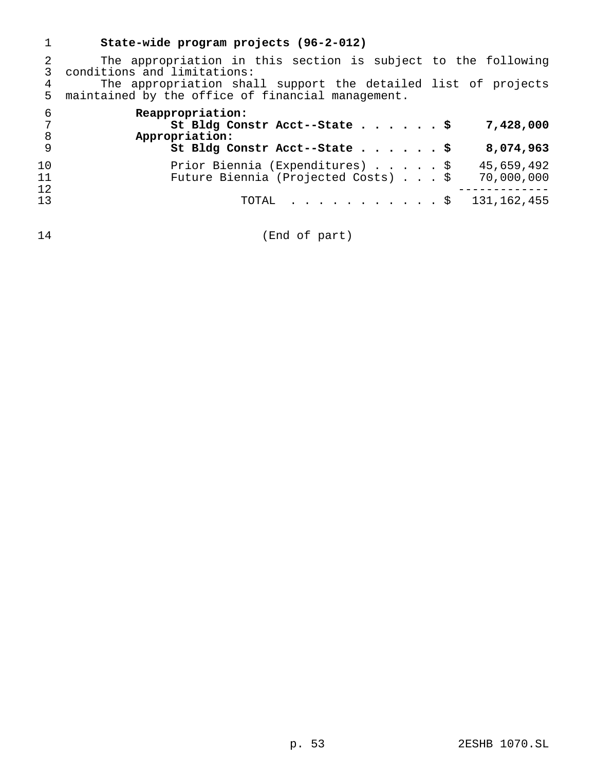**State-wide program projects (96-2-012)**

The appropriation in this section is subject to the following conditions and limitations:

The appropriation shall support the detailed list of projects maintained by the office of financial management.

| | |
|---|---|
| **Reappropriation:** | |
| **St Bldg Constr Acct--State . . . . . . $** | **7,428,000** |
| **Appropriation:** | |
| **St Bldg Constr Acct--State . . . . . . $** | **8,074,963** |
| Prior Biennia (Expenditures) . . . . . $ | 45,659,492 |
| Future Biennia (Projected Costs) . . . $ | 70,000,000 |
| TOTAL . . . . . . . . . . . $ | 131,162,455 |

(End of part)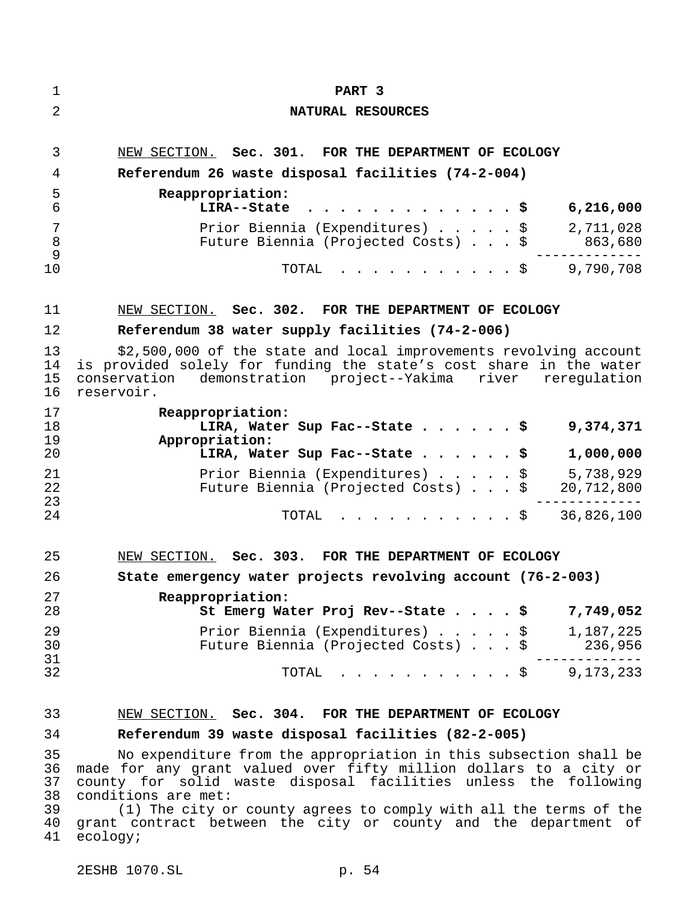# PART 3

## NATURAL RESOURCES

NEW SECTION. **Sec. 301. FOR THE DEPARTMENT OF ECOLOGY**

**Referendum 26 waste disposal facilities (74-2-004)**

| | |
|---|---|
| **Reappropriation:** | |
| **LIRA--State . . . . . . . . . . . . . $** | **6,216,000** |
| Prior Biennia (Expenditures) . . . . . $ | 2,711,028 |
| Future Biennia (Projected Costs) . . . $ | 863,680 |
| TOTAL . . . . . . . . . . . $ | 9,790,708 |

NEW SECTION. **Sec. 302. FOR THE DEPARTMENT OF ECOLOGY**

**Referendum 38 water supply facilities (74-2-006)**

$2,500,000 of the state and local improvements revolving account is provided solely for funding the state's cost share in the water conservation demonstration project--Yakima river reregulation reservoir.

| | |
|---|---|
| **Reappropriation:** | |
| **LIRA, Water Sup Fac--State . . . . . . $** | **9,374,371** |
| **Appropriation:** | |
| **LIRA, Water Sup Fac--State . . . . . . $** | **1,000,000** |
| Prior Biennia (Expenditures) . . . . . $ | 5,738,929 |
| Future Biennia (Projected Costs) . . . $ | 20,712,800 |
| TOTAL . . . . . . . . . . . $ | 36,826,100 |

NEW SECTION. **Sec. 303. FOR THE DEPARTMENT OF ECOLOGY**

**State emergency water projects revolving account (76-2-003)**

| | |
|---|---|
| **Reappropriation:** | |
| **St Emerg Water Proj Rev--State . . . . $** | **7,749,052** |
| Prior Biennia (Expenditures) . . . . . $ | 1,187,225 |
| Future Biennia (Projected Costs) . . . $ | 236,956 |
| TOTAL . . . . . . . . . . . $ | 9,173,233 |

NEW SECTION. **Sec. 304. FOR THE DEPARTMENT OF ECOLOGY**

**Referendum 39 waste disposal facilities (82-2-005)**

No expenditure from the appropriation in this subsection shall be made for any grant valued over fifty million dollars to a city or county for solid waste disposal facilities unless the following conditions are met:

(1) The city or county agrees to comply with all the terms of the grant contract between the city or county and the department of ecology;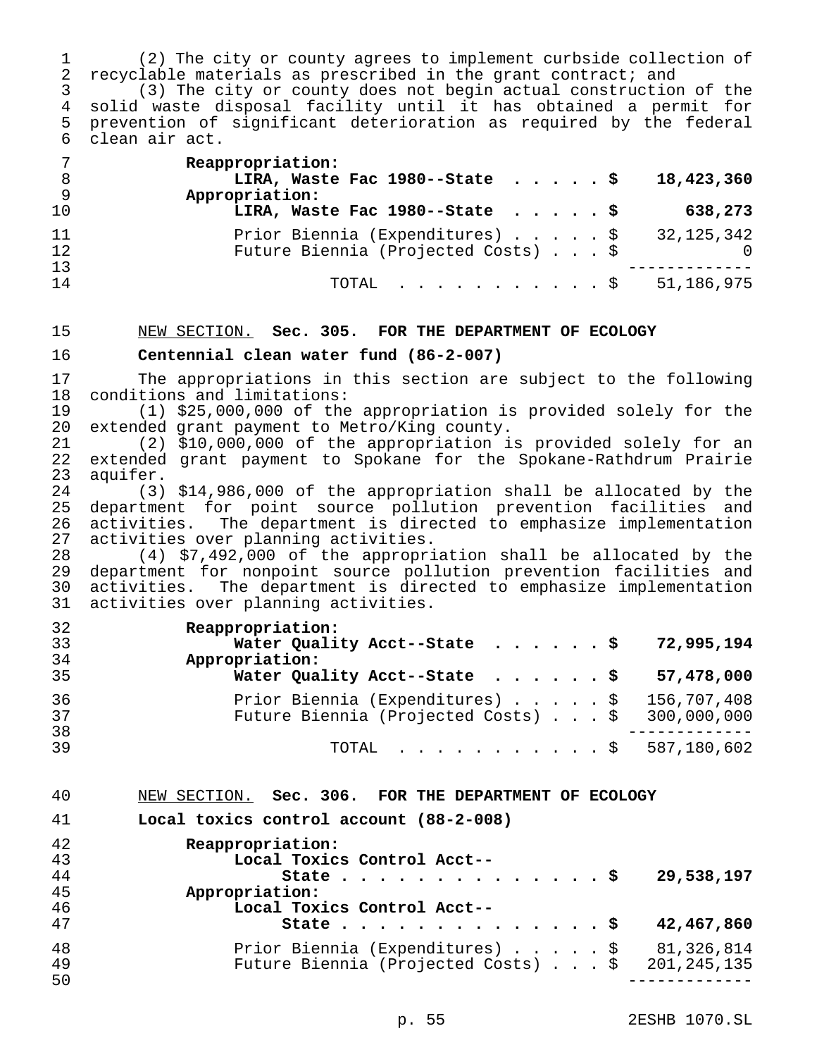(2) The city or county agrees to implement curbside collection of recyclable materials as prescribed in the grant contract; and

(3) The city or county does not begin actual construction of the solid waste disposal facility until it has obtained a permit for prevention of significant deterioration as required by the federal clean air act.

| | |
|---|---|
| **Reappropriation:** | |
| **LIRA, Waste Fac 1980--State . . . . . $** | **18,423,360** |
| **Appropriation:** | |
| **LIRA, Waste Fac 1980--State . . . . . $** | **638,273** |
| Prior Biennia (Expenditures) . . . . . $ | 32,125,342 |
| Future Biennia (Projected Costs) . . . $ | 0 |
| TOTAL . . . . . . . . . . . $ | 51,186,975 |

NEW SECTION. **Sec. 305. FOR THE DEPARTMENT OF ECOLOGY**

**Centennial clean water fund (86-2-007)**

The appropriations in this section are subject to the following conditions and limitations:

(1) $25,000,000 of the appropriation is provided solely for the extended grant payment to Metro/King county.

(2) $10,000,000 of the appropriation is provided solely for an extended grant payment to Spokane for the Spokane-Rathdrum Prairie aquifer.

(3) $14,986,000 of the appropriation shall be allocated by the department for point source pollution prevention facilities and activities. The department is directed to emphasize implementation activities over planning activities.

(4) $7,492,000 of the appropriation shall be allocated by the department for nonpoint source pollution prevention facilities and activities. The department is directed to emphasize implementation activities over planning activities.

| | |
|---|---|
| **Reappropriation:** | |
| **Water Quality Acct--State . . . . . . $** | **72,995,194** |
| **Appropriation:** | |
| **Water Quality Acct--State . . . . . . $** | **57,478,000** |
| Prior Biennia (Expenditures) . . . . . $ | 156,707,408 |
| Future Biennia (Projected Costs) . . . $ | 300,000,000 |
| TOTAL . . . . . . . . . . . $ | 587,180,602 |

NEW SECTION. **Sec. 306. FOR THE DEPARTMENT OF ECOLOGY**

**Local toxics control account (88-2-008)**

| | |
|---|---|
| **Reappropriation:** | |
| **Local Toxics Control Acct--State . . . . . . . . . . . . . . . $** | **29,538,197** |
| **Appropriation:** | |
| **Local Toxics Control Acct--State . . . . . . . . . . . . . . . $** | **42,467,860** |
| Prior Biennia (Expenditures) . . . . . $ | 81,326,814 |
| Future Biennia (Projected Costs) . . . $ | 201,245,135 |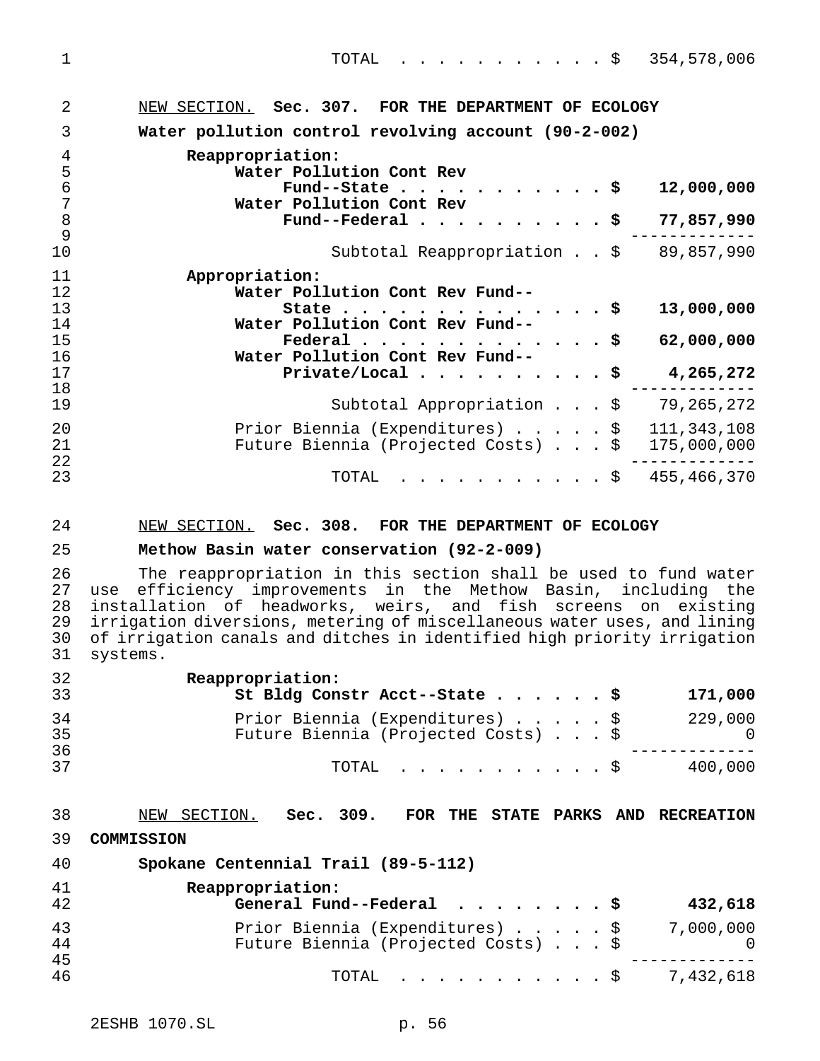TOTAL . . . . . . . . . . . . $ 354,578,006

NEW SECTION. **Sec. 307. FOR THE DEPARTMENT OF ECOLOGY**

**Water pollution control revolving account (90-2-002)**

| | |
|---|---|
| **Reappropriation:** | |
| **Water Pollution Cont Rev Fund--State** | **$ 12,000,000** |
| **Water Pollution Cont Rev Fund--Federal** | **$ 77,857,990** |
| Subtotal Reappropriation | $ 89,857,990 |
| **Appropriation:** | |
| **Water Pollution Cont Rev Fund--State** | **$ 13,000,000** |
| **Water Pollution Cont Rev Fund--Federal** | **$ 62,000,000** |
| **Water Pollution Cont Rev Fund--Private/Local** | **$ 4,265,272** |
| Subtotal Appropriation | $ 79,265,272 |
| Prior Biennia (Expenditures) | $ 111,343,108 |
| Future Biennia (Projected Costs) | $ 175,000,000 |
| TOTAL | $ 455,466,370 |

NEW SECTION. **Sec. 308. FOR THE DEPARTMENT OF ECOLOGY**

**Methow Basin water conservation (92-2-009)**

The reappropriation in this section shall be used to fund water use efficiency improvements in the Methow Basin, including the installation of headworks, weirs, and fish screens on existing irrigation diversions, metering of miscellaneous water uses, and lining of irrigation canals and ditches in identified high priority irrigation systems.

| | |
|---|---|
| **Reappropriation:** | |
| **St Bldg Constr Acct--State** | **$ 171,000** |
| Prior Biennia (Expenditures) | $ 229,000 |
| Future Biennia (Projected Costs) | $ 0 |
| TOTAL | $ 400,000 |

NEW SECTION. **Sec. 309. FOR THE STATE PARKS AND RECREATION COMMISSION**

**Spokane Centennial Trail (89-5-112)**

| | |
|---|---|
| **Reappropriation:** | |
| **General Fund--Federal** | **$ 432,618** |
| Prior Biennia (Expenditures) | $ 7,000,000 |
| Future Biennia (Projected Costs) | $ 0 |
| TOTAL | $ 7,432,618 |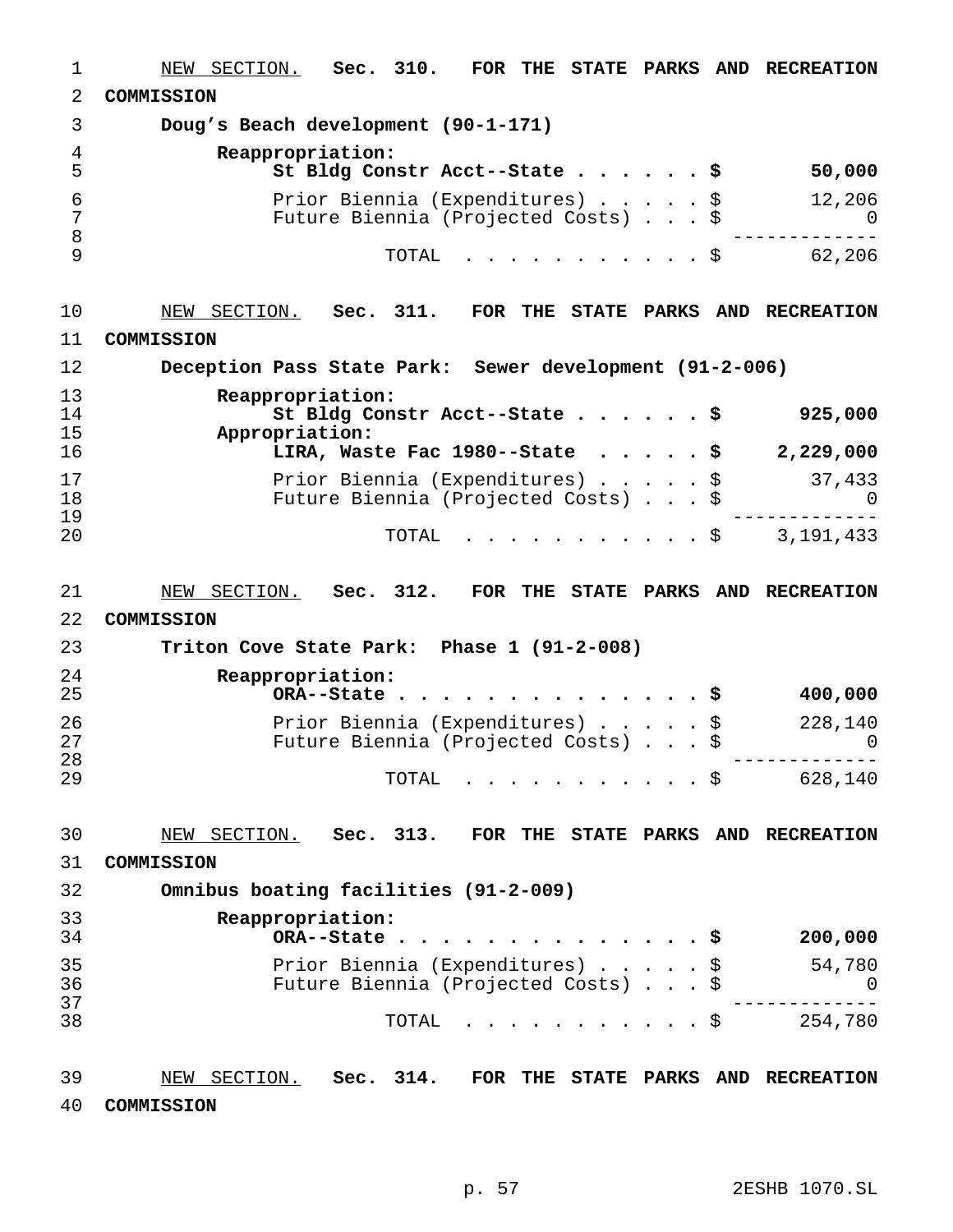NEW SECTION. **Sec. 310. FOR THE STATE PARKS AND RECREATION COMMISSION**

**Doug's Beach development (90-1-171)**

| | | |
|---|---|---|
| **Reappropriation:** | | |
| **St Bldg Constr Acct--State** | **$** | **50,000** |
| Prior Biennia (Expenditures) | $ | 12,206 |
| Future Biennia (Projected Costs) | $ | 0 |
| TOTAL | $ | 62,206 |

NEW SECTION. **Sec. 311. FOR THE STATE PARKS AND RECREATION COMMISSION**

**Deception Pass State Park: Sewer development (91-2-006)**

| | | |
|---|---|---|
| **Reappropriation:** | | |
| **St Bldg Constr Acct--State** | **$** | **925,000** |
| **Appropriation:** | | |
| **LIRA, Waste Fac 1980--State** | **$** | **2,229,000** |
| Prior Biennia (Expenditures) | $ | 37,433 |
| Future Biennia (Projected Costs) | $ | 0 |
| TOTAL | $ | 3,191,433 |

NEW SECTION. **Sec. 312. FOR THE STATE PARKS AND RECREATION COMMISSION**

**Triton Cove State Park: Phase 1 (91-2-008)**

| | | |
|---|---|---|
| **Reappropriation:** | | |
| **ORA--State** | **$** | **400,000** |
| Prior Biennia (Expenditures) | $ | 228,140 |
| Future Biennia (Projected Costs) | $ | 0 |
| TOTAL | $ | 628,140 |

NEW SECTION. **Sec. 313. FOR THE STATE PARKS AND RECREATION COMMISSION**

**Omnibus boating facilities (91-2-009)**

| | | |
|---|---|---|
| **Reappropriation:** | | |
| **ORA--State** | **$** | **200,000** |
| Prior Biennia (Expenditures) | $ | 54,780 |
| Future Biennia (Projected Costs) | $ | 0 |
| TOTAL | $ | 254,780 |

NEW SECTION. **Sec. 314. FOR THE STATE PARKS AND RECREATION COMMISSION**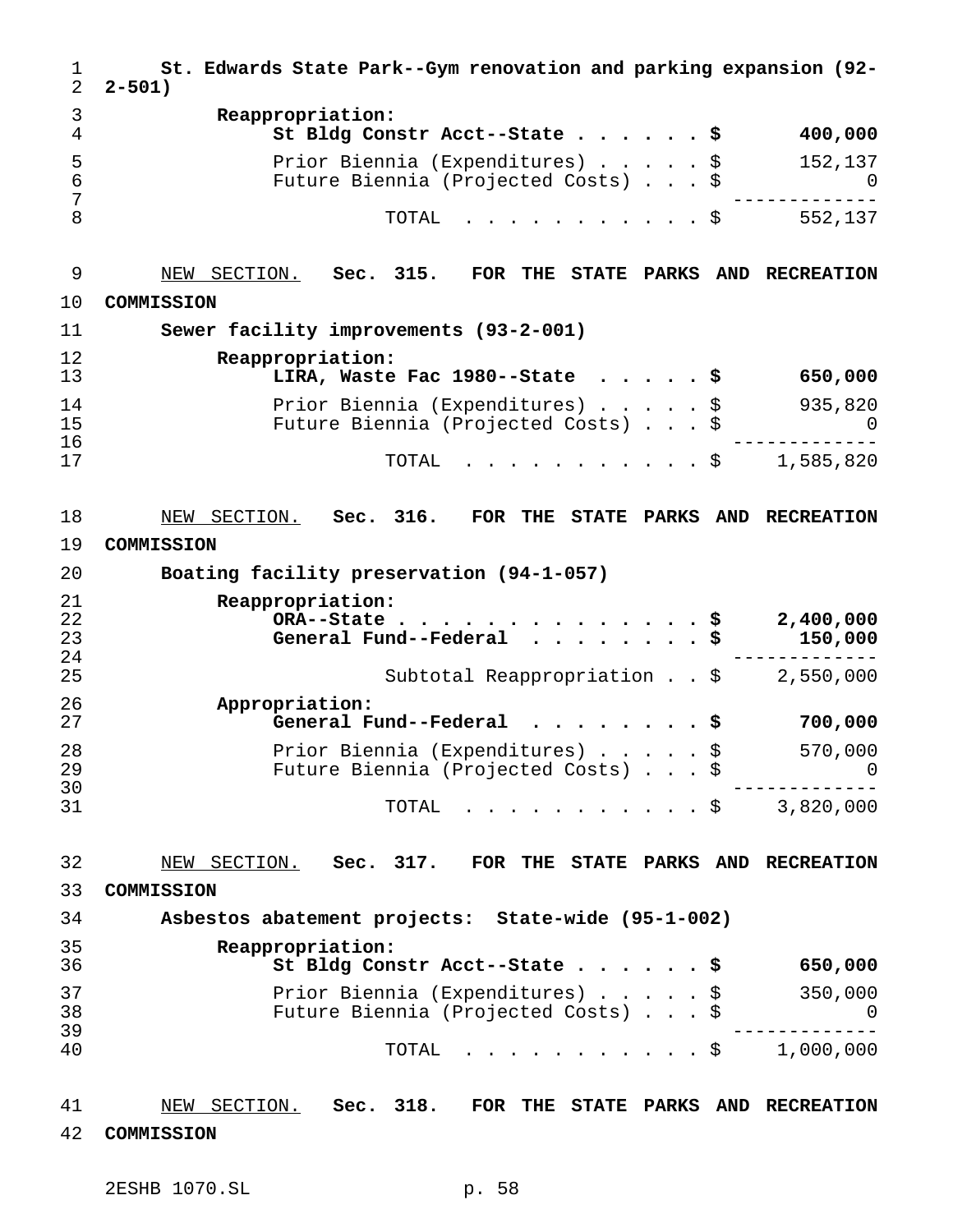**St. Edwards State Park--Gym renovation and parking expansion (92-2-501)**

| | |
|---|---|
| **Reappropriation:** | |
| **St Bldg Constr Acct--State . . . . . . $** | **400,000** |
| Prior Biennia (Expenditures) . . . . . $ | 152,137 |
| Future Biennia (Projected Costs) . . . $ | 0 |
| TOTAL . . . . . . . . . . . . $ | 552,137 |

NEW SECTION. **Sec. 315. FOR THE STATE PARKS AND RECREATION COMMISSION**

**Sewer facility improvements (93-2-001)**

| | |
|---|---|
| **Reappropriation:** | |
| **LIRA, Waste Fac 1980--State . . . . . $** | **650,000** |
| Prior Biennia (Expenditures) . . . . . $ | 935,820 |
| Future Biennia (Projected Costs) . . . $ | 0 |
| TOTAL . . . . . . . . . . . . $ | 1,585,820 |

NEW SECTION. **Sec. 316. FOR THE STATE PARKS AND RECREATION COMMISSION**

**Boating facility preservation (94-1-057)**

| | |
|---|---|
| **Reappropriation:** | |
| **ORA--State . . . . . . . . . . . . . . $** | **2,400,000** |
| **General Fund--Federal . . . . . . . . $** | **150,000** |
| Subtotal Reappropriation . . $ | 2,550,000 |
| **Appropriation:** | |
| **General Fund--Federal . . . . . . . . $** | **700,000** |
| Prior Biennia (Expenditures) . . . . . $ | 570,000 |
| Future Biennia (Projected Costs) . . . $ | 0 |
| TOTAL . . . . . . . . . . . . $ | 3,820,000 |

NEW SECTION. **Sec. 317. FOR THE STATE PARKS AND RECREATION COMMISSION**

**Asbestos abatement projects: State-wide (95-1-002)**

| | |
|---|---|
| **Reappropriation:** | |
| **St Bldg Constr Acct--State . . . . . . $** | **650,000** |
| Prior Biennia (Expenditures) . . . . . $ | 350,000 |
| Future Biennia (Projected Costs) . . . $ | 0 |
| TOTAL . . . . . . . . . . . . $ | 1,000,000 |

NEW SECTION. **Sec. 318. FOR THE STATE PARKS AND RECREATION COMMISSION**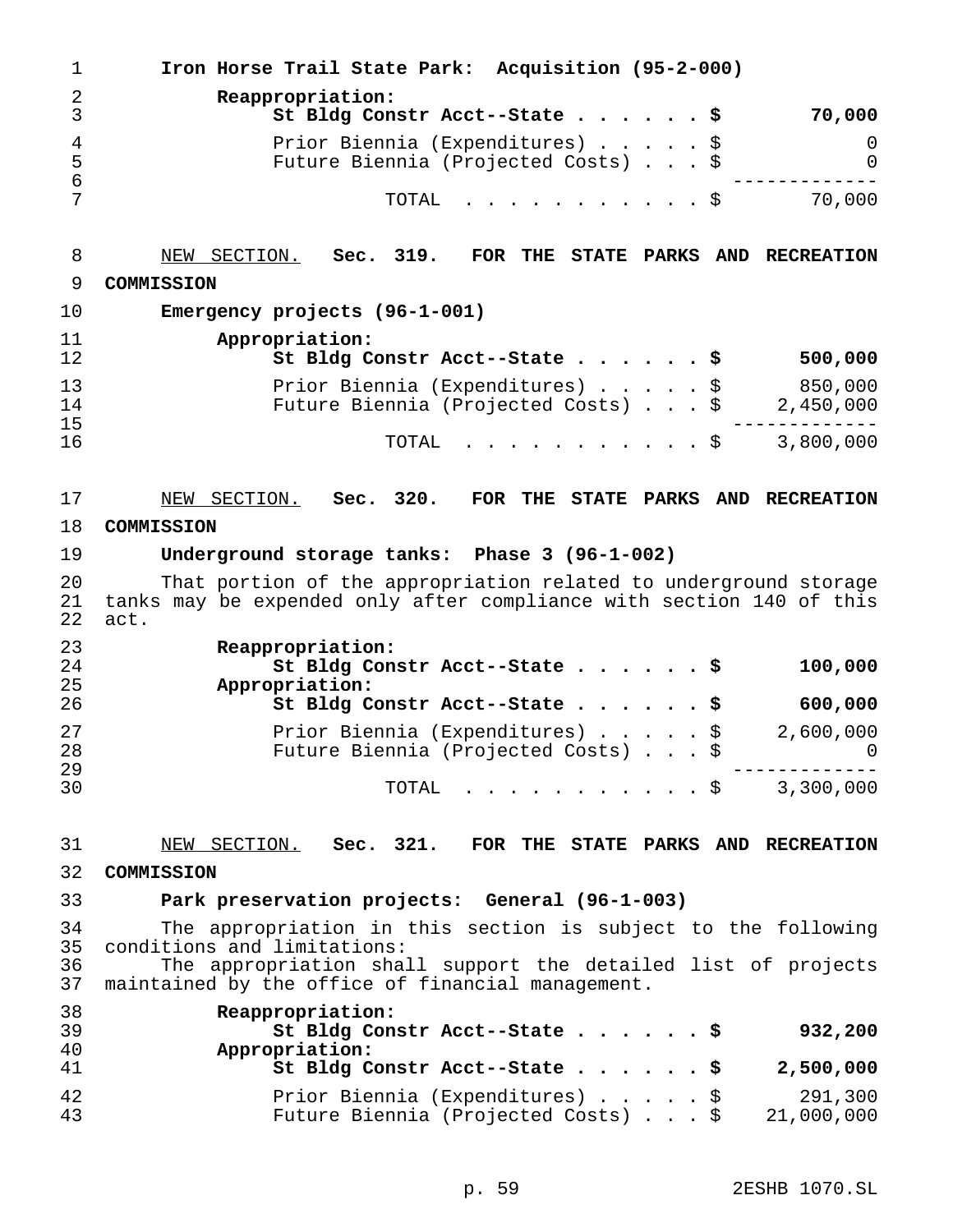**Iron Horse Trail State Park: Acquisition (95-2-000)**

**Reappropriation:**

| | |
|---|---|
| **St Bldg Constr Acct--State . . . . . . $** | **70,000** |
| Prior Biennia (Expenditures) . . . . . $ | 0 |
| Future Biennia (Projected Costs) . . . $ | 0 |
| TOTAL . . . . . . . . . . . . $ | 70,000 |

NEW SECTION. **Sec. 319. FOR THE STATE PARKS AND RECREATION COMMISSION**

**Emergency projects (96-1-001)**

**Appropriation:**

| | |
|---|---|
| **St Bldg Constr Acct--State . . . . . . $** | **500,000** |
| Prior Biennia (Expenditures) . . . . . $ | 850,000 |
| Future Biennia (Projected Costs) . . . $ | 2,450,000 |
| TOTAL . . . . . . . . . . . . $ | 3,800,000 |

NEW SECTION. **Sec. 320. FOR THE STATE PARKS AND RECREATION COMMISSION**

**Underground storage tanks: Phase 3 (96-1-002)**

That portion of the appropriation related to underground storage tanks may be expended only after compliance with section 140 of this act.

| | |
|---|---|
| **Reappropriation:** | |
| **St Bldg Constr Acct--State . . . . . . $** | **100,000** |
| **Appropriation:** | |
| **St Bldg Constr Acct--State . . . . . . $** | **600,000** |
| Prior Biennia (Expenditures) . . . . . $ | 2,600,000 |
| Future Biennia (Projected Costs) . . . $ | 0 |
| TOTAL . . . . . . . . . . . . $ | 3,300,000 |

NEW SECTION. **Sec. 321. FOR THE STATE PARKS AND RECREATION COMMISSION**

**Park preservation projects: General (96-1-003)**

The appropriation in this section is subject to the following conditions and limitations:

The appropriation shall support the detailed list of projects maintained by the office of financial management.

| | |
|---|---|
| **Reappropriation:** | |
| **St Bldg Constr Acct--State . . . . . . $** | **932,200** |
| **Appropriation:** | |
| **St Bldg Constr Acct--State . . . . . . $** | **2,500,000** |
| Prior Biennia (Expenditures) . . . . . $ | 291,300 |
| Future Biennia (Projected Costs) . . . $ | 21,000,000 |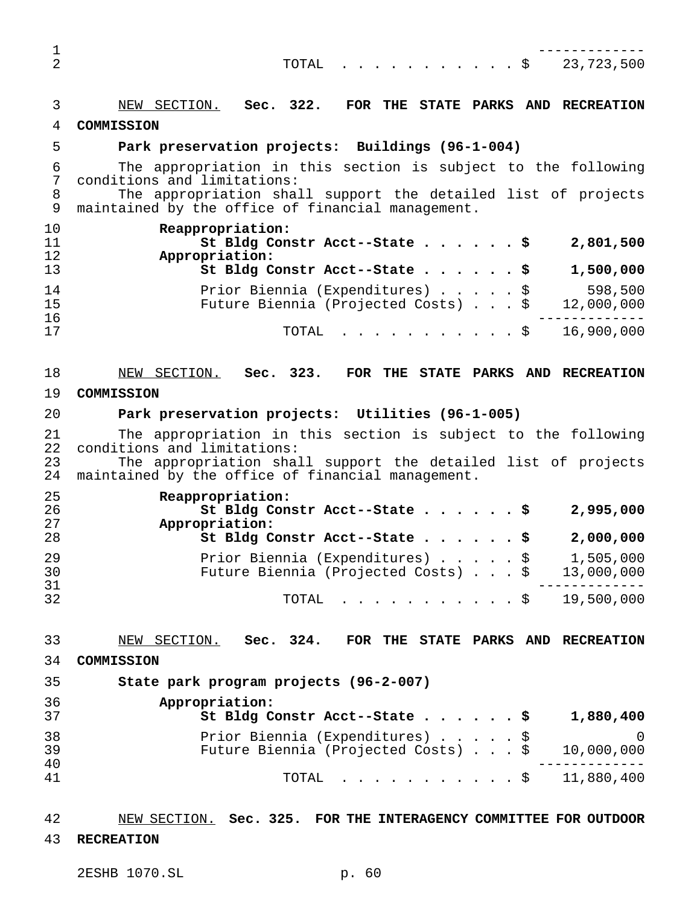| | |
|---|---|
| TOTAL . . . . . . . . . . . . $ | 23,723,500 |

NEW SECTION. **Sec. 322. FOR THE STATE PARKS AND RECREATION COMMISSION**

**Park preservation projects: Buildings (96-1-004)**

The appropriation in this section is subject to the following conditions and limitations:

The appropriation shall support the detailed list of projects maintained by the office of financial management.

| | |
|---|---|
| **Reappropriation:** | |
| **St Bldg Constr Acct--State . . . . . . $** | **2,801,500** |
| **Appropriation:** | |
| **St Bldg Constr Acct--State . . . . . . $** | **1,500,000** |
| Prior Biennia (Expenditures) . . . . . $ | 598,500 |
| Future Biennia (Projected Costs) . . . $ | 12,000,000 |
| TOTAL . . . . . . . . . . . . $ | 16,900,000 |

NEW SECTION. **Sec. 323. FOR THE STATE PARKS AND RECREATION COMMISSION**

**Park preservation projects: Utilities (96-1-005)**

The appropriation in this section is subject to the following conditions and limitations:

The appropriation shall support the detailed list of projects maintained by the office of financial management.

| | |
|---|---|
| **Reappropriation:** | |
| **St Bldg Constr Acct--State . . . . . . $** | **2,995,000** |
| **Appropriation:** | |
| **St Bldg Constr Acct--State . . . . . . $** | **2,000,000** |
| Prior Biennia (Expenditures) . . . . . $ | 1,505,000 |
| Future Biennia (Projected Costs) . . . $ | 13,000,000 |
| TOTAL . . . . . . . . . . . . $ | 19,500,000 |

NEW SECTION. **Sec. 324. FOR THE STATE PARKS AND RECREATION COMMISSION**

**State park program projects (96-2-007)**

| | |
|---|---|
| **Appropriation:** | |
| **St Bldg Constr Acct--State . . . . . . $** | **1,880,400** |
| Prior Biennia (Expenditures) . . . . . $ | 0 |
| Future Biennia (Projected Costs) . . . $ | 10,000,000 |
| TOTAL . . . . . . . . . . . . $ | 11,880,400 |

NEW SECTION. **Sec. 325. FOR THE INTERAGENCY COMMITTEE FOR OUTDOOR RECREATION**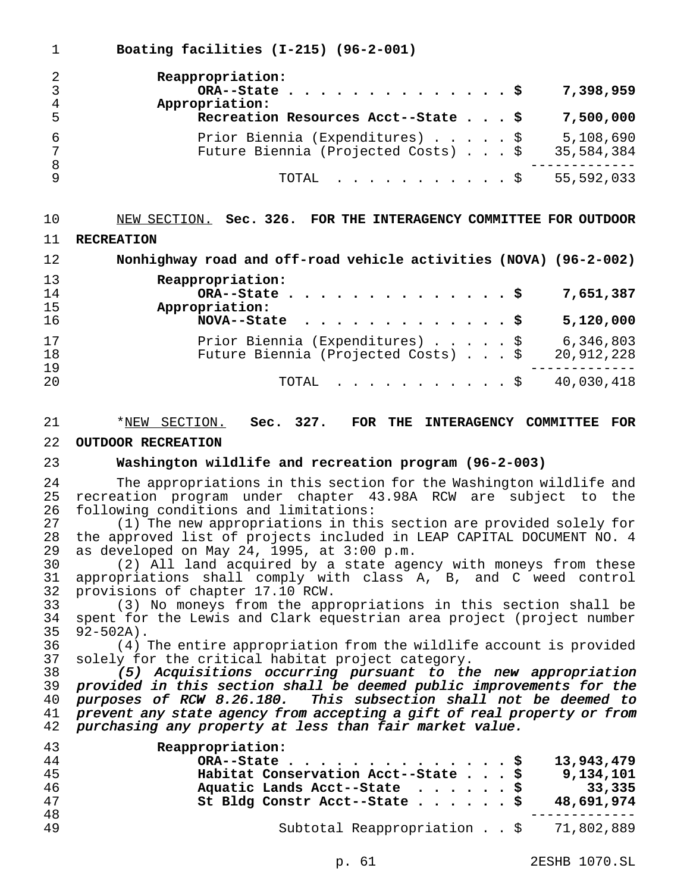**Boating facilities (I-215) (96-2-001)**

| | |
|---|---|
| **Reappropriation:** | |
| **ORA--State . . . . . . . . . . . . . . . $** | **7,398,959** |
| **Appropriation:** | |
| **Recreation Resources Acct--State . . . $** | **7,500,000** |
| Prior Biennia (Expenditures) . . . . . $ | 5,108,690 |
| Future Biennia (Projected Costs) . . . $ | 35,584,384 |
| TOTAL . . . . . . . . . . . $ | 55,592,033 |

NEW SECTION. **Sec. 326. FOR THE INTERAGENCY COMMITTEE FOR OUTDOOR RECREATION**

**Nonhighway road and off-road vehicle activities (NOVA) (96-2-002)**

| | |
|---|---|
| **Reappropriation:** | |
| **ORA--State . . . . . . . . . . . . . . . $** | **7,651,387** |
| **Appropriation:** | |
| **NOVA--State . . . . . . . . . . . . . $** | **5,120,000** |
| Prior Biennia (Expenditures) . . . . . $ | 6,346,803 |
| Future Biennia (Projected Costs) . . . $ | 20,912,228 |
| TOTAL . . . . . . . . . . . $ | 40,030,418 |

*NEW SECTION. **Sec. 327. FOR THE INTERAGENCY COMMITTEE FOR OUTDOOR RECREATION**

**Washington wildlife and recreation program (96-2-003)**

The appropriations in this section for the Washington wildlife and recreation program under chapter 43.98A RCW are subject to the following conditions and limitations:

(1) The new appropriations in this section are provided solely for the approved list of projects included in LEAP CAPITAL DOCUMENT NO. 4 as developed on May 24, 1995, at 3:00 p.m.

(2) All land acquired by a state agency with moneys from these appropriations shall comply with class A, B, and C weed control provisions of chapter 17.10 RCW.

(3) No moneys from the appropriations in this section shall be spent for the Lewis and Clark equestrian area project (project number 92-502A).

(4) The entire appropriation from the wildlife account is provided solely for the critical habitat project category.

***(5) Acquisitions occurring pursuant to the new appropriation provided in this section shall be deemed public improvements for the purposes of RCW 8.26.180. This subsection shall not be deemed to prevent any state agency from accepting a gift of real property or from purchasing any property at less than fair market value.***

| | |
|---|---|
| **Reappropriation:** | |
| **ORA--State . . . . . . . . . . . . . . . $** | **13,943,479** |
| **Habitat Conservation Acct--State . . . $** | **9,134,101** |
| **Aquatic Lands Acct--State . . . . . . $** | **33,335** |
| **St Bldg Constr Acct--State . . . . . . $** | **48,691,974** |
| Subtotal Reappropriation . . $ | 71,802,889 |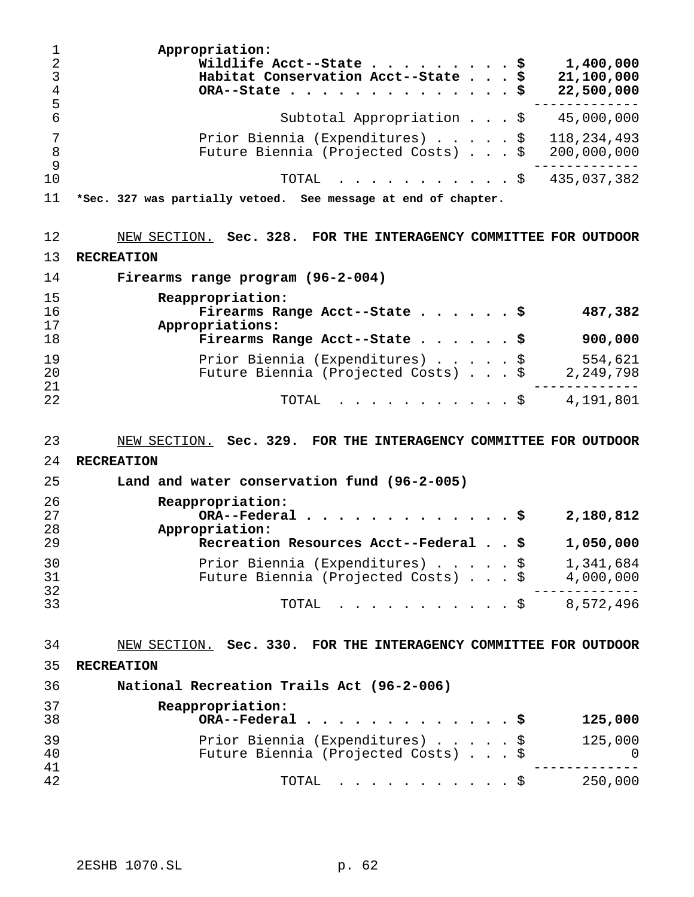Appropriation:

| | |
|---|---|
| **Wildlife Acct--State . . . . . . . . . $** | **1,400,000** |
| **Habitat Conservation Acct--State . . . $** | **21,100,000** |
| **ORA--State . . . . . . . . . . . . . . $** | **22,500,000** |
| Subtotal Appropriation . . . $ | 45,000,000 |
| Prior Biennia (Expenditures) . . . . . $ | 118,234,493 |
| Future Biennia (Projected Costs) . . . $ | 200,000,000 |
| TOTAL . . . . . . . . . . . $ | 435,037,382 |

***Sec. 327 was partially vetoed. See message at end of chapter.**

NEW SECTION. **Sec. 328. FOR THE INTERAGENCY COMMITTEE FOR OUTDOOR RECREATION**

**Firearms range program (96-2-004)**

| | |
|---|---|
| Reappropriation: | |
| **Firearms Range Acct--State . . . . . . $** | **487,382** |
| Appropriations: | |
| **Firearms Range Acct--State . . . . . . $** | **900,000** |
| Prior Biennia (Expenditures) . . . . . $ | 554,621 |
| Future Biennia (Projected Costs) . . . $ | 2,249,798 |
| TOTAL . . . . . . . . . . . $ | 4,191,801 |

NEW SECTION. **Sec. 329. FOR THE INTERAGENCY COMMITTEE FOR OUTDOOR RECREATION**

**Land and water conservation fund (96-2-005)**

| | |
|---|---|
| Reappropriation: | |
| **ORA--Federal . . . . . . . . . . . . . $** | **2,180,812** |
| Appropriation: | |
| **Recreation Resources Acct--Federal . . $** | **1,050,000** |
| Prior Biennia (Expenditures) . . . . . $ | 1,341,684 |
| Future Biennia (Projected Costs) . . . $ | 4,000,000 |
| TOTAL . . . . . . . . . . . $ | 8,572,496 |

NEW SECTION. **Sec. 330. FOR THE INTERAGENCY COMMITTEE FOR OUTDOOR RECREATION**

**National Recreation Trails Act (96-2-006)**

| | |
|---|---|
| Reappropriation: | |
| **ORA--Federal . . . . . . . . . . . . . $** | **125,000** |
| Prior Biennia (Expenditures) . . . . . $ | 125,000 |
| Future Biennia (Projected Costs) . . . $ | 0 |
| TOTAL . . . . . . . . . . . $ | 250,000 |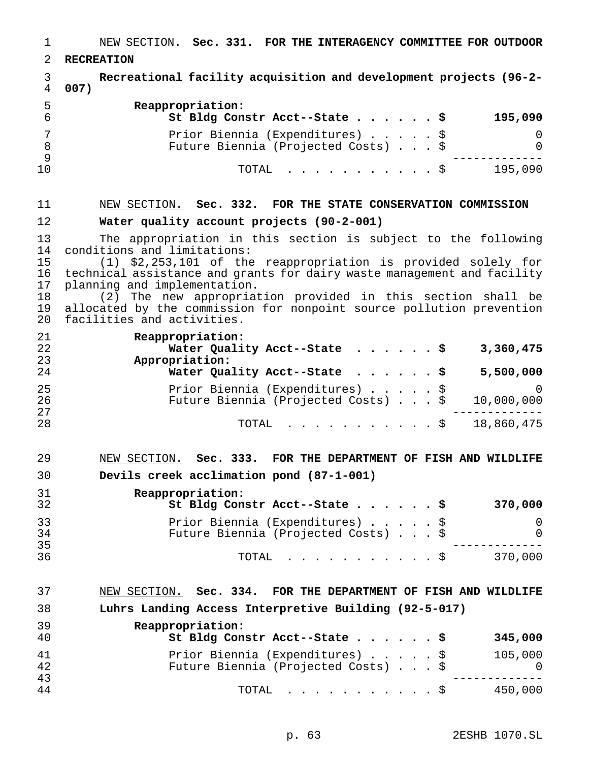NEW SECTION. **Sec. 331. FOR THE INTERAGENCY COMMITTEE FOR OUTDOOR RECREATION**

**Recreational facility acquisition and development projects (96-2-007)**

| | |
|---|---|
| **Reappropriation:** | |
| **St Bldg Constr Acct--State . . . . . . $** | **195,090** |
| Prior Biennia (Expenditures) . . . . . $ | 0 |
| Future Biennia (Projected Costs) . . . $ | 0 |
| TOTAL . . . . . . . . . . . $ | 195,090 |

NEW SECTION. **Sec. 332. FOR THE STATE CONSERVATION COMMISSION**

**Water quality account projects (90-2-001)**

The appropriation in this section is subject to the following conditions and limitations:

(1) $2,253,101 of the reappropriation is provided solely for technical assistance and grants for dairy waste management and facility planning and implementation.

(2) The new appropriation provided in this section shall be allocated by the commission for nonpoint source pollution prevention facilities and activities.

| | |
|---|---|
| **Reappropriation:** | |
| **Water Quality Acct--State . . . . . . $** | **3,360,475** |
| **Appropriation:** | |
| **Water Quality Acct--State . . . . . . $** | **5,500,000** |
| Prior Biennia (Expenditures) . . . . . $ | 0 |
| Future Biennia (Projected Costs) . . . $ | 10,000,000 |
| TOTAL . . . . . . . . . . . $ | 18,860,475 |

NEW SECTION. **Sec. 333. FOR THE DEPARTMENT OF FISH AND WILDLIFE**

**Devils creek acclimation pond (87-1-001)**

| | |
|---|---|
| **Reappropriation:** | |
| **St Bldg Constr Acct--State . . . . . . $** | **370,000** |
| Prior Biennia (Expenditures) . . . . . $ | 0 |
| Future Biennia (Projected Costs) . . . $ | 0 |
| TOTAL . . . . . . . . . . . $ | 370,000 |

NEW SECTION. **Sec. 334. FOR THE DEPARTMENT OF FISH AND WILDLIFE**

**Luhrs Landing Access Interpretive Building (92-5-017)**

| | |
|---|---|
| **Reappropriation:** | |
| **St Bldg Constr Acct--State . . . . . . $** | **345,000** |
| Prior Biennia (Expenditures) . . . . . $ | 105,000 |
| Future Biennia (Projected Costs) . . . $ | 0 |
| TOTAL . . . . . . . . . . . $ | 450,000 |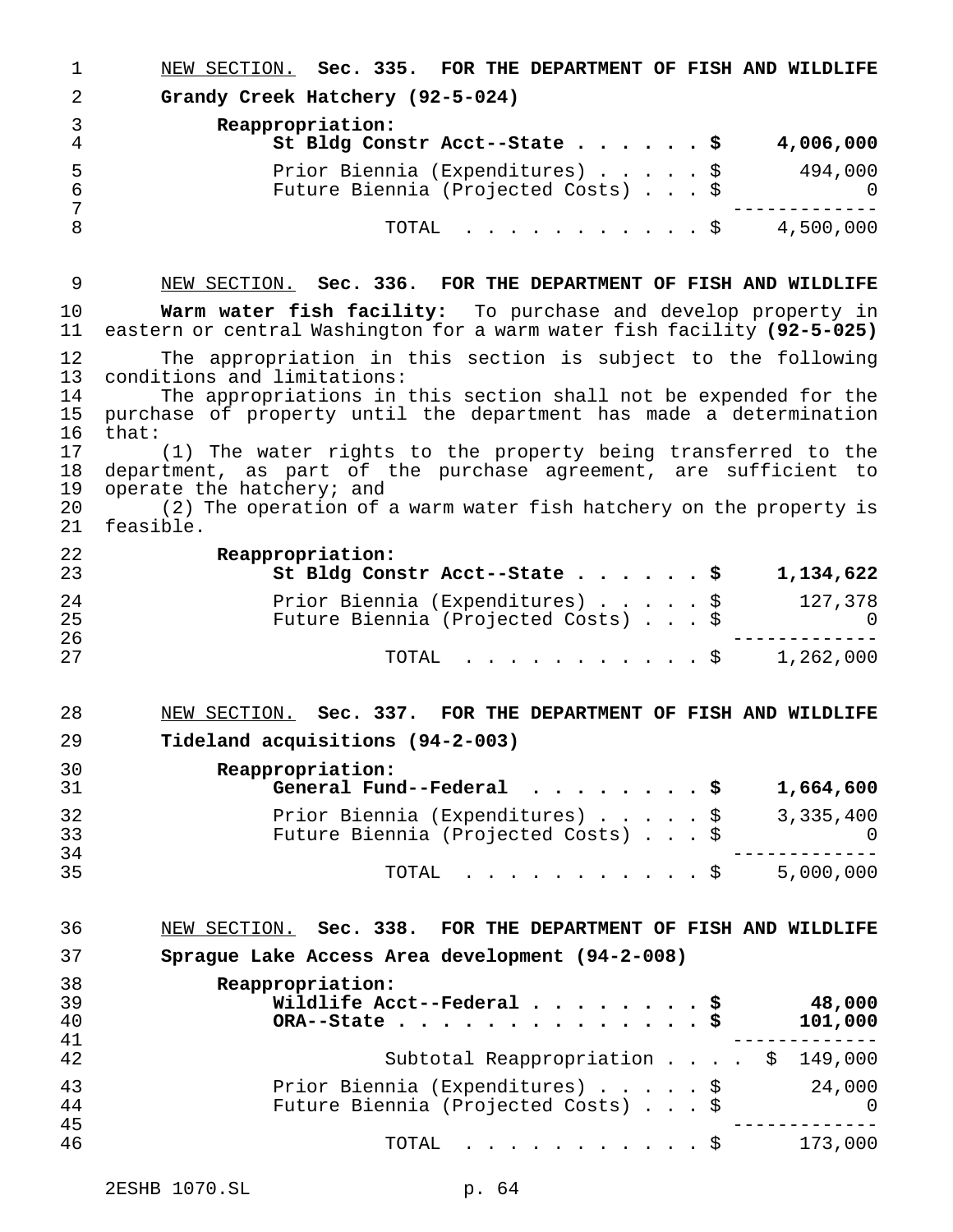NEW SECTION. **Sec. 335. FOR THE DEPARTMENT OF FISH AND WILDLIFE**

**Grandy Creek Hatchery (92-5-024)**

| | |
|---|---|
| **Reappropriation:** | |
| **St Bldg Constr Acct--State . . . . . . $** | **4,006,000** |
| Prior Biennia (Expenditures) . . . . . $ | 494,000 |
| Future Biennia (Projected Costs) . . . $ | 0 |
| TOTAL . . . . . . . . . . . $ | 4,500,000 |

NEW SECTION. **Sec. 336. FOR THE DEPARTMENT OF FISH AND WILDLIFE**

**Warm water fish facility:** To purchase and develop property in eastern or central Washington for a warm water fish facility **(92-5-025)**

The appropriation in this section is subject to the following conditions and limitations:

The appropriations in this section shall not be expended for the purchase of property until the department has made a determination that:

(1) The water rights to the property being transferred to the department, as part of the purchase agreement, are sufficient to operate the hatchery; and

(2) The operation of a warm water fish hatchery on the property is feasible.

| | |
|---|---|
| **Reappropriation:** | |
| **St Bldg Constr Acct--State . . . . . . $** | **1,134,622** |
| Prior Biennia (Expenditures) . . . . . $ | 127,378 |
| Future Biennia (Projected Costs) . . . $ | 0 |
| TOTAL . . . . . . . . . . . $ | 1,262,000 |

NEW SECTION. **Sec. 337. FOR THE DEPARTMENT OF FISH AND WILDLIFE**

**Tideland acquisitions (94-2-003)**

| | |
|---|---|
| **Reappropriation:** | |
| **General Fund--Federal . . . . . . . . $** | **1,664,600** |
| Prior Biennia (Expenditures) . . . . . $ | 3,335,400 |
| Future Biennia (Projected Costs) . . . $ | 0 |
| TOTAL . . . . . . . . . . . $ | 5,000,000 |

NEW SECTION. **Sec. 338. FOR THE DEPARTMENT OF FISH AND WILDLIFE**

**Sprague Lake Access Area development (94-2-008)**

| | |
|---|---|
| **Reappropriation:** | |
| **Wildlife Acct--Federal . . . . . . . . $** | **48,000** |
| **ORA--State . . . . . . . . . . . . . . $** | **101,000** |
| Subtotal Reappropriation . . . . $ | 149,000 |
| Prior Biennia (Expenditures) . . . . . $ | 24,000 |
| Future Biennia (Projected Costs) . . . $ | 0 |
| TOTAL . . . . . . . . . . . $ | 173,000 |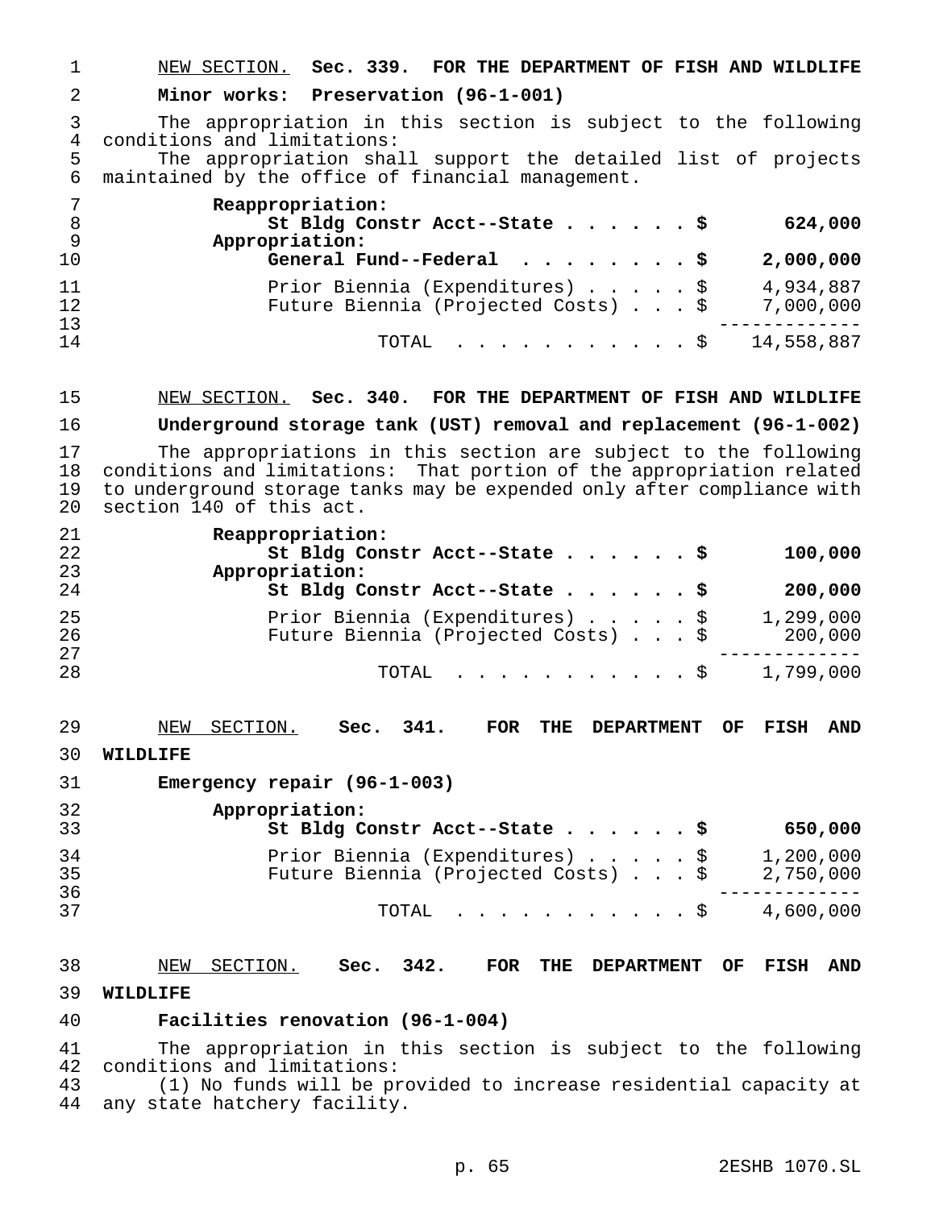NEW SECTION. **Sec. 339. FOR THE DEPARTMENT OF FISH AND WILDLIFE**

**Minor works: Preservation (96-1-001)**

The appropriation in this section is subject to the following conditions and limitations:

The appropriation shall support the detailed list of projects maintained by the office of financial management.

| | |
|---|---|
| **Reappropriation:** | |
| **St Bldg Constr Acct--State . . . . . . $** | **624,000** |
| **Appropriation:** | |
| **General Fund--Federal . . . . . . . . $** | **2,000,000** |
| Prior Biennia (Expenditures) . . . . . $ | 4,934,887 |
| Future Biennia (Projected Costs) . . . $ | 7,000,000 |
| TOTAL . . . . . . . . . . . $ | 14,558,887 |

NEW SECTION. **Sec. 340. FOR THE DEPARTMENT OF FISH AND WILDLIFE**

**Underground storage tank (UST) removal and replacement (96-1-002)**

The appropriations in this section are subject to the following conditions and limitations: That portion of the appropriation related to underground storage tanks may be expended only after compliance with section 140 of this act.

| | |
|---|---|
| **Reappropriation:** | |
| **St Bldg Constr Acct--State . . . . . . $** | **100,000** |
| **Appropriation:** | |
| **St Bldg Constr Acct--State . . . . . . $** | **200,000** |
| Prior Biennia (Expenditures) . . . . . $ | 1,299,000 |
| Future Biennia (Projected Costs) . . . $ | 200,000 |
| TOTAL . . . . . . . . . . . $ | 1,799,000 |

NEW SECTION. **Sec. 341. FOR THE DEPARTMENT OF FISH AND WILDLIFE**

**Emergency repair (96-1-003)**

| | |
|---|---|
| **Appropriation:** | |
| **St Bldg Constr Acct--State . . . . . . $** | **650,000** |
| Prior Biennia (Expenditures) . . . . . $ | 1,200,000 |
| Future Biennia (Projected Costs) . . . $ | 2,750,000 |
| TOTAL . . . . . . . . . . . $ | 4,600,000 |

NEW SECTION. **Sec. 342. FOR THE DEPARTMENT OF FISH AND WILDLIFE**

**Facilities renovation (96-1-004)**

The appropriation in this section is subject to the following conditions and limitations:

(1) No funds will be provided to increase residential capacity at any state hatchery facility.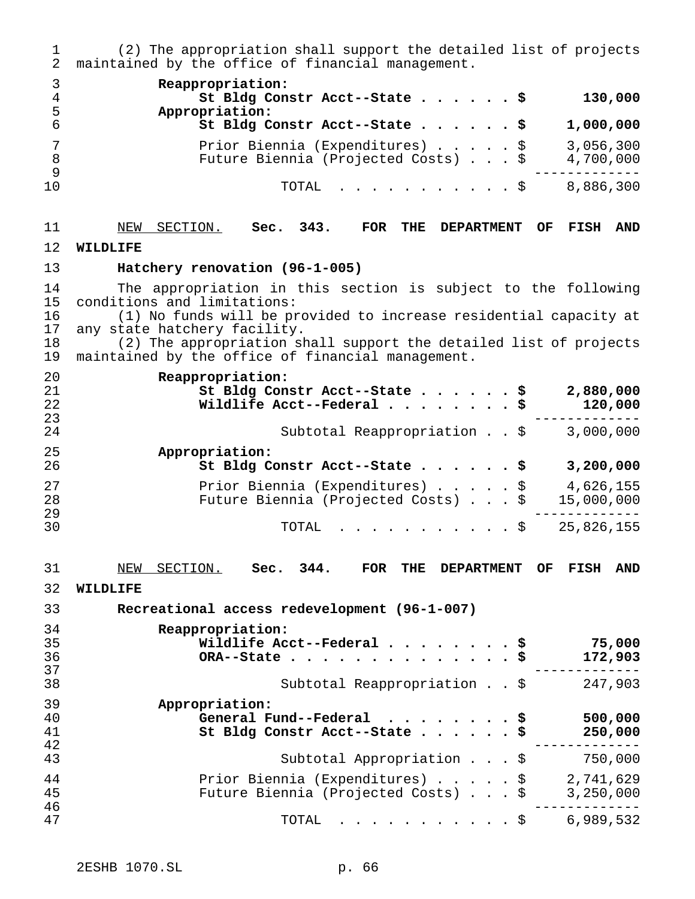(2) The appropriation shall support the detailed list of projects maintained by the office of financial management.

| | |
|---|---|
| **Reappropriation:** | |
| **St Bldg Constr Acct--State . . . . . . $** | **130,000** |
| **Appropriation:** | |
| **St Bldg Constr Acct--State . . . . . . $** | **1,000,000** |
| Prior Biennia (Expenditures) . . . . . $ | 3,056,300 |
| Future Biennia (Projected Costs) . . . $ | 4,700,000 |
| TOTAL . . . . . . . . . . . . $ | 8,886,300 |

NEW SECTION. **Sec. 343. FOR THE DEPARTMENT OF FISH AND WILDLIFE**

**Hatchery renovation (96-1-005)**

The appropriation in this section is subject to the following conditions and limitations:

(1) No funds will be provided to increase residential capacity at any state hatchery facility.

(2) The appropriation shall support the detailed list of projects maintained by the office of financial management.

| | |
|---|---|
| **Reappropriation:** | |
| **St Bldg Constr Acct--State . . . . . . $** | **2,880,000** |
| **Wildlife Acct--Federal . . . . . . . . $** | **120,000** |
| Subtotal Reappropriation . . $ | 3,000,000 |
| **Appropriation:** | |
| **St Bldg Constr Acct--State . . . . . . $** | **3,200,000** |
| Prior Biennia (Expenditures) . . . . . $ | 4,626,155 |
| Future Biennia (Projected Costs) . . . $ | 15,000,000 |
| TOTAL . . . . . . . . . . . . $ | 25,826,155 |

NEW SECTION. **Sec. 344. FOR THE DEPARTMENT OF FISH AND WILDLIFE**

**Recreational access redevelopment (96-1-007)**

| | |
|---|---|
| **Reappropriation:** | |
| **Wildlife Acct--Federal . . . . . . . . $** | **75,000** |
| **ORA--State . . . . . . . . . . . . . . $** | **172,903** |
| Subtotal Reappropriation . . $ | 247,903 |
| **Appropriation:** | |
| **General Fund--Federal . . . . . . . . $** | **500,000** |
| **St Bldg Constr Acct--State . . . . . . $** | **250,000** |
| Subtotal Appropriation . . . $ | 750,000 |
| Prior Biennia (Expenditures) . . . . . $ | 2,741,629 |
| Future Biennia (Projected Costs) . . . $ | 3,250,000 |
| TOTAL . . . . . . . . . . . . $ | 6,989,532 |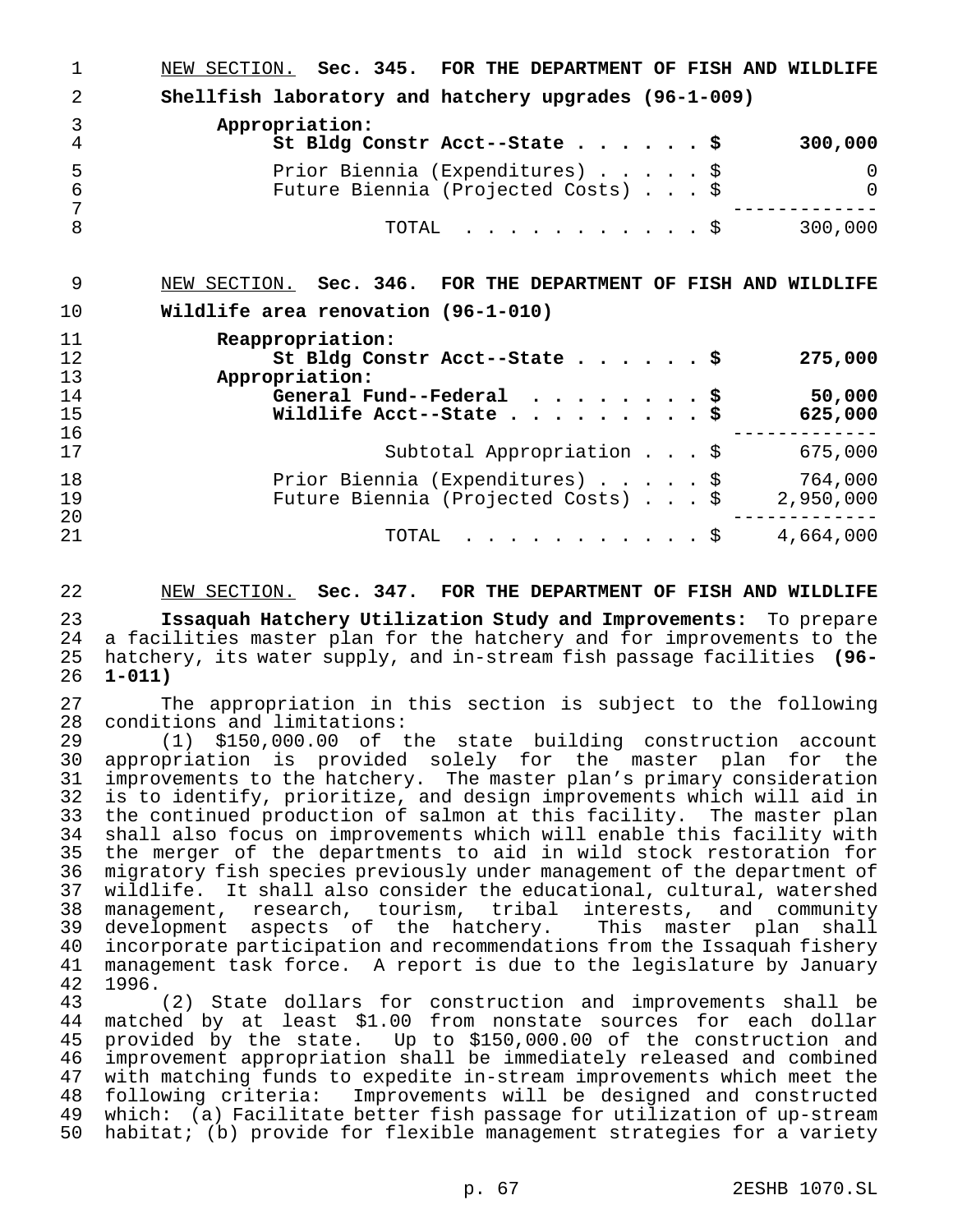NEW SECTION. **Sec. 345. FOR THE DEPARTMENT OF FISH AND WILDLIFE**

**Shellfish laboratory and hatchery upgrades (96-1-009)**

| | |
|---|---|
| **Appropriation:** | |
| **St Bldg Constr Acct--State . . . . . . $** | **300,000** |
| Prior Biennia (Expenditures) . . . . . $ | 0 |
| Future Biennia (Projected Costs) . . . $ | 0 |
| TOTAL . . . . . . . . . . . $ | 300,000 |

NEW SECTION. **Sec. 346. FOR THE DEPARTMENT OF FISH AND WILDLIFE**

**Wildlife area renovation (96-1-010)**

| | |
|---|---|
| **Reappropriation:** | |
| **St Bldg Constr Acct--State . . . . . . $** | **275,000** |
| **Appropriation:** | |
| **General Fund--Federal . . . . . . . . $** | **50,000** |
| **Wildlife Acct--State . . . . . . . . . $** | **625,000** |
| Subtotal Appropriation . . . $ | 675,000 |
| Prior Biennia (Expenditures) . . . . . $ | 764,000 |
| Future Biennia (Projected Costs) . . . $ | 2,950,000 |
| TOTAL . . . . . . . . . . . $ | 4,664,000 |

NEW SECTION. **Sec. 347. FOR THE DEPARTMENT OF FISH AND WILDLIFE**

**Issaquah Hatchery Utilization Study and Improvements:** To prepare a facilities master plan for the hatchery and for improvements to the hatchery, its water supply, and in-stream fish passage facilities **(96-1-011)**

The appropriation in this section is subject to the following conditions and limitations:

(1) $150,000.00 of the state building construction account appropriation is provided solely for the master plan for the improvements to the hatchery. The master plan's primary consideration is to identify, prioritize, and design improvements which will aid in the continued production of salmon at this facility. The master plan shall also focus on improvements which will enable this facility with the merger of the departments to aid in wild stock restoration for migratory fish species previously under management of the department of wildlife. It shall also consider the educational, cultural, watershed management, research, tourism, tribal interests, and community development aspects of the hatchery. This master plan shall incorporate participation and recommendations from the Issaquah fishery management task force. A report is due to the legislature by January 1996.

(2) State dollars for construction and improvements shall be matched by at least $1.00 from nonstate sources for each dollar provided by the state. Up to $150,000.00 of the construction and improvement appropriation shall be immediately released and combined with matching funds to expedite in-stream improvements which meet the following criteria: Improvements will be designed and constructed which: (a) Facilitate better fish passage for utilization of up-stream habitat; (b) provide for flexible management strategies for a variety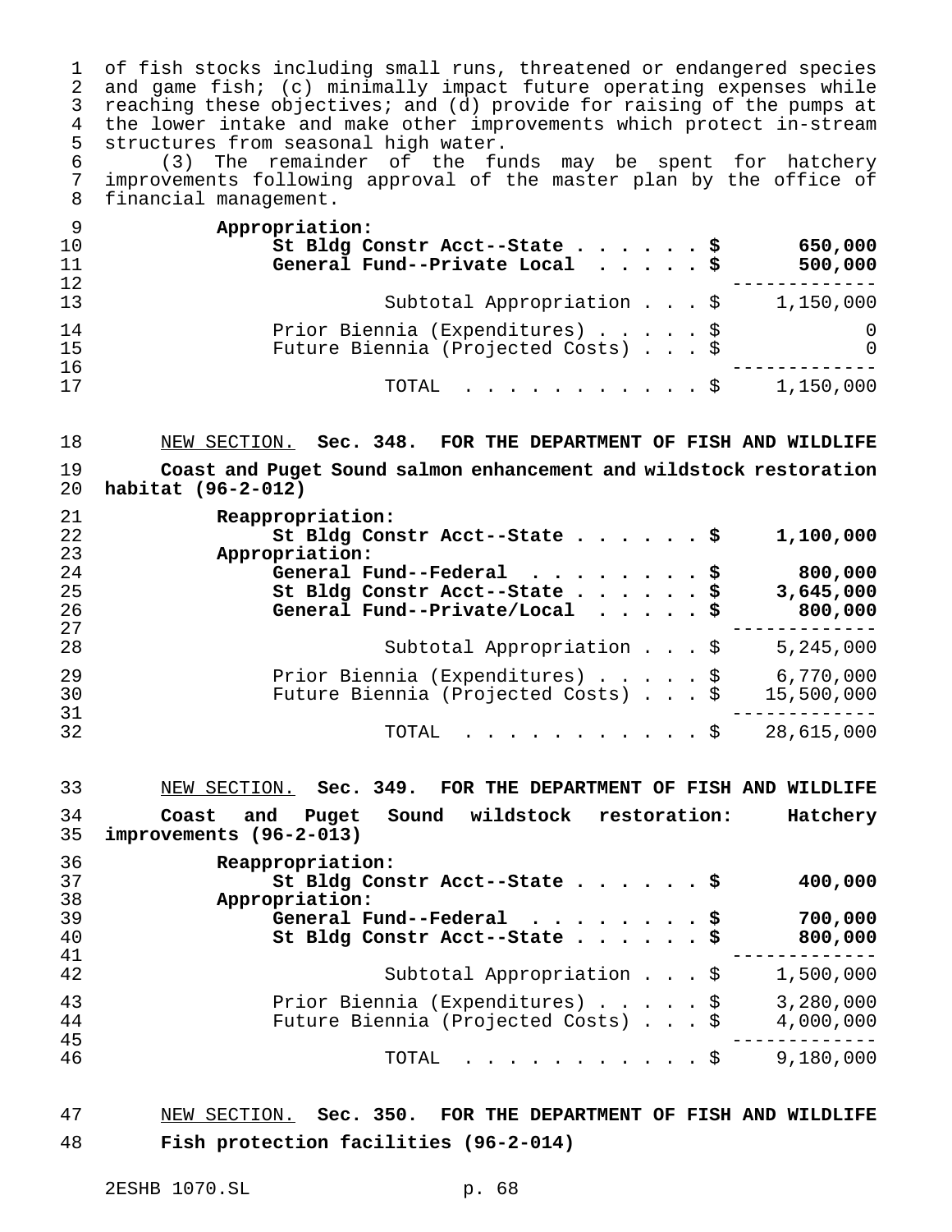of fish stocks including small runs, threatened or endangered species and game fish; (c) minimally impact future operating expenses while reaching these objectives; and (d) provide for raising of the pumps at the lower intake and make other improvements which protect in-stream structures from seasonal high water.

(3) The remainder of the funds may be spent for hatchery improvements following approval of the master plan by the office of financial management.

| | |
|---|---|
| **Appropriation:** | |
| **St Bldg Constr Acct--State . . . . . . $** | **650,000** |
| **General Fund--Private Local . . . . . $** | **500,000** |
| Subtotal Appropriation . . . $ | 1,150,000 |
| Prior Biennia (Expenditures) . . . . . $ | 0 |
| Future Biennia (Projected Costs) . . . $ | 0 |
| TOTAL . . . . . . . . . . . $ | 1,150,000 |

NEW SECTION. **Sec. 348. FOR THE DEPARTMENT OF FISH AND WILDLIFE**

**Coast and Puget Sound salmon enhancement and wildstock restoration habitat (96-2-012)**

| | |
|---|---|
| **Reappropriation:** | |
| **St Bldg Constr Acct--State . . . . . . $** | **1,100,000** |
| **Appropriation:** | |
| **General Fund--Federal . . . . . . . . $** | **800,000** |
| **St Bldg Constr Acct--State . . . . . . $** | **3,645,000** |
| **General Fund--Private/Local . . . . . $** | **800,000** |
| Subtotal Appropriation . . . $ | 5,245,000 |
| Prior Biennia (Expenditures) . . . . . $ | 6,770,000 |
| Future Biennia (Projected Costs) . . . $ | 15,500,000 |
| TOTAL . . . . . . . . . . . $ | 28,615,000 |

NEW SECTION. **Sec. 349. FOR THE DEPARTMENT OF FISH AND WILDLIFE**

**Coast and Puget Sound wildstock restoration: Hatchery improvements (96-2-013)**

| | |
|---|---|
| **Reappropriation:** | |
| **St Bldg Constr Acct--State . . . . . . $** | **400,000** |
| **Appropriation:** | |
| **General Fund--Federal . . . . . . . . $** | **700,000** |
| **St Bldg Constr Acct--State . . . . . . $** | **800,000** |
| Subtotal Appropriation . . . $ | 1,500,000 |
| Prior Biennia (Expenditures) . . . . . $ | 3,280,000 |
| Future Biennia (Projected Costs) . . . $ | 4,000,000 |
| TOTAL . . . . . . . . . . . $ | 9,180,000 |

NEW SECTION. **Sec. 350. FOR THE DEPARTMENT OF FISH AND WILDLIFE**

**Fish protection facilities (96-2-014)**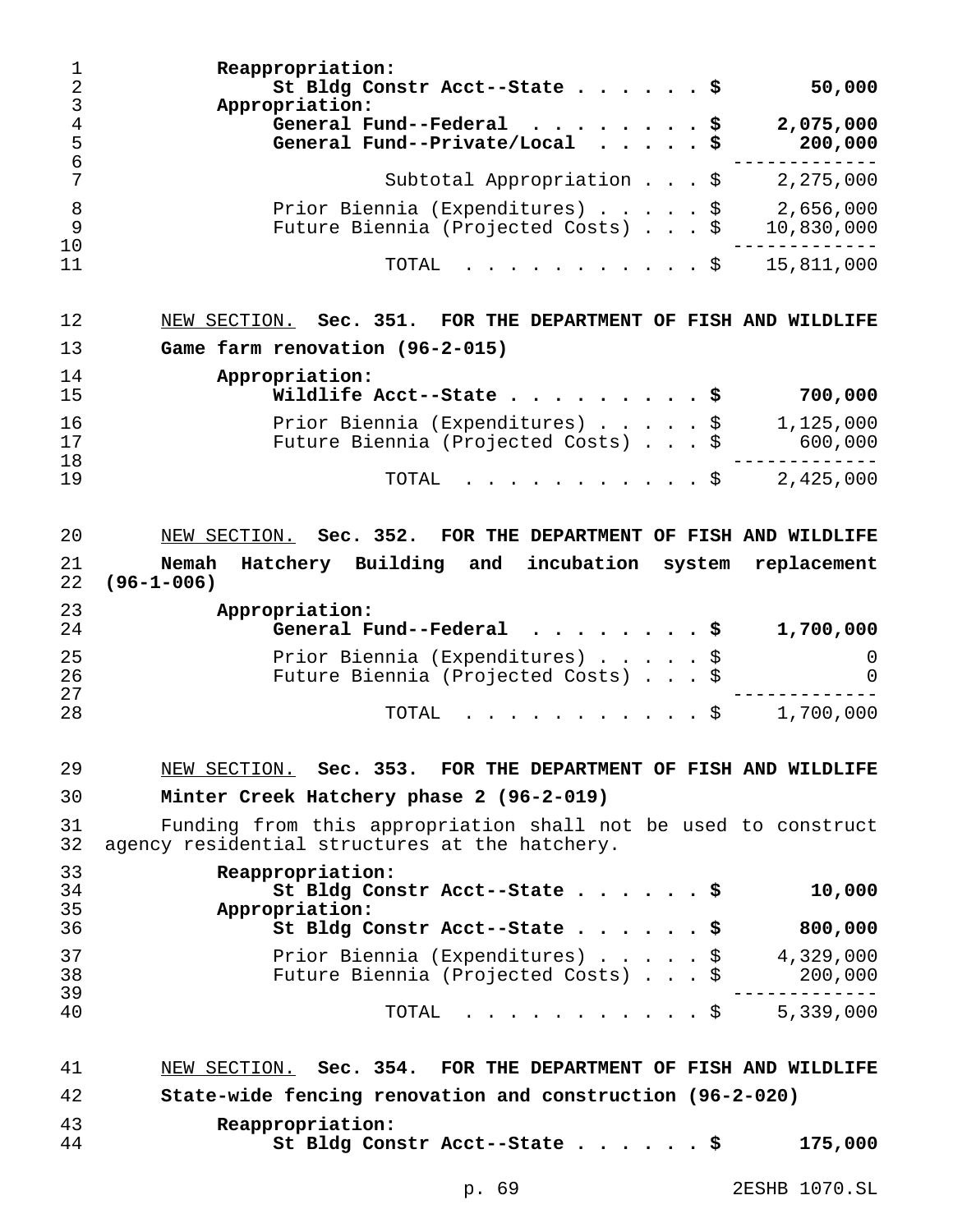**Reappropriation:**

| | |
|---|---:|
| **St Bldg Constr Acct--State . . . . . . $** | **50,000** |

**Appropriation:**

| | |
|---|---:|
| **General Fund--Federal . . . . . . . . $** | **2,075,000** |
| **General Fund--Private/Local . . . . . $** | **200,000** |
| Subtotal Appropriation . . . $ | 2,275,000 |
| Prior Biennia (Expenditures) . . . . . $ | 2,656,000 |
| Future Biennia (Projected Costs) . . . $ | 10,830,000 |
| TOTAL . . . . . . . . . . . . $ | 15,811,000 |

NEW SECTION. **Sec. 351. FOR THE DEPARTMENT OF FISH AND WILDLIFE**

**Game farm renovation (96-2-015)**

**Appropriation:**

| | |
|---|---:|
| **Wildlife Acct--State . . . . . . . . . $** | **700,000** |
| Prior Biennia (Expenditures) . . . . . $ | 1,125,000 |
| Future Biennia (Projected Costs) . . . $ | 600,000 |
| TOTAL . . . . . . . . . . . . $ | 2,425,000 |

NEW SECTION. **Sec. 352. FOR THE DEPARTMENT OF FISH AND WILDLIFE**

**Nemah Hatchery Building and incubation system replacement (96-1-006)**

**Appropriation:**

| | |
|---|---:|
| **General Fund--Federal . . . . . . . . $** | **1,700,000** |
| Prior Biennia (Expenditures) . . . . . $ | 0 |
| Future Biennia (Projected Costs) . . . $ | 0 |
| TOTAL . . . . . . . . . . . . $ | 1,700,000 |

NEW SECTION. **Sec. 353. FOR THE DEPARTMENT OF FISH AND WILDLIFE**

**Minter Creek Hatchery phase 2 (96-2-019)**

Funding from this appropriation shall not be used to construct agency residential structures at the hatchery.

**Reappropriation:**

| | |
|---|---:|
| **St Bldg Constr Acct--State . . . . . . $** | **10,000** |

**Appropriation:**

| | |
|---|---:|
| **St Bldg Constr Acct--State . . . . . . $** | **800,000** |
| Prior Biennia (Expenditures) . . . . . $ | 4,329,000 |
| Future Biennia (Projected Costs) . . . $ | 200,000 |
| TOTAL . . . . . . . . . . . . $ | 5,339,000 |

NEW SECTION. **Sec. 354. FOR THE DEPARTMENT OF FISH AND WILDLIFE**

**State-wide fencing renovation and construction (96-2-020)**

**Reappropriation:**

| | |
|---|---:|
| **St Bldg Constr Acct--State . . . . . . $** | **175,000** |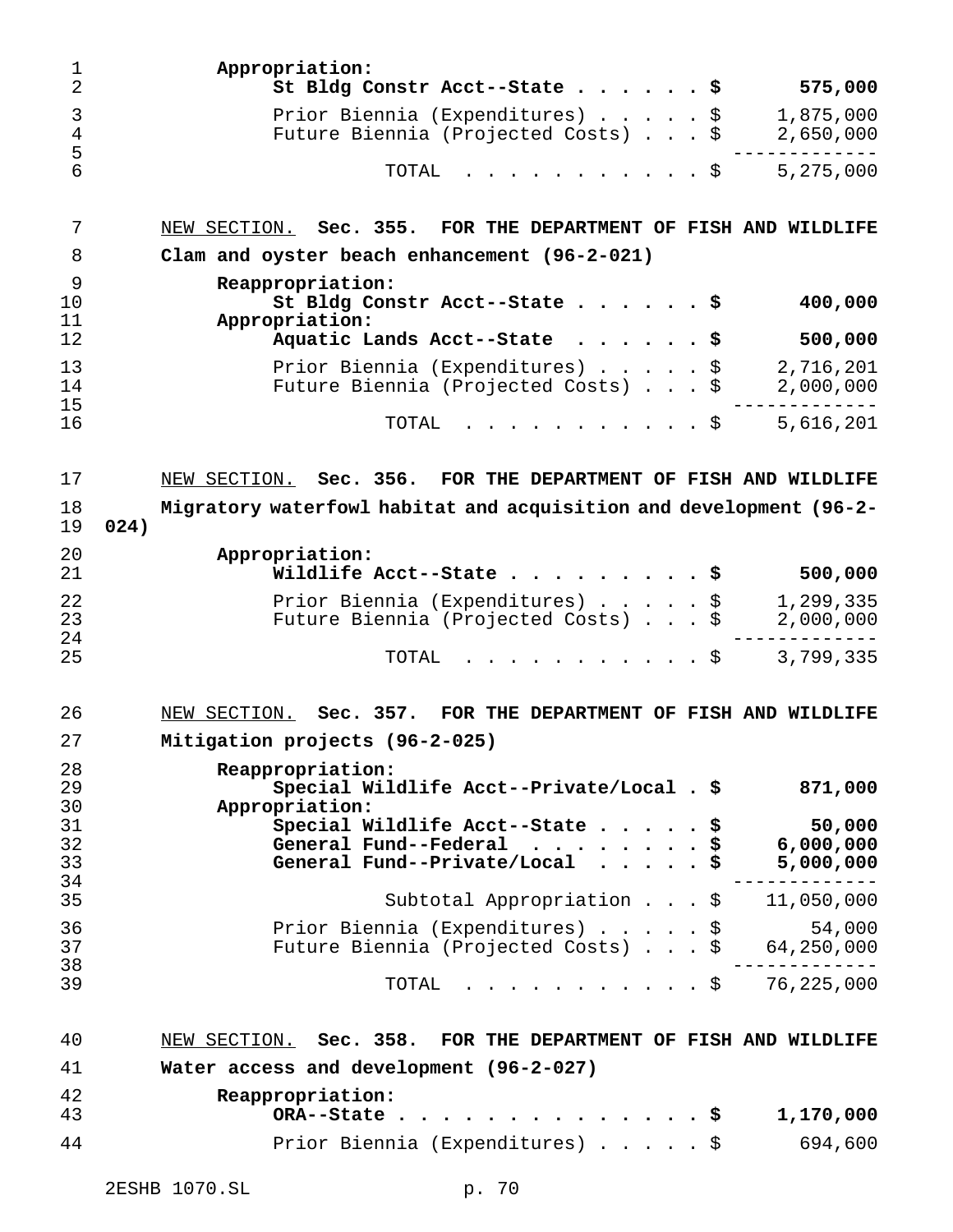**Appropriation:**

| | |
|---|---|
| **St Bldg Constr Acct--State . . . . . . $** | **575,000** |
| Prior Biennia (Expenditures) . . . . . $ | 1,875,000 |
| Future Biennia (Projected Costs) . . . $ | 2,650,000 |
| TOTAL . . . . . . . . . . . $ | 5,275,000 |

NEW SECTION. **Sec. 355. FOR THE DEPARTMENT OF FISH AND WILDLIFE**

**Clam and oyster beach enhancement (96-2-021)**

| | |
|---|---|
| **Reappropriation:** | |
| **St Bldg Constr Acct--State . . . . . . $** | **400,000** |
| **Appropriation:** | |
| **Aquatic Lands Acct--State . . . . . . $** | **500,000** |
| Prior Biennia (Expenditures) . . . . . $ | 2,716,201 |
| Future Biennia (Projected Costs) . . . $ | 2,000,000 |
| TOTAL . . . . . . . . . . . $ | 5,616,201 |

NEW SECTION. **Sec. 356. FOR THE DEPARTMENT OF FISH AND WILDLIFE**

**Migratory waterfowl habitat and acquisition and development (96-2-024)**

| | |
|---|---|
| **Appropriation:** | |
| **Wildlife Acct--State . . . . . . . . . $** | **500,000** |
| Prior Biennia (Expenditures) . . . . . $ | 1,299,335 |
| Future Biennia (Projected Costs) . . . $ | 2,000,000 |
| TOTAL . . . . . . . . . . . $ | 3,799,335 |

NEW SECTION. **Sec. 357. FOR THE DEPARTMENT OF FISH AND WILDLIFE**

**Mitigation projects (96-2-025)**

| | |
|---|---|
| **Reappropriation:** | |
| **Special Wildlife Acct--Private/Local . $** | **871,000** |
| **Appropriation:** | |
| **Special Wildlife Acct--State . . . . . $** | **50,000** |
| **General Fund--Federal . . . . . . . . $** | **6,000,000** |
| **General Fund--Private/Local . . . . . $** | **5,000,000** |
| Subtotal Appropriation . . . $ | 11,050,000 |
| Prior Biennia (Expenditures) . . . . . $ | 54,000 |
| Future Biennia (Projected Costs) . . . $ | 64,250,000 |
| TOTAL . . . . . . . . . . . $ | 76,225,000 |

NEW SECTION. **Sec. 358. FOR THE DEPARTMENT OF FISH AND WILDLIFE**

**Water access and development (96-2-027)**

| | |
|---|---|
| **Reappropriation:** | |
| **ORA--State . . . . . . . . . . . . . . . $** | **1,170,000** |
| Prior Biennia (Expenditures) . . . . . $ | 694,600 |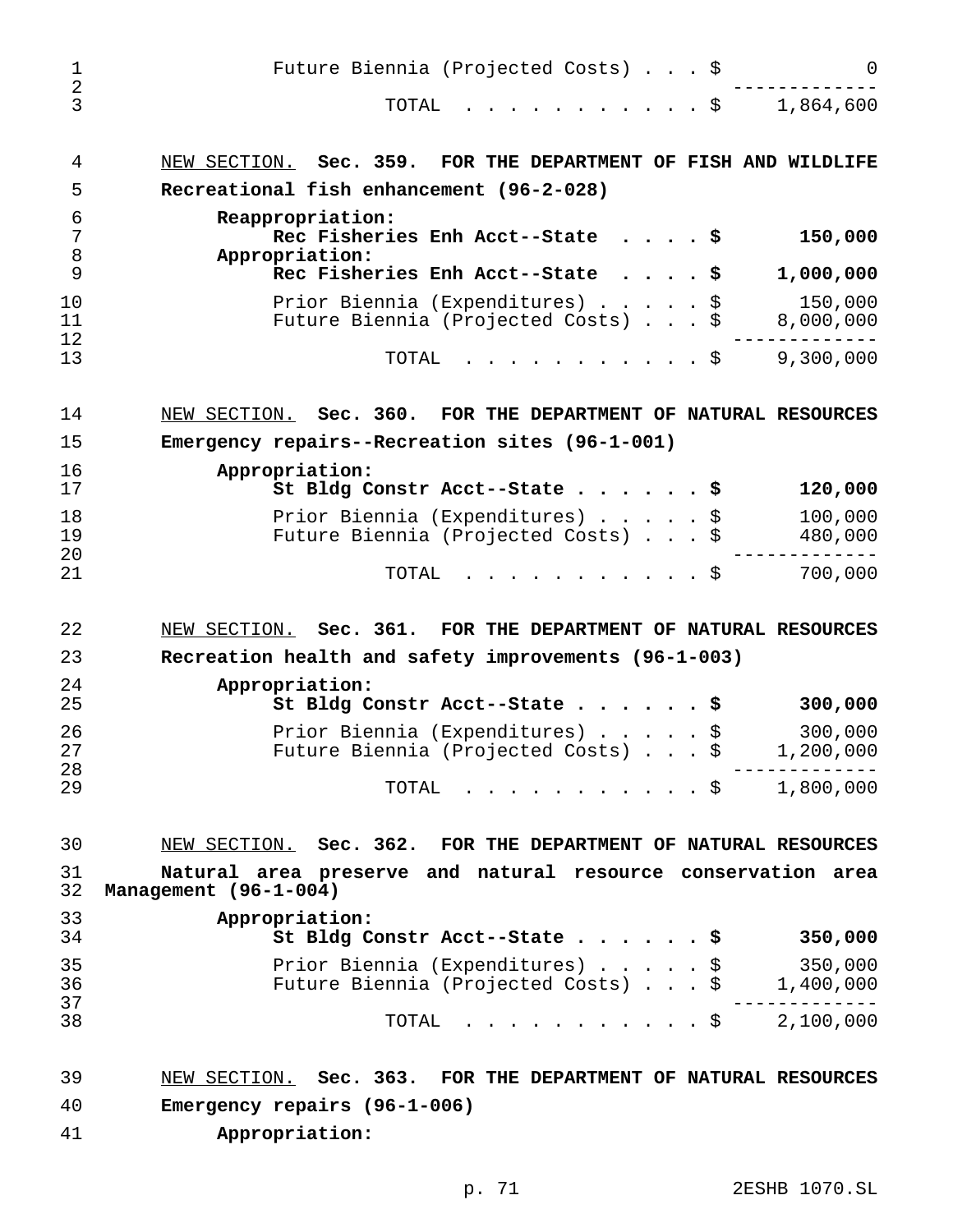| | |
|---|---:|
| Future Biennia (Projected Costs) . . . $ | 0 |
| TOTAL . . . . . . . . . . . $ | 1,864,600 |

NEW SECTION. **Sec. 359. FOR THE DEPARTMENT OF FISH AND WILDLIFE**

**Recreational fish enhancement (96-2-028)**

| | |
|---|---:|
| **Reappropriation:** | |
| **Rec Fisheries Enh Acct--State . . . . $** | **150,000** |
| **Appropriation:** | |
| **Rec Fisheries Enh Acct--State . . . . $** | **1,000,000** |
| Prior Biennia (Expenditures) . . . . . $ | 150,000 |
| Future Biennia (Projected Costs) . . . $ | 8,000,000 |
| TOTAL . . . . . . . . . . . $ | 9,300,000 |

NEW SECTION. **Sec. 360. FOR THE DEPARTMENT OF NATURAL RESOURCES**

**Emergency repairs--Recreation sites (96-1-001)**

| | |
|---|---:|
| **Appropriation:** | |
| **St Bldg Constr Acct--State . . . . . . $** | **120,000** |
| Prior Biennia (Expenditures) . . . . . $ | 100,000 |
| Future Biennia (Projected Costs) . . . $ | 480,000 |
| TOTAL . . . . . . . . . . . $ | 700,000 |

NEW SECTION. **Sec. 361. FOR THE DEPARTMENT OF NATURAL RESOURCES**

**Recreation health and safety improvements (96-1-003)**

| | |
|---|---:|
| **Appropriation:** | |
| **St Bldg Constr Acct--State . . . . . . $** | **300,000** |
| Prior Biennia (Expenditures) . . . . . $ | 300,000 |
| Future Biennia (Projected Costs) . . . $ | 1,200,000 |
| TOTAL . . . . . . . . . . . $ | 1,800,000 |

NEW SECTION. **Sec. 362. FOR THE DEPARTMENT OF NATURAL RESOURCES**

**Natural area preserve and natural resource conservation area Management (96-1-004)**

| | |
|---|---:|
| **Appropriation:** | |
| **St Bldg Constr Acct--State . . . . . . $** | **350,000** |
| Prior Biennia (Expenditures) . . . . . $ | 350,000 |
| Future Biennia (Projected Costs) . . . $ | 1,400,000 |
| TOTAL . . . . . . . . . . . $ | 2,100,000 |

NEW SECTION. **Sec. 363. FOR THE DEPARTMENT OF NATURAL RESOURCES**

**Emergency repairs (96-1-006)**

**Appropriation:**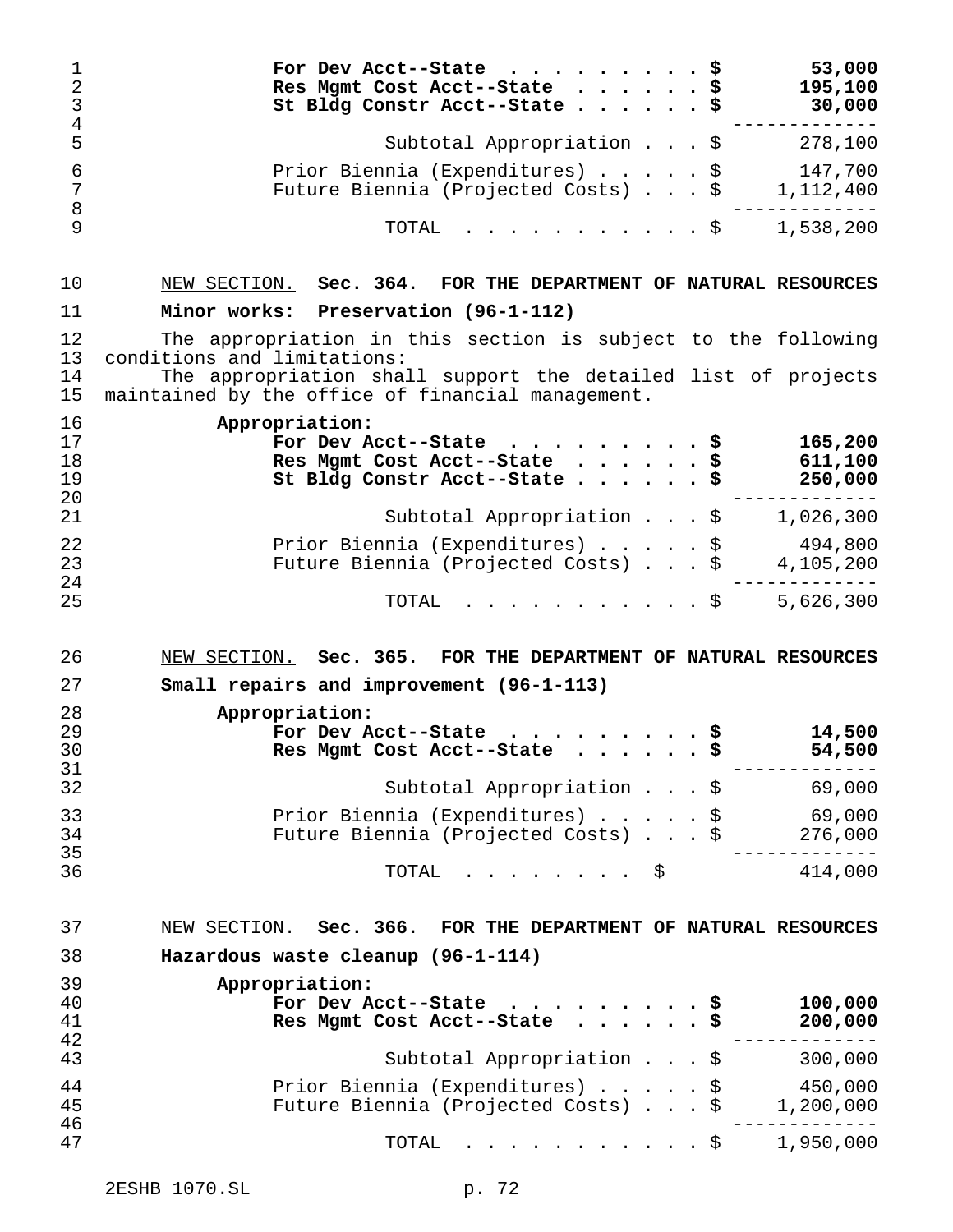| | |
|---|---|
| **For Dev Acct--State . . . . . . . . . $** | **53,000** |
| **Res Mgmt Cost Acct--State . . . . . . $** | **195,100** |
| **St Bldg Constr Acct--State . . . . . . $** | **30,000** |
| Subtotal Appropriation . . . $ | 278,100 |
| Prior Biennia (Expenditures) . . . . . $ | 147,700 |
| Future Biennia (Projected Costs) . . . $ | 1,112,400 |
| TOTAL . . . . . . . . . . . . $ | 1,538,200 |

NEW SECTION. **Sec. 364. FOR THE DEPARTMENT OF NATURAL RESOURCES**

**Minor works: Preservation (96-1-112)**

The appropriation in this section is subject to the following conditions and limitations:

The appropriation shall support the detailed list of projects maintained by the office of financial management.

**Appropriation:**

| | |
|---|---|
| **For Dev Acct--State . . . . . . . . . $** | **165,200** |
| **Res Mgmt Cost Acct--State . . . . . . $** | **611,100** |
| **St Bldg Constr Acct--State . . . . . . $** | **250,000** |
| Subtotal Appropriation . . . $ | 1,026,300 |
| Prior Biennia (Expenditures) . . . . . $ | 494,800 |
| Future Biennia (Projected Costs) . . . $ | 4,105,200 |
| TOTAL . . . . . . . . . . . . $ | 5,626,300 |

NEW SECTION. **Sec. 365. FOR THE DEPARTMENT OF NATURAL RESOURCES**

**Small repairs and improvement (96-1-113)**

**Appropriation:**

| | |
|---|---|
| **For Dev Acct--State . . . . . . . . . $** | **14,500** |
| **Res Mgmt Cost Acct--State . . . . . . $** | **54,500** |
| Subtotal Appropriation . . . $ | 69,000 |
| Prior Biennia (Expenditures) . . . . . $ | 69,000 |
| Future Biennia (Projected Costs) . . . $ | 276,000 |
| TOTAL . . . . . . . . $ | 414,000 |

NEW SECTION. **Sec. 366. FOR THE DEPARTMENT OF NATURAL RESOURCES**

**Hazardous waste cleanup (96-1-114)**

**Appropriation:**

| | |
|---|---|
| **For Dev Acct--State . . . . . . . . . $** | **100,000** |
| **Res Mgmt Cost Acct--State . . . . . . $** | **200,000** |
| Subtotal Appropriation . . . $ | 300,000 |
| Prior Biennia (Expenditures) . . . . . $ | 450,000 |
| Future Biennia (Projected Costs) . . . $ | 1,200,000 |
| TOTAL . . . . . . . . . . . . $ | 1,950,000 |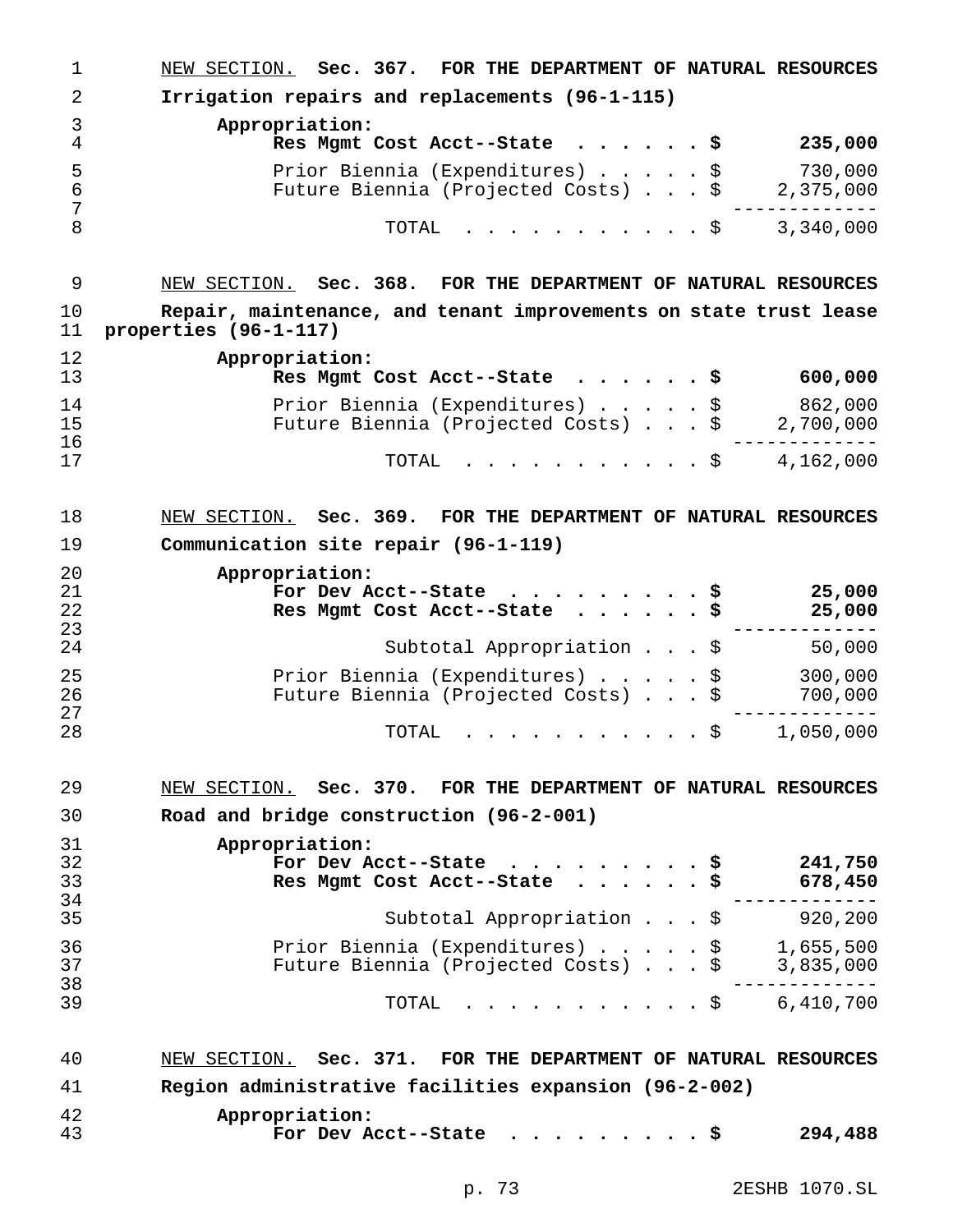NEW SECTION. **Sec. 367. FOR THE DEPARTMENT OF NATURAL RESOURCES**

**Irrigation repairs and replacements (96-1-115)**

| | |
|---|---|
| **Appropriation:** | |
| **Res Mgmt Cost Acct--State . . . . . . $** | **235,000** |
| Prior Biennia (Expenditures) . . . . . $ | 730,000 |
| Future Biennia (Projected Costs) . . . $ | 2,375,000 |
| TOTAL . . . . . . . . . . . $ | 3,340,000 |

NEW SECTION. **Sec. 368. FOR THE DEPARTMENT OF NATURAL RESOURCES**

**Repair, maintenance, and tenant improvements on state trust lease properties (96-1-117)**

| | |
|---|---|
| **Appropriation:** | |
| **Res Mgmt Cost Acct--State . . . . . . $** | **600,000** |
| Prior Biennia (Expenditures) . . . . . $ | 862,000 |
| Future Biennia (Projected Costs) . . . $ | 2,700,000 |
| TOTAL . . . . . . . . . . . $ | 4,162,000 |

NEW SECTION. **Sec. 369. FOR THE DEPARTMENT OF NATURAL RESOURCES**

**Communication site repair (96-1-119)**

| | |
|---|---|
| **Appropriation:** | |
| **For Dev Acct--State . . . . . . . . . $** | **25,000** |
| **Res Mgmt Cost Acct--State . . . . . . $** | **25,000** |
| Subtotal Appropriation . . . $ | 50,000 |
| Prior Biennia (Expenditures) . . . . . $ | 300,000 |
| Future Biennia (Projected Costs) . . . $ | 700,000 |
| TOTAL . . . . . . . . . . . $ | 1,050,000 |

NEW SECTION. **Sec. 370. FOR THE DEPARTMENT OF NATURAL RESOURCES**

**Road and bridge construction (96-2-001)**

| | |
|---|---|
| **Appropriation:** | |
| **For Dev Acct--State . . . . . . . . . $** | **241,750** |
| **Res Mgmt Cost Acct--State . . . . . . $** | **678,450** |
| Subtotal Appropriation . . . $ | 920,200 |
| Prior Biennia (Expenditures) . . . . . $ | 1,655,500 |
| Future Biennia (Projected Costs) . . . $ | 3,835,000 |
| TOTAL . . . . . . . . . . . $ | 6,410,700 |

NEW SECTION. **Sec. 371. FOR THE DEPARTMENT OF NATURAL RESOURCES**

**Region administrative facilities expansion (96-2-002)**

| | |
|---|---|
| **Appropriation:** | |
| **For Dev Acct--State . . . . . . . . . $** | **294,488** |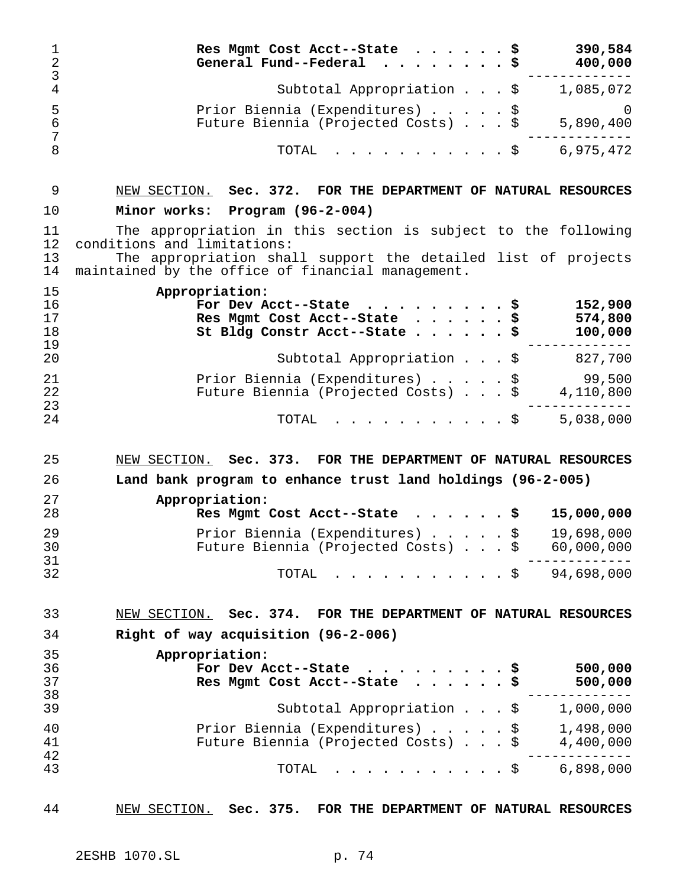| | |
|---|---|
| **Res Mgmt Cost Acct--State . . . . . . $** | **390,584** |
| **General Fund--Federal . . . . . . . . $** | **400,000** |
| Subtotal Appropriation . . . $ | 1,085,072 |
| Prior Biennia (Expenditures) . . . . . $ | 0 |
| Future Biennia (Projected Costs) . . . $ | 5,890,400 |
| TOTAL . . . . . . . . . . . $ | 6,975,472 |

NEW SECTION. **Sec. 372. FOR THE DEPARTMENT OF NATURAL RESOURCES**

**Minor works: Program (96-2-004)**

The appropriation in this section is subject to the following conditions and limitations:

The appropriation shall support the detailed list of projects maintained by the office of financial management.

**Appropriation:**

| | |
|---|---|
| **For Dev Acct--State . . . . . . . . . $** | **152,900** |
| **Res Mgmt Cost Acct--State . . . . . . $** | **574,800** |
| **St Bldg Constr Acct--State . . . . . . $** | **100,000** |
| Subtotal Appropriation . . . $ | 827,700 |
| Prior Biennia (Expenditures) . . . . . $ | 99,500 |
| Future Biennia (Projected Costs) . . . $ | 4,110,800 |
| TOTAL . . . . . . . . . . . $ | 5,038,000 |

NEW SECTION. **Sec. 373. FOR THE DEPARTMENT OF NATURAL RESOURCES**

**Land bank program to enhance trust land holdings (96-2-005)**

**Appropriation:**

| | |
|---|---|
| **Res Mgmt Cost Acct--State . . . . . . $** | **15,000,000** |
| Prior Biennia (Expenditures) . . . . . $ | 19,698,000 |
| Future Biennia (Projected Costs) . . . $ | 60,000,000 |
| TOTAL . . . . . . . . . . . $ | 94,698,000 |

NEW SECTION. **Sec. 374. FOR THE DEPARTMENT OF NATURAL RESOURCES**

**Right of way acquisition (96-2-006)**

**Appropriation:**

| | |
|---|---|
| **For Dev Acct--State . . . . . . . . . $** | **500,000** |
| **Res Mgmt Cost Acct--State . . . . . . $** | **500,000** |
| Subtotal Appropriation . . . $ | 1,000,000 |
| Prior Biennia (Expenditures) . . . . . $ | 1,498,000 |
| Future Biennia (Projected Costs) . . . $ | 4,400,000 |
| TOTAL . . . . . . . . . . . $ | 6,898,000 |

NEW SECTION. **Sec. 375. FOR THE DEPARTMENT OF NATURAL RESOURCES**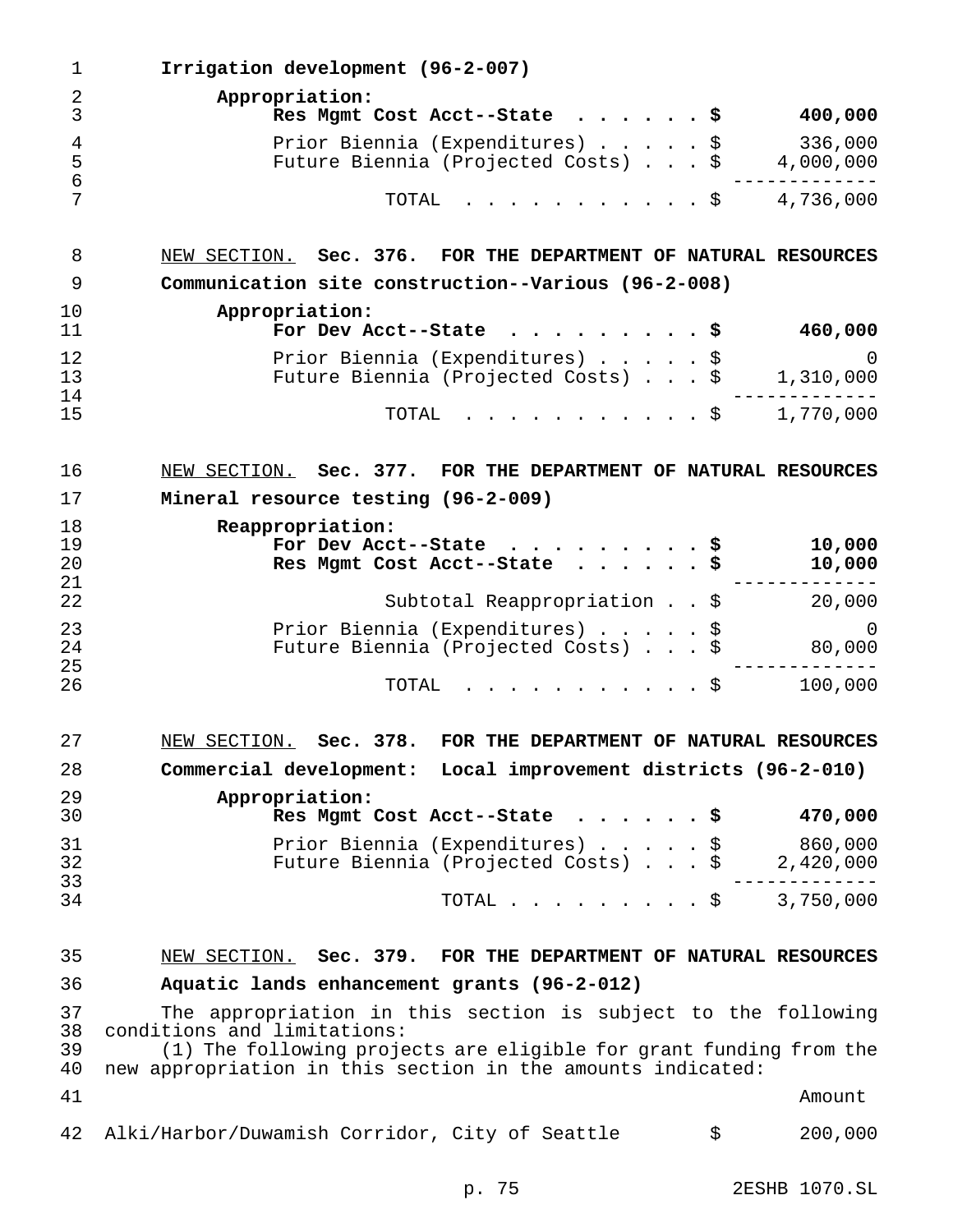**Irrigation development (96-2-007)**

| | |
|---|---|
| **Appropriation:** | |
| **Res Mgmt Cost Acct--State . . . . . . $** | **400,000** |
| Prior Biennia (Expenditures) . . . . . $ | 336,000 |
| Future Biennia (Projected Costs) . . . $ | 4,000,000 |
| TOTAL . . . . . . . . . . . . $ | 4,736,000 |

NEW SECTION. **Sec. 376. FOR THE DEPARTMENT OF NATURAL RESOURCES**

**Communication site construction--Various (96-2-008)**

| | |
|---|---|
| **Appropriation:** | |
| **For Dev Acct--State . . . . . . . . . . $** | **460,000** |
| Prior Biennia (Expenditures) . . . . . $ | 0 |
| Future Biennia (Projected Costs) . . . $ | 1,310,000 |
| TOTAL . . . . . . . . . . . . $ | 1,770,000 |

NEW SECTION. **Sec. 377. FOR THE DEPARTMENT OF NATURAL RESOURCES**

**Mineral resource testing (96-2-009)**

| | |
|---|---|
| **Reappropriation:** | |
| **For Dev Acct--State . . . . . . . . . . $** | **10,000** |
| **Res Mgmt Cost Acct--State . . . . . . $** | **10,000** |
| Subtotal Reappropriation . . $ | 20,000 |
| Prior Biennia (Expenditures) . . . . . $ | 0 |
| Future Biennia (Projected Costs) . . . $ | 80,000 |
| TOTAL . . . . . . . . . . . . $ | 100,000 |

NEW SECTION. **Sec. 378. FOR THE DEPARTMENT OF NATURAL RESOURCES**

**Commercial development: Local improvement districts (96-2-010)**

| | |
|---|---|
| **Appropriation:** | |
| **Res Mgmt Cost Acct--State . . . . . . $** | **470,000** |
| Prior Biennia (Expenditures) . . . . . $ | 860,000 |
| Future Biennia (Projected Costs) . . . $ | 2,420,000 |
| TOTAL . . . . . . . . . . $ | 3,750,000 |

NEW SECTION. **Sec. 379. FOR THE DEPARTMENT OF NATURAL RESOURCES**

**Aquatic lands enhancement grants (96-2-012)**

The appropriation in this section is subject to the following conditions and limitations:

(1) The following projects are eligible for grant funding from the new appropriation in this section in the amounts indicated:

| | Amount |
|---|---|
| Alki/Harbor/Duwamish Corridor, City of Seattle | $ 200,000 |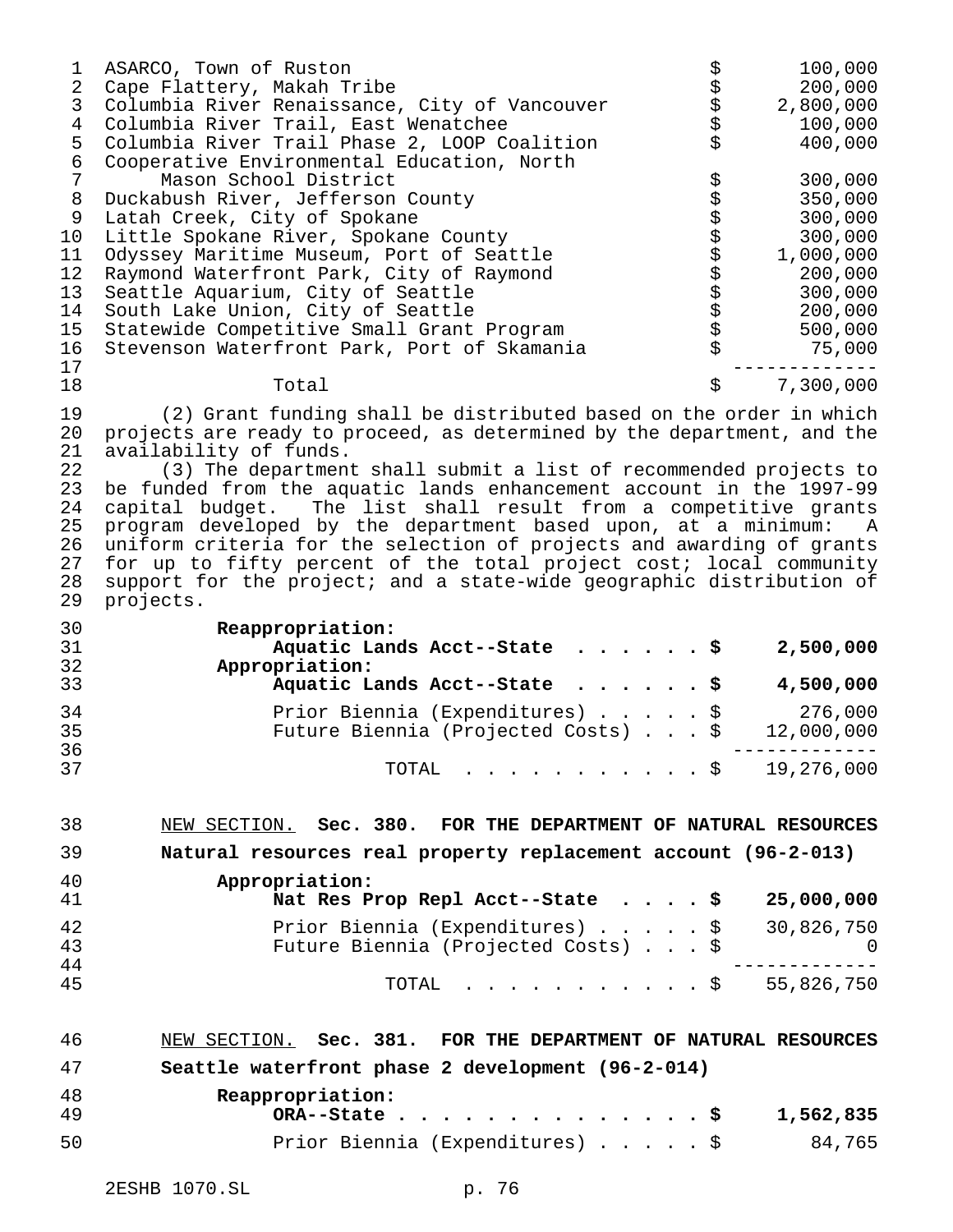| Project | | Amount |
|---|---|---|
| ASARCO, Town of Ruston | $ | 100,000 |
| Cape Flattery, Makah Tribe | $ | 200,000 |
| Columbia River Renaissance, City of Vancouver | $ | 2,800,000 |
| Columbia River Trail, East Wenatchee | $ | 100,000 |
| Columbia River Trail Phase 2, LOOP Coalition | $ | 400,000 |
| Cooperative Environmental Education, North Mason School District | $ | 300,000 |
| Duckabush River, Jefferson County | $ | 350,000 |
| Latah Creek, City of Spokane | $ | 300,000 |
| Little Spokane River, Spokane County | $ | 300,000 |
| Odyssey Maritime Museum, Port of Seattle | $ | 1,000,000 |
| Raymond Waterfront Park, City of Raymond | $ | 200,000 |
| Seattle Aquarium, City of Seattle | $ | 300,000 |
| South Lake Union, City of Seattle | $ | 200,000 |
| Statewide Competitive Small Grant Program | $ | 500,000 |
| Stevenson Waterfront Park, Port of Skamania | $ | 75,000 |
| Total | $ | 7,300,000 |

(2) Grant funding shall be distributed based on the order in which projects are ready to proceed, as determined by the department, and the availability of funds.

(3) The department shall submit a list of recommended projects to be funded from the aquatic lands enhancement account in the 1997-99 capital budget. The list shall result from a competitive grants program developed by the department based upon, at a minimum: A uniform criteria for the selection of projects and awarding of grants for up to fifty percent of the total project cost; local community support for the project; and a state-wide geographic distribution of projects.

**Reappropriation:**
**Aquatic Lands Acct--State . . . . . . $ 2,500,000**
**Appropriation:**
**Aquatic Lands Acct--State . . . . . . $ 4,500,000**

Prior Biennia (Expenditures) . . . . . $ 276,000
Future Biennia (Projected Costs) . . . $ 12,000,000

TOTAL . . . . . . . . . . . $ 19,276,000

NEW SECTION. **Sec. 380. FOR THE DEPARTMENT OF NATURAL RESOURCES**

**Natural resources real property replacement account (96-2-013)**

**Appropriation:**
**Nat Res Prop Repl Acct--State . . . . $ 25,000,000**

Prior Biennia (Expenditures) . . . . . $ 30,826,750
Future Biennia (Projected Costs) . . . $ 0

TOTAL . . . . . . . . . . . $ 55,826,750

NEW SECTION. **Sec. 381. FOR THE DEPARTMENT OF NATURAL RESOURCES**

**Seattle waterfront phase 2 development (96-2-014)**

**Reappropriation:**
**ORA--State . . . . . . . . . . . . . . . $ 1,562,835**

Prior Biennia (Expenditures) . . . . . $ 84,765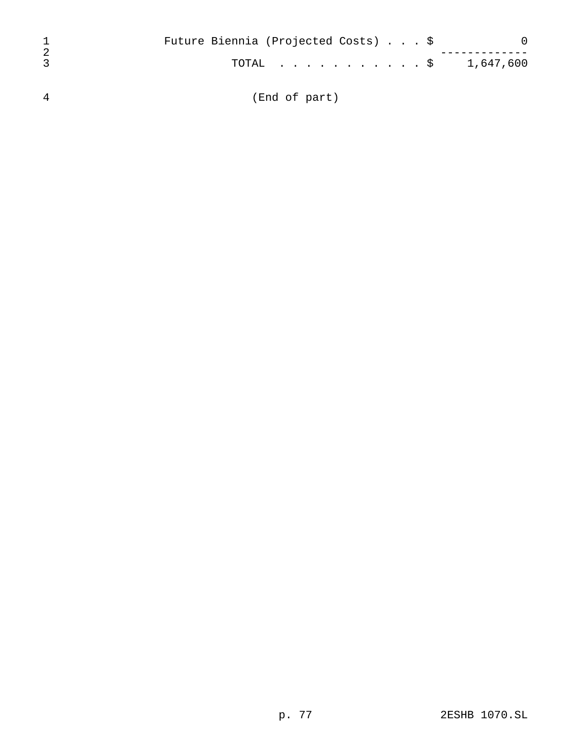| | |
|---|---|
| Future Biennia (Projected Costs) . . . $ | 0 |
| TOTAL . . . . . . . . . . . . $ | 1,647,600 |

(End of part)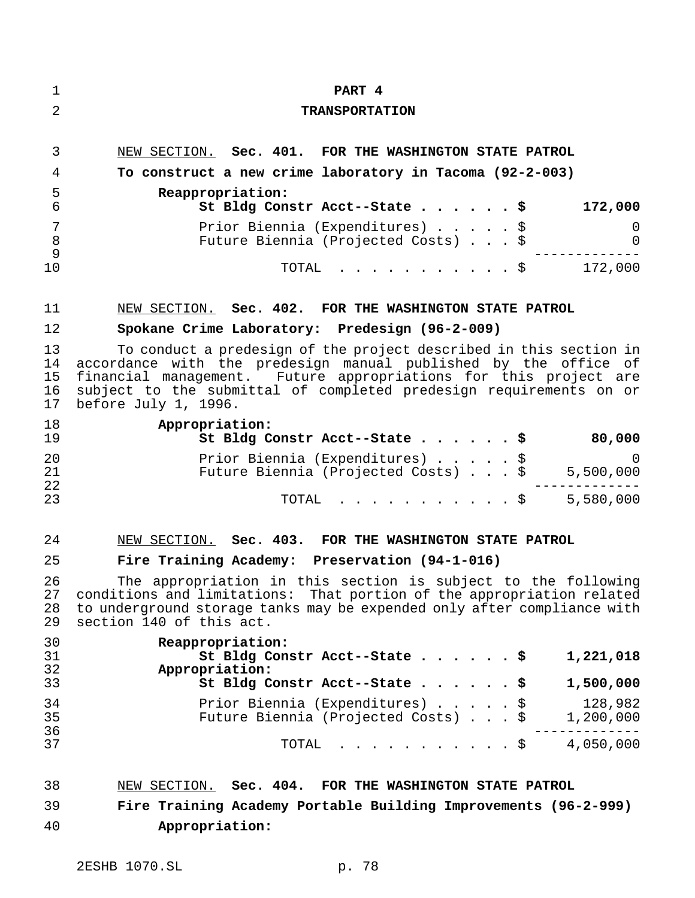# PART 4

## TRANSPORTATION

NEW SECTION. **Sec. 401. FOR THE WASHINGTON STATE PATROL**

**To construct a new crime laboratory in Tacoma (92-2-003)**

| | |
|---|---|
| **Reappropriation:** | |
| **St Bldg Constr Acct--State . . . . . . $** | **172,000** |
| Prior Biennia (Expenditures) . . . . . $ | 0 |
| Future Biennia (Projected Costs) . . . $ | 0 |
| TOTAL . . . . . . . . . . . $ | 172,000 |

NEW SECTION. **Sec. 402. FOR THE WASHINGTON STATE PATROL**

**Spokane Crime Laboratory: Predesign (96-2-009)**

To conduct a predesign of the project described in this section in accordance with the predesign manual published by the office of financial management. Future appropriations for this project are subject to the submittal of completed predesign requirements on or before July 1, 1996.

| | |
|---|---|
| **Appropriation:** | |
| **St Bldg Constr Acct--State . . . . . . $** | **80,000** |
| Prior Biennia (Expenditures) . . . . . $ | 0 |
| Future Biennia (Projected Costs) . . . $ | 5,500,000 |
| TOTAL . . . . . . . . . . . $ | 5,580,000 |

NEW SECTION. **Sec. 403. FOR THE WASHINGTON STATE PATROL**

**Fire Training Academy: Preservation (94-1-016)**

The appropriation in this section is subject to the following conditions and limitations: That portion of the appropriation related to underground storage tanks may be expended only after compliance with section 140 of this act.

| | |
|---|---|
| **Reappropriation:** | |
| **St Bldg Constr Acct--State . . . . . . $** | **1,221,018** |
| **Appropriation:** | |
| **St Bldg Constr Acct--State . . . . . . $** | **1,500,000** |
| Prior Biennia (Expenditures) . . . . . $ | 128,982 |
| Future Biennia (Projected Costs) . . . $ | 1,200,000 |
| TOTAL . . . . . . . . . . . $ | 4,050,000 |

NEW SECTION. **Sec. 404. FOR THE WASHINGTON STATE PATROL**

**Fire Training Academy Portable Building Improvements (96-2-999)**

**Appropriation:**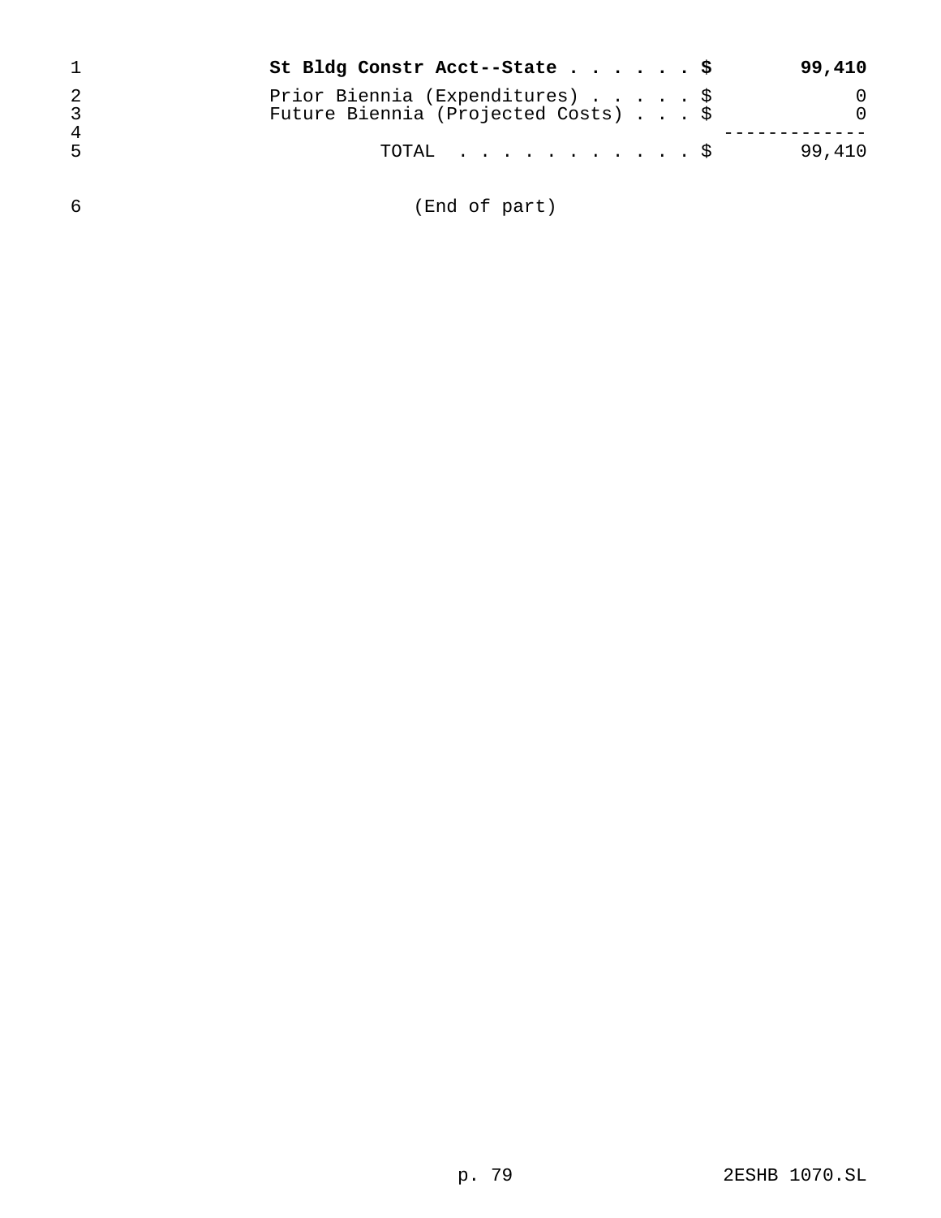| | |
|---|---:|
| **St Bldg Constr Acct--State . . . . . . $** | **99,410** |
| Prior Biennia (Expenditures) . . . . . $ | 0 |
| Future Biennia (Projected Costs) . . . $ | 0 |
| | ------------- |
| TOTAL . . . . . . . . . . . . $ | 99,410 |

(End of part)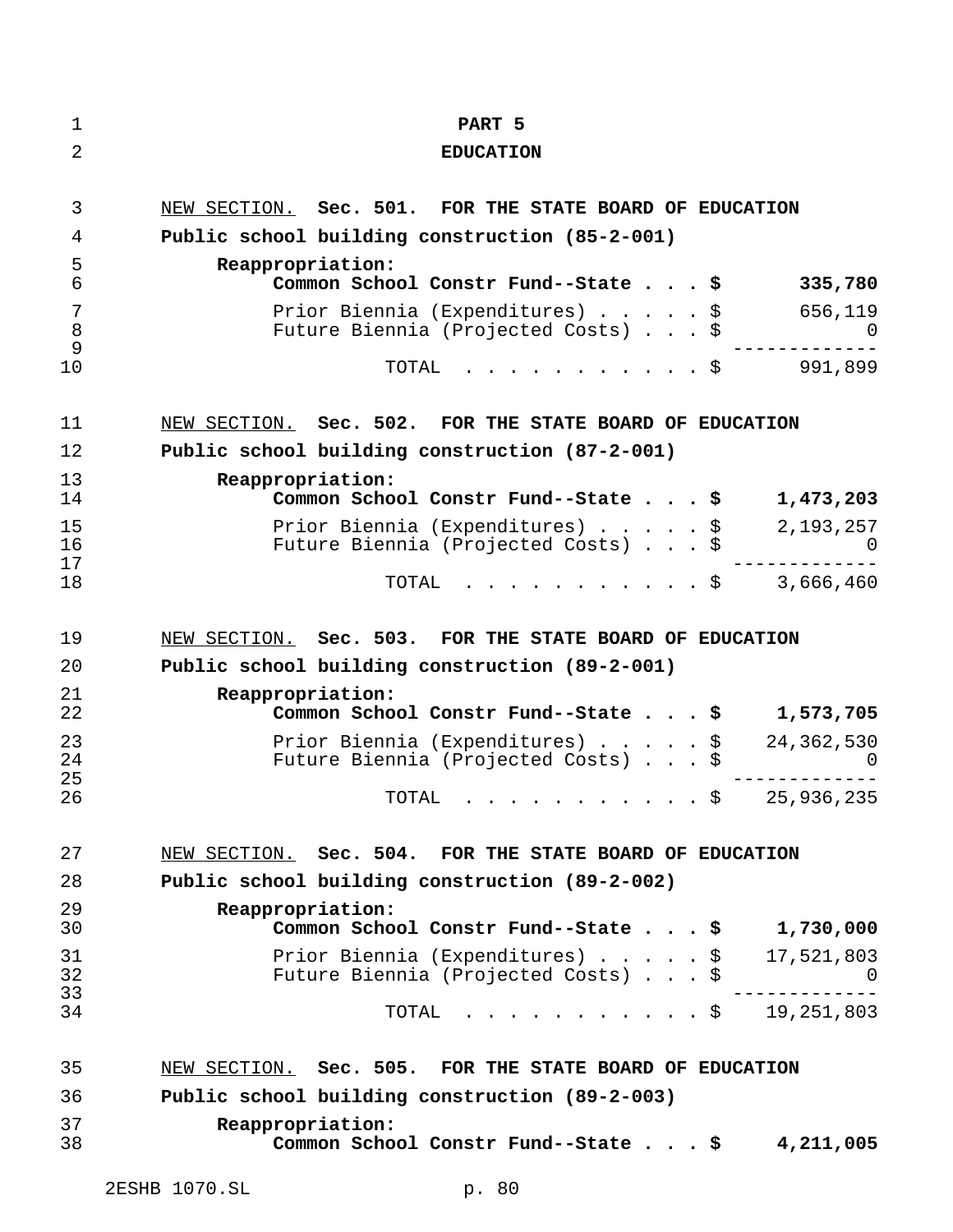# PART 5

## EDUCATION

NEW SECTION. **Sec. 501. FOR THE STATE BOARD OF EDUCATION**

**Public school building construction (85-2-001)**

| | |
|---|---:|
| **Reappropriation:** | |
| **Common School Constr Fund--State . . . $** | **335,780** |
| Prior Biennia (Expenditures) . . . . . $ | 656,119 |
| Future Biennia (Projected Costs) . . . $ | 0 |
| TOTAL . . . . . . . . . . . $ | 991,899 |

NEW SECTION. **Sec. 502. FOR THE STATE BOARD OF EDUCATION**

**Public school building construction (87-2-001)**

| | |
|---|---:|
| **Reappropriation:** | |
| **Common School Constr Fund--State . . . $** | **1,473,203** |
| Prior Biennia (Expenditures) . . . . . $ | 2,193,257 |
| Future Biennia (Projected Costs) . . . $ | 0 |
| TOTAL . . . . . . . . . . . $ | 3,666,460 |

NEW SECTION. **Sec. 503. FOR THE STATE BOARD OF EDUCATION**

**Public school building construction (89-2-001)**

| | |
|---|---:|
| **Reappropriation:** | |
| **Common School Constr Fund--State . . . $** | **1,573,705** |
| Prior Biennia (Expenditures) . . . . . $ | 24,362,530 |
| Future Biennia (Projected Costs) . . . $ | 0 |
| TOTAL . . . . . . . . . . . $ | 25,936,235 |

NEW SECTION. **Sec. 504. FOR THE STATE BOARD OF EDUCATION**

**Public school building construction (89-2-002)**

| | |
|---|---:|
| **Reappropriation:** | |
| **Common School Constr Fund--State . . . $** | **1,730,000** |
| Prior Biennia (Expenditures) . . . . . $ | 17,521,803 |
| Future Biennia (Projected Costs) . . . $ | 0 |
| TOTAL . . . . . . . . . . . $ | 19,251,803 |

NEW SECTION. **Sec. 505. FOR THE STATE BOARD OF EDUCATION**

**Public school building construction (89-2-003)**

| | |
|---|---:|
| **Reappropriation:** | |
| **Common School Constr Fund--State . . . $** | **4,211,005** |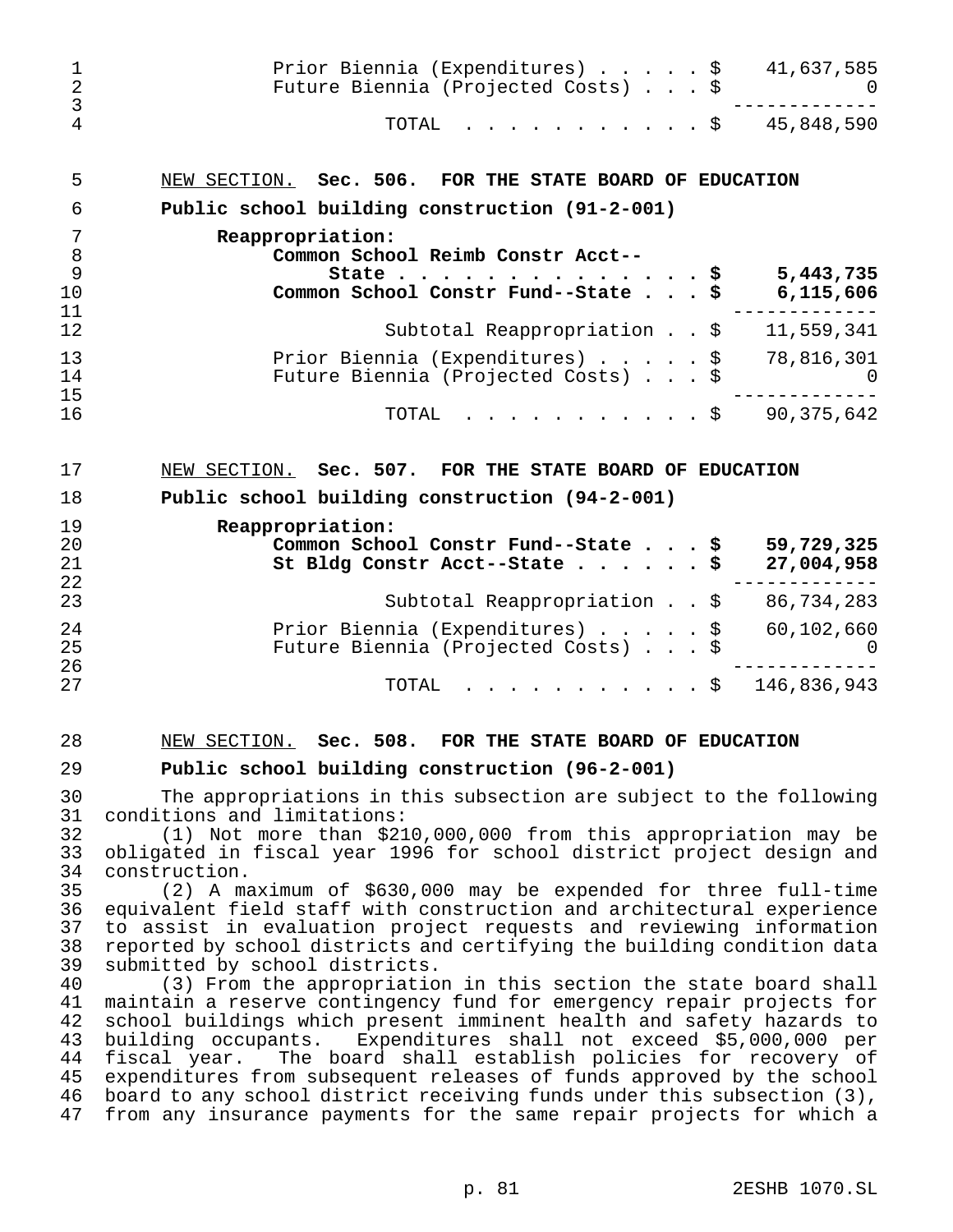| | |
|---|---|
| Prior Biennia (Expenditures) . . . . . $ | 41,637,585 |
| Future Biennia (Projected Costs) . . . $ | 0 |
| TOTAL . . . . . . . . . . . $ | 45,848,590 |

NEW SECTION. **Sec. 506. FOR THE STATE BOARD OF EDUCATION**

**Public school building construction (91-2-001)**

| | |
|---|---|
| **Reappropriation:** | |
| **Common School Reimb Constr Acct--State . . . . . . . . . . . . . . . $** | **5,443,735** |
| **Common School Constr Fund--State . . . $** | **6,115,606** |
| Subtotal Reappropriation . . $ | 11,559,341 |
| Prior Biennia (Expenditures) . . . . . $ | 78,816,301 |
| Future Biennia (Projected Costs) . . . $ | 0 |
| TOTAL . . . . . . . . . . . $ | 90,375,642 |

NEW SECTION. **Sec. 507. FOR THE STATE BOARD OF EDUCATION**

**Public school building construction (94-2-001)**

| | |
|---|---|
| **Reappropriation:** | |
| **Common School Constr Fund--State . . . $** | **59,729,325** |
| **St Bldg Constr Acct--State . . . . . . $** | **27,004,958** |
| Subtotal Reappropriation . . $ | 86,734,283 |
| Prior Biennia (Expenditures) . . . . . $ | 60,102,660 |
| Future Biennia (Projected Costs) . . . $ | 0 |
| TOTAL . . . . . . . . . . . $ | 146,836,943 |

NEW SECTION. **Sec. 508. FOR THE STATE BOARD OF EDUCATION**

**Public school building construction (96-2-001)**

The appropriations in this subsection are subject to the following conditions and limitations:

(1) Not more than $210,000,000 from this appropriation may be obligated in fiscal year 1996 for school district project design and construction.

(2) A maximum of $630,000 may be expended for three full-time equivalent field staff with construction and architectural experience to assist in evaluation project requests and reviewing information reported by school districts and certifying the building condition data submitted by school districts.

(3) From the appropriation in this section the state board shall maintain a reserve contingency fund for emergency repair projects for school buildings which present imminent health and safety hazards to building occupants. Expenditures shall not exceed $5,000,000 per fiscal year. The board shall establish policies for recovery of expenditures from subsequent releases of funds approved by the school board to any school district receiving funds under this subsection (3), from any insurance payments for the same repair projects for which a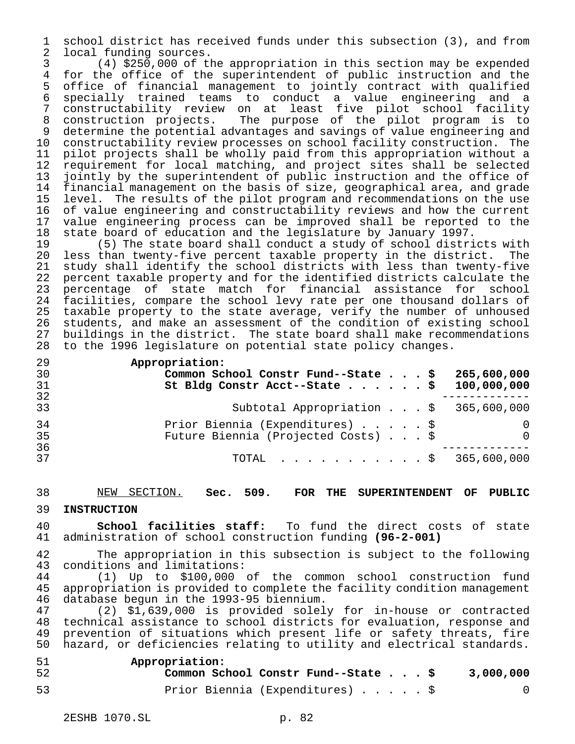school district has received funds under this subsection (3), and from local funding sources.

(4) $250,000 of the appropriation in this section may be expended for the office of the superintendent of public instruction and the office of financial management to jointly contract with qualified specially trained teams to conduct a value engineering and a constructability review on at least five pilot school facility construction projects. The purpose of the pilot program is to determine the potential advantages and savings of value engineering and constructability review processes on school facility construction. The pilot projects shall be wholly paid from this appropriation without a requirement for local matching, and project sites shall be selected jointly by the superintendent of public instruction and the office of financial management on the basis of size, geographical area, and grade level. The results of the pilot program and recommendations on the use of value engineering and constructability reviews and how the current value engineering process can be improved shall be reported to the state board of education and the legislature by January 1997.

(5) The state board shall conduct a study of school districts with less than twenty-five percent taxable property in the district. The study shall identify the school districts with less than twenty-five percent taxable property and for the identified districts calculate the percentage of state match for financial assistance for school facilities, compare the school levy rate per one thousand dollars of taxable property to the state average, verify the number of unhoused students, and make an assessment of the condition of existing school buildings in the district. The state board shall make recommendations to the 1996 legislature on potential state policy changes.

**Appropriation:**

| | |
|---|---|
| **Common School Constr Fund--State . . . $** | **265,600,000** |
| **St Bldg Constr Acct--State . . . . . . $** | **100,000,000** |
| Subtotal Appropriation . . . $ | 365,600,000 |
| Prior Biennia (Expenditures) . . . . . $ | 0 |
| Future Biennia (Projected Costs) . . . $ | 0 |
| TOTAL . . . . . . . . . . . $ | 365,600,000 |

NEW SECTION. **Sec. 509. FOR THE SUPERINTENDENT OF PUBLIC INSTRUCTION**

**School facilities staff:** To fund the direct costs of state administration of school construction funding **(96-2-001)**

The appropriation in this subsection is subject to the following conditions and limitations:

(1) Up to $100,000 of the common school construction fund appropriation is provided to complete the facility condition management database begun in the 1993-95 biennium.

(2) $1,639,000 is provided solely for in-house or contracted technical assistance to school districts for evaluation, response and prevention of situations which present life or safety threats, fire hazard, or deficiencies relating to utility and electrical standards.

**Appropriation:**

| | |
|---|---|
| **Common School Constr Fund--State . . . $** | **3,000,000** |
| Prior Biennia (Expenditures) . . . . . $ | 0 |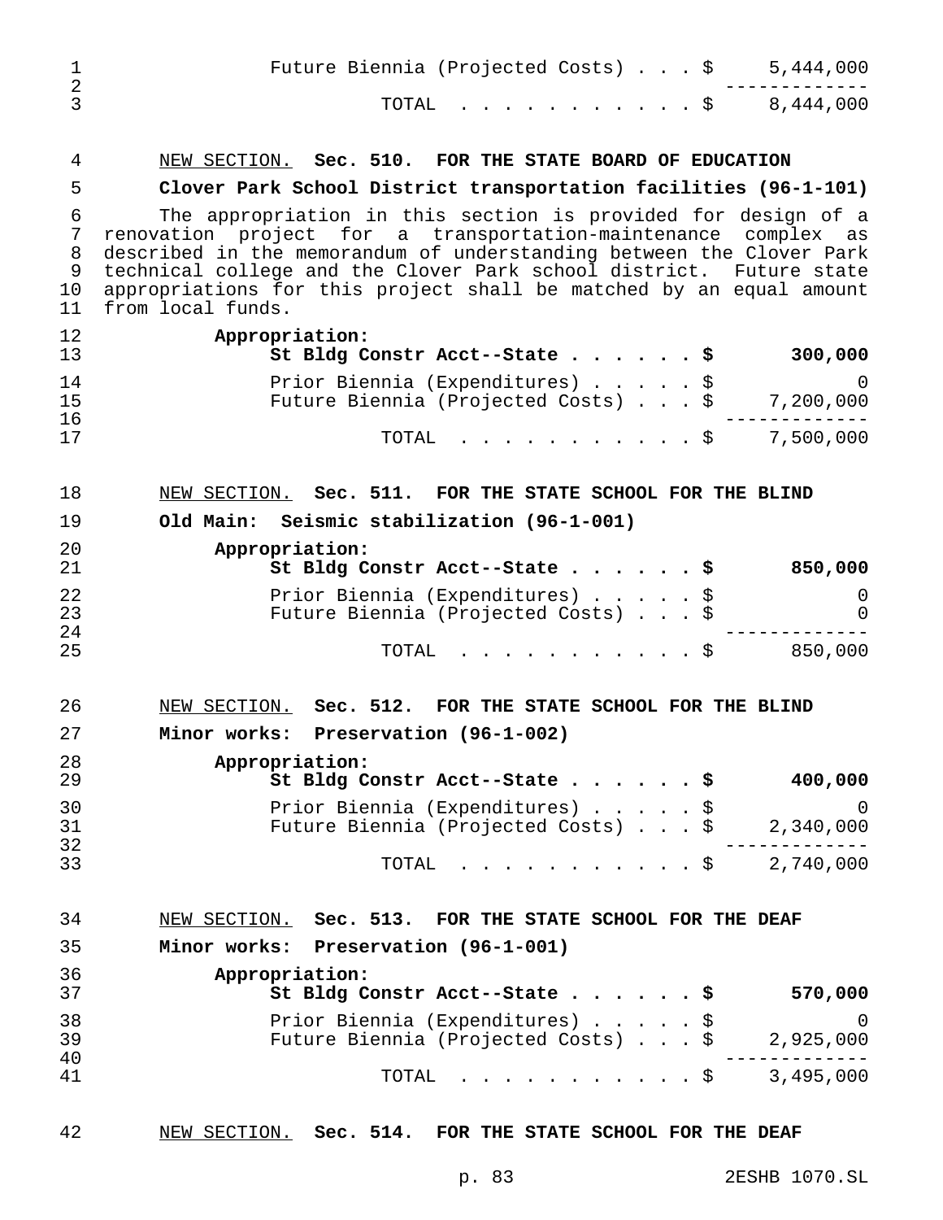| | |
|---|---|
| Future Biennia (Projected Costs) . . . $ | 5,444,000 |
| TOTAL . . . . . . . . . . . $ | 8,444,000 |

NEW SECTION. **Sec. 510. FOR THE STATE BOARD OF EDUCATION**

**Clover Park School District transportation facilities (96-1-101)**

The appropriation in this section is provided for design of a renovation project for a transportation-maintenance complex as described in the memorandum of understanding between the Clover Park technical college and the Clover Park school district. Future state appropriations for this project shall be matched by an equal amount from local funds.

| | |
|---|---|
| **Appropriation:** | |
| **St Bldg Constr Acct--State . . . . . . $** | **300,000** |
| Prior Biennia (Expenditures) . . . . . $ | 0 |
| Future Biennia (Projected Costs) . . . $ | 7,200,000 |
| TOTAL . . . . . . . . . . . $ | 7,500,000 |

NEW SECTION. **Sec. 511. FOR THE STATE SCHOOL FOR THE BLIND**

**Old Main: Seismic stabilization (96-1-001)**

| | |
|---|---|
| **Appropriation:** | |
| **St Bldg Constr Acct--State . . . . . . $** | **850,000** |
| Prior Biennia (Expenditures) . . . . . $ | 0 |
| Future Biennia (Projected Costs) . . . $ | 0 |
| TOTAL . . . . . . . . . . . $ | 850,000 |

NEW SECTION. **Sec. 512. FOR THE STATE SCHOOL FOR THE BLIND**

**Minor works: Preservation (96-1-002)**

| | |
|---|---|
| **Appropriation:** | |
| **St Bldg Constr Acct--State . . . . . . $** | **400,000** |
| Prior Biennia (Expenditures) . . . . . $ | 0 |
| Future Biennia (Projected Costs) . . . $ | 2,340,000 |
| TOTAL . . . . . . . . . . . $ | 2,740,000 |

NEW SECTION. **Sec. 513. FOR THE STATE SCHOOL FOR THE DEAF**

**Minor works: Preservation (96-1-001)**

| | |
|---|---|
| **Appropriation:** | |
| **St Bldg Constr Acct--State . . . . . . $** | **570,000** |
| Prior Biennia (Expenditures) . . . . . $ | 0 |
| Future Biennia (Projected Costs) . . . $ | 2,925,000 |
| TOTAL . . . . . . . . . . . $ | 3,495,000 |

NEW SECTION. **Sec. 514. FOR THE STATE SCHOOL FOR THE DEAF**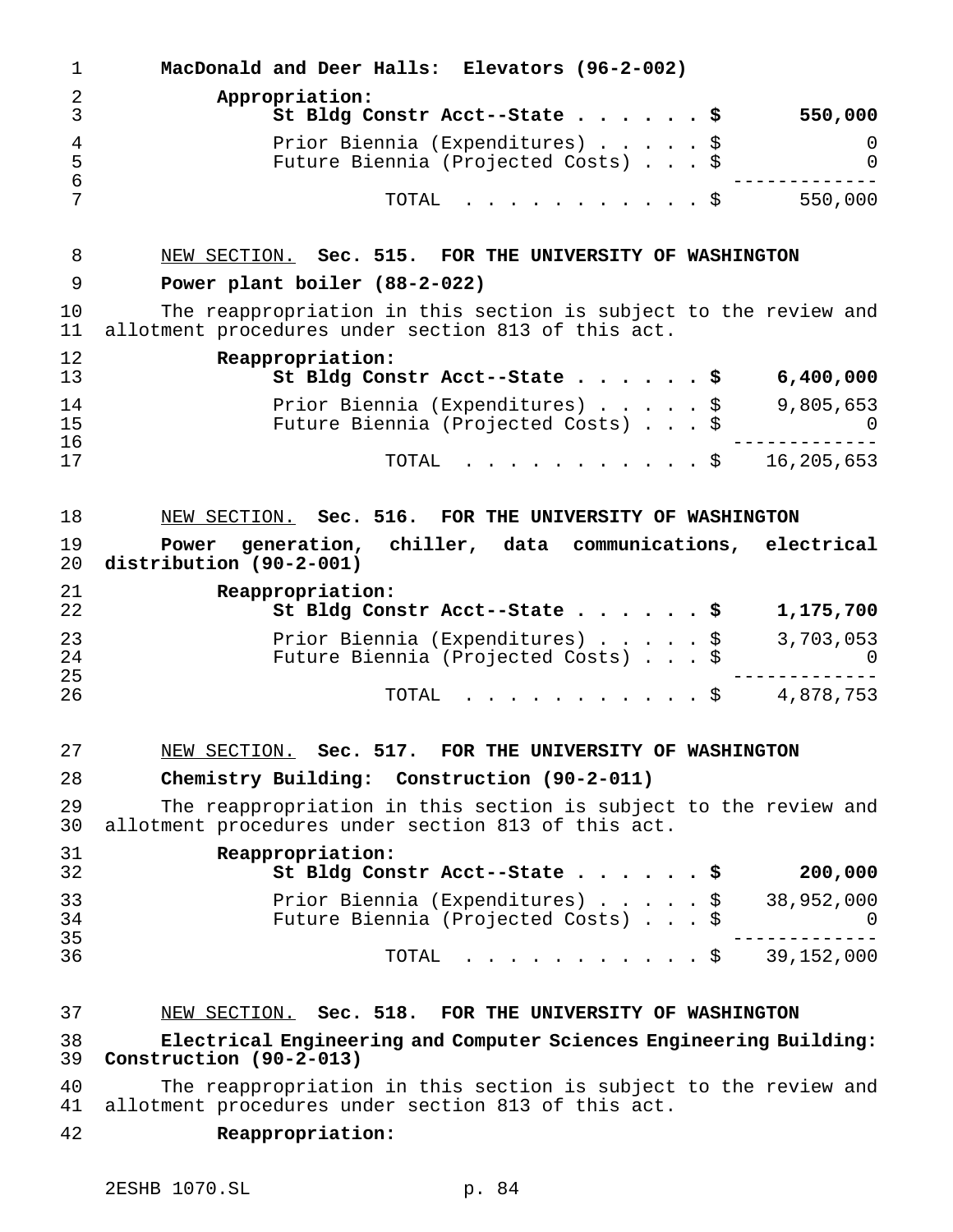**MacDonald and Deer Halls: Elevators (96-2-002)**

**Appropriation:**

| | | |
|---|---|---|
| **St Bldg Constr Acct--State** | **$** | **550,000** |
| Prior Biennia (Expenditures) | $ | 0 |
| Future Biennia (Projected Costs) | $ | 0 |
| TOTAL | $ | 550,000 |

NEW SECTION. **Sec. 515. FOR THE UNIVERSITY OF WASHINGTON**

**Power plant boiler (88-2-022)**

The reappropriation in this section is subject to the review and allotment procedures under section 813 of this act.

**Reappropriation:**

| | | |
|---|---|---|
| **St Bldg Constr Acct--State** | **$** | **6,400,000** |
| Prior Biennia (Expenditures) | $ | 9,805,653 |
| Future Biennia (Projected Costs) | $ | 0 |
| TOTAL | $ | 16,205,653 |

NEW SECTION. **Sec. 516. FOR THE UNIVERSITY OF WASHINGTON**

**Power generation, chiller, data communications, electrical distribution (90-2-001)**

**Reappropriation:**

| | | |
|---|---|---|
| **St Bldg Constr Acct--State** | **$** | **1,175,700** |
| Prior Biennia (Expenditures) | $ | 3,703,053 |
| Future Biennia (Projected Costs) | $ | 0 |
| TOTAL | $ | 4,878,753 |

NEW SECTION. **Sec. 517. FOR THE UNIVERSITY OF WASHINGTON**

**Chemistry Building: Construction (90-2-011)**

The reappropriation in this section is subject to the review and allotment procedures under section 813 of this act.

**Reappropriation:**

| | | |
|---|---|---|
| **St Bldg Constr Acct--State** | **$** | **200,000** |
| Prior Biennia (Expenditures) | $ | 38,952,000 |
| Future Biennia (Projected Costs) | $ | 0 |
| TOTAL | $ | 39,152,000 |

NEW SECTION. **Sec. 518. FOR THE UNIVERSITY OF WASHINGTON**

**Electrical Engineering and Computer Sciences Engineering Building: Construction (90-2-013)**

The reappropriation in this section is subject to the review and allotment procedures under section 813 of this act.

**Reappropriation:**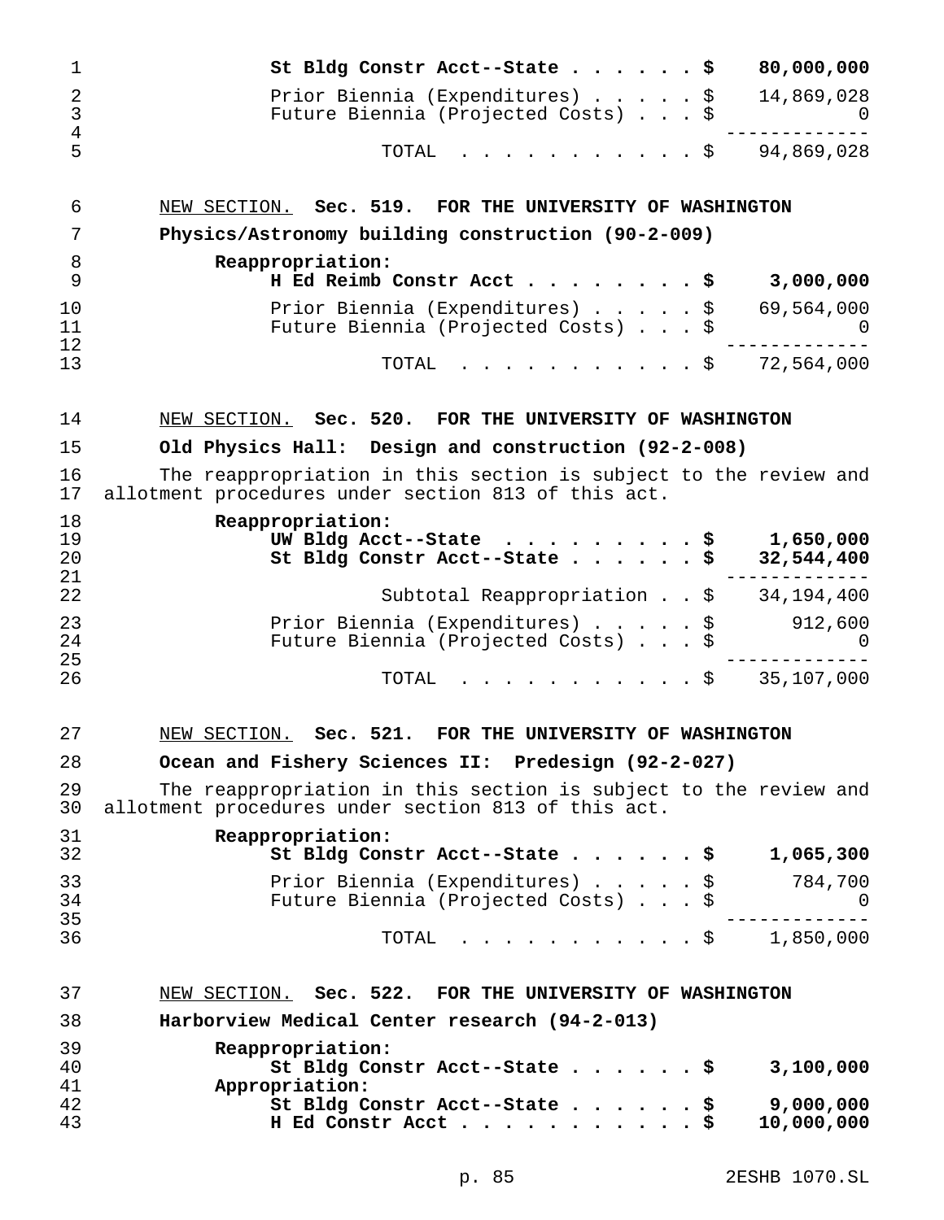**St Bldg Constr Acct--State . . . . . . $ 80,000,000**

Prior Biennia (Expenditures) . . . . . $ 14,869,028
Future Biennia (Projected Costs) . . . $ 0

TOTAL . . . . . . . . . . . $ 94,869,028

NEW SECTION. **Sec. 519. FOR THE UNIVERSITY OF WASHINGTON**

**Physics/Astronomy building construction (90-2-009)**

**Reappropriation:**
**H Ed Reimb Constr Acct . . . . . . . . $ 3,000,000**

Prior Biennia (Expenditures) . . . . . $ 69,564,000
Future Biennia (Projected Costs) . . . $ 0

TOTAL . . . . . . . . . . . $ 72,564,000

NEW SECTION. **Sec. 520. FOR THE UNIVERSITY OF WASHINGTON**

**Old Physics Hall: Design and construction (92-2-008)**

The reappropriation in this section is subject to the review and allotment procedures under section 813 of this act.

**Reappropriation:**
**UW Bldg Acct--State . . . . . . . . . $ 1,650,000**
**St Bldg Constr Acct--State . . . . . . $ 32,544,400**

Subtotal Reappropriation . . $ 34,194,400

Prior Biennia (Expenditures) . . . . . $ 912,600
Future Biennia (Projected Costs) . . . $ 0

TOTAL . . . . . . . . . . . $ 35,107,000

NEW SECTION. **Sec. 521. FOR THE UNIVERSITY OF WASHINGTON**

**Ocean and Fishery Sciences II: Predesign (92-2-027)**

The reappropriation in this section is subject to the review and allotment procedures under section 813 of this act.

**Reappropriation:**
**St Bldg Constr Acct--State . . . . . . $ 1,065,300**

Prior Biennia (Expenditures) . . . . . $ 784,700
Future Biennia (Projected Costs) . . . $ 0

TOTAL . . . . . . . . . . . $ 1,850,000

NEW SECTION. **Sec. 522. FOR THE UNIVERSITY OF WASHINGTON**

**Harborview Medical Center research (94-2-013)**

**Reappropriation:**
**St Bldg Constr Acct--State . . . . . . $ 3,100,000**
**Appropriation:**
**St Bldg Constr Acct--State . . . . . . $ 9,000,000**
**H Ed Constr Acct . . . . . . . . . . . $ 10,000,000**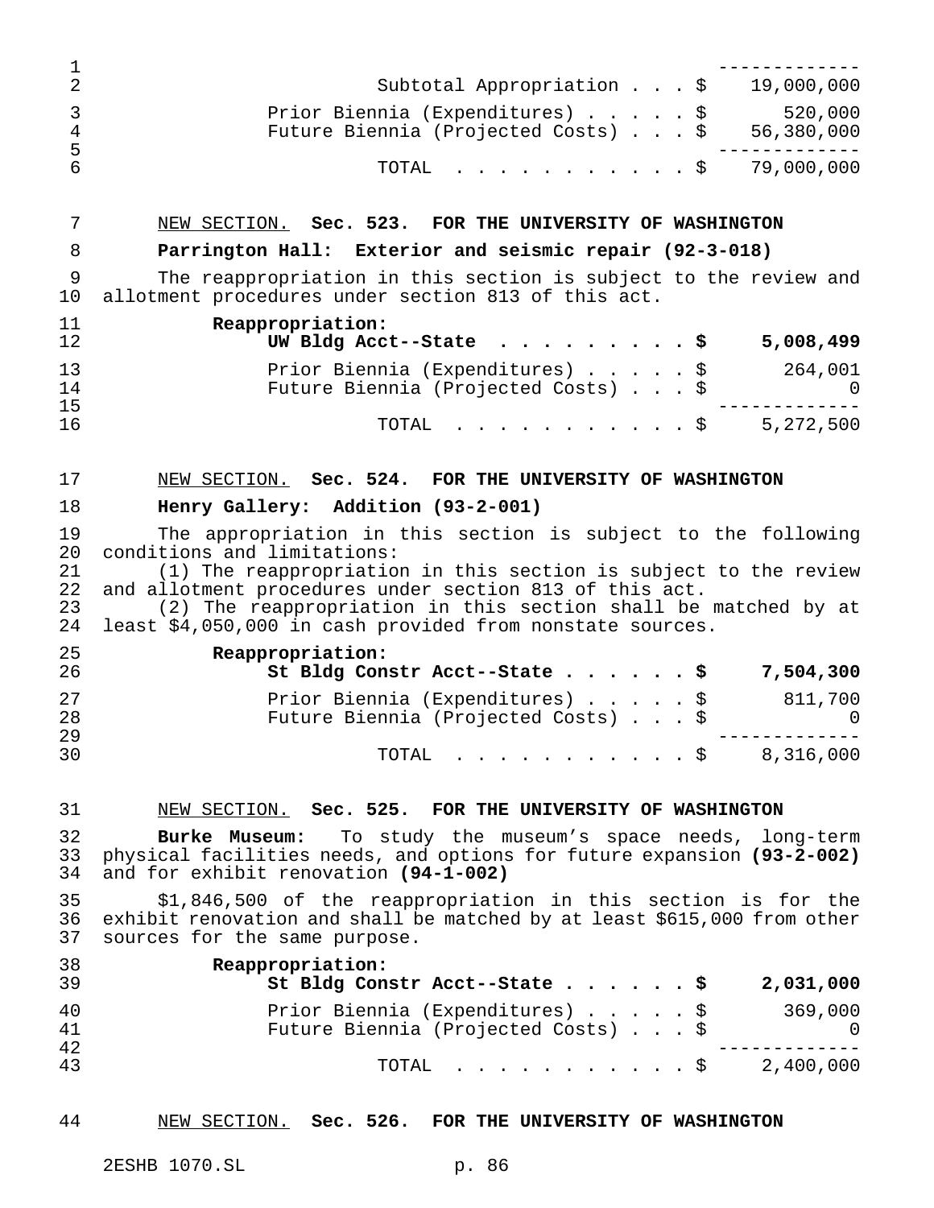| | |
|---|---|
| Subtotal Appropriation | $ 19,000,000 |
| Prior Biennia (Expenditures) | $ 520,000 |
| Future Biennia (Projected Costs) | $ 56,380,000 |
| TOTAL | $ 79,000,000 |

NEW SECTION. **Sec. 523. FOR THE UNIVERSITY OF WASHINGTON**

**Parrington Hall: Exterior and seismic repair (92-3-018)**

The reappropriation in this section is subject to the review and allotment procedures under section 813 of this act.

| | |
|---|---|
| **Reappropriation:** | |
| **UW Bldg Acct--State** | **$ 5,008,499** |
| Prior Biennia (Expenditures) | $ 264,001 |
| Future Biennia (Projected Costs) | $ 0 |
| TOTAL | $ 5,272,500 |

NEW SECTION. **Sec. 524. FOR THE UNIVERSITY OF WASHINGTON**

**Henry Gallery: Addition (93-2-001)**

The appropriation in this section is subject to the following conditions and limitations:

(1) The reappropriation in this section is subject to the review and allotment procedures under section 813 of this act.

(2) The reappropriation in this section shall be matched by at least $4,050,000 in cash provided from nonstate sources.

| | |
|---|---|
| **Reappropriation:** | |
| **St Bldg Constr Acct--State** | **$ 7,504,300** |
| Prior Biennia (Expenditures) | $ 811,700 |
| Future Biennia (Projected Costs) | $ 0 |
| TOTAL | $ 8,316,000 |

NEW SECTION. **Sec. 525. FOR THE UNIVERSITY OF WASHINGTON**

**Burke Museum:** To study the museum's space needs, long-term physical facilities needs, and options for future expansion **(93-2-002)** and for exhibit renovation **(94-1-002)**

$1,846,500 of the reappropriation in this section is for the exhibit renovation and shall be matched by at least $615,000 from other sources for the same purpose.

| | |
|---|---|
| **Reappropriation:** | |
| **St Bldg Constr Acct--State** | **$ 2,031,000** |
| Prior Biennia (Expenditures) | $ 369,000 |
| Future Biennia (Projected Costs) | $ 0 |
| TOTAL | $ 2,400,000 |

NEW SECTION. **Sec. 526. FOR THE UNIVERSITY OF WASHINGTON**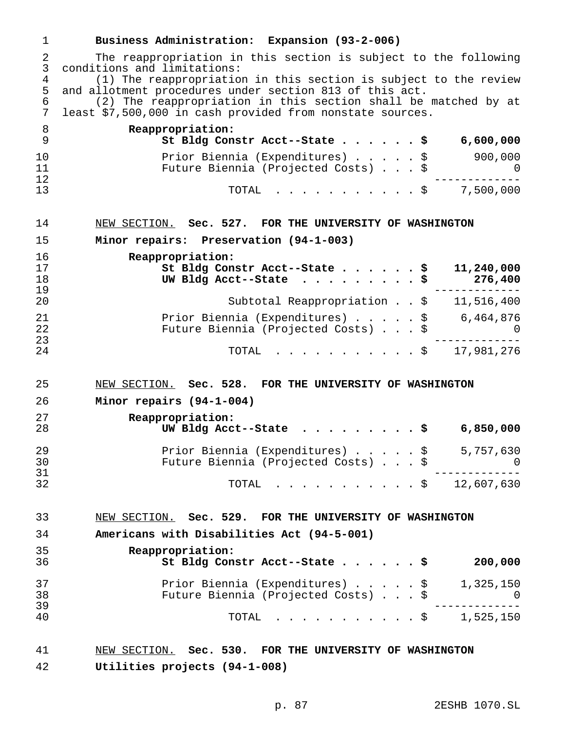**Business Administration: Expansion (93-2-006)**

The reappropriation in this section is subject to the following conditions and limitations:

(1) The reappropriation in this section is subject to the review and allotment procedures under section 813 of this act.

(2) The reappropriation in this section shall be matched by at least $7,500,000 in cash provided from nonstate sources.

| | |
|---|---|
| **Reappropriation:** | |
| **St Bldg Constr Acct--State . . . . . . $** | **6,600,000** |
| Prior Biennia (Expenditures) . . . . . $ | 900,000 |
| Future Biennia (Projected Costs) . . . $ | 0 |
| TOTAL . . . . . . . . . . . . $ | 7,500,000 |

NEW SECTION. **Sec. 527. FOR THE UNIVERSITY OF WASHINGTON**

**Minor repairs: Preservation (94-1-003)**

| | |
|---|---|
| **Reappropriation:** | |
| **St Bldg Constr Acct--State . . . . . . $** | **11,240,000** |
| **UW Bldg Acct--State . . . . . . . . . $** | **276,400** |
| Subtotal Reappropriation . . $ | 11,516,400 |
| Prior Biennia (Expenditures) . . . . . $ | 6,464,876 |
| Future Biennia (Projected Costs) . . . $ | 0 |
| TOTAL . . . . . . . . . . . . $ | 17,981,276 |

NEW SECTION. **Sec. 528. FOR THE UNIVERSITY OF WASHINGTON**

**Minor repairs (94-1-004)**

| | |
|---|---|
| **Reappropriation:** | |
| **UW Bldg Acct--State . . . . . . . . . $** | **6,850,000** |
| Prior Biennia (Expenditures) . . . . . $ | 5,757,630 |
| Future Biennia (Projected Costs) . . . $ | 0 |
| TOTAL . . . . . . . . . . . . $ | 12,607,630 |

NEW SECTION. **Sec. 529. FOR THE UNIVERSITY OF WASHINGTON**

**Americans with Disabilities Act (94-5-001)**

| | |
|---|---|
| **Reappropriation:** | |
| **St Bldg Constr Acct--State . . . . . . $** | **200,000** |
| Prior Biennia (Expenditures) . . . . . $ | 1,325,150 |
| Future Biennia (Projected Costs) . . . $ | 0 |
| TOTAL . . . . . . . . . . . . $ | 1,525,150 |

NEW SECTION. **Sec. 530. FOR THE UNIVERSITY OF WASHINGTON**

**Utilities projects (94-1-008)**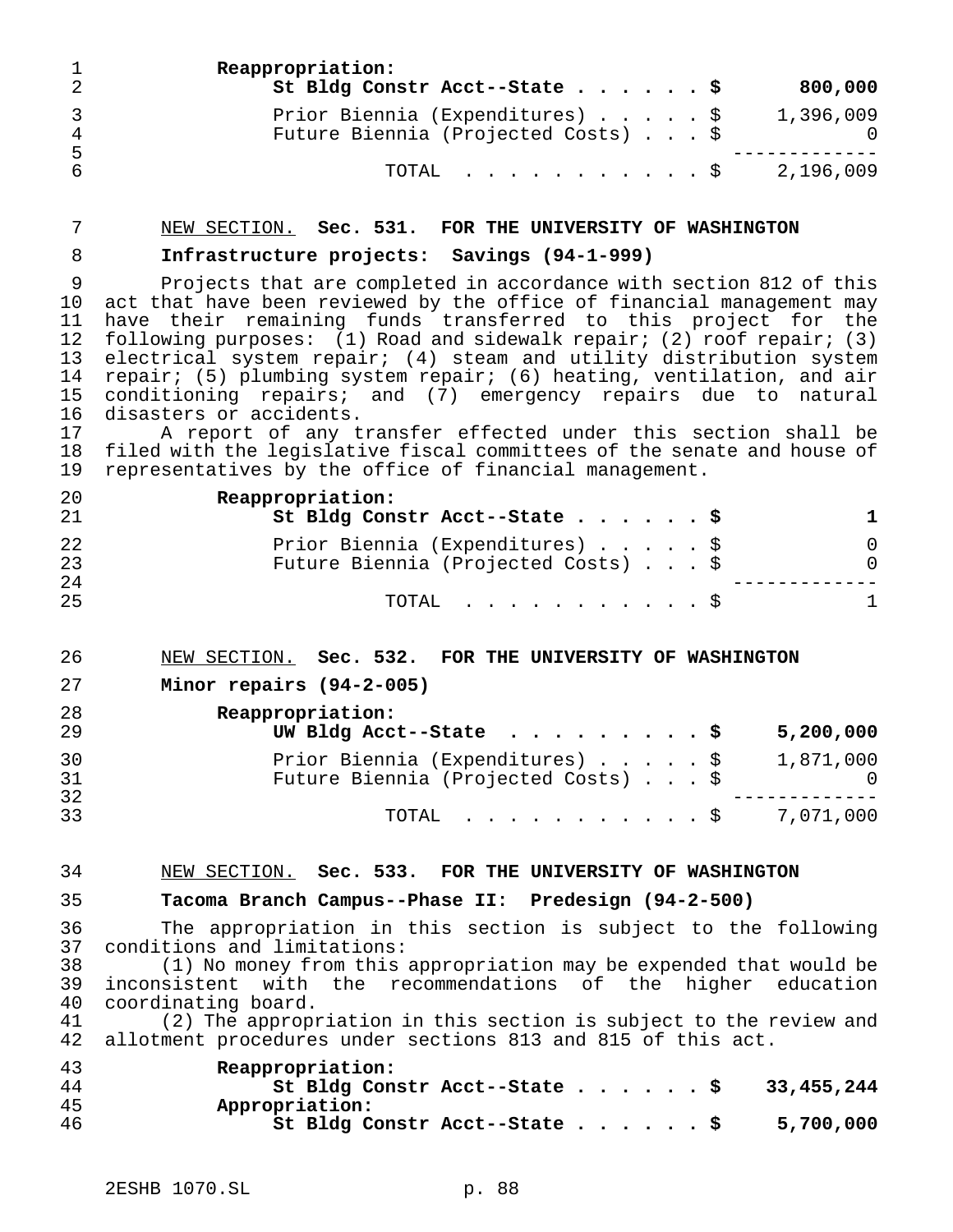Reappropriation:

| | |
|---|---|
| **St Bldg Constr Acct--State . . . . . . $** | **800,000** |
| Prior Biennia (Expenditures) . . . . . $ | 1,396,009 |
| Future Biennia (Projected Costs) . . . $ | 0 |
| TOTAL . . . . . . . . . . . $ | 2,196,009 |

NEW SECTION. **Sec. 531. FOR THE UNIVERSITY OF WASHINGTON**

**Infrastructure projects: Savings (94-1-999)**

Projects that are completed in accordance with section 812 of this act that have been reviewed by the office of financial management may have their remaining funds transferred to this project for the following purposes: (1) Road and sidewalk repair; (2) roof repair; (3) electrical system repair; (4) steam and utility distribution system repair; (5) plumbing system repair; (6) heating, ventilation, and air conditioning repairs; and (7) emergency repairs due to natural disasters or accidents.

A report of any transfer effected under this section shall be filed with the legislative fiscal committees of the senate and house of representatives by the office of financial management.

Reappropriation:

| | |
|---|---|
| **St Bldg Constr Acct--State . . . . . . $** | **1** |
| Prior Biennia (Expenditures) . . . . . $ | 0 |
| Future Biennia (Projected Costs) . . . $ | 0 |
| TOTAL . . . . . . . . . . . $ | 1 |

NEW SECTION. **Sec. 532. FOR THE UNIVERSITY OF WASHINGTON**

**Minor repairs (94-2-005)**

Reappropriation:

| | |
|---|---|
| **UW Bldg Acct--State . . . . . . . . . $** | **5,200,000** |
| Prior Biennia (Expenditures) . . . . . $ | 1,871,000 |
| Future Biennia (Projected Costs) . . . $ | 0 |
| TOTAL . . . . . . . . . . . $ | 7,071,000 |

NEW SECTION. **Sec. 533. FOR THE UNIVERSITY OF WASHINGTON**

**Tacoma Branch Campus--Phase II: Predesign (94-2-500)**

The appropriation in this section is subject to the following conditions and limitations:

(1) No money from this appropriation may be expended that would be inconsistent with the recommendations of the higher education coordinating board.

(2) The appropriation in this section is subject to the review and allotment procedures under sections 813 and 815 of this act.

Reappropriation:

| | |
|---|---|
| **St Bldg Constr Acct--State . . . . . . $** | **33,455,244** |

Appropriation:

| | |
|---|---|
| **St Bldg Constr Acct--State . . . . . . $** | **5,700,000** |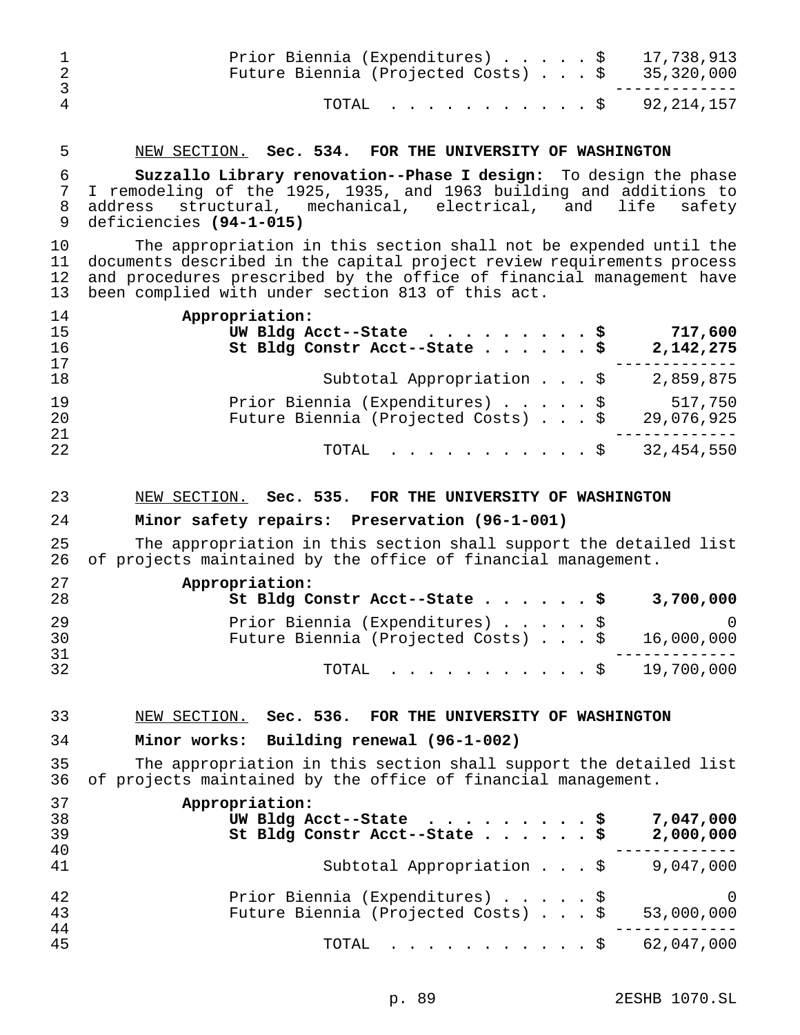| | |
|---|---|
| Prior Biennia (Expenditures) . . . . . $ | 17,738,913 |
| Future Biennia (Projected Costs) . . . $ | 35,320,000 |
| TOTAL . . . . . . . . . . . $ | 92,214,157 |

<u>NEW SECTION.</u> **Sec. 534. FOR THE UNIVERSITY OF WASHINGTON**

**Suzzallo Library renovation--Phase I design**: To design the phase I remodeling of the 1925, 1935, and 1963 building and additions to address structural, mechanical, electrical, and life safety deficiencies **(94-1-015)**

The appropriation in this section shall not be expended until the documents described in the capital project review requirements process and procedures prescribed by the office of financial management have been complied with under section 813 of this act.

| Appropriation: | |
|---|---|
| **UW Bldg Acct--State . . . . . . . . . $** | **717,600** |
| **St Bldg Constr Acct--State . . . . . . $** | **2,142,275** |
| Subtotal Appropriation . . . $ | 2,859,875 |
| Prior Biennia (Expenditures) . . . . . $ | 517,750 |
| Future Biennia (Projected Costs) . . . $ | 29,076,925 |
| TOTAL . . . . . . . . . . . $ | 32,454,550 |

<u>NEW SECTION.</u> **Sec. 535. FOR THE UNIVERSITY OF WASHINGTON**

**Minor safety repairs: Preservation (96-1-001)**

The appropriation in this section shall support the detailed list of projects maintained by the office of financial management.

| Appropriation: | |
|---|---|
| **St Bldg Constr Acct--State . . . . . . $** | **3,700,000** |
| Prior Biennia (Expenditures) . . . . . $ | 0 |
| Future Biennia (Projected Costs) . . . $ | 16,000,000 |
| TOTAL . . . . . . . . . . . $ | 19,700,000 |

<u>NEW SECTION.</u> **Sec. 536. FOR THE UNIVERSITY OF WASHINGTON**

**Minor works: Building renewal (96-1-002)**

The appropriation in this section shall support the detailed list of projects maintained by the office of financial management.

| Appropriation: | |
|---|---|
| **UW Bldg Acct--State . . . . . . . . . $** | **7,047,000** |
| **St Bldg Constr Acct--State . . . . . . $** | **2,000,000** |
| Subtotal Appropriation . . . $ | 9,047,000 |
| Prior Biennia (Expenditures) . . . . . $ | 0 |
| Future Biennia (Projected Costs) . . . $ | 53,000,000 |
| TOTAL . . . . . . . . . . . $ | 62,047,000 |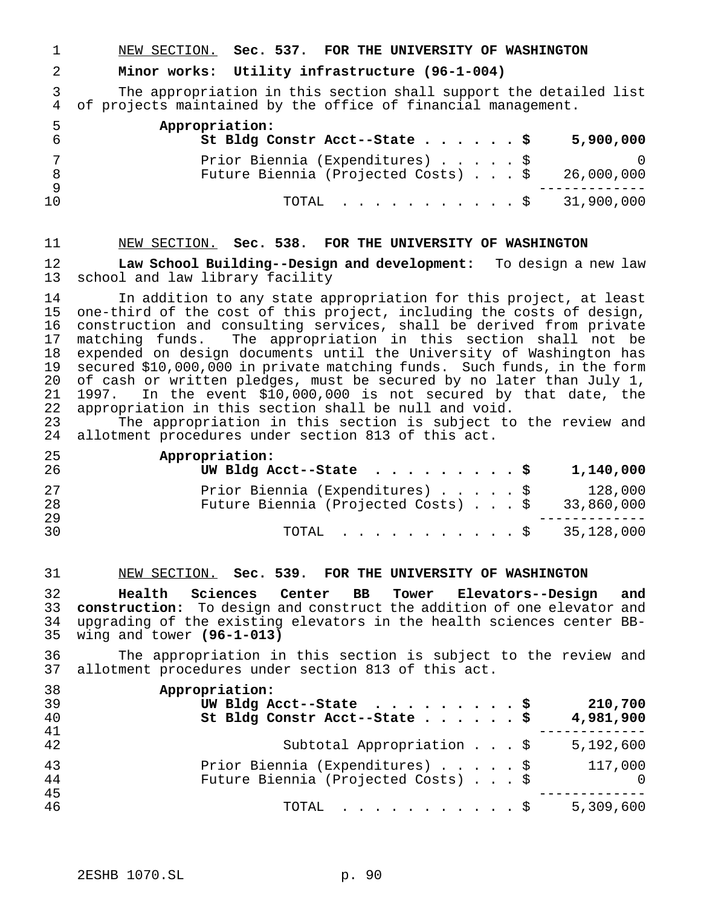NEW SECTION. **Sec. 537. FOR THE UNIVERSITY OF WASHINGTON**

**Minor works: Utility infrastructure (96-1-004)**

The appropriation in this section shall support the detailed list of projects maintained by the office of financial management.

| | |
|---|---|
| **Appropriation:** | |
| **St Bldg Constr Acct--State . . . . . . $** | **5,900,000** |
| Prior Biennia (Expenditures) . . . . . $ | 0 |
| Future Biennia (Projected Costs) . . . $ | 26,000,000 |
| TOTAL . . . . . . . . . . . $ | 31,900,000 |

NEW SECTION. **Sec. 538. FOR THE UNIVERSITY OF WASHINGTON**

**Law School Building--Design and development:** To design a new law school and law library facility

In addition to any state appropriation for this project, at least one-third of the cost of this project, including the costs of design, construction and consulting services, shall be derived from private matching funds. The appropriation in this section shall not be expended on design documents until the University of Washington has secured $10,000,000 in private matching funds. Such funds, in the form of cash or written pledges, must be secured by no later than July 1, 1997. In the event $10,000,000 is not secured by that date, the appropriation in this section shall be null and void.

The appropriation in this section is subject to the review and allotment procedures under section 813 of this act.

| | |
|---|---|
| **Appropriation:** | |
| **UW Bldg Acct--State . . . . . . . . . $** | **1,140,000** |
| Prior Biennia (Expenditures) . . . . . $ | 128,000 |
| Future Biennia (Projected Costs) . . . $ | 33,860,000 |
| TOTAL . . . . . . . . . . . $ | 35,128,000 |

NEW SECTION. **Sec. 539. FOR THE UNIVERSITY OF WASHINGTON**

**Health Sciences Center BB Tower Elevators--Design and construction:** To design and construct the addition of one elevator and upgrading of the existing elevators in the health sciences center BB-wing and tower **(96-1-013)**

The appropriation in this section is subject to the review and allotment procedures under section 813 of this act.

| | |
|---|---|
| **Appropriation:** | |
| **UW Bldg Acct--State . . . . . . . . . $** | **210,700** |
| **St Bldg Constr Acct--State . . . . . . $** | **4,981,900** |
| Subtotal Appropriation . . . $ | 5,192,600 |
| Prior Biennia (Expenditures) . . . . . $ | 117,000 |
| Future Biennia (Projected Costs) . . . $ | 0 |
| TOTAL . . . . . . . . . . . $ | 5,309,600 |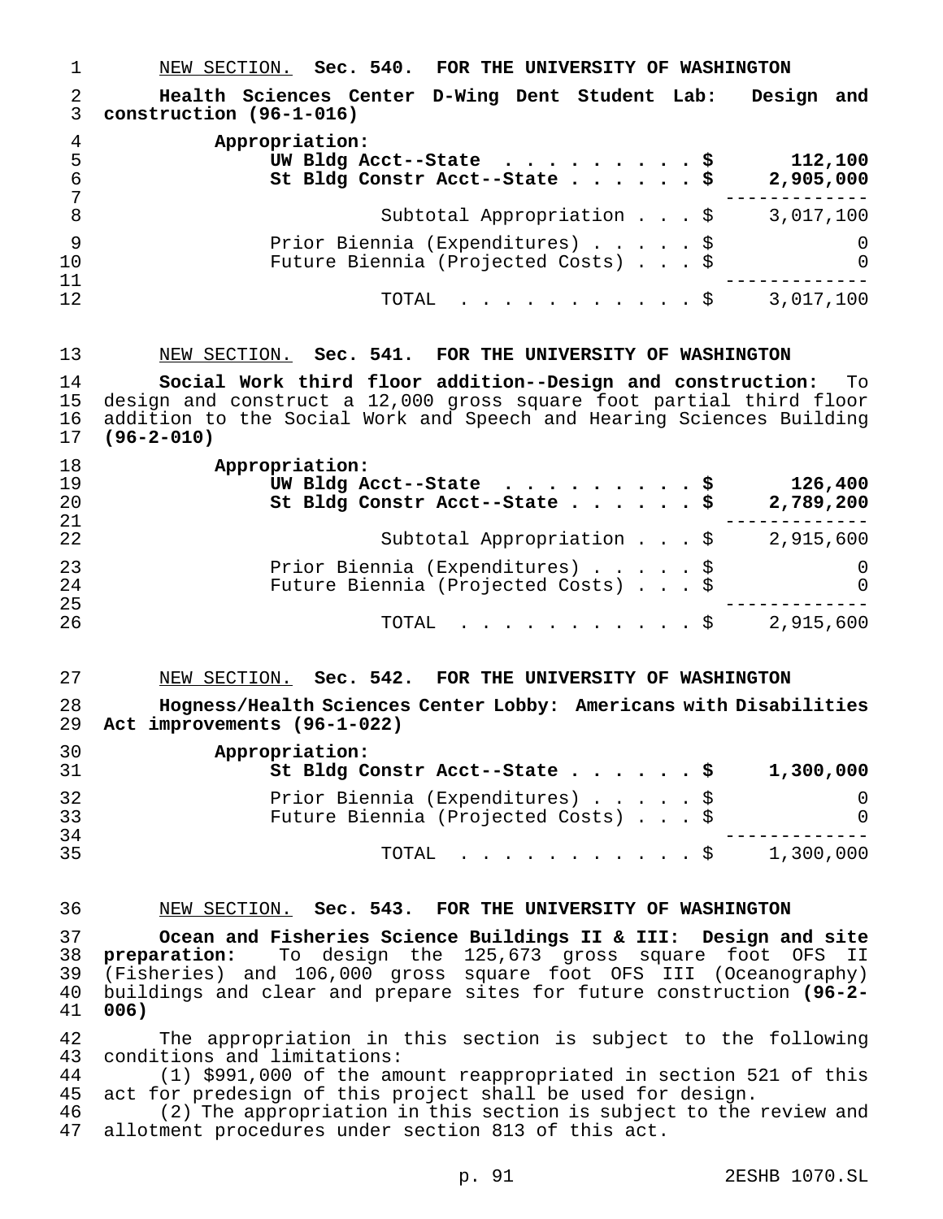NEW SECTION. **Sec. 540. FOR THE UNIVERSITY OF WASHINGTON**

**Health Sciences Center D-Wing Dent Student Lab: Design and construction (96-1-016)**

| Appropriation: | |
|---|---|
| **UW Bldg Acct--State . . . . . . . . . $** | **112,100** |
| **St Bldg Constr Acct--State . . . . . . $** | **2,905,000** |
| Subtotal Appropriation . . . $ | 3,017,100 |
| Prior Biennia (Expenditures) . . . . . $ | 0 |
| Future Biennia (Projected Costs) . . . $ | 0 |
| TOTAL . . . . . . . . . . . $ | 3,017,100 |

NEW SECTION. **Sec. 541. FOR THE UNIVERSITY OF WASHINGTON**

**Social Work third floor addition--Design and construction:** To design and construct a 12,000 gross square foot partial third floor addition to the Social Work and Speech and Hearing Sciences Building **(96-2-010)**

| Appropriation: | |
|---|---|
| **UW Bldg Acct--State . . . . . . . . . $** | **126,400** |
| **St Bldg Constr Acct--State . . . . . . $** | **2,789,200** |
| Subtotal Appropriation . . . $ | 2,915,600 |
| Prior Biennia (Expenditures) . . . . . $ | 0 |
| Future Biennia (Projected Costs) . . . $ | 0 |
| TOTAL . . . . . . . . . . . $ | 2,915,600 |

NEW SECTION. **Sec. 542. FOR THE UNIVERSITY OF WASHINGTON**

**Hogness/Health Sciences Center Lobby: Americans with Disabilities Act improvements (96-1-022)**

| Appropriation: | |
|---|---|
| **St Bldg Constr Acct--State . . . . . . $** | **1,300,000** |
| Prior Biennia (Expenditures) . . . . . $ | 0 |
| Future Biennia (Projected Costs) . . . $ | 0 |
| TOTAL . . . . . . . . . . . $ | 1,300,000 |

NEW SECTION. **Sec. 543. FOR THE UNIVERSITY OF WASHINGTON**

**Ocean and Fisheries Science Buildings II & III: Design and site preparation:** To design the 125,673 gross square foot OFS II (Fisheries) and 106,000 gross square foot OFS III (Oceanography) buildings and clear and prepare sites for future construction **(96-2-006)**

The appropriation in this section is subject to the following conditions and limitations:

(1) $991,000 of the amount reappropriated in section 521 of this act for predesign of this project shall be used for design.

(2) The appropriation in this section is subject to the review and allotment procedures under section 813 of this act.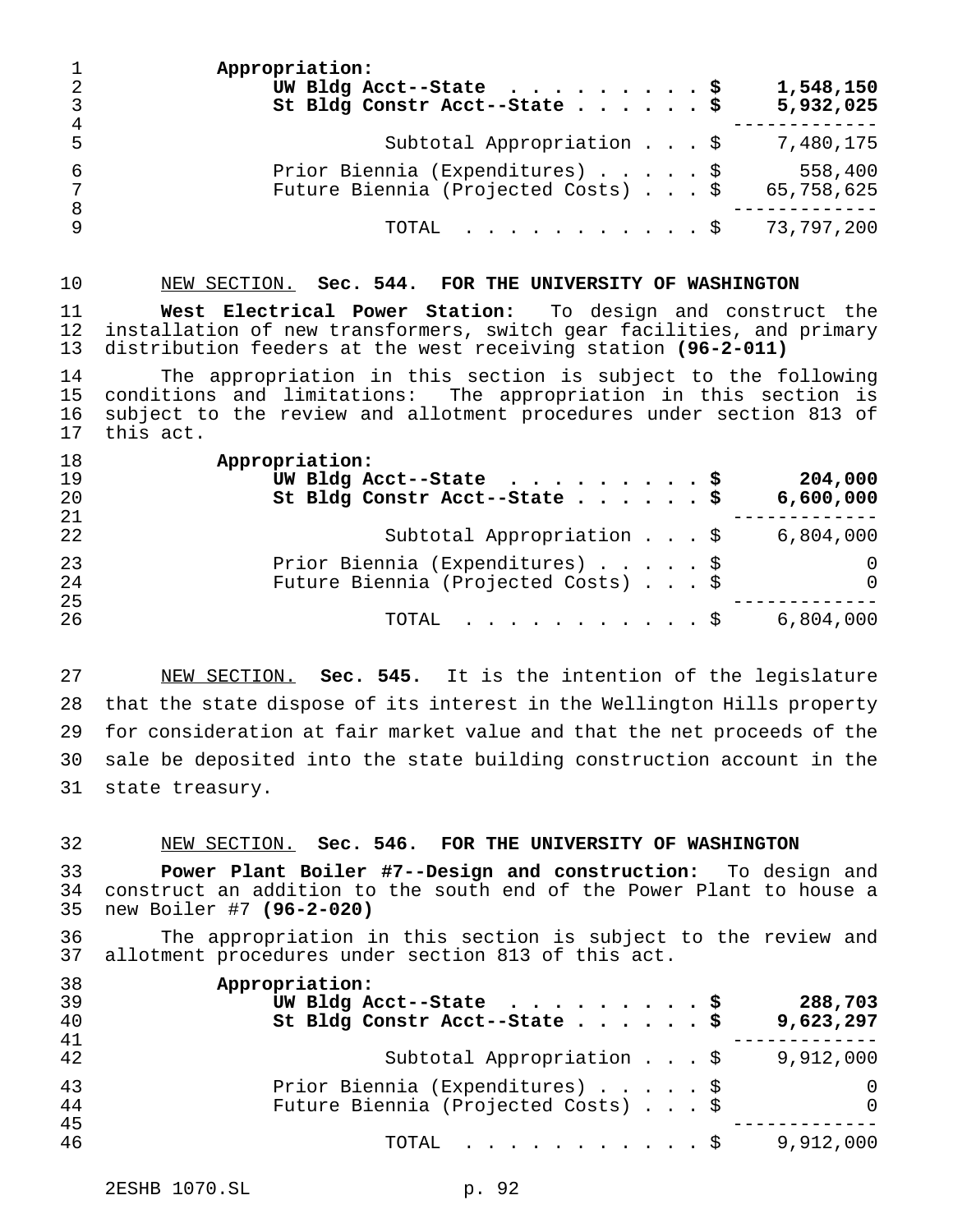Appropriation:

| | |
|---|---|
| **UW Bldg Acct--State . . . . . . . . . $** | **1,548,150** |
| **St Bldg Constr Acct--State . . . . . . $** | **5,932,025** |
| Subtotal Appropriation . . . $ | 7,480,175 |
| Prior Biennia (Expenditures) . . . . . $ | 558,400 |
| Future Biennia (Projected Costs) . . . $ | 65,758,625 |
| TOTAL . . . . . . . . . . . $ | 73,797,200 |

NEW SECTION. **Sec. 544. FOR THE UNIVERSITY OF WASHINGTON**

**West Electrical Power Station:** To design and construct the installation of new transformers, switch gear facilities, and primary distribution feeders at the west receiving station **(96-2-011)**

The appropriation in this section is subject to the following conditions and limitations: The appropriation in this section is subject to the review and allotment procedures under section 813 of this act.

Appropriation:

| | |
|---|---|
| **UW Bldg Acct--State . . . . . . . . . $** | **204,000** |
| **St Bldg Constr Acct--State . . . . . . $** | **6,600,000** |
| Subtotal Appropriation . . . $ | 6,804,000 |
| Prior Biennia (Expenditures) . . . . . $ | 0 |
| Future Biennia (Projected Costs) . . . $ | 0 |
| TOTAL . . . . . . . . . . . $ | 6,804,000 |

NEW SECTION. **Sec. 545.** It is the intention of the legislature that the state dispose of its interest in the Wellington Hills property for consideration at fair market value and that the net proceeds of the sale be deposited into the state building construction account in the state treasury.

NEW SECTION. **Sec. 546. FOR THE UNIVERSITY OF WASHINGTON**

**Power Plant Boiler #7--Design and construction:** To design and construct an addition to the south end of the Power Plant to house a new Boiler #7 **(96-2-020)**

The appropriation in this section is subject to the review and allotment procedures under section 813 of this act.

Appropriation:

| | |
|---|---|
| **UW Bldg Acct--State . . . . . . . . . $** | **288,703** |
| **St Bldg Constr Acct--State . . . . . . $** | **9,623,297** |
| Subtotal Appropriation . . . $ | 9,912,000 |
| Prior Biennia (Expenditures) . . . . . $ | 0 |
| Future Biennia (Projected Costs) . . . $ | 0 |
| TOTAL . . . . . . . . . . . $ | 9,912,000 |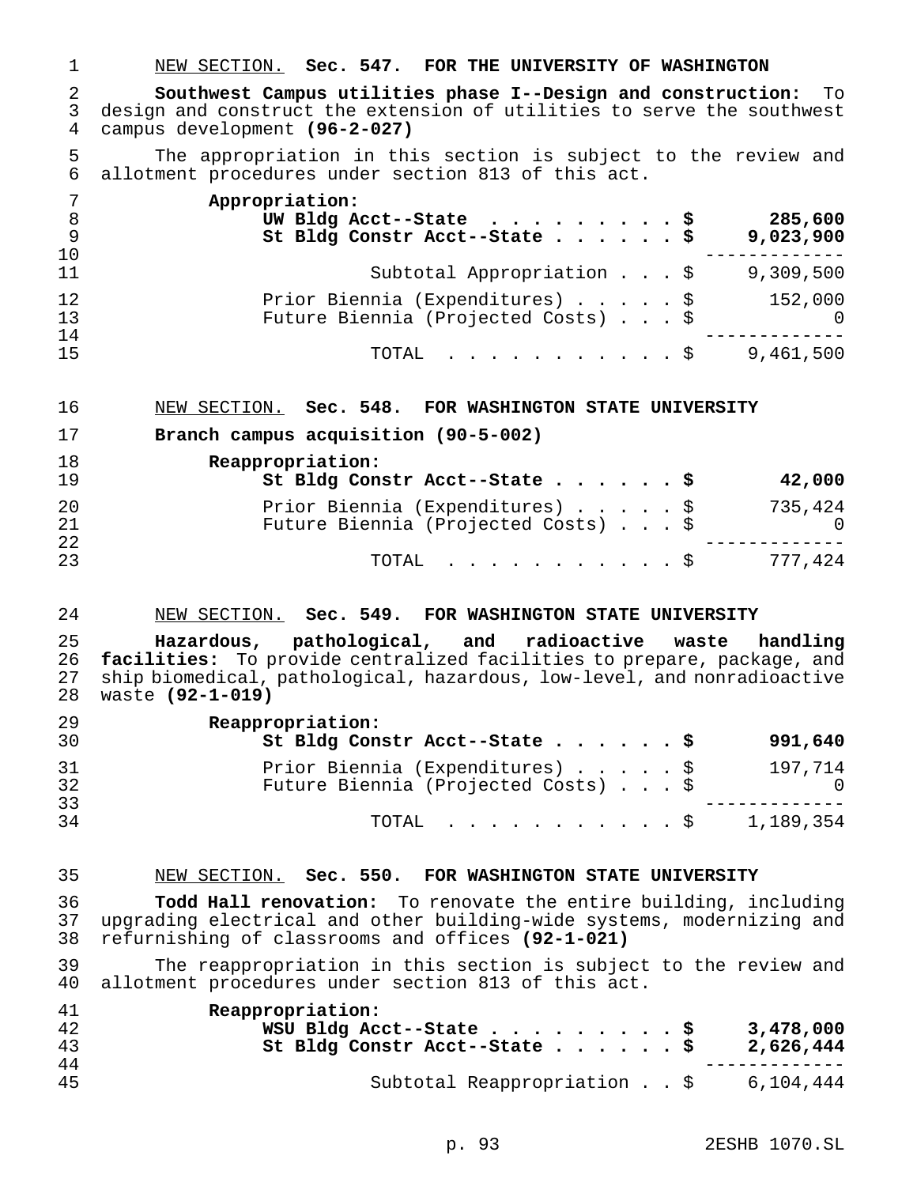NEW SECTION. **Sec. 547. FOR THE UNIVERSITY OF WASHINGTON**

**Southwest Campus utilities phase I--Design and construction:** To design and construct the extension of utilities to serve the southwest campus development **(96-2-027)**

The appropriation in this section is subject to the review and allotment procedures under section 813 of this act.

| | |
|---|---|
| **Appropriation:** | |
| **UW Bldg Acct--State . . . . . . . . . $** | **285,600** |
| **St Bldg Constr Acct--State . . . . . . $** | **9,023,900** |
| Subtotal Appropriation . . . $ | 9,309,500 |
| Prior Biennia (Expenditures) . . . . . $ | 152,000 |
| Future Biennia (Projected Costs) . . . $ | 0 |
| TOTAL . . . . . . . . . . . $ | 9,461,500 |

NEW SECTION. **Sec. 548. FOR WASHINGTON STATE UNIVERSITY**

**Branch campus acquisition (90-5-002)**

| | |
|---|---|
| **Reappropriation:** | |
| **St Bldg Constr Acct--State . . . . . . $** | **42,000** |
| Prior Biennia (Expenditures) . . . . . $ | 735,424 |
| Future Biennia (Projected Costs) . . . $ | 0 |
| TOTAL . . . . . . . . . . . $ | 777,424 |

NEW SECTION. **Sec. 549. FOR WASHINGTON STATE UNIVERSITY**

**Hazardous, pathological, and radioactive waste handling facilities:** To provide centralized facilities to prepare, package, and ship biomedical, pathological, hazardous, low-level, and nonradioactive waste **(92-1-019)**

| | |
|---|---|
| **Reappropriation:** | |
| **St Bldg Constr Acct--State . . . . . . $** | **991,640** |
| Prior Biennia (Expenditures) . . . . . $ | 197,714 |
| Future Biennia (Projected Costs) . . . $ | 0 |
| TOTAL . . . . . . . . . . . $ | 1,189,354 |

NEW SECTION. **Sec. 550. FOR WASHINGTON STATE UNIVERSITY**

**Todd Hall renovation:** To renovate the entire building, including upgrading electrical and other building-wide systems, modernizing and refurnishing of classrooms and offices **(92-1-021)**

The reappropriation in this section is subject to the review and allotment procedures under section 813 of this act.

| | |
|---|---|
| **Reappropriation:** | |
| **WSU Bldg Acct--State . . . . . . . . . $** | **3,478,000** |
| **St Bldg Constr Acct--State . . . . . . $** | **2,626,444** |
| Subtotal Reappropriation . . $ | 6,104,444 |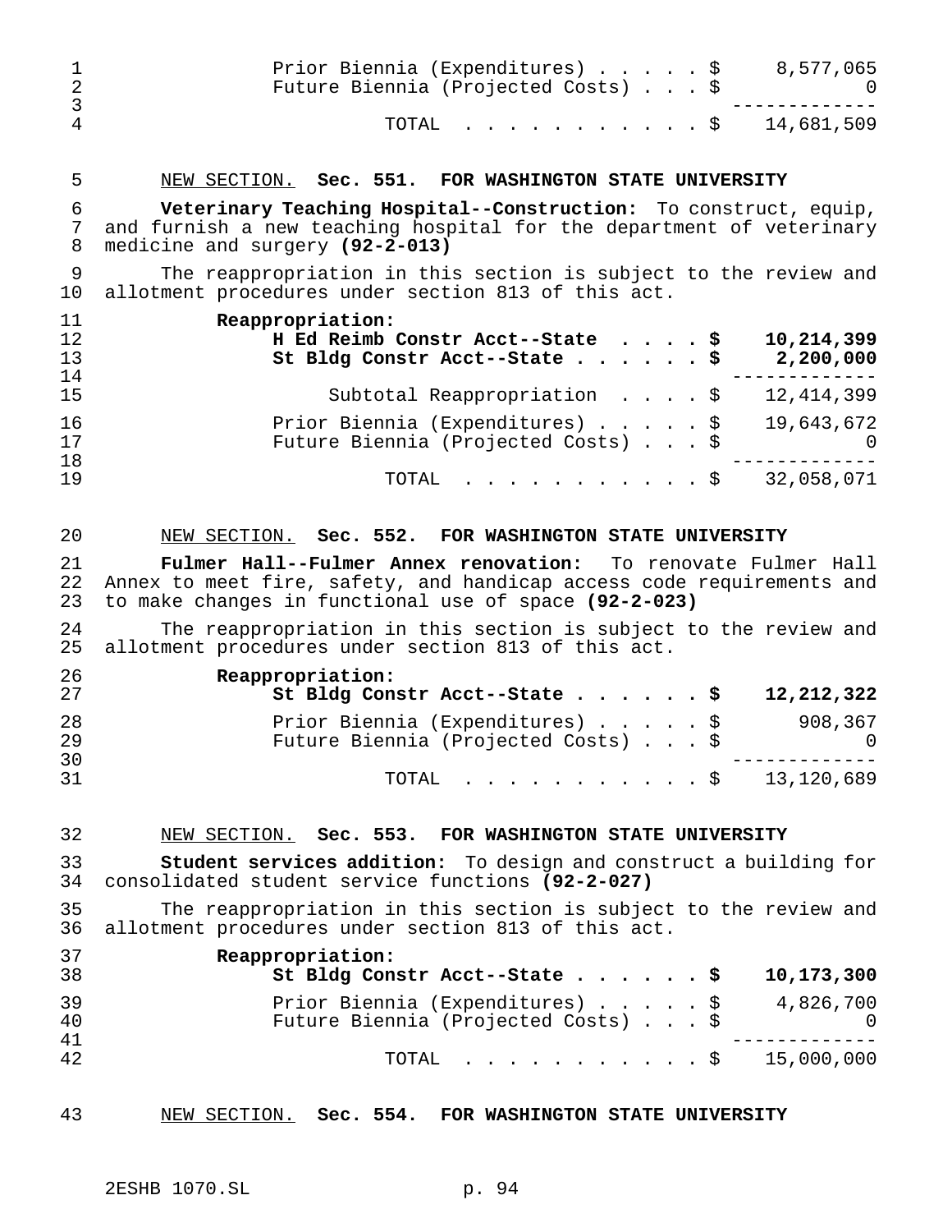| | |
|---|---|
| Prior Biennia (Expenditures) . . . . . $ | 8,577,065 |
| Future Biennia (Projected Costs) . . . $ | 0 |
| TOTAL . . . . . . . . . . . $ | 14,681,509 |

NEW SECTION. **Sec. 551. FOR WASHINGTON STATE UNIVERSITY**

**Veterinary Teaching Hospital--Construction:** To construct, equip, and furnish a new teaching hospital for the department of veterinary medicine and surgery **(92-2-013)**

The reappropriation in this section is subject to the review and allotment procedures under section 813 of this act.

| | |
|---|---|
| **Reappropriation:** | |
| **H Ed Reimb Constr Acct--State . . . . $** | **10,214,399** |
| **St Bldg Constr Acct--State . . . . . . $** | **2,200,000** |
| Subtotal Reappropriation . . . . $ | 12,414,399 |
| Prior Biennia (Expenditures) . . . . . $ | 19,643,672 |
| Future Biennia (Projected Costs) . . . $ | 0 |
| TOTAL . . . . . . . . . . . $ | 32,058,071 |

NEW SECTION. **Sec. 552. FOR WASHINGTON STATE UNIVERSITY**

**Fulmer Hall--Fulmer Annex renovation:** To renovate Fulmer Hall Annex to meet fire, safety, and handicap access code requirements and to make changes in functional use of space **(92-2-023)**

The reappropriation in this section is subject to the review and allotment procedures under section 813 of this act.

| | |
|---|---|
| **Reappropriation:** | |
| **St Bldg Constr Acct--State . . . . . . $** | **12,212,322** |
| Prior Biennia (Expenditures) . . . . . $ | 908,367 |
| Future Biennia (Projected Costs) . . . $ | 0 |
| TOTAL . . . . . . . . . . . $ | 13,120,689 |

NEW SECTION. **Sec. 553. FOR WASHINGTON STATE UNIVERSITY**

**Student services addition:** To design and construct a building for consolidated student service functions **(92-2-027)**

The reappropriation in this section is subject to the review and allotment procedures under section 813 of this act.

| | |
|---|---|
| **Reappropriation:** | |
| **St Bldg Constr Acct--State . . . . . . $** | **10,173,300** |
| Prior Biennia (Expenditures) . . . . . $ | 4,826,700 |
| Future Biennia (Projected Costs) . . . $ | 0 |
| TOTAL . . . . . . . . . . . $ | 15,000,000 |

NEW SECTION. **Sec. 554. FOR WASHINGTON STATE UNIVERSITY**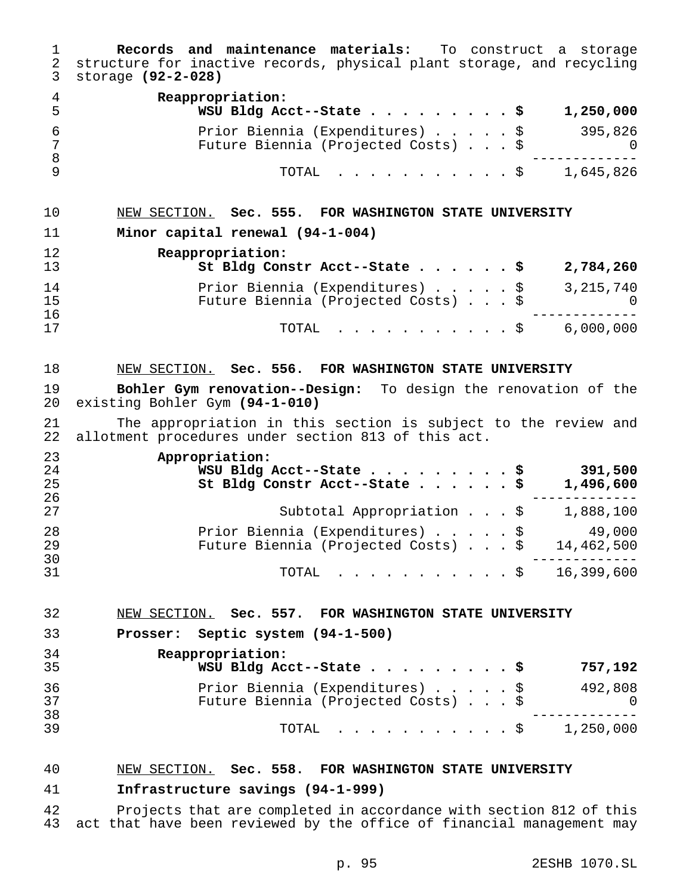**Records and maintenance materials:** To construct a storage structure for inactive records, physical plant storage, and recycling storage **(92-2-028)**

| | |
|---|---|
| **Reappropriation:** | |
| **WSU Bldg Acct--State . . . . . . . . . $** | **1,250,000** |
| Prior Biennia (Expenditures) . . . . . $ | 395,826 |
| Future Biennia (Projected Costs) . . . $ | 0 |
| TOTAL . . . . . . . . . . . $ | 1,645,826 |

NEW SECTION. **Sec. 555. FOR WASHINGTON STATE UNIVERSITY**

**Minor capital renewal (94-1-004)**

| | |
|---|---|
| **Reappropriation:** | |
| **St Bldg Constr Acct--State . . . . . . $** | **2,784,260** |
| Prior Biennia (Expenditures) . . . . . $ | 3,215,740 |
| Future Biennia (Projected Costs) . . . $ | 0 |
| TOTAL . . . . . . . . . . . $ | 6,000,000 |

NEW SECTION. **Sec. 556. FOR WASHINGTON STATE UNIVERSITY**

**Bohler Gym renovation--Design:** To design the renovation of the existing Bohler Gym **(94-1-010)**

The appropriation in this section is subject to the review and allotment procedures under section 813 of this act.

| | |
|---|---|
| **Appropriation:** | |
| **WSU Bldg Acct--State . . . . . . . . . $** | **391,500** |
| **St Bldg Constr Acct--State . . . . . . $** | **1,496,600** |
| Subtotal Appropriation . . . $ | 1,888,100 |
| Prior Biennia (Expenditures) . . . . . $ | 49,000 |
| Future Biennia (Projected Costs) . . . $ | 14,462,500 |
| TOTAL . . . . . . . . . . . $ | 16,399,600 |

NEW SECTION. **Sec. 557. FOR WASHINGTON STATE UNIVERSITY**

**Prosser: Septic system (94-1-500)**

| | |
|---|---|
| **Reappropriation:** | |
| **WSU Bldg Acct--State . . . . . . . . . $** | **757,192** |
| Prior Biennia (Expenditures) . . . . . $ | 492,808 |
| Future Biennia (Projected Costs) . . . $ | 0 |
| TOTAL . . . . . . . . . . . $ | 1,250,000 |

NEW SECTION. **Sec. 558. FOR WASHINGTON STATE UNIVERSITY**

**Infrastructure savings (94-1-999)**

Projects that are completed in accordance with section 812 of this act that have been reviewed by the office of financial management may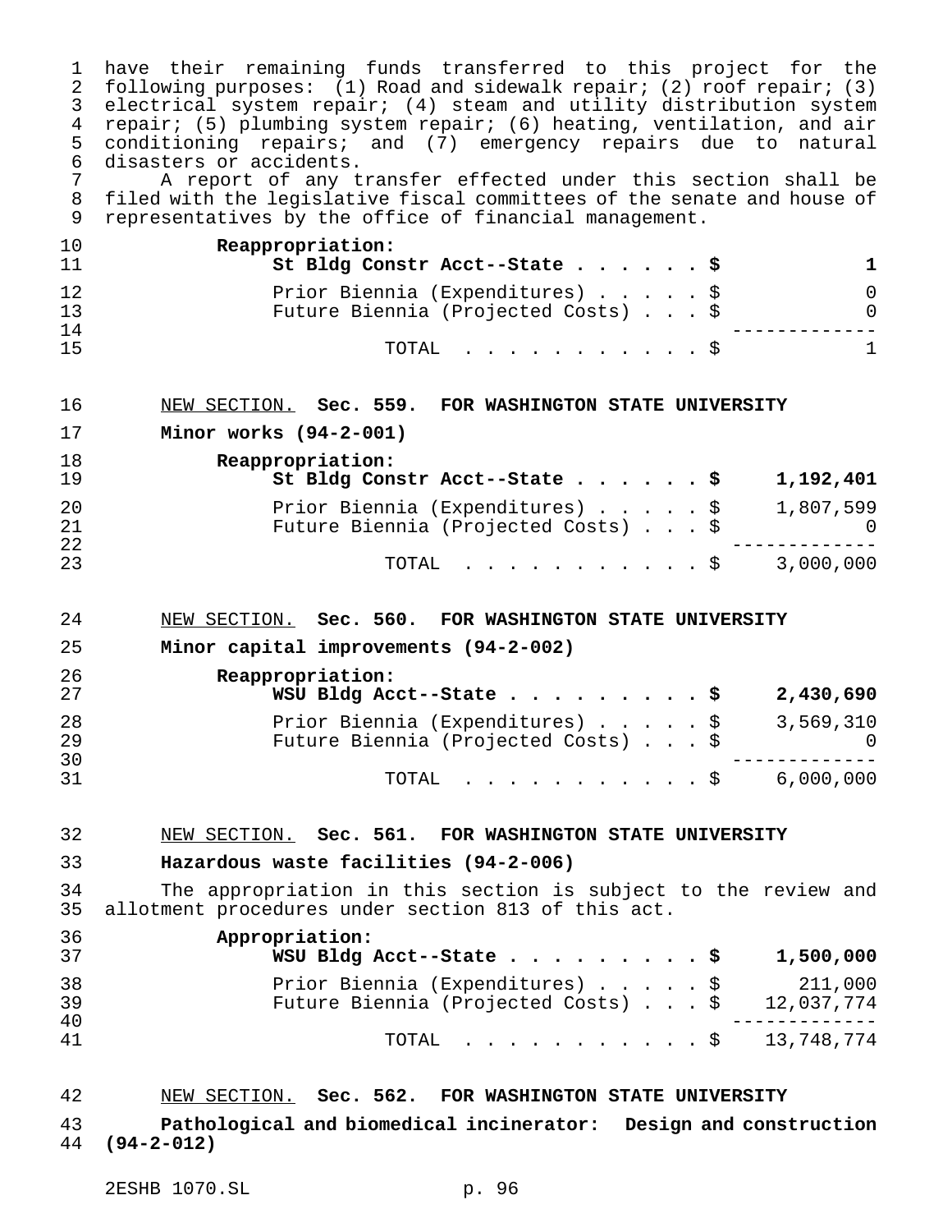have their remaining funds transferred to this project for the following purposes: (1) Road and sidewalk repair; (2) roof repair; (3) electrical system repair; (4) steam and utility distribution system repair; (5) plumbing system repair; (6) heating, ventilation, and air conditioning repairs; and (7) emergency repairs due to natural disasters or accidents.

A report of any transfer effected under this section shall be filed with the legislative fiscal committees of the senate and house of representatives by the office of financial management.

| | |
|---|---|
| **Reappropriation:** | |
| **St Bldg Constr Acct--State . . . . . . $** | **1** |
| Prior Biennia (Expenditures) . . . . . $ | 0 |
| Future Biennia (Projected Costs) . . . $ | 0 |
| TOTAL . . . . . . . . . . . $ | 1 |

NEW SECTION. **Sec. 559. FOR WASHINGTON STATE UNIVERSITY**

**Minor works (94-2-001)**

| | |
|---|---|
| **Reappropriation:** | |
| **St Bldg Constr Acct--State . . . . . . $** | **1,192,401** |
| Prior Biennia (Expenditures) . . . . . $ | 1,807,599 |
| Future Biennia (Projected Costs) . . . $ | 0 |
| TOTAL . . . . . . . . . . . $ | 3,000,000 |

NEW SECTION. **Sec. 560. FOR WASHINGTON STATE UNIVERSITY**

**Minor capital improvements (94-2-002)**

| | |
|---|---|
| **Reappropriation:** | |
| **WSU Bldg Acct--State . . . . . . . . . $** | **2,430,690** |
| Prior Biennia (Expenditures) . . . . . $ | 3,569,310 |
| Future Biennia (Projected Costs) . . . $ | 0 |
| TOTAL . . . . . . . . . . . $ | 6,000,000 |

NEW SECTION. **Sec. 561. FOR WASHINGTON STATE UNIVERSITY**

**Hazardous waste facilities (94-2-006)**

The appropriation in this section is subject to the review and allotment procedures under section 813 of this act.

| | |
|---|---|
| **Appropriation:** | |
| **WSU Bldg Acct--State . . . . . . . . . $** | **1,500,000** |
| Prior Biennia (Expenditures) . . . . . $ | 211,000 |
| Future Biennia (Projected Costs) . . . $ | 12,037,774 |
| TOTAL . . . . . . . . . . . $ | 13,748,774 |

NEW SECTION. **Sec. 562. FOR WASHINGTON STATE UNIVERSITY**

**Pathological and biomedical incinerator: Design and construction (94-2-012)**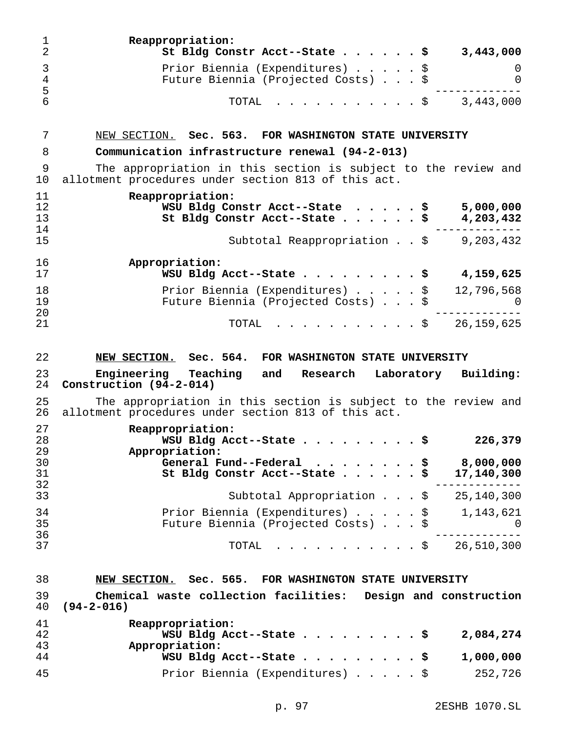**Reappropriation:**

| | |
|---|---|
| **St Bldg Constr Acct--State . . . . . . $** | **3,443,000** |
| Prior Biennia (Expenditures) . . . . . $ | 0 |
| Future Biennia (Projected Costs) . . . $ | 0 |
| TOTAL . . . . . . . . . . . $ | 3,443,000 |

NEW SECTION. **Sec. 563. FOR WASHINGTON STATE UNIVERSITY**

**Communication infrastructure renewal (94-2-013)**

The appropriation in this section is subject to the review and allotment procedures under section 813 of this act.

**Reappropriation:**

| | |
|---|---|
| **WSU Bldg Constr Acct--State . . . . . $** | **5,000,000** |
| **St Bldg Constr Acct--State . . . . . . $** | **4,203,432** |
| Subtotal Reappropriation . . $ | 9,203,432 |

**Appropriation:**

| | |
|---|---|
| **WSU Bldg Acct--State . . . . . . . . . $** | **4,159,625** |
| Prior Biennia (Expenditures) . . . . . $ | 12,796,568 |
| Future Biennia (Projected Costs) . . . $ | 0 |
| TOTAL . . . . . . . . . . . $ | 26,159,625 |

**NEW SECTION. Sec. 564. FOR WASHINGTON STATE UNIVERSITY**

**Engineering Teaching and Research Laboratory Building: Construction (94-2-014)**

The appropriation in this section is subject to the review and allotment procedures under section 813 of this act.

**Reappropriation:**

| | |
|---|---|
| **WSU Bldg Acct--State . . . . . . . . . $** | **226,379** |

**Appropriation:**

| | |
|---|---|
| **General Fund--Federal . . . . . . . . $** | **8,000,000** |
| **St Bldg Constr Acct--State . . . . . . $** | **17,140,300** |
| Subtotal Appropriation . . . $ | 25,140,300 |
| Prior Biennia (Expenditures) . . . . . $ | 1,143,621 |
| Future Biennia (Projected Costs) . . . $ | 0 |
| TOTAL . . . . . . . . . . . $ | 26,510,300 |

**NEW SECTION. Sec. 565. FOR WASHINGTON STATE UNIVERSITY**

**Chemical waste collection facilities: Design and construction (94-2-016)**

**Reappropriation:**

| | |
|---|---|
| **WSU Bldg Acct--State . . . . . . . . . $** | **2,084,274** |

**Appropriation:**

| | |
|---|---|
| **WSU Bldg Acct--State . . . . . . . . . $** | **1,000,000** |
| Prior Biennia (Expenditures) . . . . . $ | 252,726 |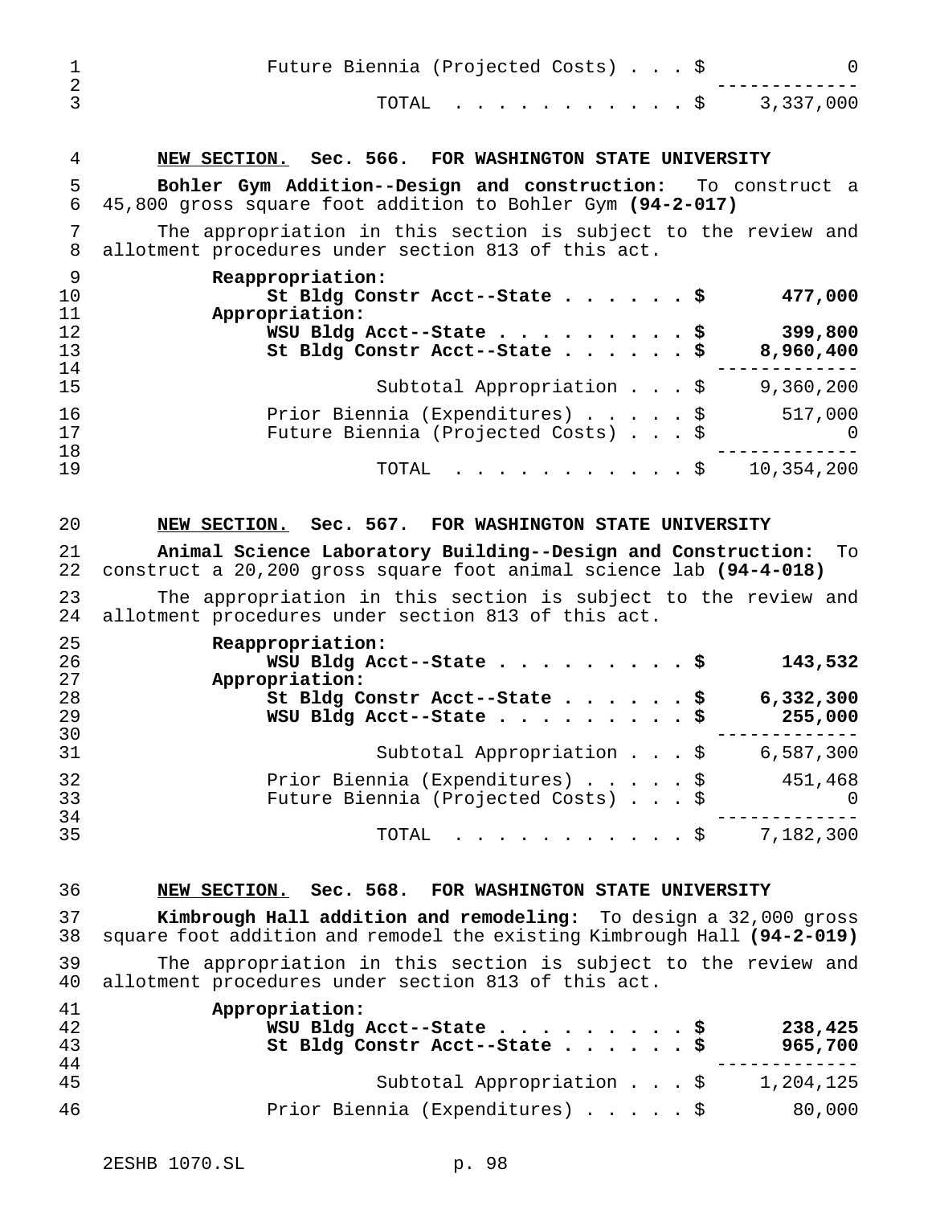| | |
|---|---|
| Future Biennia (Projected Costs) . . . $ | 0 |
| TOTAL . . . . . . . . . . . $ | 3,337,000 |

**NEW SECTION. Sec. 566. FOR WASHINGTON STATE UNIVERSITY**

**Bohler Gym Addition--Design and construction:** To construct a 45,800 gross square foot addition to Bohler Gym **(94-2-017)**

The appropriation in this section is subject to the review and allotment procedures under section 813 of this act.

| | |
|---|---|
| **Reappropriation:** | |
| **St Bldg Constr Acct--State . . . . . . $** | **477,000** |
| **Appropriation:** | |
| **WSU Bldg Acct--State . . . . . . . . . $** | **399,800** |
| **St Bldg Constr Acct--State . . . . . . $** | **8,960,400** |
| Subtotal Appropriation . . . $ | 9,360,200 |
| Prior Biennia (Expenditures) . . . . . $ | 517,000 |
| Future Biennia (Projected Costs) . . . $ | 0 |
| TOTAL . . . . . . . . . . . $ | 10,354,200 |

**NEW SECTION. Sec. 567. FOR WASHINGTON STATE UNIVERSITY**

**Animal Science Laboratory Building--Design and Construction:** To construct a 20,200 gross square foot animal science lab **(94-4-018)**

The appropriation in this section is subject to the review and allotment procedures under section 813 of this act.

| | |
|---|---|
| **Reappropriation:** | |
| **WSU Bldg Acct--State . . . . . . . . . $** | **143,532** |
| **Appropriation:** | |
| **St Bldg Constr Acct--State . . . . . . $** | **6,332,300** |
| **WSU Bldg Acct--State . . . . . . . . . $** | **255,000** |
| Subtotal Appropriation . . . $ | 6,587,300 |
| Prior Biennia (Expenditures) . . . . . $ | 451,468 |
| Future Biennia (Projected Costs) . . . $ | 0 |
| TOTAL . . . . . . . . . . . $ | 7,182,300 |

**NEW SECTION. Sec. 568. FOR WASHINGTON STATE UNIVERSITY**

**Kimbrough Hall addition and remodeling:** To design a 32,000 gross square foot addition and remodel the existing Kimbrough Hall **(94-2-019)**

The appropriation in this section is subject to the review and allotment procedures under section 813 of this act.

| | |
|---|---|
| **Appropriation:** | |
| **WSU Bldg Acct--State . . . . . . . . . $** | **238,425** |
| **St Bldg Constr Acct--State . . . . . . $** | **965,700** |
| Subtotal Appropriation . . . $ | 1,204,125 |
| Prior Biennia (Expenditures) . . . . . $ | 80,000 |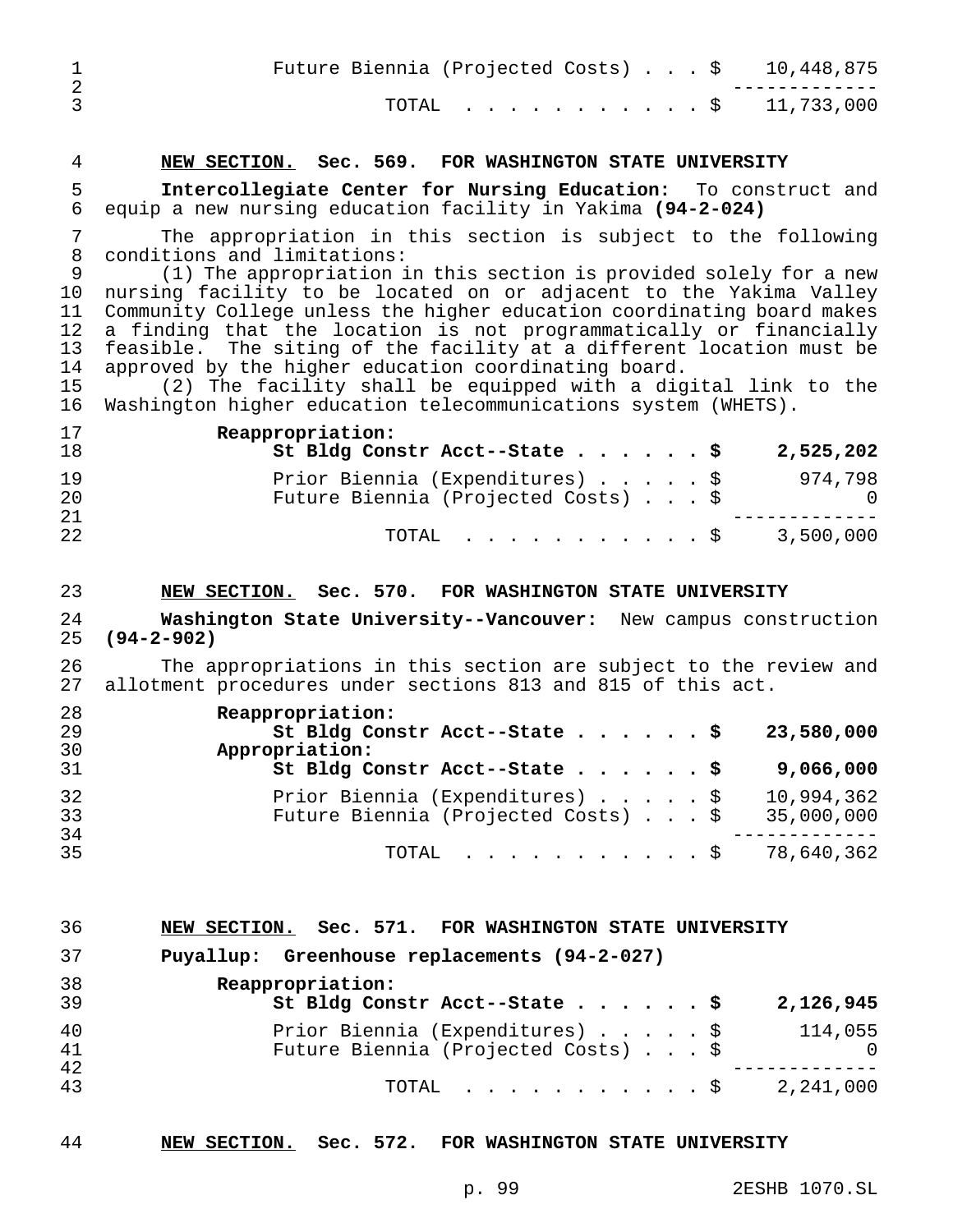| | |
|---|---|
| Future Biennia (Projected Costs) . . . $ | 10,448,875 |
| TOTAL . . . . . . . . . . . $ | 11,733,000 |

**NEW SECTION. Sec. 569. FOR WASHINGTON STATE UNIVERSITY**

**Intercollegiate Center for Nursing Education:** To construct and equip a new nursing education facility in Yakima **(94-2-024)**

The appropriation in this section is subject to the following conditions and limitations:

(1) The appropriation in this section is provided solely for a new nursing facility to be located on or adjacent to the Yakima Valley Community College unless the higher education coordinating board makes a finding that the location is not programmatically or financially feasible. The siting of the facility at a different location must be approved by the higher education coordinating board.

(2) The facility shall be equipped with a digital link to the Washington higher education telecommunications system (WHETS).

| | |
|---|---|
| **Reappropriation:** | |
| **St Bldg Constr Acct--State . . . . . . $** | **2,525,202** |
| Prior Biennia (Expenditures) . . . . . $ | 974,798 |
| Future Biennia (Projected Costs) . . . $ | 0 |
| TOTAL . . . . . . . . . . . $ | 3,500,000 |

**NEW SECTION. Sec. 570. FOR WASHINGTON STATE UNIVERSITY**

**Washington State University--Vancouver:** New campus construction **(94-2-902)**

The appropriations in this section are subject to the review and allotment procedures under sections 813 and 815 of this act.

| | |
|---|---|
| **Reappropriation:** | |
| **St Bldg Constr Acct--State . . . . . . $** | **23,580,000** |
| **Appropriation:** | |
| **St Bldg Constr Acct--State . . . . . . $** | **9,066,000** |
| Prior Biennia (Expenditures) . . . . . $ | 10,994,362 |
| Future Biennia (Projected Costs) . . . $ | 35,000,000 |
| TOTAL . . . . . . . . . . . $ | 78,640,362 |

**NEW SECTION. Sec. 571. FOR WASHINGTON STATE UNIVERSITY**

**Puyallup: Greenhouse replacements (94-2-027)**

| | |
|---|---|
| **Reappropriation:** | |
| **St Bldg Constr Acct--State . . . . . . $** | **2,126,945** |
| Prior Biennia (Expenditures) . . . . . $ | 114,055 |
| Future Biennia (Projected Costs) . . . $ | 0 |
| TOTAL . . . . . . . . . . . $ | 2,241,000 |

**NEW SECTION. Sec. 572. FOR WASHINGTON STATE UNIVERSITY**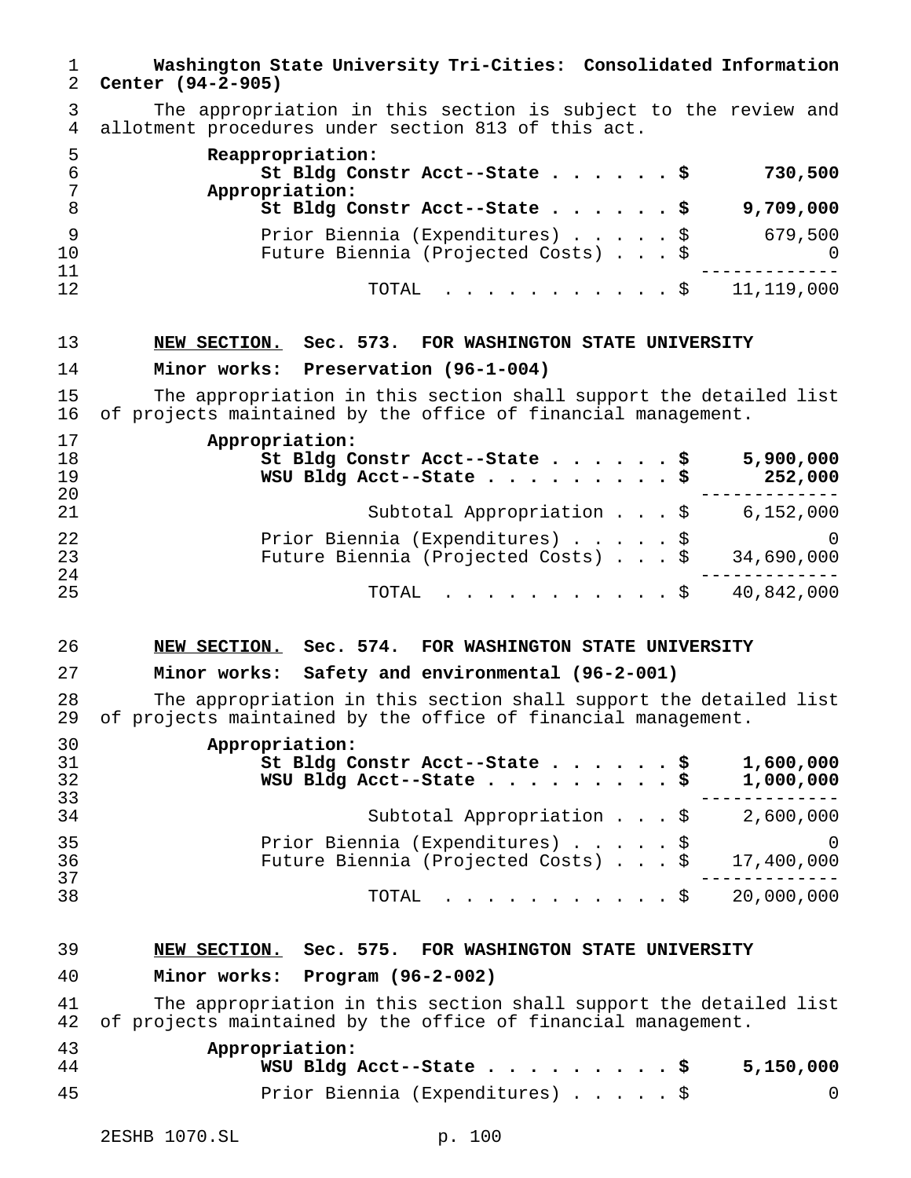**Washington State University Tri-Cities: Consolidated Information Center (94-2-905)**

The appropriation in this section is subject to the review and allotment procedures under section 813 of this act.

| | |
|---|---|
| **Reappropriation:** | |
| **St Bldg Constr Acct--State . . . . . . $** | **730,500** |
| **Appropriation:** | |
| **St Bldg Constr Acct--State . . . . . . $** | **9,709,000** |
| Prior Biennia (Expenditures) . . . . . $ | 679,500 |
| Future Biennia (Projected Costs) . . . $ | 0 |
| TOTAL . . . . . . . . . . . $ | 11,119,000 |

NEW SECTION. **Sec. 573. FOR WASHINGTON STATE UNIVERSITY**

**Minor works: Preservation (96-1-004)**

The appropriation in this section shall support the detailed list of projects maintained by the office of financial management.

| | |
|---|---|
| **Appropriation:** | |
| **St Bldg Constr Acct--State . . . . . . $** | **5,900,000** |
| **WSU Bldg Acct--State . . . . . . . . . $** | **252,000** |
| Subtotal Appropriation . . . $ | 6,152,000 |
| Prior Biennia (Expenditures) . . . . . $ | 0 |
| Future Biennia (Projected Costs) . . . $ | 34,690,000 |
| TOTAL . . . . . . . . . . . $ | 40,842,000 |

NEW SECTION. **Sec. 574. FOR WASHINGTON STATE UNIVERSITY**

**Minor works: Safety and environmental (96-2-001)**

The appropriation in this section shall support the detailed list of projects maintained by the office of financial management.

| | |
|---|---|
| **Appropriation:** | |
| **St Bldg Constr Acct--State . . . . . . $** | **1,600,000** |
| **WSU Bldg Acct--State . . . . . . . . . $** | **1,000,000** |
| Subtotal Appropriation . . . $ | 2,600,000 |
| Prior Biennia (Expenditures) . . . . . $ | 0 |
| Future Biennia (Projected Costs) . . . $ | 17,400,000 |
| TOTAL . . . . . . . . . . . $ | 20,000,000 |

NEW SECTION. **Sec. 575. FOR WASHINGTON STATE UNIVERSITY**

**Minor works: Program (96-2-002)**

The appropriation in this section shall support the detailed list of projects maintained by the office of financial management.

| | |
|---|---|
| **Appropriation:** | |
| **WSU Bldg Acct--State . . . . . . . . . $** | **5,150,000** |
| Prior Biennia (Expenditures) . . . . . $ | 0 |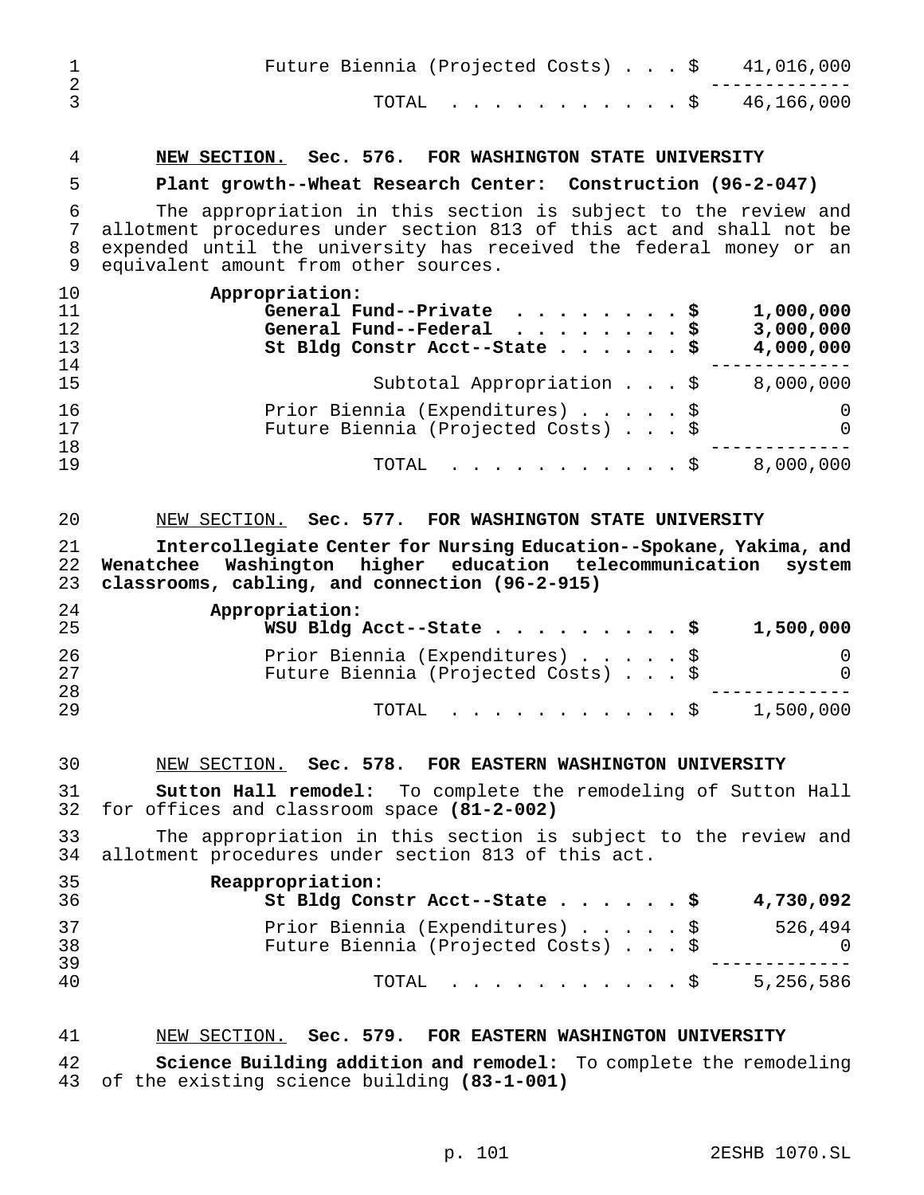| | |
|---|---|
| Future Biennia (Projected Costs) . . . $ | 41,016,000 |
| TOTAL . . . . . . . . . . . $ | 46,166,000 |

**NEW SECTION.** **Sec. 576. FOR WASHINGTON STATE UNIVERSITY**

**Plant growth--Wheat Research Center: Construction (96-2-047)**

The appropriation in this section is subject to the review and allotment procedures under section 813 of this act and shall not be expended until the university has received the federal money or an equivalent amount from other sources.

| Appropriation: | |
|---|---|
| **General Fund--Private . . . . . . . . $** | **1,000,000** |
| **General Fund--Federal . . . . . . . . $** | **3,000,000** |
| **St Bldg Constr Acct--State . . . . . . $** | **4,000,000** |
| Subtotal Appropriation . . . $ | 8,000,000 |
| Prior Biennia (Expenditures) . . . . . $ | 0 |
| Future Biennia (Projected Costs) . . . $ | 0 |
| TOTAL . . . . . . . . . . . $ | 8,000,000 |

NEW SECTION. **Sec. 577. FOR WASHINGTON STATE UNIVERSITY**

**Intercollegiate Center for Nursing Education--Spokane, Yakima, and Wenatchee Washington higher education telecommunication system classrooms, cabling, and connection (96-2-915)**

| Appropriation: | |
|---|---|
| **WSU Bldg Acct--State . . . . . . . . . $** | **1,500,000** |
| Prior Biennia (Expenditures) . . . . . $ | 0 |
| Future Biennia (Projected Costs) . . . $ | 0 |
| TOTAL . . . . . . . . . . . $ | 1,500,000 |

NEW SECTION. **Sec. 578. FOR EASTERN WASHINGTON UNIVERSITY**

**Sutton Hall remodel:** To complete the remodeling of Sutton Hall for offices and classroom space **(81-2-002)**

The appropriation in this section is subject to the review and allotment procedures under section 813 of this act.

| Reappropriation: | |
|---|---|
| **St Bldg Constr Acct--State . . . . . . $** | **4,730,092** |
| Prior Biennia (Expenditures) . . . . . $ | 526,494 |
| Future Biennia (Projected Costs) . . . $ | 0 |
| TOTAL . . . . . . . . . . . $ | 5,256,586 |

NEW SECTION. **Sec. 579. FOR EASTERN WASHINGTON UNIVERSITY**

**Science Building addition and remodel:** To complete the remodeling of the existing science building **(83-1-001)**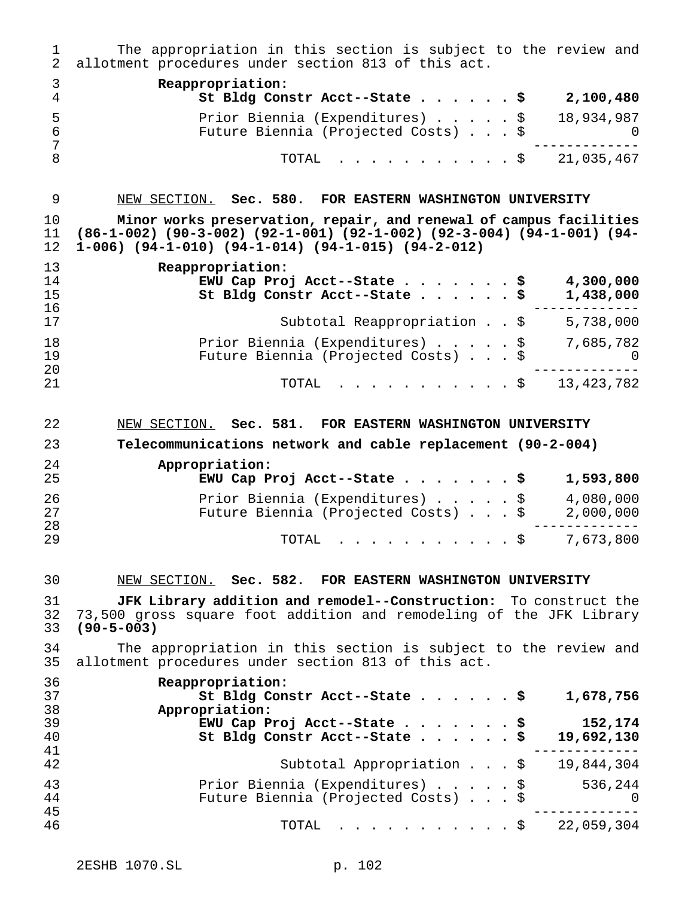The appropriation in this section is subject to the review and allotment procedures under section 813 of this act.

| | |
|---|---|
| **Reappropriation:** | |
| **St Bldg Constr Acct--State . . . . . . $** | **2,100,480** |
| Prior Biennia (Expenditures) . . . . . $ | 18,934,987 |
| Future Biennia (Projected Costs) . . . $ | 0 |
| TOTAL . . . . . . . . . . . $ | 21,035,467 |

NEW SECTION. **Sec. 580. FOR EASTERN WASHINGTON UNIVERSITY**

**Minor works preservation, repair, and renewal of campus facilities (86-1-002) (90-3-002) (92-1-001) (92-1-002) (92-3-004) (94-1-001) (94-1-006) (94-1-010) (94-1-014) (94-1-015) (94-2-012)**

| | |
|---|---|
| **Reappropriation:** | |
| **EWU Cap Proj Acct--State . . . . . . . $** | **4,300,000** |
| **St Bldg Constr Acct--State . . . . . . $** | **1,438,000** |
| Subtotal Reappropriation . . $ | 5,738,000 |
| Prior Biennia (Expenditures) . . . . . $ | 7,685,782 |
| Future Biennia (Projected Costs) . . . $ | 0 |
| TOTAL . . . . . . . . . . . $ | 13,423,782 |

NEW SECTION. **Sec. 581. FOR EASTERN WASHINGTON UNIVERSITY**

**Telecommunications network and cable replacement (90-2-004)**

| | |
|---|---|
| **Appropriation:** | |
| **EWU Cap Proj Acct--State . . . . . . . $** | **1,593,800** |
| Prior Biennia (Expenditures) . . . . . $ | 4,080,000 |
| Future Biennia (Projected Costs) . . . $ | 2,000,000 |
| TOTAL . . . . . . . . . . . $ | 7,673,800 |

NEW SECTION. **Sec. 582. FOR EASTERN WASHINGTON UNIVERSITY**

**JFK Library addition and remodel--Construction:** To construct the 73,500 gross square foot addition and remodeling of the JFK Library **(90-5-003)**

The appropriation in this section is subject to the review and allotment procedures under section 813 of this act.

| | |
|---|---|
| **Reappropriation:** | |
| **St Bldg Constr Acct--State . . . . . . $** | **1,678,756** |
| **Appropriation:** | |
| **EWU Cap Proj Acct--State . . . . . . . $** | **152,174** |
| **St Bldg Constr Acct--State . . . . . . $** | **19,692,130** |
| Subtotal Appropriation . . . $ | 19,844,304 |
| Prior Biennia (Expenditures) . . . . . $ | 536,244 |
| Future Biennia (Projected Costs) . . . $ | 0 |
| TOTAL . . . . . . . . . . . $ | 22,059,304 |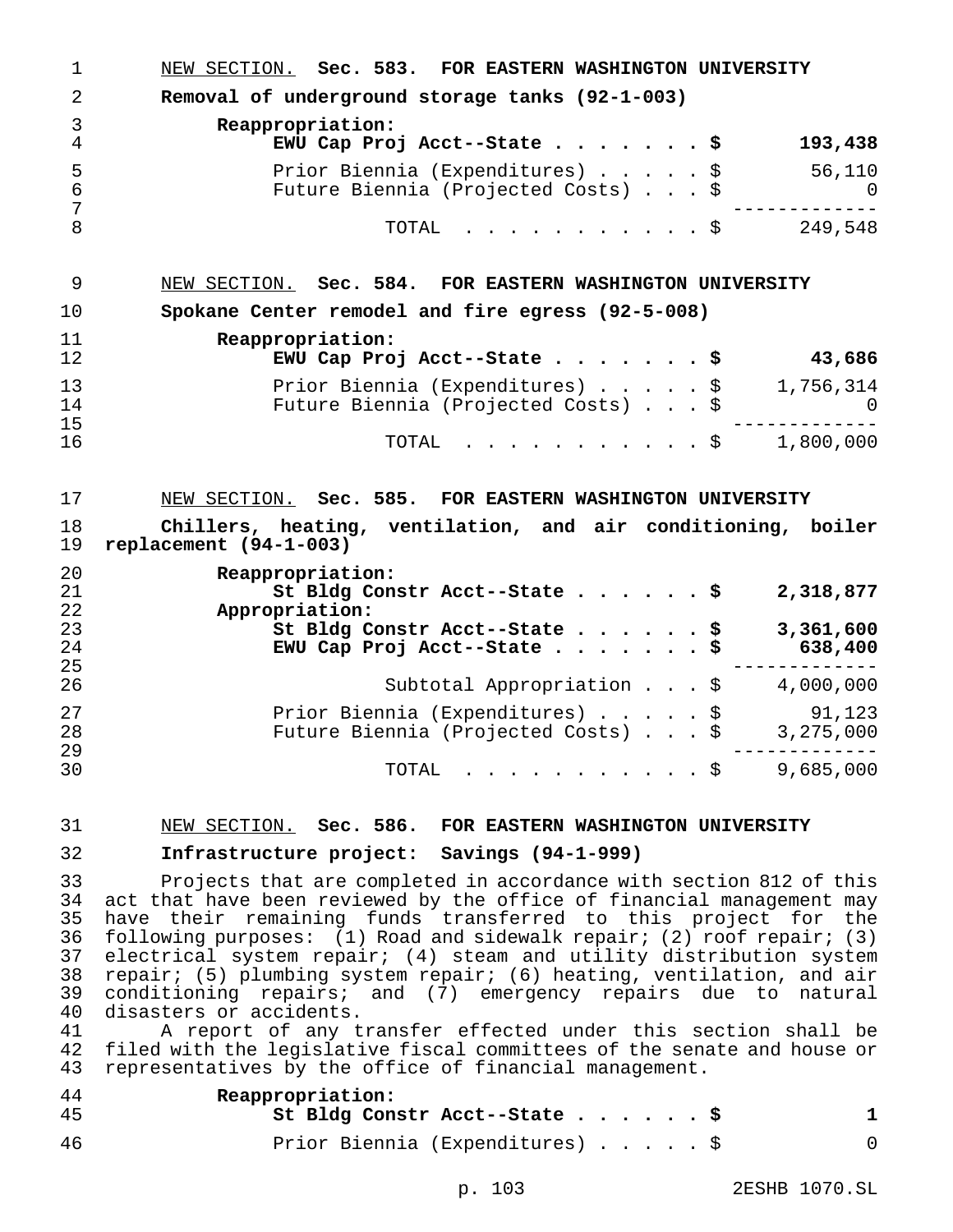NEW SECTION. **Sec. 583. FOR EASTERN WASHINGTON UNIVERSITY**

**Removal of underground storage tanks (92-1-003)**

| | |
|---|---|
| **Reappropriation:** | |
| **EWU Cap Proj Acct--State . . . . . . . $** | **193,438** |
| Prior Biennia (Expenditures) . . . . . $ | 56,110 |
| Future Biennia (Projected Costs) . . . $ | 0 |
| TOTAL . . . . . . . . . . . $ | 249,548 |

NEW SECTION. **Sec. 584. FOR EASTERN WASHINGTON UNIVERSITY**

**Spokane Center remodel and fire egress (92-5-008)**

| | |
|---|---|
| **Reappropriation:** | |
| **EWU Cap Proj Acct--State . . . . . . . $** | **43,686** |
| Prior Biennia (Expenditures) . . . . . $ | 1,756,314 |
| Future Biennia (Projected Costs) . . . $ | 0 |
| TOTAL . . . . . . . . . . . $ | 1,800,000 |

NEW SECTION. **Sec. 585. FOR EASTERN WASHINGTON UNIVERSITY**

**Chillers, heating, ventilation, and air conditioning, boiler replacement (94-1-003)**

| | |
|---|---|
| **Reappropriation:** | |
| **St Bldg Constr Acct--State . . . . . . $** | **2,318,877** |
| **Appropriation:** | |
| **St Bldg Constr Acct--State . . . . . . $** | **3,361,600** |
| **EWU Cap Proj Acct--State . . . . . . . $** | **638,400** |
| Subtotal Appropriation . . . $ | 4,000,000 |
| Prior Biennia (Expenditures) . . . . . $ | 91,123 |
| Future Biennia (Projected Costs) . . . $ | 3,275,000 |
| TOTAL . . . . . . . . . . . $ | 9,685,000 |

NEW SECTION. **Sec. 586. FOR EASTERN WASHINGTON UNIVERSITY**

**Infrastructure project: Savings (94-1-999)**

Projects that are completed in accordance with section 812 of this act that have been reviewed by the office of financial management may have their remaining funds transferred to this project for the following purposes: (1) Road and sidewalk repair; (2) roof repair; (3) electrical system repair; (4) steam and utility distribution system repair; (5) plumbing system repair; (6) heating, ventilation, and air conditioning repairs; and (7) emergency repairs due to natural disasters or accidents.

A report of any transfer effected under this section shall be filed with the legislative fiscal committees of the senate and house or representatives by the office of financial management.

| | |
|---|---|
| **Reappropriation:** | |
| **St Bldg Constr Acct--State . . . . . . $** | **1** |
| Prior Biennia (Expenditures) . . . . . $ | 0 |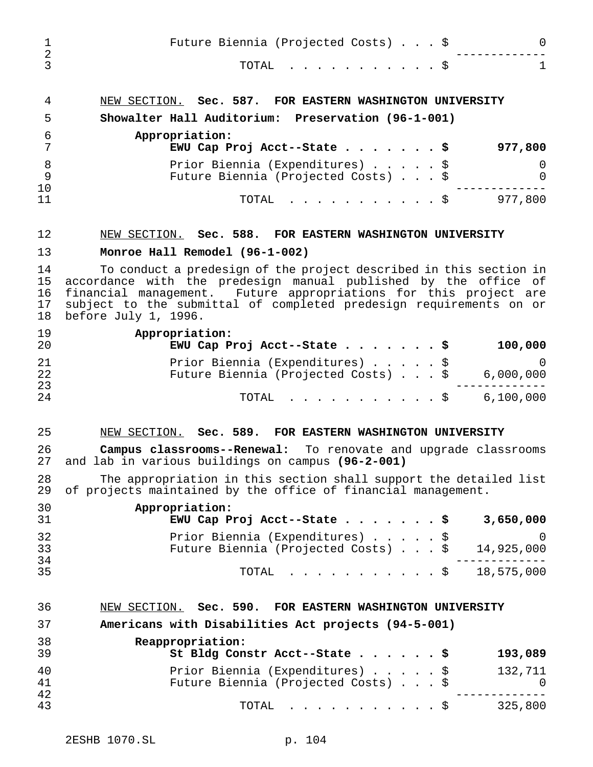Future Biennia (Projected Costs) . . . $ 0

TOTAL . . . . . . . . . . . $ 1

NEW SECTION. **Sec. 587. FOR EASTERN WASHINGTON UNIVERSITY**

**Showalter Hall Auditorium: Preservation (96-1-001)**

| | |
|---|---|
| **Appropriation:** | |
| **EWU Cap Proj Acct--State . . . . . . . $** | **977,800** |
| Prior Biennia (Expenditures) . . . . . $ | 0 |
| Future Biennia (Projected Costs) . . . $ | 0 |
| TOTAL . . . . . . . . . . . $ | 977,800 |

NEW SECTION. **Sec. 588. FOR EASTERN WASHINGTON UNIVERSITY**

**Monroe Hall Remodel (96-1-002)**

To conduct a predesign of the project described in this section in accordance with the predesign manual published by the office of financial management. Future appropriations for this project are subject to the submittal of completed predesign requirements on or before July 1, 1996.

| | |
|---|---|
| **Appropriation:** | |
| **EWU Cap Proj Acct--State . . . . . . . $** | **100,000** |
| Prior Biennia (Expenditures) . . . . . $ | 0 |
| Future Biennia (Projected Costs) . . . $ | 6,000,000 |
| TOTAL . . . . . . . . . . . $ | 6,100,000 |

NEW SECTION. **Sec. 589. FOR EASTERN WASHINGTON UNIVERSITY**

**Campus classrooms--Renewal:** To renovate and upgrade classrooms and lab in various buildings on campus **(96-2-001)**

The appropriation in this section shall support the detailed list of projects maintained by the office of financial management.

| | |
|---|---|
| **Appropriation:** | |
| **EWU Cap Proj Acct--State . . . . . . . $** | **3,650,000** |
| Prior Biennia (Expenditures) . . . . . $ | 0 |
| Future Biennia (Projected Costs) . . . $ | 14,925,000 |
| TOTAL . . . . . . . . . . . $ | 18,575,000 |

NEW SECTION. **Sec. 590. FOR EASTERN WASHINGTON UNIVERSITY**

**Americans with Disabilities Act projects (94-5-001)**

| | |
|---|---|
| **Reappropriation:** | |
| **St Bldg Constr Acct--State . . . . . . $** | **193,089** |
| Prior Biennia (Expenditures) . . . . . $ | 132,711 |
| Future Biennia (Projected Costs) . . . $ | 0 |
| TOTAL . . . . . . . . . . . $ | 325,800 |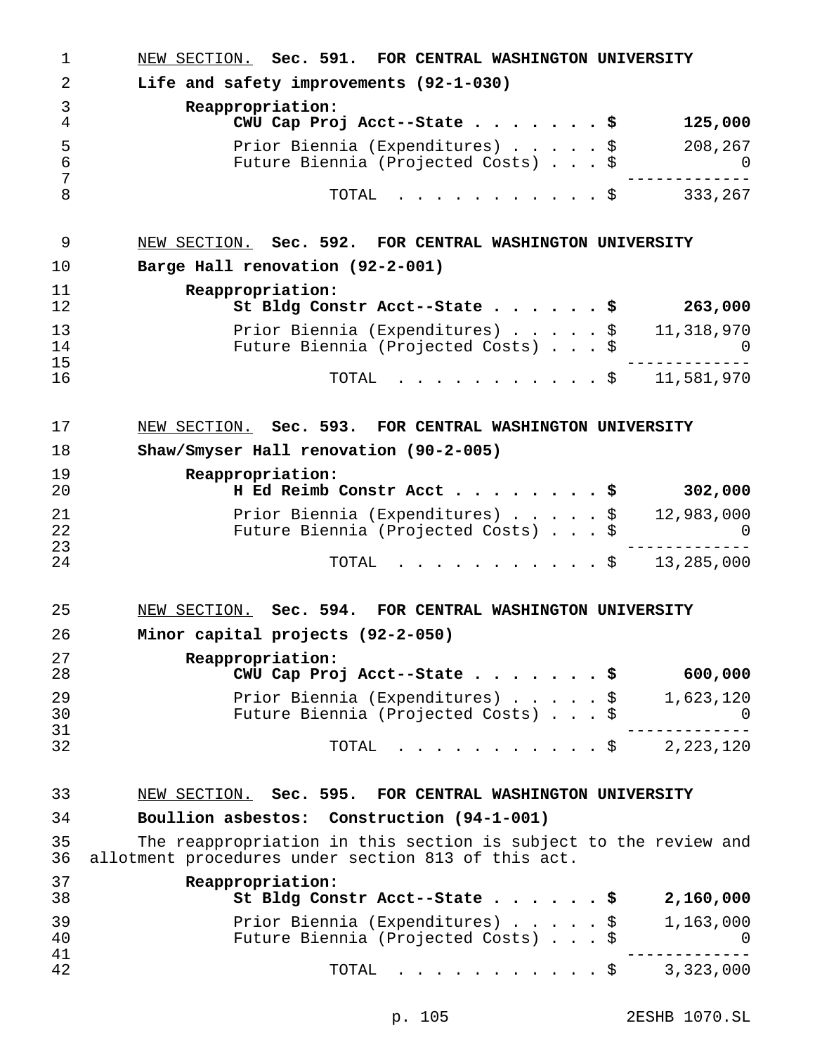NEW SECTION. **Sec. 591. FOR CENTRAL WASHINGTON UNIVERSITY**

**Life and safety improvements (92-1-030)**

**Reappropriation:**

| | | |
|---|---|---|
| **CWU Cap Proj Acct--State** | **$** | **125,000** |
| Prior Biennia (Expenditures) | $ | 208,267 |
| Future Biennia (Projected Costs) | $ | 0 |
| TOTAL | $ | 333,267 |

NEW SECTION. **Sec. 592. FOR CENTRAL WASHINGTON UNIVERSITY**

**Barge Hall renovation (92-2-001)**

**Reappropriation:**

| | | |
|---|---|---|
| **St Bldg Constr Acct--State** | **$** | **263,000** |
| Prior Biennia (Expenditures) | $ | 11,318,970 |
| Future Biennia (Projected Costs) | $ | 0 |
| TOTAL | $ | 11,581,970 |

NEW SECTION. **Sec. 593. FOR CENTRAL WASHINGTON UNIVERSITY**

**Shaw/Smyser Hall renovation (90-2-005)**

**Reappropriation:**

| | | |
|---|---|---|
| **H Ed Reimb Constr Acct** | **$** | **302,000** |
| Prior Biennia (Expenditures) | $ | 12,983,000 |
| Future Biennia (Projected Costs) | $ | 0 |
| TOTAL | $ | 13,285,000 |

NEW SECTION. **Sec. 594. FOR CENTRAL WASHINGTON UNIVERSITY**

**Minor capital projects (92-2-050)**

**Reappropriation:**

| | | |
|---|---|---|
| **CWU Cap Proj Acct--State** | **$** | **600,000** |
| Prior Biennia (Expenditures) | $ | 1,623,120 |
| Future Biennia (Projected Costs) | $ | 0 |
| TOTAL | $ | 2,223,120 |

NEW SECTION. **Sec. 595. FOR CENTRAL WASHINGTON UNIVERSITY**

**Boullion asbestos: Construction (94-1-001)**

The reappropriation in this section is subject to the review and allotment procedures under section 813 of this act.

**Reappropriation:**

| | | |
|---|---|---|
| **St Bldg Constr Acct--State** | **$** | **2,160,000** |
| Prior Biennia (Expenditures) | $ | 1,163,000 |
| Future Biennia (Projected Costs) | $ | 0 |
| TOTAL | $ | 3,323,000 |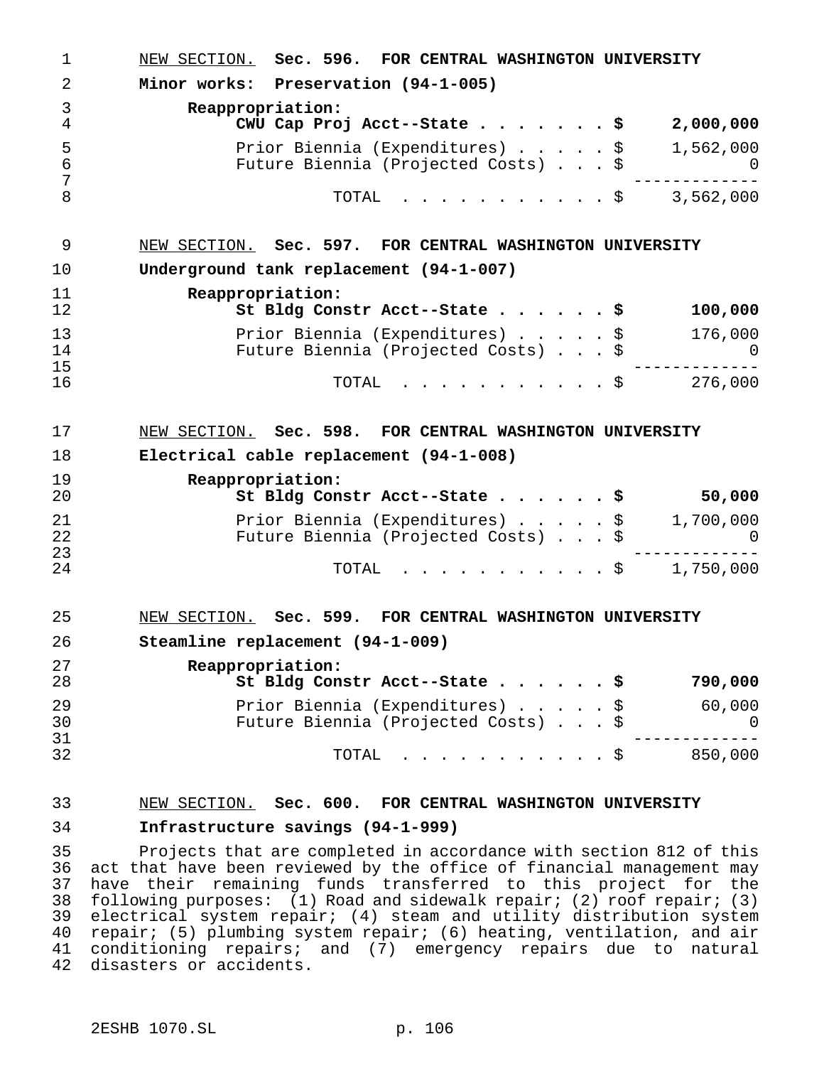NEW SECTION. **Sec. 596. FOR CENTRAL WASHINGTON UNIVERSITY**

**Minor works: Preservation (94-1-005)**

| | |
|---|---|
| **Reappropriation:** | |
| **CWU Cap Proj Acct--State . . . . . . . $** | **2,000,000** |
| Prior Biennia (Expenditures) . . . . . $ | 1,562,000 |
| Future Biennia (Projected Costs) . . . $ | 0 |
| TOTAL . . . . . . . . . . . $ | 3,562,000 |

NEW SECTION. **Sec. 597. FOR CENTRAL WASHINGTON UNIVERSITY**

**Underground tank replacement (94-1-007)**

| | |
|---|---|
| **Reappropriation:** | |
| **St Bldg Constr Acct--State . . . . . . $** | **100,000** |
| Prior Biennia (Expenditures) . . . . . $ | 176,000 |
| Future Biennia (Projected Costs) . . . $ | 0 |
| TOTAL . . . . . . . . . . . $ | 276,000 |

NEW SECTION. **Sec. 598. FOR CENTRAL WASHINGTON UNIVERSITY**

**Electrical cable replacement (94-1-008)**

| | |
|---|---|
| **Reappropriation:** | |
| **St Bldg Constr Acct--State . . . . . . $** | **50,000** |
| Prior Biennia (Expenditures) . . . . . $ | 1,700,000 |
| Future Biennia (Projected Costs) . . . $ | 0 |
| TOTAL . . . . . . . . . . . $ | 1,750,000 |

NEW SECTION. **Sec. 599. FOR CENTRAL WASHINGTON UNIVERSITY**

**Steamline replacement (94-1-009)**

| | |
|---|---|
| **Reappropriation:** | |
| **St Bldg Constr Acct--State . . . . . . $** | **790,000** |
| Prior Biennia (Expenditures) . . . . . $ | 60,000 |
| Future Biennia (Projected Costs) . . . $ | 0 |
| TOTAL . . . . . . . . . . . $ | 850,000 |

NEW SECTION. **Sec. 600. FOR CENTRAL WASHINGTON UNIVERSITY**

**Infrastructure savings (94-1-999)**

Projects that are completed in accordance with section 812 of this act that have been reviewed by the office of financial management may have their remaining funds transferred to this project for the following purposes: (1) Road and sidewalk repair; (2) roof repair; (3) electrical system repair; (4) steam and utility distribution system repair; (5) plumbing system repair; (6) heating, ventilation, and air conditioning repairs; and (7) emergency repairs due to natural disasters or accidents.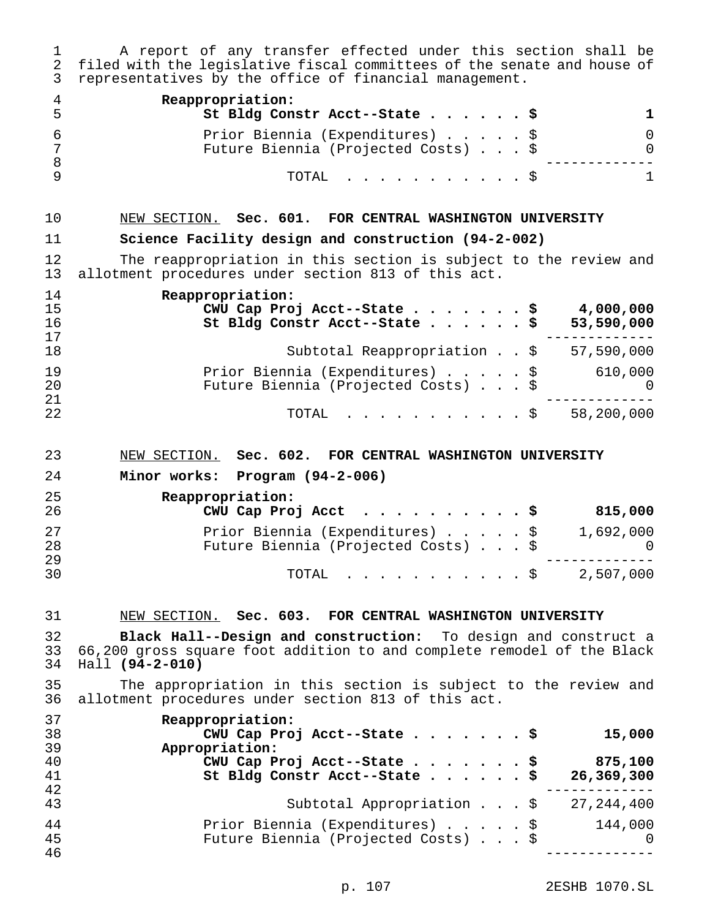A report of any transfer effected under this section shall be filed with the legislative fiscal committees of the senate and house of representatives by the office of financial management.

| | |
|---|---:|
| **Reappropriation:** | |
| **St Bldg Constr Acct--State . . . . . . $** | **1** |
| Prior Biennia (Expenditures) . . . . . $ | 0 |
| Future Biennia (Projected Costs) . . . $ | 0 |
| TOTAL . . . . . . . . . . . $ | 1 |

<u>NEW SECTION.</u> **Sec. 601. FOR CENTRAL WASHINGTON UNIVERSITY**

**Science Facility design and construction (94-2-002)**

The reappropriation in this section is subject to the review and allotment procedures under section 813 of this act.

| | |
|---|---:|
| **Reappropriation:** | |
| **CWU Cap Proj Acct--State . . . . . . . $** | **4,000,000** |
| **St Bldg Constr Acct--State . . . . . . $** | **53,590,000** |
| Subtotal Reappropriation . . $ | 57,590,000 |
| Prior Biennia (Expenditures) . . . . . $ | 610,000 |
| Future Biennia (Projected Costs) . . . $ | 0 |
| TOTAL . . . . . . . . . . . $ | 58,200,000 |

<u>NEW SECTION.</u> **Sec. 602. FOR CENTRAL WASHINGTON UNIVERSITY**

**Minor works: Program (94-2-006)**

| | |
|---|---:|
| **Reappropriation:** | |
| **CWU Cap Proj Acct . . . . . . . . . . $** | **815,000** |
| Prior Biennia (Expenditures) . . . . . $ | 1,692,000 |
| Future Biennia (Projected Costs) . . . $ | 0 |
| TOTAL . . . . . . . . . . . $ | 2,507,000 |

<u>NEW SECTION.</u> **Sec. 603. FOR CENTRAL WASHINGTON UNIVERSITY**

**Black Hall--Design and construction:** To design and construct a 66,200 gross square foot addition to and complete remodel of the Black Hall **(94-2-010)**

The appropriation in this section is subject to the review and allotment procedures under section 813 of this act.

| | |
|---|---:|
| **Reappropriation:** | |
| **CWU Cap Proj Acct--State . . . . . . . $** | **15,000** |
| **Appropriation:** | |
| **CWU Cap Proj Acct--State . . . . . . . $** | **875,100** |
| **St Bldg Constr Acct--State . . . . . . $** | **26,369,300** |
| Subtotal Appropriation . . . $ | 27,244,400 |
| Prior Biennia (Expenditures) . . . . . $ | 144,000 |
| Future Biennia (Projected Costs) . . . $ | 0 |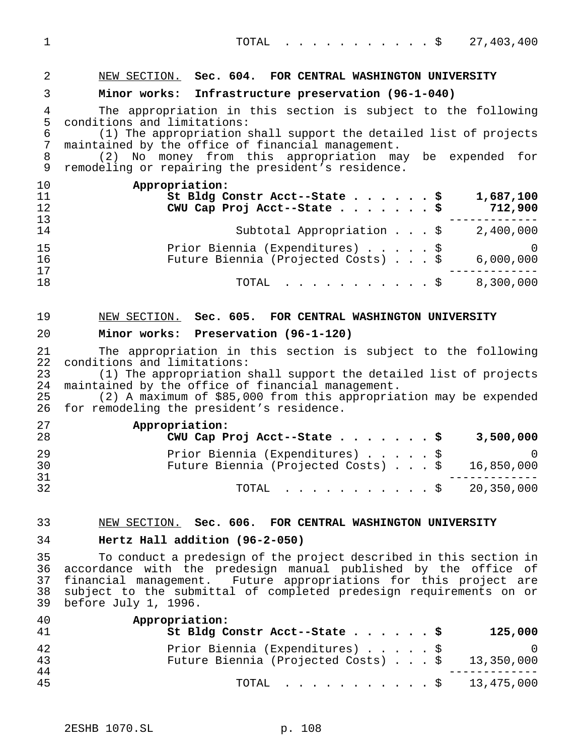| | |
|---|---|
| TOTAL . . . . . . . . . . . . $ | 27,403,400 |

NEW SECTION. **Sec. 604. FOR CENTRAL WASHINGTON UNIVERSITY**

**Minor works: Infrastructure preservation (96-1-040)**

The appropriation in this section is subject to the following conditions and limitations:

(1) The appropriation shall support the detailed list of projects maintained by the office of financial management.

(2) No money from this appropriation may be expended for remodeling or repairing the president's residence.

| Appropriation: | |
|---|---|
| **St Bldg Constr Acct--State . . . . . . $** | **1,687,100** |
| **CWU Cap Proj Acct--State . . . . . . . $** | **712,900** |
| Subtotal Appropriation . . . $ | 2,400,000 |
| Prior Biennia (Expenditures) . . . . . $ | 0 |
| Future Biennia (Projected Costs) . . . $ | 6,000,000 |
| TOTAL . . . . . . . . . . . . $ | 8,300,000 |

NEW SECTION. **Sec. 605. FOR CENTRAL WASHINGTON UNIVERSITY**

**Minor works: Preservation (96-1-120)**

The appropriation in this section is subject to the following conditions and limitations:

(1) The appropriation shall support the detailed list of projects maintained by the office of financial management.

(2) A maximum of $85,000 from this appropriation may be expended for remodeling the president's residence.

| Appropriation: | |
|---|---|
| **CWU Cap Proj Acct--State . . . . . . . $** | **3,500,000** |
| Prior Biennia (Expenditures) . . . . . $ | 0 |
| Future Biennia (Projected Costs) . . . $ | 16,850,000 |
| TOTAL . . . . . . . . . . . . $ | 20,350,000 |

NEW SECTION. **Sec. 606. FOR CENTRAL WASHINGTON UNIVERSITY**

**Hertz Hall addition (96-2-050)**

To conduct a predesign of the project described in this section in accordance with the predesign manual published by the office of financial management. Future appropriations for this project are subject to the submittal of completed predesign requirements on or before July 1, 1996.

| Appropriation: | |
|---|---|
| **St Bldg Constr Acct--State . . . . . . $** | **125,000** |
| Prior Biennia (Expenditures) . . . . . $ | 0 |
| Future Biennia (Projected Costs) . . . $ | 13,350,000 |
| TOTAL . . . . . . . . . . . . $ | 13,475,000 |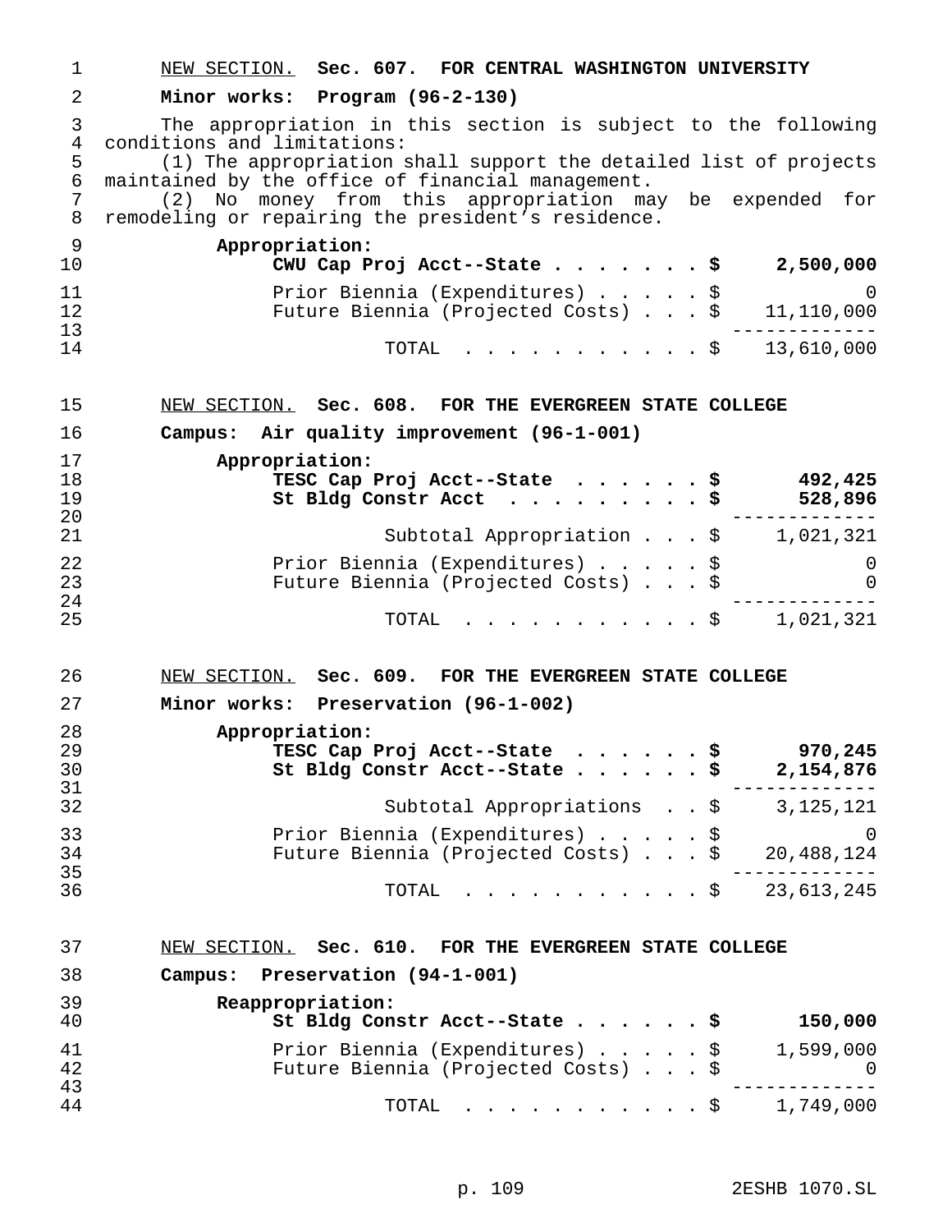NEW SECTION. **Sec. 607. FOR CENTRAL WASHINGTON UNIVERSITY**

**Minor works: Program (96-2-130)**

The appropriation in this section is subject to the following conditions and limitations:

(1) The appropriation shall support the detailed list of projects maintained by the office of financial management.

(2) No money from this appropriation may be expended for remodeling or repairing the president's residence.

| | |
|---|---|
| **Appropriation:** | |
| **CWU Cap Proj Acct--State** | **$ 2,500,000** |
| Prior Biennia (Expenditures) | $ 0 |
| Future Biennia (Projected Costs) | $ 11,110,000 |
| TOTAL | $ 13,610,000 |

NEW SECTION. **Sec. 608. FOR THE EVERGREEN STATE COLLEGE**

**Campus: Air quality improvement (96-1-001)**

| | |
|---|---|
| **Appropriation:** | |
| **TESC Cap Proj Acct--State** | **$ 492,425** |
| **St Bldg Constr Acct** | **$ 528,896** |
| Subtotal Appropriation | $ 1,021,321 |
| Prior Biennia (Expenditures) | $ 0 |
| Future Biennia (Projected Costs) | $ 0 |
| TOTAL | $ 1,021,321 |

NEW SECTION. **Sec. 609. FOR THE EVERGREEN STATE COLLEGE**

**Minor works: Preservation (96-1-002)**

| | |
|---|---|
| **Appropriation:** | |
| **TESC Cap Proj Acct--State** | **$ 970,245** |
| **St Bldg Constr Acct--State** | **$ 2,154,876** |
| Subtotal Appropriations | $ 3,125,121 |
| Prior Biennia (Expenditures) | $ 0 |
| Future Biennia (Projected Costs) | $ 20,488,124 |
| TOTAL | $ 23,613,245 |

NEW SECTION. **Sec. 610. FOR THE EVERGREEN STATE COLLEGE**

**Campus: Preservation (94-1-001)**

| | |
|---|---|
| **Reappropriation:** | |
| **St Bldg Constr Acct--State** | **$ 150,000** |
| Prior Biennia (Expenditures) | $ 1,599,000 |
| Future Biennia (Projected Costs) | $ 0 |
| TOTAL | $ 1,749,000 |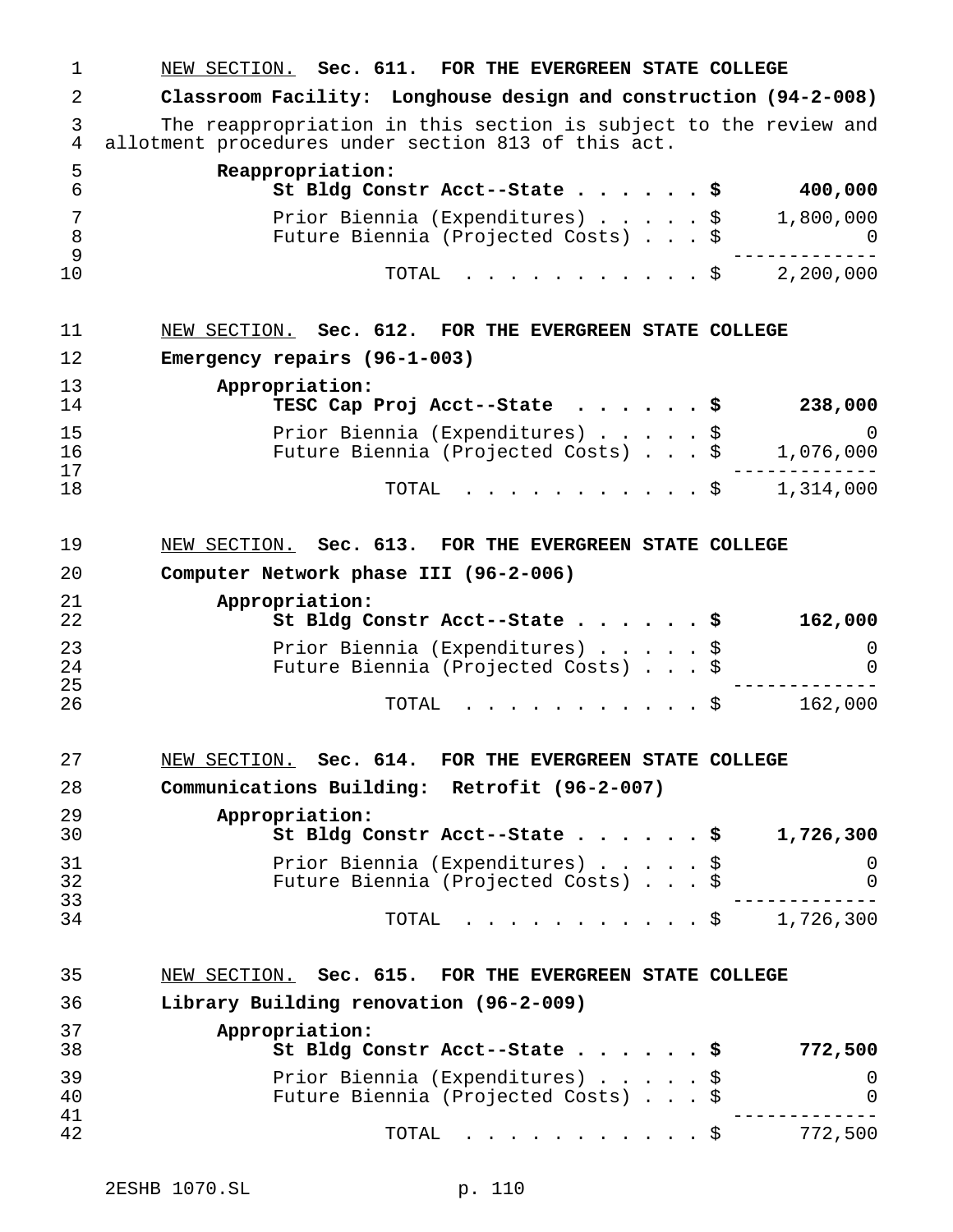NEW SECTION. **Sec. 611. FOR THE EVERGREEN STATE COLLEGE**

**Classroom Facility: Longhouse design and construction (94-2-008)**

The reappropriation in this section is subject to the review and allotment procedures under section 813 of this act.

| | | |
|---|---|---|
| **Reappropriation:** | | |
| **St Bldg Constr Acct--State** | **$** | **400,000** |
| Prior Biennia (Expenditures) | $ | 1,800,000 |
| Future Biennia (Projected Costs) | $ | 0 |
| TOTAL | $ | 2,200,000 |

NEW SECTION. **Sec. 612. FOR THE EVERGREEN STATE COLLEGE**

**Emergency repairs (96-1-003)**

| | | |
|---|---|---|
| **Appropriation:** | | |
| **TESC Cap Proj Acct--State** | **$** | **238,000** |
| Prior Biennia (Expenditures) | $ | 0 |
| Future Biennia (Projected Costs) | $ | 1,076,000 |
| TOTAL | $ | 1,314,000 |

NEW SECTION. **Sec. 613. FOR THE EVERGREEN STATE COLLEGE**

**Computer Network phase III (96-2-006)**

| | | |
|---|---|---|
| **Appropriation:** | | |
| **St Bldg Constr Acct--State** | **$** | **162,000** |
| Prior Biennia (Expenditures) | $ | 0 |
| Future Biennia (Projected Costs) | $ | 0 |
| TOTAL | $ | 162,000 |

NEW SECTION. **Sec. 614. FOR THE EVERGREEN STATE COLLEGE**

**Communications Building: Retrofit (96-2-007)**

| | | |
|---|---|---|
| **Appropriation:** | | |
| **St Bldg Constr Acct--State** | **$** | **1,726,300** |
| Prior Biennia (Expenditures) | $ | 0 |
| Future Biennia (Projected Costs) | $ | 0 |
| TOTAL | $ | 1,726,300 |

NEW SECTION. **Sec. 615. FOR THE EVERGREEN STATE COLLEGE**

**Library Building renovation (96-2-009)**

| | | |
|---|---|---|
| **Appropriation:** | | |
| **St Bldg Constr Acct--State** | **$** | **772,500** |
| Prior Biennia (Expenditures) | $ | 0 |
| Future Biennia (Projected Costs) | $ | 0 |
| TOTAL | $ | 772,500 |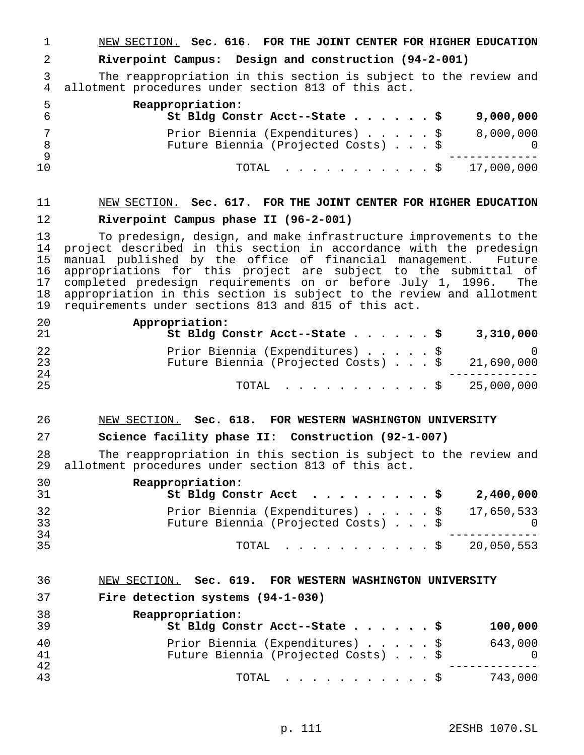NEW SECTION. **Sec. 616. FOR THE JOINT CENTER FOR HIGHER EDUCATION**

**Riverpoint Campus: Design and construction (94-2-001)**

The reappropriation in this section is subject to the review and allotment procedures under section 813 of this act.

| | |
|---|---|
| **Reappropriation:** | |
| **St Bldg Constr Acct--State . . . . . . $** | **9,000,000** |
| Prior Biennia (Expenditures) . . . . . $ | 8,000,000 |
| Future Biennia (Projected Costs) . . . $ | 0 |
| TOTAL . . . . . . . . . . . . $ | 17,000,000 |

NEW SECTION. **Sec. 617. FOR THE JOINT CENTER FOR HIGHER EDUCATION**

**Riverpoint Campus phase II (96-2-001)**

To predesign, design, and make infrastructure improvements to the project described in this section in accordance with the predesign manual published by the office of financial management. Future appropriations for this project are subject to the submittal of completed predesign requirements on or before July 1, 1996. The appropriation in this section is subject to the review and allotment requirements under sections 813 and 815 of this act.

| | |
|---|---|
| **Appropriation:** | |
| **St Bldg Constr Acct--State . . . . . . $** | **3,310,000** |
| Prior Biennia (Expenditures) . . . . . $ | 0 |
| Future Biennia (Projected Costs) . . . $ | 21,690,000 |
| TOTAL . . . . . . . . . . . . $ | 25,000,000 |

NEW SECTION. **Sec. 618. FOR WESTERN WASHINGTON UNIVERSITY**

**Science facility phase II: Construction (92-1-007)**

The reappropriation in this section is subject to the review and allotment procedures under section 813 of this act.

| | |
|---|---|
| **Reappropriation:** | |
| **St Bldg Constr Acct . . . . . . . . . $** | **2,400,000** |
| Prior Biennia (Expenditures) . . . . . $ | 17,650,533 |
| Future Biennia (Projected Costs) . . . $ | 0 |
| TOTAL . . . . . . . . . . . . $ | 20,050,553 |

NEW SECTION. **Sec. 619. FOR WESTERN WASHINGTON UNIVERSITY**

**Fire detection systems (94-1-030)**

| | |
|---|---|
| **Reappropriation:** | |
| **St Bldg Constr Acct--State . . . . . . $** | **100,000** |
| Prior Biennia (Expenditures) . . . . . $ | 643,000 |
| Future Biennia (Projected Costs) . . . $ | 0 |
| TOTAL . . . . . . . . . . . . $ | 743,000 |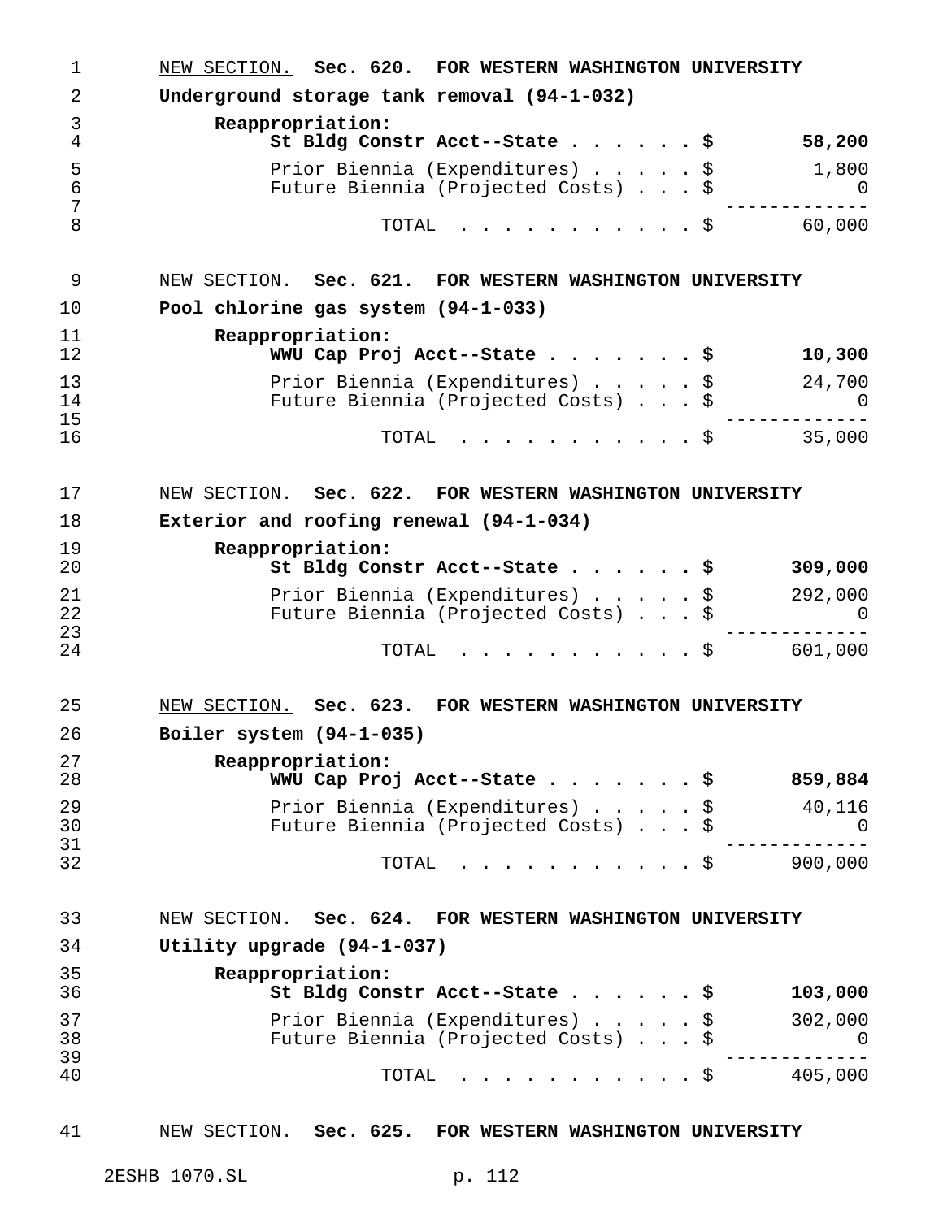NEW SECTION. **Sec. 620. FOR WESTERN WASHINGTON UNIVERSITY**

**Underground storage tank removal (94-1-032)**

**Reappropriation:**

| | | |
|---|---|---|
| **St Bldg Constr Acct--State** | **$** | **58,200** |
| Prior Biennia (Expenditures) | $ | 1,800 |
| Future Biennia (Projected Costs) | $ | 0 |
| TOTAL | $ | 60,000 |

NEW SECTION. **Sec. 621. FOR WESTERN WASHINGTON UNIVERSITY**

**Pool chlorine gas system (94-1-033)**

**Reappropriation:**

| | | |
|---|---|---|
| **WWU Cap Proj Acct--State** | **$** | **10,300** |
| Prior Biennia (Expenditures) | $ | 24,700 |
| Future Biennia (Projected Costs) | $ | 0 |
| TOTAL | $ | 35,000 |

NEW SECTION. **Sec. 622. FOR WESTERN WASHINGTON UNIVERSITY**

**Exterior and roofing renewal (94-1-034)**

**Reappropriation:**

| | | |
|---|---|---|
| **St Bldg Constr Acct--State** | **$** | **309,000** |
| Prior Biennia (Expenditures) | $ | 292,000 |
| Future Biennia (Projected Costs) | $ | 0 |
| TOTAL | $ | 601,000 |

NEW SECTION. **Sec. 623. FOR WESTERN WASHINGTON UNIVERSITY**

**Boiler system (94-1-035)**

**Reappropriation:**

| | | |
|---|---|---|
| **WWU Cap Proj Acct--State** | **$** | **859,884** |
| Prior Biennia (Expenditures) | $ | 40,116 |
| Future Biennia (Projected Costs) | $ | 0 |
| TOTAL | $ | 900,000 |

NEW SECTION. **Sec. 624. FOR WESTERN WASHINGTON UNIVERSITY**

**Utility upgrade (94-1-037)**

**Reappropriation:**

| | | |
|---|---|---|
| **St Bldg Constr Acct--State** | **$** | **103,000** |
| Prior Biennia (Expenditures) | $ | 302,000 |
| Future Biennia (Projected Costs) | $ | 0 |
| TOTAL | $ | 405,000 |

NEW SECTION. **Sec. 625. FOR WESTERN WASHINGTON UNIVERSITY**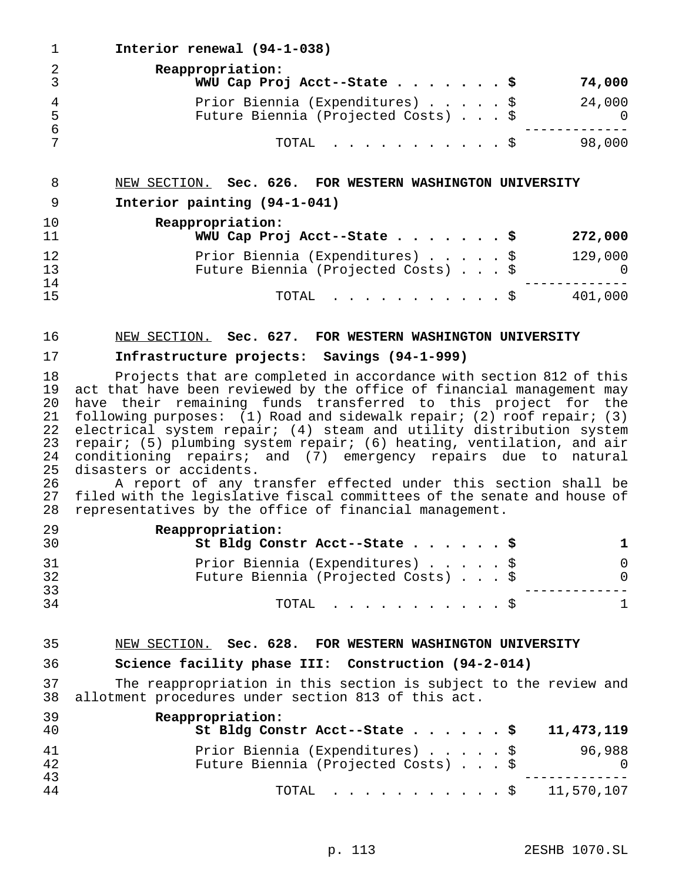**Interior renewal (94-1-038)**

| | |
|---|---|
| **Reappropriation:** | |
| **WWU Cap Proj Acct--State . . . . . . . $** | **74,000** |
| Prior Biennia (Expenditures) . . . . . $ | 24,000 |
| Future Biennia (Projected Costs) . . . $ | 0 |
| TOTAL . . . . . . . . . . . . $ | 98,000 |

NEW SECTION. **Sec. 626. FOR WESTERN WASHINGTON UNIVERSITY**

**Interior painting (94-1-041)**

| | |
|---|---|
| **Reappropriation:** | |
| **WWU Cap Proj Acct--State . . . . . . . $** | **272,000** |
| Prior Biennia (Expenditures) . . . . . $ | 129,000 |
| Future Biennia (Projected Costs) . . . $ | 0 |
| TOTAL . . . . . . . . . . . . $ | 401,000 |

NEW SECTION. **Sec. 627. FOR WESTERN WASHINGTON UNIVERSITY**

**Infrastructure projects: Savings (94-1-999)**

Projects that are completed in accordance with section 812 of this act that have been reviewed by the office of financial management may have their remaining funds transferred to this project for the following purposes: (1) Road and sidewalk repair; (2) roof repair; (3) electrical system repair; (4) steam and utility distribution system repair; (5) plumbing system repair; (6) heating, ventilation, and air conditioning repairs; and (7) emergency repairs due to natural disasters or accidents.

A report of any transfer effected under this section shall be filed with the legislative fiscal committees of the senate and house of representatives by the office of financial management.

| | |
|---|---|
| **Reappropriation:** | |
| **St Bldg Constr Acct--State . . . . . . $** | **1** |
| Prior Biennia (Expenditures) . . . . . $ | 0 |
| Future Biennia (Projected Costs) . . . $ | 0 |
| TOTAL . . . . . . . . . . . . $ | 1 |

NEW SECTION. **Sec. 628. FOR WESTERN WASHINGTON UNIVERSITY**

**Science facility phase III: Construction (94-2-014)**

The reappropriation in this section is subject to the review and allotment procedures under section 813 of this act.

| | |
|---|---|
| **Reappropriation:** | |
| **St Bldg Constr Acct--State . . . . . . $** | **11,473,119** |
| Prior Biennia (Expenditures) . . . . . $ | 96,988 |
| Future Biennia (Projected Costs) . . . $ | 0 |
| TOTAL . . . . . . . . . . . . $ | 11,570,107 |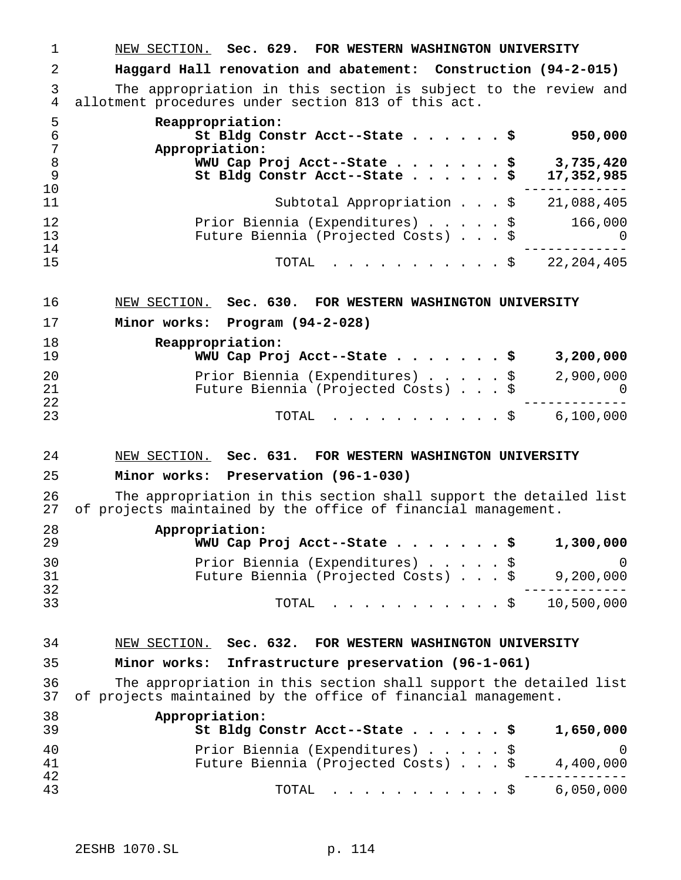NEW SECTION. **Sec. 629. FOR WESTERN WASHINGTON UNIVERSITY**

**Haggard Hall renovation and abatement: Construction (94-2-015)**

The appropriation in this section is subject to the review and allotment procedures under section 813 of this act.

| | | |
|---|---|---|
| **Reappropriation:** | | |
| **St Bldg Constr Acct--State** | **$** | **950,000** |
| **Appropriation:** | | |
| **WWU Cap Proj Acct--State** | **$** | **3,735,420** |
| **St Bldg Constr Acct--State** | **$** | **17,352,985** |
| Subtotal Appropriation | $ | 21,088,405 |
| Prior Biennia (Expenditures) | $ | 166,000 |
| Future Biennia (Projected Costs) | $ | 0 |
| TOTAL | $ | 22,204,405 |

NEW SECTION. **Sec. 630. FOR WESTERN WASHINGTON UNIVERSITY**

**Minor works: Program (94-2-028)**

| | | |
|---|---|---|
| **Reappropriation:** | | |
| **WWU Cap Proj Acct--State** | **$** | **3,200,000** |
| Prior Biennia (Expenditures) | $ | 2,900,000 |
| Future Biennia (Projected Costs) | $ | 0 |
| TOTAL | $ | 6,100,000 |

NEW SECTION. **Sec. 631. FOR WESTERN WASHINGTON UNIVERSITY**

**Minor works: Preservation (96-1-030)**

The appropriation in this section shall support the detailed list of projects maintained by the office of financial management.

| | | |
|---|---|---|
| **Appropriation:** | | |
| **WWU Cap Proj Acct--State** | **$** | **1,300,000** |
| Prior Biennia (Expenditures) | $ | 0 |
| Future Biennia (Projected Costs) | $ | 9,200,000 |
| TOTAL | $ | 10,500,000 |

NEW SECTION. **Sec. 632. FOR WESTERN WASHINGTON UNIVERSITY**

**Minor works: Infrastructure preservation (96-1-061)**

The appropriation in this section shall support the detailed list of projects maintained by the office of financial management.

| | | |
|---|---|---|
| **Appropriation:** | | |
| **St Bldg Constr Acct--State** | **$** | **1,650,000** |
| Prior Biennia (Expenditures) | $ | 0 |
| Future Biennia (Projected Costs) | $ | 4,400,000 |
| TOTAL | $ | 6,050,000 |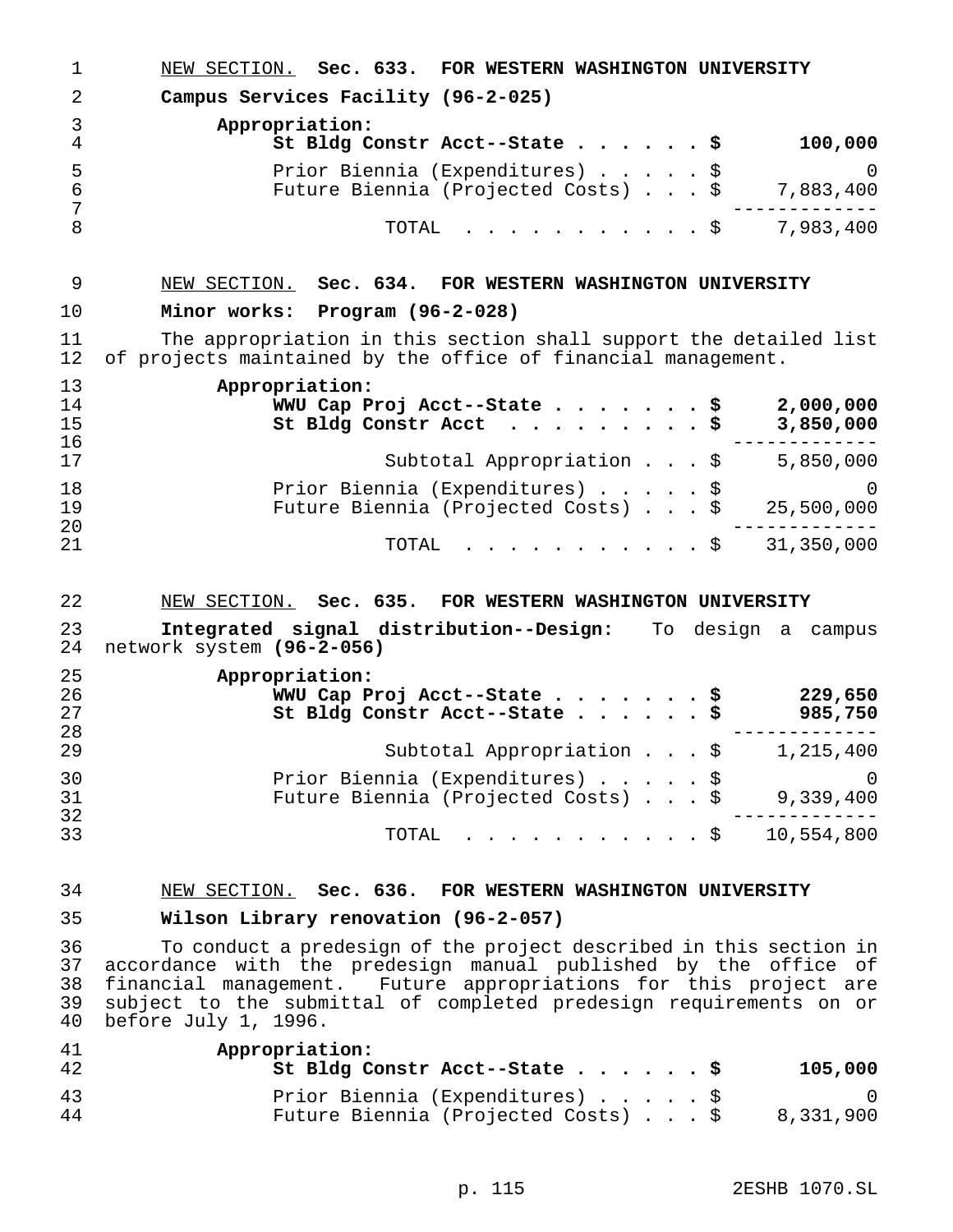NEW SECTION. **Sec. 633. FOR WESTERN WASHINGTON UNIVERSITY**

**Campus Services Facility (96-2-025)**

| | | |
|---|---|---|
| **Appropriation:** | | |
| **St Bldg Constr Acct--State** | **$** | **100,000** |
| Prior Biennia (Expenditures) | $ | 0 |
| Future Biennia (Projected Costs) | $ | 7,883,400 |
| TOTAL | $ | 7,983,400 |

NEW SECTION. **Sec. 634. FOR WESTERN WASHINGTON UNIVERSITY**

**Minor works: Program (96-2-028)**

The appropriation in this section shall support the detailed list of projects maintained by the office of financial management.

| | | |
|---|---|---|
| **Appropriation:** | | |
| **WWU Cap Proj Acct--State** | **$** | **2,000,000** |
| **St Bldg Constr Acct** | **$** | **3,850,000** |
| Subtotal Appropriation | $ | 5,850,000 |
| Prior Biennia (Expenditures) | $ | 0 |
| Future Biennia (Projected Costs) | $ | 25,500,000 |
| TOTAL | $ | 31,350,000 |

NEW SECTION. **Sec. 635. FOR WESTERN WASHINGTON UNIVERSITY**

**Integrated signal distribution--Design:** To design a campus network system **(96-2-056)**

| | | |
|---|---|---|
| **Appropriation:** | | |
| **WWU Cap Proj Acct--State** | **$** | **229,650** |
| **St Bldg Constr Acct--State** | **$** | **985,750** |
| Subtotal Appropriation | $ | 1,215,400 |
| Prior Biennia (Expenditures) | $ | 0 |
| Future Biennia (Projected Costs) | $ | 9,339,400 |
| TOTAL | $ | 10,554,800 |

NEW SECTION. **Sec. 636. FOR WESTERN WASHINGTON UNIVERSITY**

**Wilson Library renovation (96-2-057)**

To conduct a predesign of the project described in this section in accordance with the predesign manual published by the office of financial management. Future appropriations for this project are subject to the submittal of completed predesign requirements on or before July 1, 1996.

| | | |
|---|---|---|
| **Appropriation:** | | |
| **St Bldg Constr Acct--State** | **$** | **105,000** |
| Prior Biennia (Expenditures) | $ | 0 |
| Future Biennia (Projected Costs) | $ | 8,331,900 |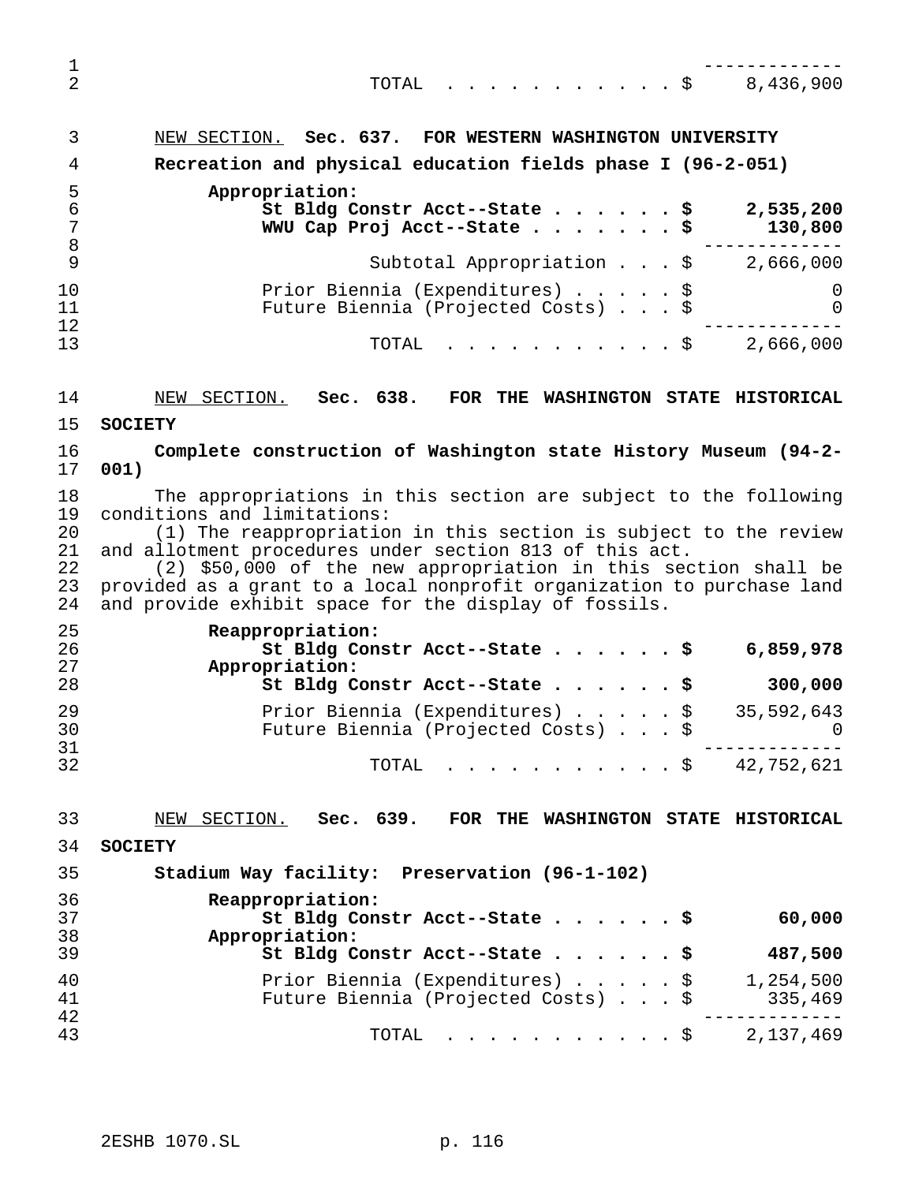| | |
|---|---|
| TOTAL | $ 8,436,900 |

NEW SECTION. **Sec. 637. FOR WESTERN WASHINGTON UNIVERSITY**

**Recreation and physical education fields phase I (96-2-051)**

| | |
|---|---|
| **Appropriation:** | |
| **St Bldg Constr Acct--State** | **$ 2,535,200** |
| **WWU Cap Proj Acct--State** | **$ 130,800** |
| Subtotal Appropriation | $ 2,666,000 |
| Prior Biennia (Expenditures) | $ 0 |
| Future Biennia (Projected Costs) | $ 0 |
| TOTAL | $ 2,666,000 |

NEW SECTION. **Sec. 638. FOR THE WASHINGTON STATE HISTORICAL SOCIETY**

**Complete construction of Washington state History Museum (94-2-001)**

The appropriations in this section are subject to the following conditions and limitations:

(1) The reappropriation in this section is subject to the review and allotment procedures under section 813 of this act.

(2) $50,000 of the new appropriation in this section shall be provided as a grant to a local nonprofit organization to purchase land and provide exhibit space for the display of fossils.

| | |
|---|---|
| **Reappropriation:** | |
| **St Bldg Constr Acct--State** | **$ 6,859,978** |
| **Appropriation:** | |
| **St Bldg Constr Acct--State** | **$ 300,000** |
| Prior Biennia (Expenditures) | $ 35,592,643 |
| Future Biennia (Projected Costs) | $ 0 |
| TOTAL | $ 42,752,621 |

NEW SECTION. **Sec. 639. FOR THE WASHINGTON STATE HISTORICAL SOCIETY**

**Stadium Way facility: Preservation (96-1-102)**

| | |
|---|---|
| **Reappropriation:** | |
| **St Bldg Constr Acct--State** | **$ 60,000** |
| **Appropriation:** | |
| **St Bldg Constr Acct--State** | **$ 487,500** |
| Prior Biennia (Expenditures) | $ 1,254,500 |
| Future Biennia (Projected Costs) | $ 335,469 |
| TOTAL | $ 2,137,469 |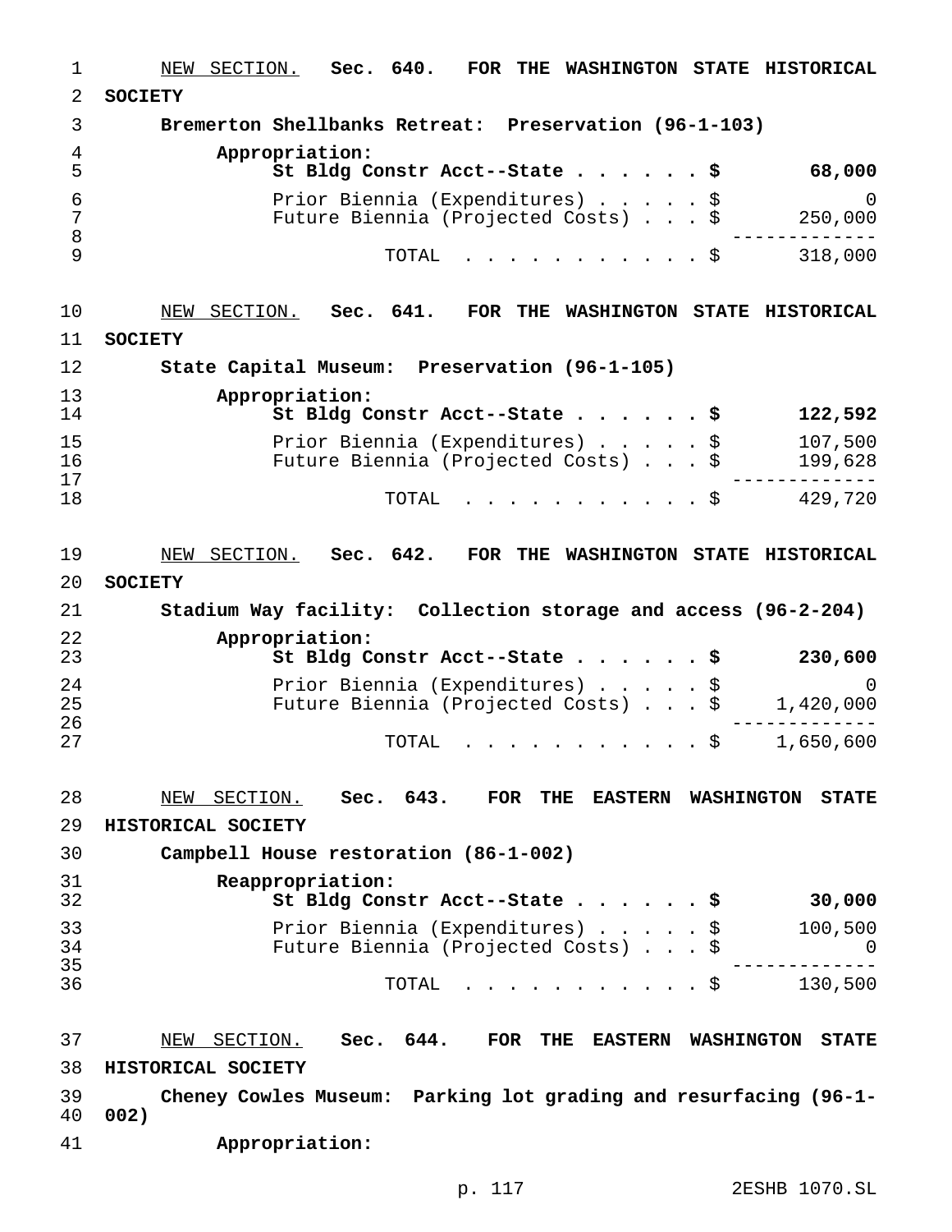NEW SECTION. **Sec. 640. FOR THE WASHINGTON STATE HISTORICAL SOCIETY**

**Bremerton Shellbanks Retreat: Preservation (96-1-103)**

**Appropriation:**

| | |
|---|---|
| **St Bldg Constr Acct--State . . . . . . $** | **68,000** |
| Prior Biennia (Expenditures) . . . . . $ | 0 |
| Future Biennia (Projected Costs) . . . $ | 250,000 |
| TOTAL . . . . . . . . . . . . $ | 318,000 |

NEW SECTION. **Sec. 641. FOR THE WASHINGTON STATE HISTORICAL SOCIETY**

**State Capital Museum: Preservation (96-1-105)**

**Appropriation:**

| | |
|---|---|
| **St Bldg Constr Acct--State . . . . . . $** | **122,592** |
| Prior Biennia (Expenditures) . . . . . $ | 107,500 |
| Future Biennia (Projected Costs) . . . $ | 199,628 |
| TOTAL . . . . . . . . . . . . $ | 429,720 |

NEW SECTION. **Sec. 642. FOR THE WASHINGTON STATE HISTORICAL SOCIETY**

**Stadium Way facility: Collection storage and access (96-2-204)**

**Appropriation:**

| | |
|---|---|
| **St Bldg Constr Acct--State . . . . . . $** | **230,600** |
| Prior Biennia (Expenditures) . . . . . $ | 0 |
| Future Biennia (Projected Costs) . . . $ | 1,420,000 |
| TOTAL . . . . . . . . . . . . $ | 1,650,600 |

NEW SECTION. **Sec. 643. FOR THE EASTERN WASHINGTON STATE HISTORICAL SOCIETY**

**Campbell House restoration (86-1-002)**

**Reappropriation:**

| | |
|---|---|
| **St Bldg Constr Acct--State . . . . . . $** | **30,000** |
| Prior Biennia (Expenditures) . . . . . $ | 100,500 |
| Future Biennia (Projected Costs) . . . $ | 0 |
| TOTAL . . . . . . . . . . . . $ | 130,500 |

NEW SECTION. **Sec. 644. FOR THE EASTERN WASHINGTON STATE HISTORICAL SOCIETY**

**Cheney Cowles Museum: Parking lot grading and resurfacing (96-1-002)**

**Appropriation:**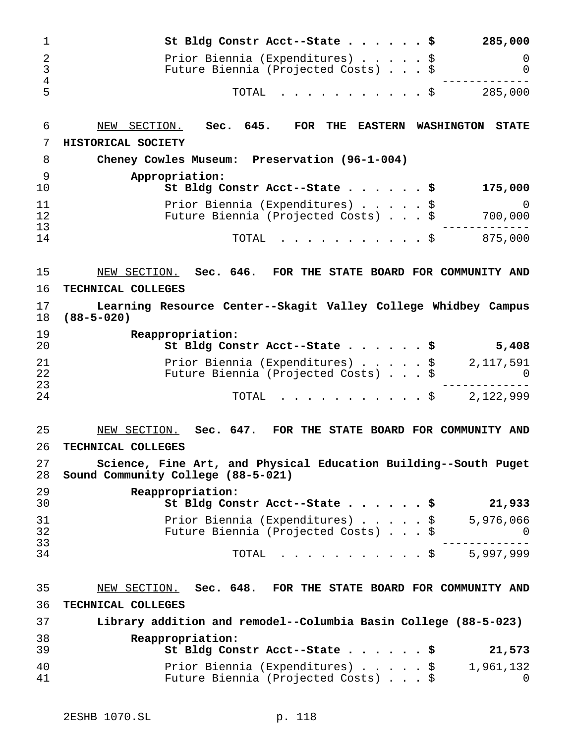| | |
|---|---|
| **St Bldg Constr Acct--State . . . . . . $** | **285,000** |
| Prior Biennia (Expenditures) . . . . . $ | 0 |
| Future Biennia (Projected Costs) . . . $ | 0 |
| TOTAL . . . . . . . . . . . $ | 285,000 |

NEW SECTION. **Sec. 645. FOR THE EASTERN WASHINGTON STATE HISTORICAL SOCIETY**

**Cheney Cowles Museum: Preservation (96-1-004)**

**Appropriation:**

| | |
|---|---|
| **St Bldg Constr Acct--State . . . . . . $** | **175,000** |
| Prior Biennia (Expenditures) . . . . . $ | 0 |
| Future Biennia (Projected Costs) . . . $ | 700,000 |
| TOTAL . . . . . . . . . . . $ | 875,000 |

NEW SECTION. **Sec. 646. FOR THE STATE BOARD FOR COMMUNITY AND TECHNICAL COLLEGES**

**Learning Resource Center--Skagit Valley College Whidbey Campus (88-5-020)**

**Reappropriation:**

| | |
|---|---|
| **St Bldg Constr Acct--State . . . . . . $** | **5,408** |
| Prior Biennia (Expenditures) . . . . . $ | 2,117,591 |
| Future Biennia (Projected Costs) . . . $ | 0 |
| TOTAL . . . . . . . . . . . $ | 2,122,999 |

NEW SECTION. **Sec. 647. FOR THE STATE BOARD FOR COMMUNITY AND TECHNICAL COLLEGES**

**Science, Fine Art, and Physical Education Building--South Puget Sound Community College (88-5-021)**

**Reappropriation:**

| | |
|---|---|
| **St Bldg Constr Acct--State . . . . . . $** | **21,933** |
| Prior Biennia (Expenditures) . . . . . $ | 5,976,066 |
| Future Biennia (Projected Costs) . . . $ | 0 |
| TOTAL . . . . . . . . . . . $ | 5,997,999 |

NEW SECTION. **Sec. 648. FOR THE STATE BOARD FOR COMMUNITY AND TECHNICAL COLLEGES**

**Library addition and remodel--Columbia Basin College (88-5-023)**

**Reappropriation:**

| | |
|---|---|
| **St Bldg Constr Acct--State . . . . . . $** | **21,573** |
| Prior Biennia (Expenditures) . . . . . $ | 1,961,132 |
| Future Biennia (Projected Costs) . . . $ | 0 |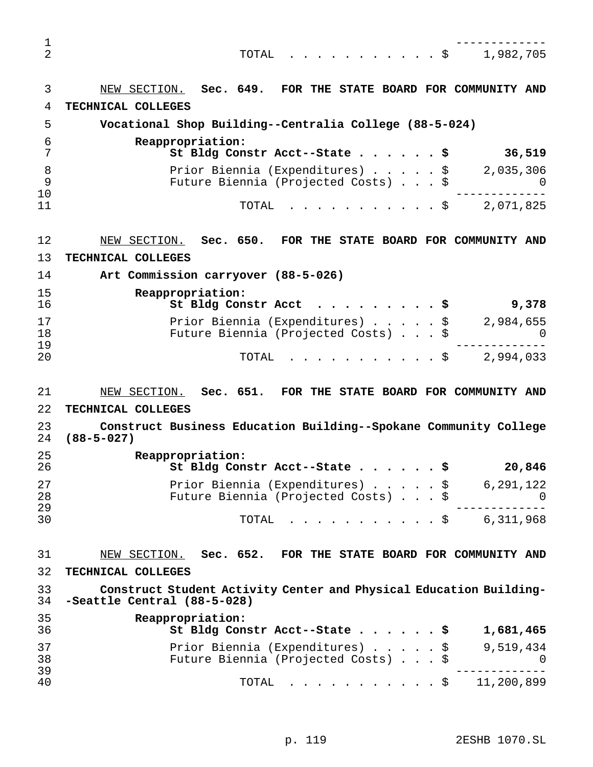| | |
|---|---|
| TOTAL . . . . . . . . . . . . $ | 1,982,705 |

NEW SECTION. **Sec. 649. FOR THE STATE BOARD FOR COMMUNITY AND TECHNICAL COLLEGES**

**Vocational Shop Building--Centralia College (88-5-024)**

| | |
|---|---|
| **Reappropriation:** | |
| **St Bldg Constr Acct--State . . . . . . $** | **36,519** |
| Prior Biennia (Expenditures) . . . . . $ | 2,035,306 |
| Future Biennia (Projected Costs) . . . $ | 0 |
| TOTAL . . . . . . . . . . . . $ | 2,071,825 |

NEW SECTION. **Sec. 650. FOR THE STATE BOARD FOR COMMUNITY AND TECHNICAL COLLEGES**

**Art Commission carryover (88-5-026)**

| | |
|---|---|
| **Reappropriation:** | |
| **St Bldg Constr Acct . . . . . . . . . . $** | **9,378** |
| Prior Biennia (Expenditures) . . . . . $ | 2,984,655 |
| Future Biennia (Projected Costs) . . . $ | 0 |
| TOTAL . . . . . . . . . . . . $ | 2,994,033 |

NEW SECTION. **Sec. 651. FOR THE STATE BOARD FOR COMMUNITY AND TECHNICAL COLLEGES**

**Construct Business Education Building--Spokane Community College (88-5-027)**

| | |
|---|---|
| **Reappropriation:** | |
| **St Bldg Constr Acct--State . . . . . . $** | **20,846** |
| Prior Biennia (Expenditures) . . . . . $ | 6,291,122 |
| Future Biennia (Projected Costs) . . . $ | 0 |
| TOTAL . . . . . . . . . . . . $ | 6,311,968 |

NEW SECTION. **Sec. 652. FOR THE STATE BOARD FOR COMMUNITY AND TECHNICAL COLLEGES**

**Construct Student Activity Center and Physical Education Building--Seattle Central (88-5-028)**

| | |
|---|---|
| **Reappropriation:** | |
| **St Bldg Constr Acct--State . . . . . . $** | **1,681,465** |
| Prior Biennia (Expenditures) . . . . . $ | 9,519,434 |
| Future Biennia (Projected Costs) . . . $ | 0 |
| TOTAL . . . . . . . . . . . . $ | 11,200,899 |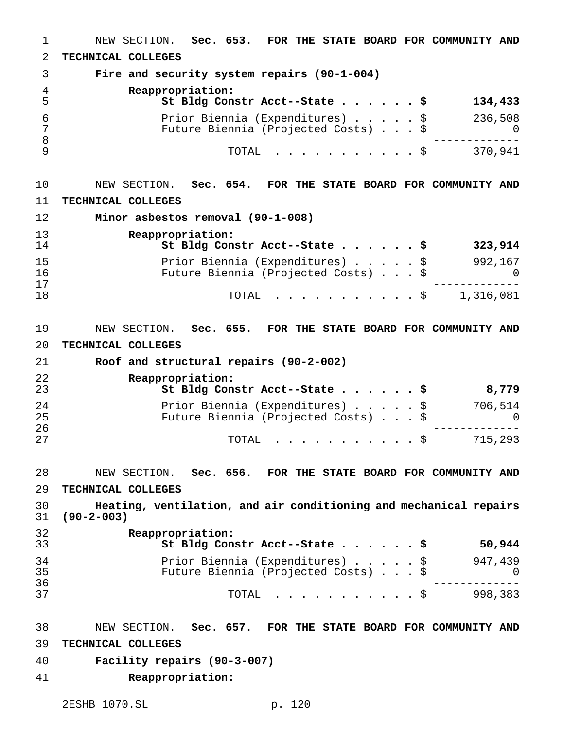NEW SECTION. **Sec. 653. FOR THE STATE BOARD FOR COMMUNITY AND TECHNICAL COLLEGES**

**Fire and security system repairs (90-1-004)**

**Reappropriation:**

| | |
|---|---|
| **St Bldg Constr Acct--State . . . . . . $** | **134,433** |
| Prior Biennia (Expenditures) . . . . . $ | 236,508 |
| Future Biennia (Projected Costs) . . . $ | 0 |
| TOTAL . . . . . . . . . . . . $ | 370,941 |

NEW SECTION. **Sec. 654. FOR THE STATE BOARD FOR COMMUNITY AND TECHNICAL COLLEGES**

**Minor asbestos removal (90-1-008)**

**Reappropriation:**

| | |
|---|---|
| **St Bldg Constr Acct--State . . . . . . $** | **323,914** |
| Prior Biennia (Expenditures) . . . . . $ | 992,167 |
| Future Biennia (Projected Costs) . . . $ | 0 |
| TOTAL . . . . . . . . . . . . $ | 1,316,081 |

NEW SECTION. **Sec. 655. FOR THE STATE BOARD FOR COMMUNITY AND TECHNICAL COLLEGES**

**Roof and structural repairs (90-2-002)**

**Reappropriation:**

| | |
|---|---|
| **St Bldg Constr Acct--State . . . . . . $** | **8,779** |
| Prior Biennia (Expenditures) . . . . . $ | 706,514 |
| Future Biennia (Projected Costs) . . . $ | 0 |
| TOTAL . . . . . . . . . . . . $ | 715,293 |

NEW SECTION. **Sec. 656. FOR THE STATE BOARD FOR COMMUNITY AND TECHNICAL COLLEGES**

**Heating, ventilation, and air conditioning and mechanical repairs (90-2-003)**

**Reappropriation:**

| | |
|---|---|
| **St Bldg Constr Acct--State . . . . . . $** | **50,944** |
| Prior Biennia (Expenditures) . . . . . $ | 947,439 |
| Future Biennia (Projected Costs) . . . $ | 0 |
| TOTAL . . . . . . . . . . . . $ | 998,383 |

NEW SECTION. **Sec. 657. FOR THE STATE BOARD FOR COMMUNITY AND TECHNICAL COLLEGES**

**Facility repairs (90-3-007)**

**Reappropriation:**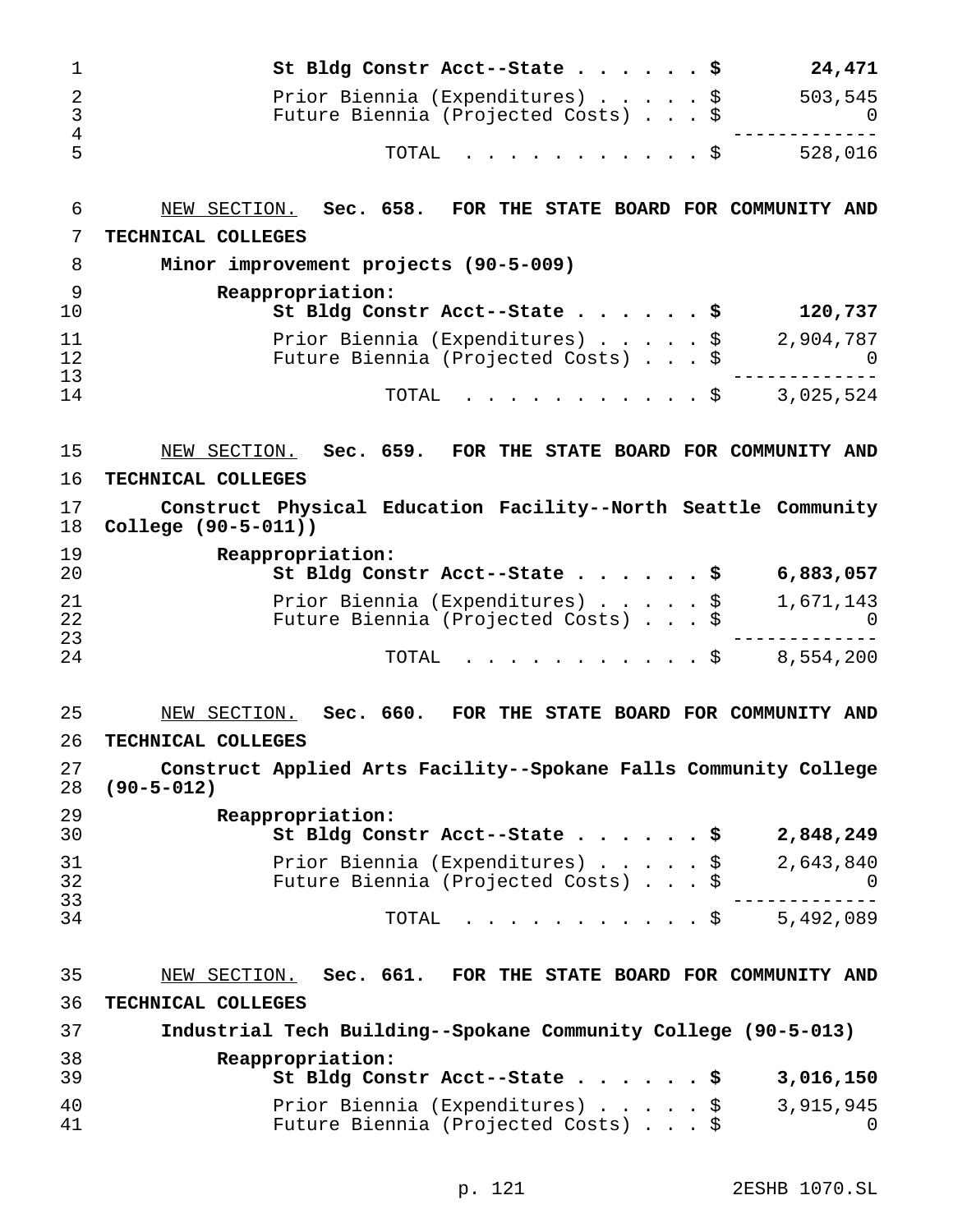| | |
|---|---|
| **St Bldg Constr Acct--State . . . . . . $** | **24,471** |
| Prior Biennia (Expenditures) . . . . . $ | 503,545 |
| Future Biennia (Projected Costs) . . . $ | 0 |
| TOTAL . . . . . . . . . . . $ | 528,016 |

NEW SECTION. **Sec. 658. FOR THE STATE BOARD FOR COMMUNITY AND TECHNICAL COLLEGES**

**Minor improvement projects (90-5-009)**

| | |
|---|---|
| **Reappropriation:** | |
| **St Bldg Constr Acct--State . . . . . . $** | **120,737** |
| Prior Biennia (Expenditures) . . . . . $ | 2,904,787 |
| Future Biennia (Projected Costs) . . . $ | 0 |
| TOTAL . . . . . . . . . . . $ | 3,025,524 |

NEW SECTION. **Sec. 659. FOR THE STATE BOARD FOR COMMUNITY AND TECHNICAL COLLEGES**

**Construct Physical Education Facility--North Seattle Community College (90-5-011))**

| | |
|---|---|
| **Reappropriation:** | |
| **St Bldg Constr Acct--State . . . . . . $** | **6,883,057** |
| Prior Biennia (Expenditures) . . . . . $ | 1,671,143 |
| Future Biennia (Projected Costs) . . . $ | 0 |
| TOTAL . . . . . . . . . . . $ | 8,554,200 |

NEW SECTION. **Sec. 660. FOR THE STATE BOARD FOR COMMUNITY AND TECHNICAL COLLEGES**

**Construct Applied Arts Facility--Spokane Falls Community College (90-5-012)**

| | |
|---|---|
| **Reappropriation:** | |
| **St Bldg Constr Acct--State . . . . . . $** | **2,848,249** |
| Prior Biennia (Expenditures) . . . . . $ | 2,643,840 |
| Future Biennia (Projected Costs) . . . $ | 0 |
| TOTAL . . . . . . . . . . . $ | 5,492,089 |

NEW SECTION. **Sec. 661. FOR THE STATE BOARD FOR COMMUNITY AND TECHNICAL COLLEGES**

**Industrial Tech Building--Spokane Community College (90-5-013)**

| | |
|---|---|
| **Reappropriation:** | |
| **St Bldg Constr Acct--State . . . . . . $** | **3,016,150** |
| Prior Biennia (Expenditures) . . . . . $ | 3,915,945 |
| Future Biennia (Projected Costs) . . . $ | 0 |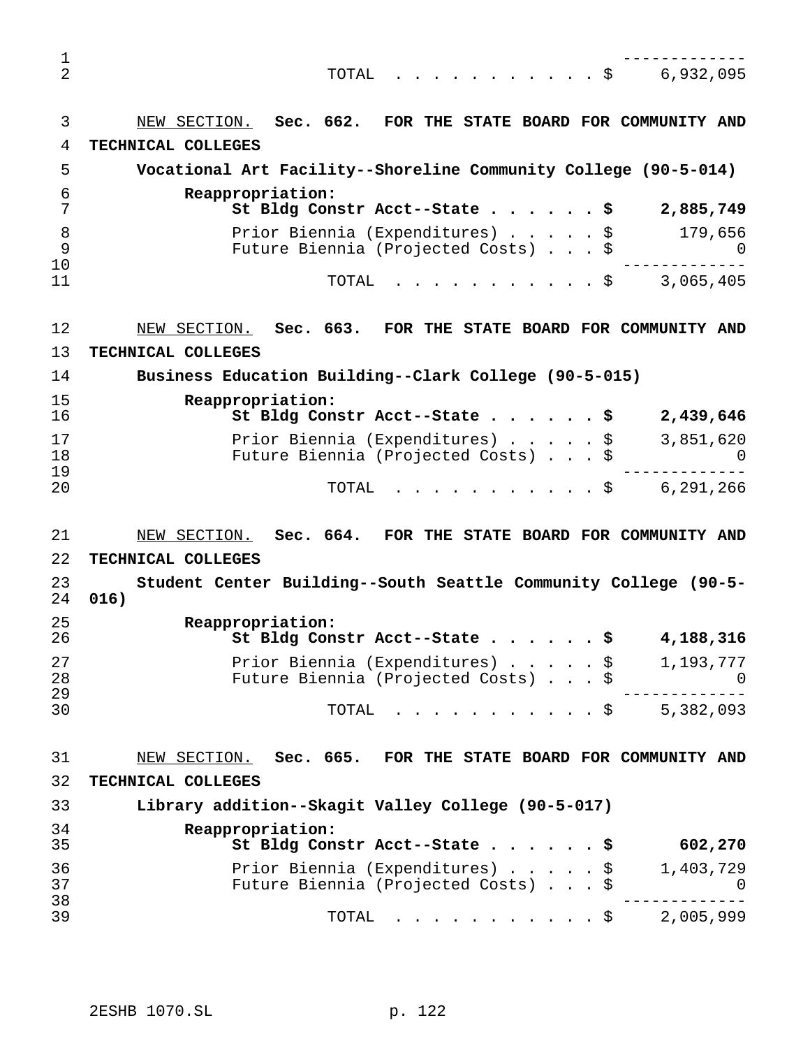| | |
|---|---|
| TOTAL . . . . . . . . . . . $ | 6,932,095 |

NEW SECTION. **Sec. 662. FOR THE STATE BOARD FOR COMMUNITY AND TECHNICAL COLLEGES**

**Vocational Art Facility--Shoreline Community College (90-5-014)**

| | |
|---|---|
| **Reappropriation:** | |
| **St Bldg Constr Acct--State . . . . . . $** | **2,885,749** |
| Prior Biennia (Expenditures) . . . . . $ | 179,656 |
| Future Biennia (Projected Costs) . . . $ | 0 |
| TOTAL . . . . . . . . . . . $ | 3,065,405 |

NEW SECTION. **Sec. 663. FOR THE STATE BOARD FOR COMMUNITY AND TECHNICAL COLLEGES**

**Business Education Building--Clark College (90-5-015)**

| | |
|---|---|
| **Reappropriation:** | |
| **St Bldg Constr Acct--State . . . . . . $** | **2,439,646** |
| Prior Biennia (Expenditures) . . . . . $ | 3,851,620 |
| Future Biennia (Projected Costs) . . . $ | 0 |
| TOTAL . . . . . . . . . . . $ | 6,291,266 |

NEW SECTION. **Sec. 664. FOR THE STATE BOARD FOR COMMUNITY AND TECHNICAL COLLEGES**

**Student Center Building--South Seattle Community College (90-5-016)**

| | |
|---|---|
| **Reappropriation:** | |
| **St Bldg Constr Acct--State . . . . . . $** | **4,188,316** |
| Prior Biennia (Expenditures) . . . . . $ | 1,193,777 |
| Future Biennia (Projected Costs) . . . $ | 0 |
| TOTAL . . . . . . . . . . . $ | 5,382,093 |

NEW SECTION. **Sec. 665. FOR THE STATE BOARD FOR COMMUNITY AND TECHNICAL COLLEGES**

**Library addition--Skagit Valley College (90-5-017)**

| | |
|---|---|
| **Reappropriation:** | |
| **St Bldg Constr Acct--State . . . . . . $** | **602,270** |
| Prior Biennia (Expenditures) . . . . . $ | 1,403,729 |
| Future Biennia (Projected Costs) . . . $ | 0 |
| TOTAL . . . . . . . . . . . $ | 2,005,999 |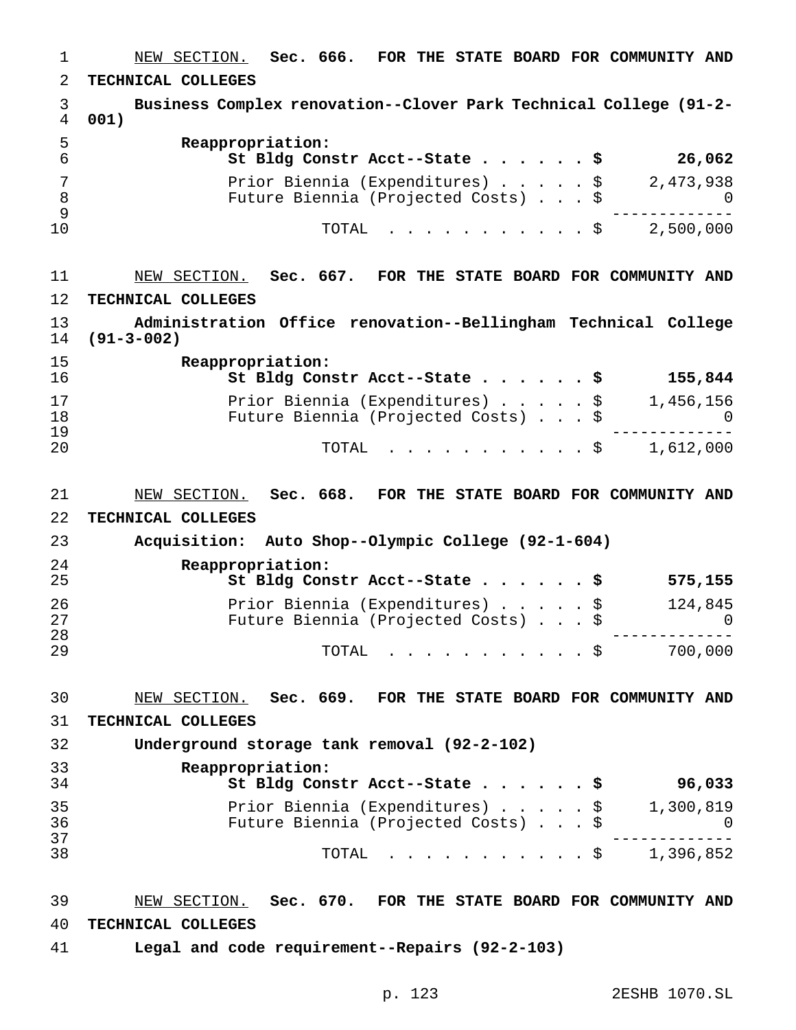NEW SECTION. **Sec. 666. FOR THE STATE BOARD FOR COMMUNITY AND TECHNICAL COLLEGES**

**Business Complex renovation--Clover Park Technical College (91-2-001)**

**Reappropriation:**

| | |
|---|---|
| **St Bldg Constr Acct--State . . . . . . $** | **26,062** |
| Prior Biennia (Expenditures) . . . . . $ | 2,473,938 |
| Future Biennia (Projected Costs) . . . $ | 0 |
| TOTAL . . . . . . . . . . . $ | 2,500,000 |

NEW SECTION. **Sec. 667. FOR THE STATE BOARD FOR COMMUNITY AND TECHNICAL COLLEGES**

**Administration Office renovation--Bellingham Technical College (91-3-002)**

**Reappropriation:**

| | |
|---|---|
| **St Bldg Constr Acct--State . . . . . . $** | **155,844** |
| Prior Biennia (Expenditures) . . . . . $ | 1,456,156 |
| Future Biennia (Projected Costs) . . . $ | 0 |
| TOTAL . . . . . . . . . . . $ | 1,612,000 |

NEW SECTION. **Sec. 668. FOR THE STATE BOARD FOR COMMUNITY AND TECHNICAL COLLEGES**

**Acquisition: Auto Shop--Olympic College (92-1-604)**

**Reappropriation:**

| | |
|---|---|
| **St Bldg Constr Acct--State . . . . . . $** | **575,155** |
| Prior Biennia (Expenditures) . . . . . $ | 124,845 |
| Future Biennia (Projected Costs) . . . $ | 0 |
| TOTAL . . . . . . . . . . . $ | 700,000 |

NEW SECTION. **Sec. 669. FOR THE STATE BOARD FOR COMMUNITY AND TECHNICAL COLLEGES**

**Underground storage tank removal (92-2-102)**

**Reappropriation:**

| | |
|---|---|
| **St Bldg Constr Acct--State . . . . . . $** | **96,033** |
| Prior Biennia (Expenditures) . . . . . $ | 1,300,819 |
| Future Biennia (Projected Costs) . . . $ | 0 |
| TOTAL . . . . . . . . . . . $ | 1,396,852 |

NEW SECTION. **Sec. 670. FOR THE STATE BOARD FOR COMMUNITY AND TECHNICAL COLLEGES**

**Legal and code requirement--Repairs (92-2-103)**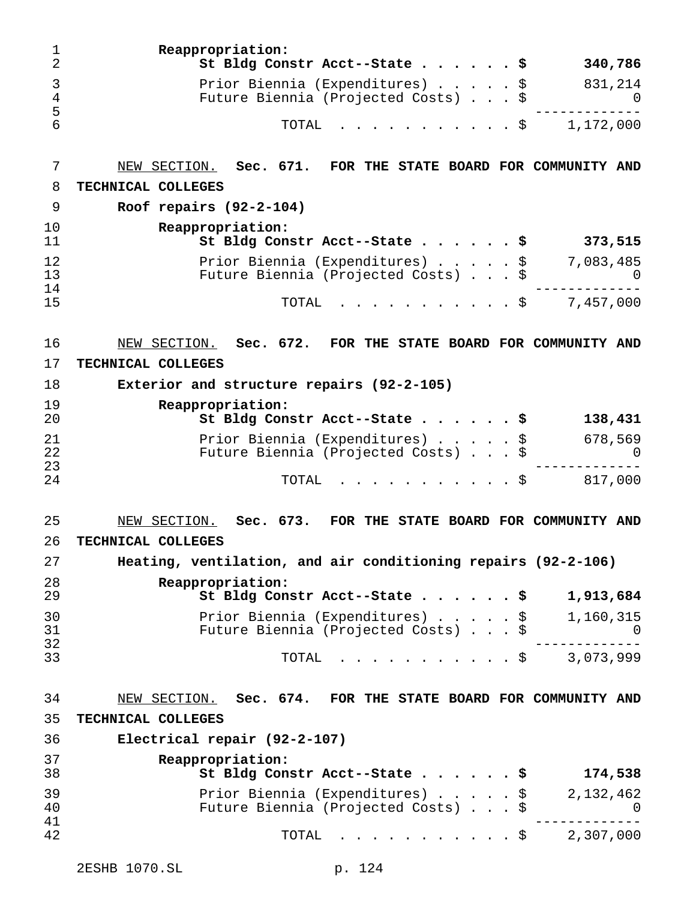**Reappropriation:**

| | |
|---|---|
| **St Bldg Constr Acct--State . . . . . . $** | **340,786** |
| Prior Biennia (Expenditures) . . . . . $ | 831,214 |
| Future Biennia (Projected Costs) . . . $ | 0 |
| TOTAL . . . . . . . . . . . $ | 1,172,000 |

NEW SECTION. **Sec. 671. FOR THE STATE BOARD FOR COMMUNITY AND TECHNICAL COLLEGES**

**Roof repairs (92-2-104)**

**Reappropriation:**

| | |
|---|---|
| **St Bldg Constr Acct--State . . . . . . $** | **373,515** |
| Prior Biennia (Expenditures) . . . . . $ | 7,083,485 |
| Future Biennia (Projected Costs) . . . $ | 0 |
| TOTAL . . . . . . . . . . . $ | 7,457,000 |

NEW SECTION. **Sec. 672. FOR THE STATE BOARD FOR COMMUNITY AND TECHNICAL COLLEGES**

**Exterior and structure repairs (92-2-105)**

**Reappropriation:**

| | |
|---|---|
| **St Bldg Constr Acct--State . . . . . . $** | **138,431** |
| Prior Biennia (Expenditures) . . . . . $ | 678,569 |
| Future Biennia (Projected Costs) . . . $ | 0 |
| TOTAL . . . . . . . . . . . $ | 817,000 |

NEW SECTION. **Sec. 673. FOR THE STATE BOARD FOR COMMUNITY AND TECHNICAL COLLEGES**

**Heating, ventilation, and air conditioning repairs (92-2-106)**

**Reappropriation:**

| | |
|---|---|
| **St Bldg Constr Acct--State . . . . . . $** | **1,913,684** |
| Prior Biennia (Expenditures) . . . . . $ | 1,160,315 |
| Future Biennia (Projected Costs) . . . $ | 0 |
| TOTAL . . . . . . . . . . . $ | 3,073,999 |

NEW SECTION. **Sec. 674. FOR THE STATE BOARD FOR COMMUNITY AND TECHNICAL COLLEGES**

**Electrical repair (92-2-107)**

**Reappropriation:**

| | |
|---|---|
| **St Bldg Constr Acct--State . . . . . . $** | **174,538** |
| Prior Biennia (Expenditures) . . . . . $ | 2,132,462 |
| Future Biennia (Projected Costs) . . . $ | 0 |
| TOTAL . . . . . . . . . . . $ | 2,307,000 |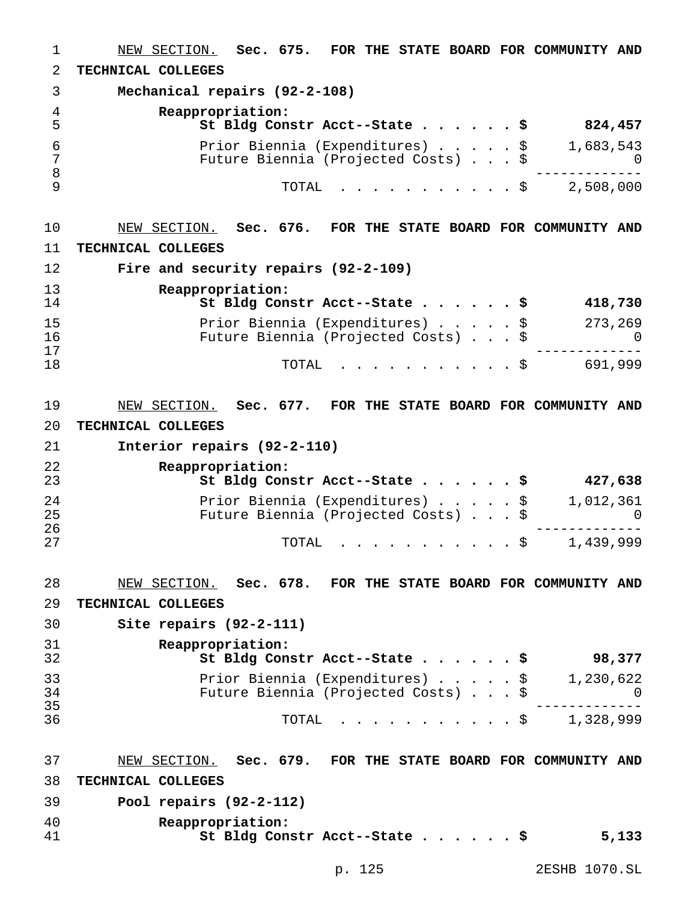<u>NEW SECTION.</u> **Sec. 675. FOR THE STATE BOARD FOR COMMUNITY AND TECHNICAL COLLEGES**

**Mechanical repairs (92-2-108)**

**Reappropriation:**

| | | |
|---|---|---|
| **St Bldg Constr Acct--State** | **$** | **824,457** |
| Prior Biennia (Expenditures) | $ | 1,683,543 |
| Future Biennia (Projected Costs) | $ | 0 |
| TOTAL | $ | 2,508,000 |

<u>NEW SECTION.</u> **Sec. 676. FOR THE STATE BOARD FOR COMMUNITY AND TECHNICAL COLLEGES**

**Fire and security repairs (92-2-109)**

**Reappropriation:**

| | | |
|---|---|---|
| **St Bldg Constr Acct--State** | **$** | **418,730** |
| Prior Biennia (Expenditures) | $ | 273,269 |
| Future Biennia (Projected Costs) | $ | 0 |
| TOTAL | $ | 691,999 |

<u>NEW SECTION.</u> **Sec. 677. FOR THE STATE BOARD FOR COMMUNITY AND TECHNICAL COLLEGES**

**Interior repairs (92-2-110)**

**Reappropriation:**

| | | |
|---|---|---|
| **St Bldg Constr Acct--State** | **$** | **427,638** |
| Prior Biennia (Expenditures) | $ | 1,012,361 |
| Future Biennia (Projected Costs) | $ | 0 |
| TOTAL | $ | 1,439,999 |

<u>NEW SECTION.</u> **Sec. 678. FOR THE STATE BOARD FOR COMMUNITY AND TECHNICAL COLLEGES**

**Site repairs (92-2-111)**

**Reappropriation:**

| | | |
|---|---|---|
| **St Bldg Constr Acct--State** | **$** | **98,377** |
| Prior Biennia (Expenditures) | $ | 1,230,622 |
| Future Biennia (Projected Costs) | $ | 0 |
| TOTAL | $ | 1,328,999 |

<u>NEW SECTION.</u> **Sec. 679. FOR THE STATE BOARD FOR COMMUNITY AND TECHNICAL COLLEGES**

**Pool repairs (92-2-112)**

**Reappropriation:**

| | | |
|---|---|---|
| **St Bldg Constr Acct--State** | **$** | **5,133** |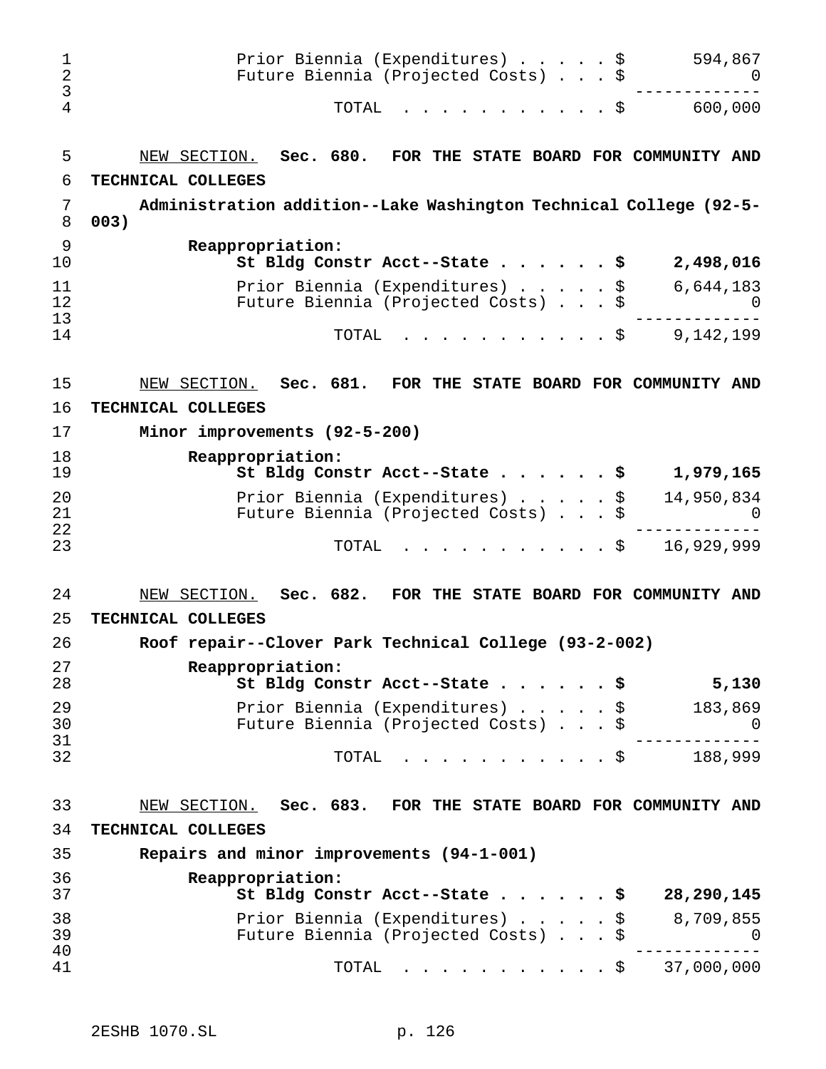| | |
|---|---|
| Prior Biennia (Expenditures) . . . . . $ | 594,867 |
| Future Biennia (Projected Costs) . . . $ | 0 |
| TOTAL . . . . . . . . . . . $ | 600,000 |

NEW SECTION. **Sec. 680. FOR THE STATE BOARD FOR COMMUNITY AND TECHNICAL COLLEGES**

**Administration addition--Lake Washington Technical College (92-5-003)**

| | |
|---|---|
| **Reappropriation:** | |
| **St Bldg Constr Acct--State . . . . . . $** | **2,498,016** |
| Prior Biennia (Expenditures) . . . . . $ | 6,644,183 |
| Future Biennia (Projected Costs) . . . $ | 0 |
| TOTAL . . . . . . . . . . . $ | 9,142,199 |

NEW SECTION. **Sec. 681. FOR THE STATE BOARD FOR COMMUNITY AND TECHNICAL COLLEGES**

**Minor improvements (92-5-200)**

| | |
|---|---|
| **Reappropriation:** | |
| **St Bldg Constr Acct--State . . . . . . $** | **1,979,165** |
| Prior Biennia (Expenditures) . . . . . $ | 14,950,834 |
| Future Biennia (Projected Costs) . . . $ | 0 |
| TOTAL . . . . . . . . . . . $ | 16,929,999 |

NEW SECTION. **Sec. 682. FOR THE STATE BOARD FOR COMMUNITY AND TECHNICAL COLLEGES**

**Roof repair--Clover Park Technical College (93-2-002)**

| | |
|---|---|
| **Reappropriation:** | |
| **St Bldg Constr Acct--State . . . . . . $** | **5,130** |
| Prior Biennia (Expenditures) . . . . . $ | 183,869 |
| Future Biennia (Projected Costs) . . . $ | 0 |
| TOTAL . . . . . . . . . . . $ | 188,999 |

NEW SECTION. **Sec. 683. FOR THE STATE BOARD FOR COMMUNITY AND TECHNICAL COLLEGES**

**Repairs and minor improvements (94-1-001)**

| | |
|---|---|
| **Reappropriation:** | |
| **St Bldg Constr Acct--State . . . . . . $** | **28,290,145** |
| Prior Biennia (Expenditures) . . . . . $ | 8,709,855 |
| Future Biennia (Projected Costs) . . . $ | 0 |
| TOTAL . . . . . . . . . . . $ | 37,000,000 |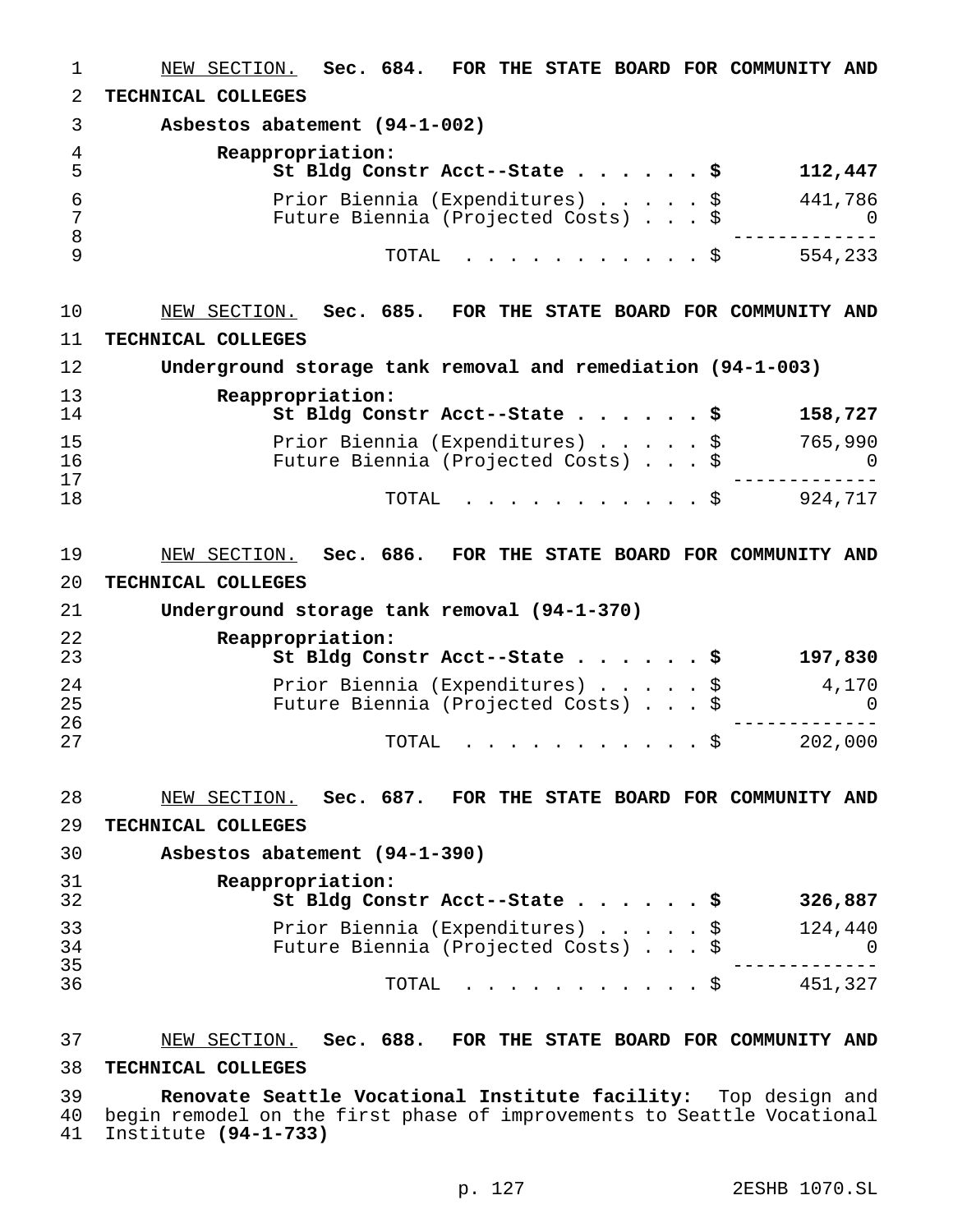NEW SECTION. **Sec. 684. FOR THE STATE BOARD FOR COMMUNITY AND TECHNICAL COLLEGES**

**Asbestos abatement (94-1-002)**

| | | |
|---|---|---|
| **Reappropriation:** | | |
| **St Bldg Constr Acct--State** | **$** | **112,447** |
| Prior Biennia (Expenditures) | $ | 441,786 |
| Future Biennia (Projected Costs) | $ | 0 |
| TOTAL | $ | 554,233 |

NEW SECTION. **Sec. 685. FOR THE STATE BOARD FOR COMMUNITY AND TECHNICAL COLLEGES**

**Underground storage tank removal and remediation (94-1-003)**

| | | |
|---|---|---|
| **Reappropriation:** | | |
| **St Bldg Constr Acct--State** | **$** | **158,727** |
| Prior Biennia (Expenditures) | $ | 765,990 |
| Future Biennia (Projected Costs) | $ | 0 |
| TOTAL | $ | 924,717 |

NEW SECTION. **Sec. 686. FOR THE STATE BOARD FOR COMMUNITY AND TECHNICAL COLLEGES**

**Underground storage tank removal (94-1-370)**

| | | |
|---|---|---|
| **Reappropriation:** | | |
| **St Bldg Constr Acct--State** | **$** | **197,830** |
| Prior Biennia (Expenditures) | $ | 4,170 |
| Future Biennia (Projected Costs) | $ | 0 |
| TOTAL | $ | 202,000 |

NEW SECTION. **Sec. 687. FOR THE STATE BOARD FOR COMMUNITY AND TECHNICAL COLLEGES**

**Asbestos abatement (94-1-390)**

| | | |
|---|---|---|
| **Reappropriation:** | | |
| **St Bldg Constr Acct--State** | **$** | **326,887** |
| Prior Biennia (Expenditures) | $ | 124,440 |
| Future Biennia (Projected Costs) | $ | 0 |
| TOTAL | $ | 451,327 |

NEW SECTION. **Sec. 688. FOR THE STATE BOARD FOR COMMUNITY AND TECHNICAL COLLEGES**

**Renovate Seattle Vocational Institute facility:** Top design and begin remodel on the first phase of improvements to Seattle Vocational Institute **(94-1-733)**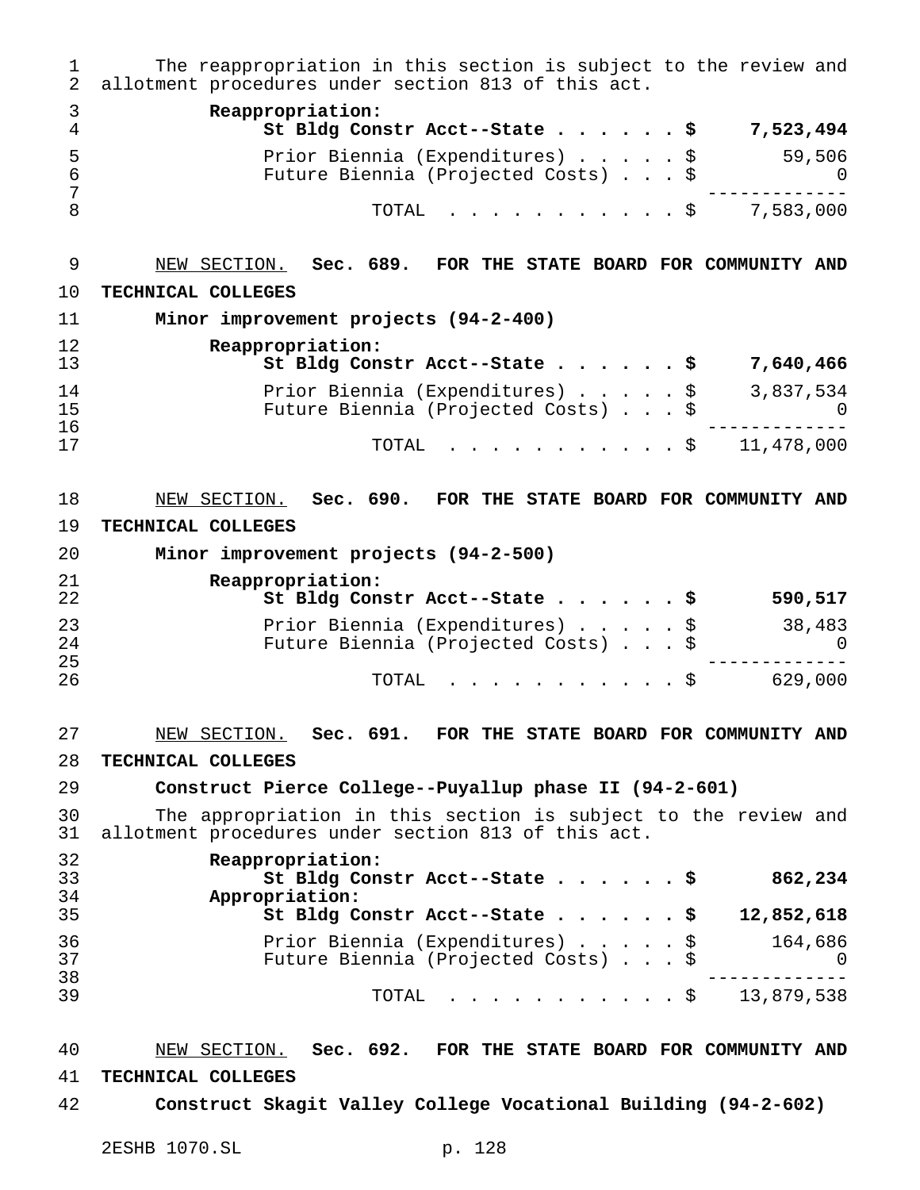The reappropriation in this section is subject to the review and allotment procedures under section 813 of this act.

| | |
|---|---|
| **Reappropriation:** | |
| **St Bldg Constr Acct--State . . . . . . $** | **7,523,494** |
| Prior Biennia (Expenditures) . . . . . $ | 59,506 |
| Future Biennia (Projected Costs) . . . $ | 0 |
| TOTAL . . . . . . . . . . . $ | 7,583,000 |

NEW SECTION. **Sec. 689. FOR THE STATE BOARD FOR COMMUNITY AND TECHNICAL COLLEGES**

**Minor improvement projects (94-2-400)**

| | |
|---|---|
| **Reappropriation:** | |
| **St Bldg Constr Acct--State . . . . . . $** | **7,640,466** |
| Prior Biennia (Expenditures) . . . . . $ | 3,837,534 |
| Future Biennia (Projected Costs) . . . $ | 0 |
| TOTAL . . . . . . . . . . . $ | 11,478,000 |

NEW SECTION. **Sec. 690. FOR THE STATE BOARD FOR COMMUNITY AND TECHNICAL COLLEGES**

**Minor improvement projects (94-2-500)**

| | |
|---|---|
| **Reappropriation:** | |
| **St Bldg Constr Acct--State . . . . . . $** | **590,517** |
| Prior Biennia (Expenditures) . . . . . $ | 38,483 |
| Future Biennia (Projected Costs) . . . $ | 0 |
| TOTAL . . . . . . . . . . . $ | 629,000 |

NEW SECTION. **Sec. 691. FOR THE STATE BOARD FOR COMMUNITY AND TECHNICAL COLLEGES**

**Construct Pierce College--Puyallup phase II (94-2-601)**

The appropriation in this section is subject to the review and allotment procedures under section 813 of this act.

| | |
|---|---|
| **Reappropriation:** | |
| **St Bldg Constr Acct--State . . . . . . $** | **862,234** |
| **Appropriation:** | |
| **St Bldg Constr Acct--State . . . . . . $** | **12,852,618** |
| Prior Biennia (Expenditures) . . . . . $ | 164,686 |
| Future Biennia (Projected Costs) . . . $ | 0 |
| TOTAL . . . . . . . . . . . $ | 13,879,538 |

NEW SECTION. **Sec. 692. FOR THE STATE BOARD FOR COMMUNITY AND TECHNICAL COLLEGES**

**Construct Skagit Valley College Vocational Building (94-2-602)**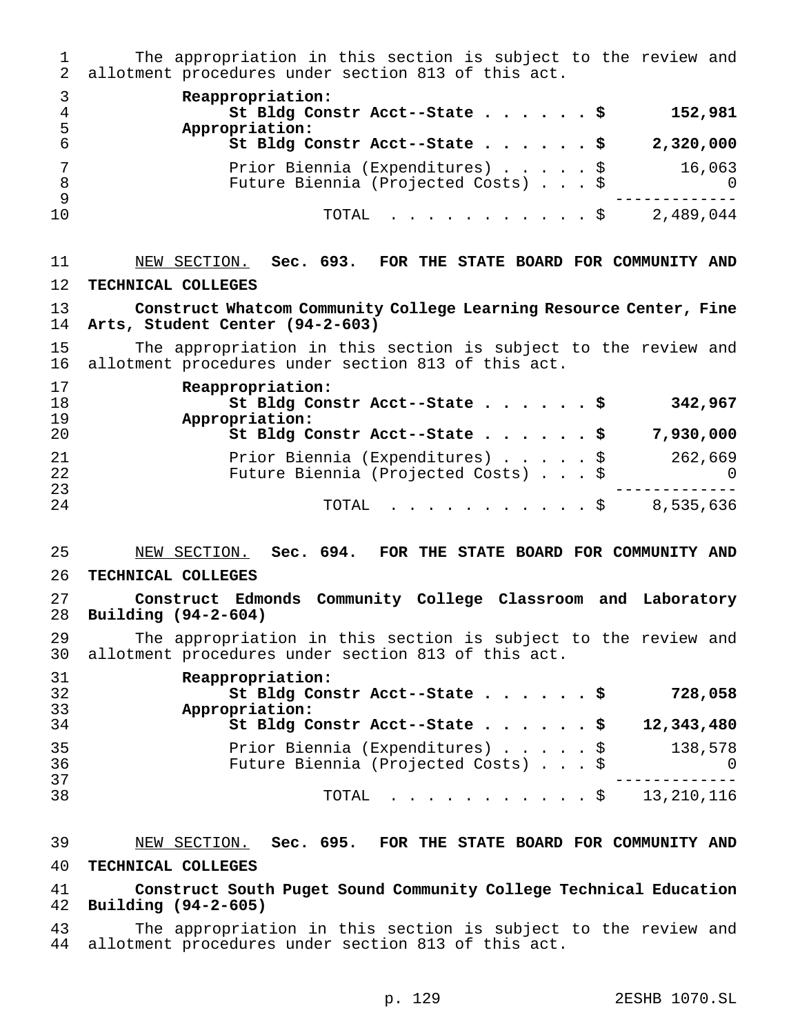The appropriation in this section is subject to the review and allotment procedures under section 813 of this act.

| | |
|---|---|
| **Reappropriation:** | |
| **St Bldg Constr Acct--State . . . . . . $** | **152,981** |
| **Appropriation:** | |
| **St Bldg Constr Acct--State . . . . . . $** | **2,320,000** |
| Prior Biennia (Expenditures) . . . . . $ | 16,063 |
| Future Biennia (Projected Costs) . . . $ | 0 |
| TOTAL . . . . . . . . . . . $ | 2,489,044 |

NEW SECTION. **Sec. 693. FOR THE STATE BOARD FOR COMMUNITY AND TECHNICAL COLLEGES**

**Construct Whatcom Community College Learning Resource Center, Fine Arts, Student Center (94-2-603)**

The appropriation in this section is subject to the review and allotment procedures under section 813 of this act.

| | |
|---|---|
| **Reappropriation:** | |
| **St Bldg Constr Acct--State . . . . . . $** | **342,967** |
| **Appropriation:** | |
| **St Bldg Constr Acct--State . . . . . . $** | **7,930,000** |
| Prior Biennia (Expenditures) . . . . . $ | 262,669 |
| Future Biennia (Projected Costs) . . . $ | 0 |
| TOTAL . . . . . . . . . . . $ | 8,535,636 |

NEW SECTION. **Sec. 694. FOR THE STATE BOARD FOR COMMUNITY AND TECHNICAL COLLEGES**

**Construct Edmonds Community College Classroom and Laboratory Building (94-2-604)**

The appropriation in this section is subject to the review and allotment procedures under section 813 of this act.

| | |
|---|---|
| **Reappropriation:** | |
| **St Bldg Constr Acct--State . . . . . . $** | **728,058** |
| **Appropriation:** | |
| **St Bldg Constr Acct--State . . . . . . $** | **12,343,480** |
| Prior Biennia (Expenditures) . . . . . $ | 138,578 |
| Future Biennia (Projected Costs) . . . $ | 0 |
| TOTAL . . . . . . . . . . . $ | 13,210,116 |

NEW SECTION. **Sec. 695. FOR THE STATE BOARD FOR COMMUNITY AND TECHNICAL COLLEGES**

**Construct South Puget Sound Community College Technical Education Building (94-2-605)**

The appropriation in this section is subject to the review and allotment procedures under section 813 of this act.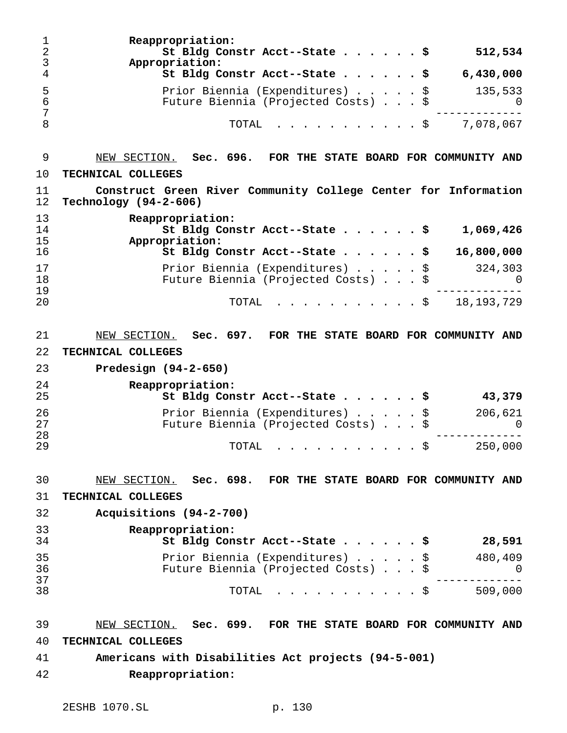Reappropriation:

| | |
|---|---|
| **St Bldg Constr Acct--State . . . . . . $** | **512,534** |

Appropriation:

| | |
|---|---|
| **St Bldg Constr Acct--State . . . . . . $** | **6,430,000** |
| Prior Biennia (Expenditures) . . . . . $ | 135,533 |
| Future Biennia (Projected Costs) . . . $ | 0 |
| TOTAL . . . . . . . . . . . . $ | 7,078,067 |

NEW SECTION. **Sec. 696. FOR THE STATE BOARD FOR COMMUNITY AND TECHNICAL COLLEGES**

**Construct Green River Community College Center for Information Technology (94-2-606)**

Reappropriation:

| | |
|---|---|
| **St Bldg Constr Acct--State . . . . . . $** | **1,069,426** |

Appropriation:

| | |
|---|---|
| **St Bldg Constr Acct--State . . . . . . $** | **16,800,000** |
| Prior Biennia (Expenditures) . . . . . $ | 324,303 |
| Future Biennia (Projected Costs) . . . $ | 0 |
| TOTAL . . . . . . . . . . . . $ | 18,193,729 |

NEW SECTION. **Sec. 697. FOR THE STATE BOARD FOR COMMUNITY AND TECHNICAL COLLEGES**

**Predesign (94-2-650)**

Reappropriation:

| | |
|---|---|
| **St Bldg Constr Acct--State . . . . . . $** | **43,379** |
| Prior Biennia (Expenditures) . . . . . $ | 206,621 |
| Future Biennia (Projected Costs) . . . $ | 0 |
| TOTAL . . . . . . . . . . . . $ | 250,000 |

NEW SECTION. **Sec. 698. FOR THE STATE BOARD FOR COMMUNITY AND TECHNICAL COLLEGES**

**Acquisitions (94-2-700)**

Reappropriation:

| | |
|---|---|
| **St Bldg Constr Acct--State . . . . . . $** | **28,591** |
| Prior Biennia (Expenditures) . . . . . $ | 480,409 |
| Future Biennia (Projected Costs) . . . $ | 0 |
| TOTAL . . . . . . . . . . . . $ | 509,000 |

NEW SECTION. **Sec. 699. FOR THE STATE BOARD FOR COMMUNITY AND TECHNICAL COLLEGES**

**Americans with Disabilities Act projects (94-5-001)**

Reappropriation: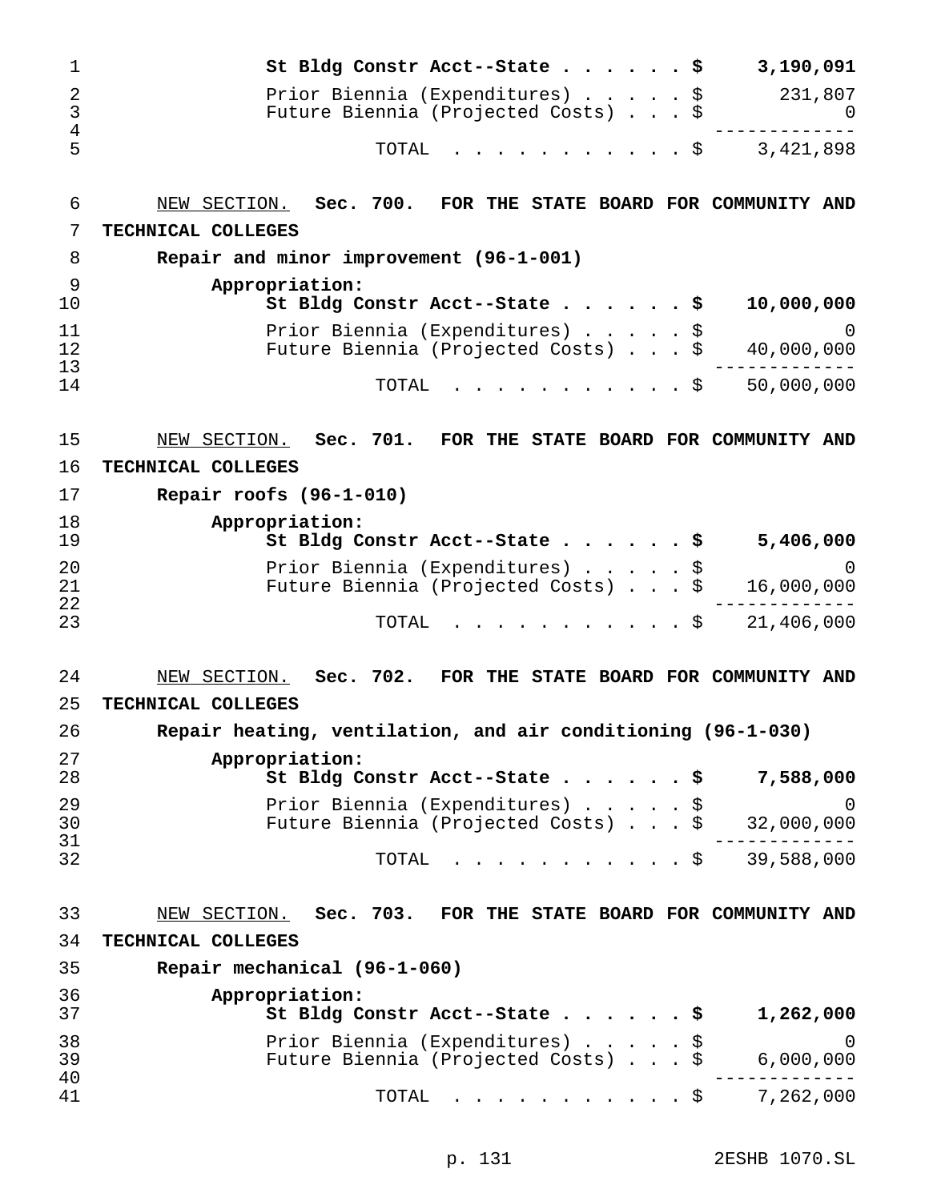| | |
|---|---|
| **St Bldg Constr Acct--State . . . . . . $** | **3,190,091** |
| Prior Biennia (Expenditures) . . . . . $ | 231,807 |
| Future Biennia (Projected Costs) . . . $ | 0 |
| TOTAL . . . . . . . . . . . $ | 3,421,898 |

NEW SECTION. **Sec. 700. FOR THE STATE BOARD FOR COMMUNITY AND TECHNICAL COLLEGES**

**Repair and minor improvement (96-1-001)**

**Appropriation:**

| | |
|---|---|
| **St Bldg Constr Acct--State . . . . . . $** | **10,000,000** |
| Prior Biennia (Expenditures) . . . . . $ | 0 |
| Future Biennia (Projected Costs) . . . $ | 40,000,000 |
| TOTAL . . . . . . . . . . . $ | 50,000,000 |

NEW SECTION. **Sec. 701. FOR THE STATE BOARD FOR COMMUNITY AND TECHNICAL COLLEGES**

**Repair roofs (96-1-010)**

**Appropriation:**

| | |
|---|---|
| **St Bldg Constr Acct--State . . . . . . $** | **5,406,000** |
| Prior Biennia (Expenditures) . . . . . $ | 0 |
| Future Biennia (Projected Costs) . . . $ | 16,000,000 |
| TOTAL . . . . . . . . . . . $ | 21,406,000 |

NEW SECTION. **Sec. 702. FOR THE STATE BOARD FOR COMMUNITY AND TECHNICAL COLLEGES**

**Repair heating, ventilation, and air conditioning (96-1-030)**

**Appropriation:**

| | |
|---|---|
| **St Bldg Constr Acct--State . . . . . . $** | **7,588,000** |
| Prior Biennia (Expenditures) . . . . . $ | 0 |
| Future Biennia (Projected Costs) . . . $ | 32,000,000 |
| TOTAL . . . . . . . . . . . $ | 39,588,000 |

NEW SECTION. **Sec. 703. FOR THE STATE BOARD FOR COMMUNITY AND TECHNICAL COLLEGES**

**Repair mechanical (96-1-060)**

**Appropriation:**

| | |
|---|---|
| **St Bldg Constr Acct--State . . . . . . $** | **1,262,000** |
| Prior Biennia (Expenditures) . . . . . $ | 0 |
| Future Biennia (Projected Costs) . . . $ | 6,000,000 |
| TOTAL . . . . . . . . . . . $ | 7,262,000 |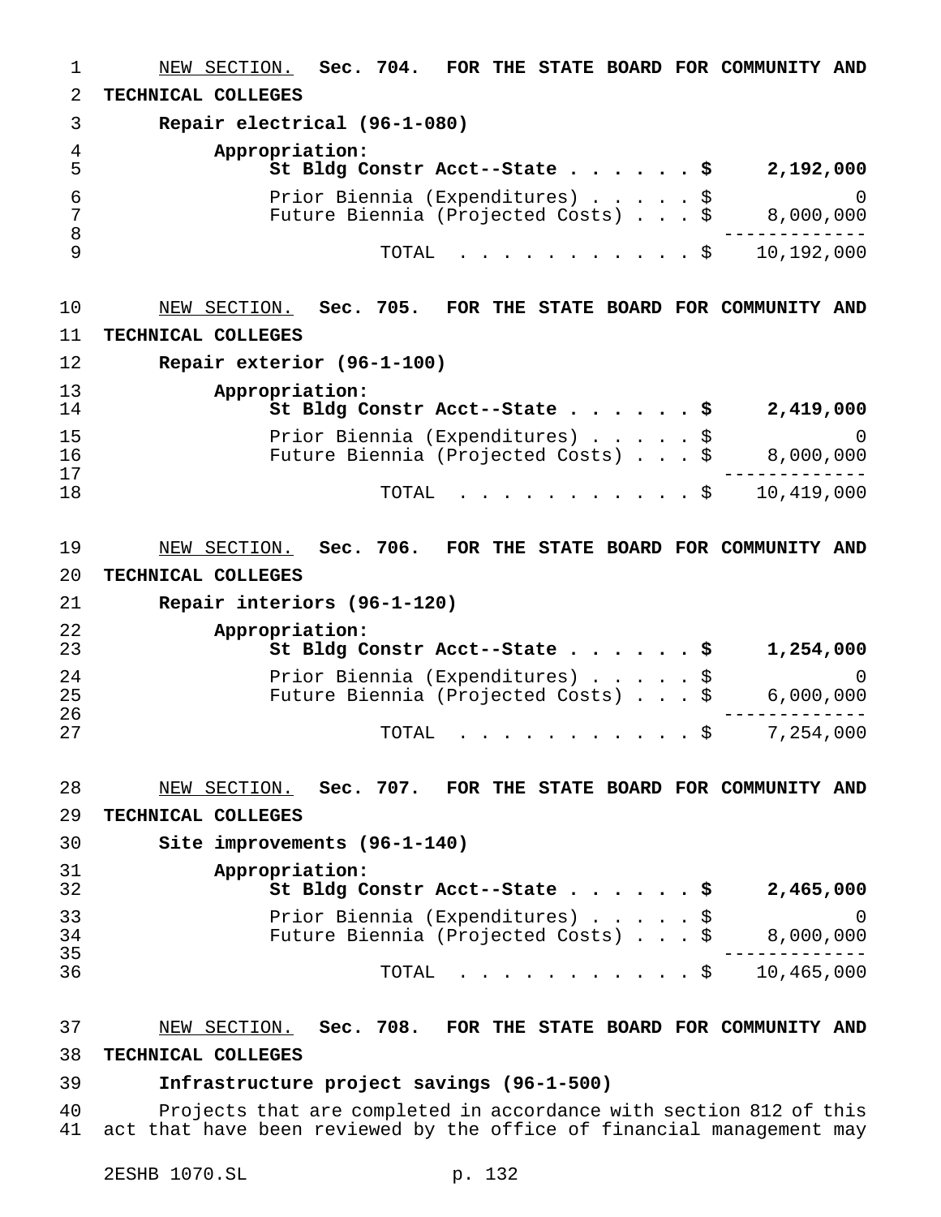NEW SECTION. **Sec. 704. FOR THE STATE BOARD FOR COMMUNITY AND TECHNICAL COLLEGES**

**Repair electrical (96-1-080)**

| | |
|---|---|
| **Appropriation:** | |
| **St Bldg Constr Acct--State . . . . . . $** | **2,192,000** |
| Prior Biennia (Expenditures) . . . . . $ | 0 |
| Future Biennia (Projected Costs) . . . $ | 8,000,000 |
| TOTAL . . . . . . . . . . . . $ | 10,192,000 |

NEW SECTION. **Sec. 705. FOR THE STATE BOARD FOR COMMUNITY AND TECHNICAL COLLEGES**

**Repair exterior (96-1-100)**

| | |
|---|---|
| **Appropriation:** | |
| **St Bldg Constr Acct--State . . . . . . $** | **2,419,000** |
| Prior Biennia (Expenditures) . . . . . $ | 0 |
| Future Biennia (Projected Costs) . . . $ | 8,000,000 |
| TOTAL . . . . . . . . . . . . $ | 10,419,000 |

NEW SECTION. **Sec. 706. FOR THE STATE BOARD FOR COMMUNITY AND TECHNICAL COLLEGES**

**Repair interiors (96-1-120)**

| | |
|---|---|
| **Appropriation:** | |
| **St Bldg Constr Acct--State . . . . . . $** | **1,254,000** |
| Prior Biennia (Expenditures) . . . . . $ | 0 |
| Future Biennia (Projected Costs) . . . $ | 6,000,000 |
| TOTAL . . . . . . . . . . . . $ | 7,254,000 |

NEW SECTION. **Sec. 707. FOR THE STATE BOARD FOR COMMUNITY AND TECHNICAL COLLEGES**

**Site improvements (96-1-140)**

| | |
|---|---|
| **Appropriation:** | |
| **St Bldg Constr Acct--State . . . . . . $** | **2,465,000** |
| Prior Biennia (Expenditures) . . . . . $ | 0 |
| Future Biennia (Projected Costs) . . . $ | 8,000,000 |
| TOTAL . . . . . . . . . . . . $ | 10,465,000 |

NEW SECTION. **Sec. 708. FOR THE STATE BOARD FOR COMMUNITY AND TECHNICAL COLLEGES**

**Infrastructure project savings (96-1-500)**

Projects that are completed in accordance with section 812 of this act that have been reviewed by the office of financial management may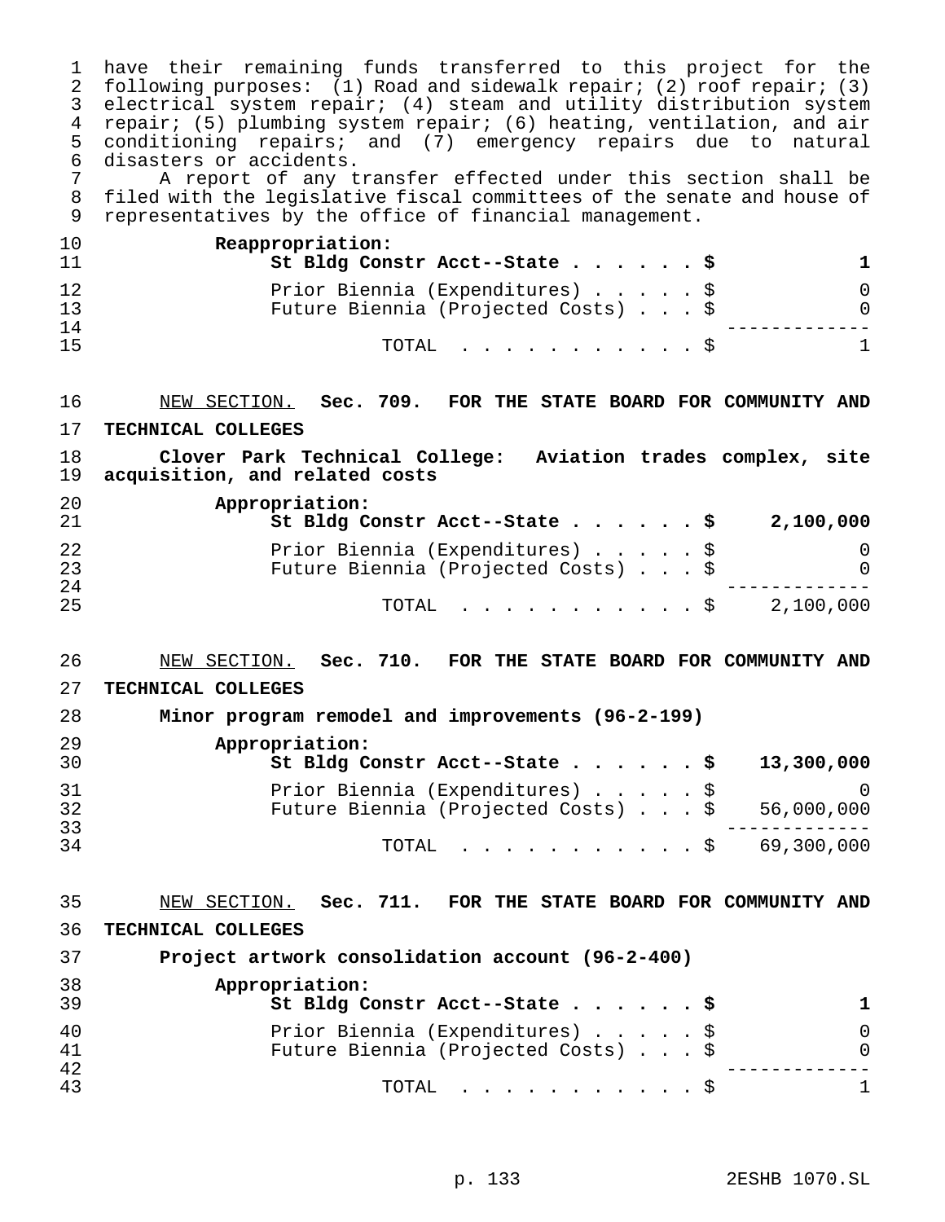have their remaining funds transferred to this project for the following purposes: (1) Road and sidewalk repair; (2) roof repair; (3) electrical system repair; (4) steam and utility distribution system repair; (5) plumbing system repair; (6) heating, ventilation, and air conditioning repairs; and (7) emergency repairs due to natural disasters or accidents.

A report of any transfer effected under this section shall be filed with the legislative fiscal committees of the senate and house of representatives by the office of financial management.

| | |
|---|---|
| **Reappropriation:** | |
| **St Bldg Constr Acct--State . . . . . . $** | **1** |
| Prior Biennia (Expenditures) . . . . . $ | 0 |
| Future Biennia (Projected Costs) . . . $ | 0 |
| TOTAL . . . . . . . . . . . $ | 1 |

NEW SECTION. **Sec. 709. FOR THE STATE BOARD FOR COMMUNITY AND TECHNICAL COLLEGES**

**Clover Park Technical College: Aviation trades complex, site acquisition, and related costs**

| | |
|---|---|
| **Appropriation:** | |
| **St Bldg Constr Acct--State . . . . . . $** | **2,100,000** |
| Prior Biennia (Expenditures) . . . . . $ | 0 |
| Future Biennia (Projected Costs) . . . $ | 0 |
| TOTAL . . . . . . . . . . . $ | 2,100,000 |

NEW SECTION. **Sec. 710. FOR THE STATE BOARD FOR COMMUNITY AND TECHNICAL COLLEGES**

**Minor program remodel and improvements (96-2-199)**

| | |
|---|---|
| **Appropriation:** | |
| **St Bldg Constr Acct--State . . . . . . $** | **13,300,000** |
| Prior Biennia (Expenditures) . . . . . $ | 0 |
| Future Biennia (Projected Costs) . . . $ | 56,000,000 |
| TOTAL . . . . . . . . . . . $ | 69,300,000 |

NEW SECTION. **Sec. 711. FOR THE STATE BOARD FOR COMMUNITY AND TECHNICAL COLLEGES**

**Project artwork consolidation account (96-2-400)**

| | |
|---|---|
| **Appropriation:** | |
| **St Bldg Constr Acct--State . . . . . . $** | **1** |
| Prior Biennia (Expenditures) . . . . . $ | 0 |
| Future Biennia (Projected Costs) . . . $ | 0 |
| TOTAL . . . . . . . . . . . $ | 1 |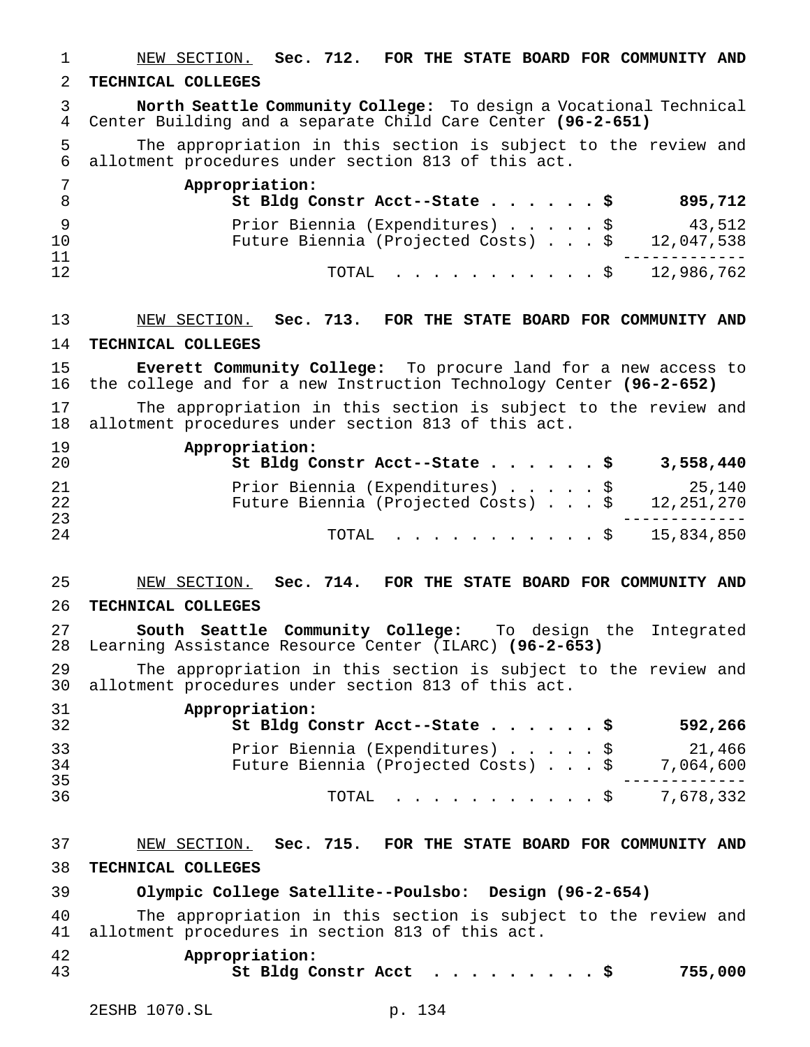NEW SECTION. **Sec. 712. FOR THE STATE BOARD FOR COMMUNITY AND TECHNICAL COLLEGES**

**North Seattle Community College:** To design a Vocational Technical Center Building and a separate Child Care Center **(96-2-651)**

The appropriation in this section is subject to the review and allotment procedures under section 813 of this act.

**Appropriation:**

| | |
|---|---|
| **St Bldg Constr Acct--State . . . . . . $** | **895,712** |
| Prior Biennia (Expenditures) . . . . . $ | 43,512 |
| Future Biennia (Projected Costs) . . . $ | 12,047,538 |
| TOTAL . . . . . . . . . . . $ | 12,986,762 |

NEW SECTION. **Sec. 713. FOR THE STATE BOARD FOR COMMUNITY AND TECHNICAL COLLEGES**

**Everett Community College:** To procure land for a new access to the college and for a new Instruction Technology Center **(96-2-652)**

The appropriation in this section is subject to the review and allotment procedures under section 813 of this act.

**Appropriation:**

| | |
|---|---|
| **St Bldg Constr Acct--State . . . . . . $** | **3,558,440** |
| Prior Biennia (Expenditures) . . . . . $ | 25,140 |
| Future Biennia (Projected Costs) . . . $ | 12,251,270 |
| TOTAL . . . . . . . . . . . $ | 15,834,850 |

NEW SECTION. **Sec. 714. FOR THE STATE BOARD FOR COMMUNITY AND TECHNICAL COLLEGES**

**South Seattle Community College:** To design the Integrated Learning Assistance Resource Center (ILARC) **(96-2-653)**

The appropriation in this section is subject to the review and allotment procedures under section 813 of this act.

**Appropriation:**

| | |
|---|---|
| **St Bldg Constr Acct--State . . . . . . $** | **592,266** |
| Prior Biennia (Expenditures) . . . . . $ | 21,466 |
| Future Biennia (Projected Costs) . . . $ | 7,064,600 |
| TOTAL . . . . . . . . . . . $ | 7,678,332 |

NEW SECTION. **Sec. 715. FOR THE STATE BOARD FOR COMMUNITY AND TECHNICAL COLLEGES**

**Olympic College Satellite--Poulsbo: Design (96-2-654)**

The appropriation in this section is subject to the review and allotment procedures in section 813 of this act.

**Appropriation:**

| | |
|---|---|
| **St Bldg Constr Acct . . . . . . . . . $** | **755,000** |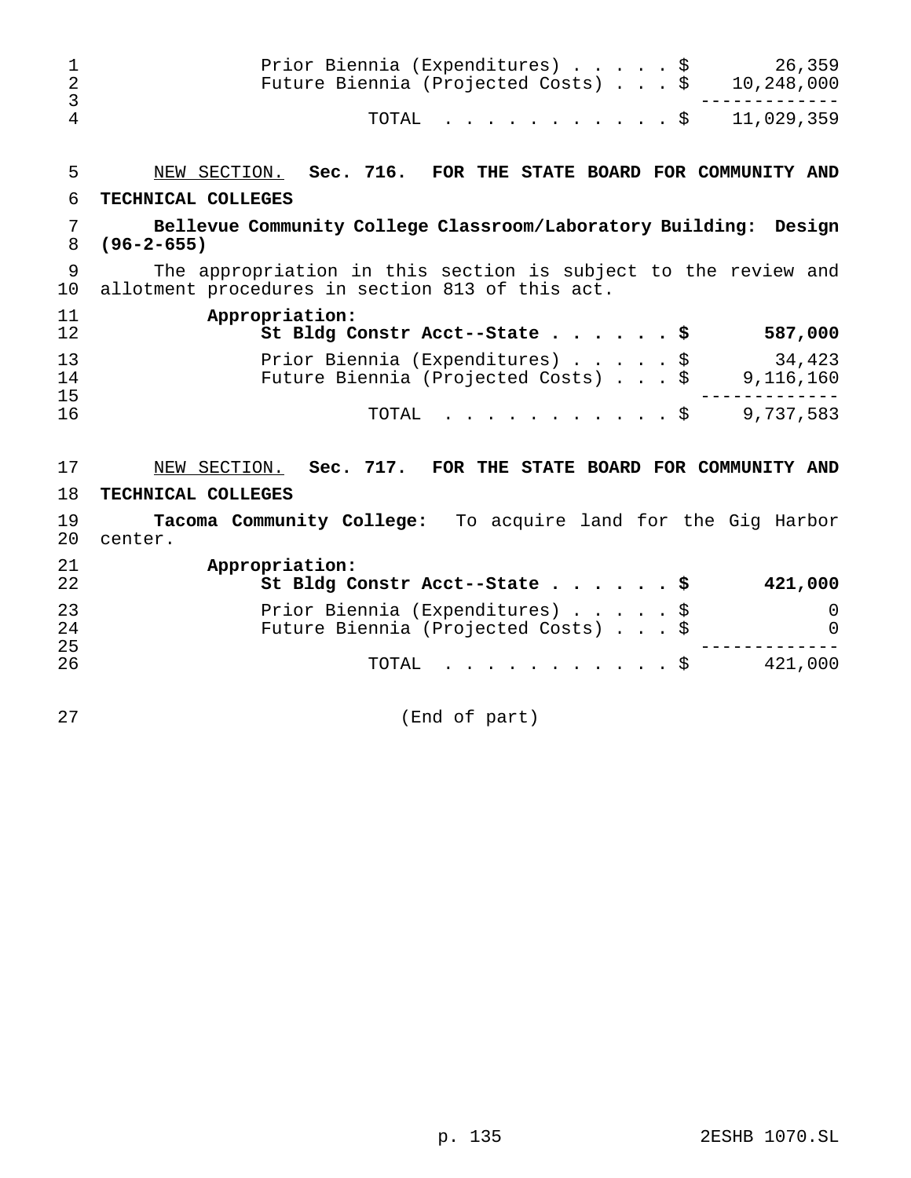| | |
|---|---:|
| Prior Biennia (Expenditures) | $ 26,359 |
| Future Biennia (Projected Costs) | $ 10,248,000 |
| TOTAL | $ 11,029,359 |

NEW SECTION. **Sec. 716. FOR THE STATE BOARD FOR COMMUNITY AND TECHNICAL COLLEGES**

**Bellevue Community College Classroom/Laboratory Building: Design (96-2-655)**

The appropriation in this section is subject to the review and allotment procedures in section 813 of this act.

| **Appropriation:** | |
|---|---:|
| **St Bldg Constr Acct--State** | **$ 587,000** |
| Prior Biennia (Expenditures) | $ 34,423 |
| Future Biennia (Projected Costs) | $ 9,116,160 |
| TOTAL | $ 9,737,583 |

NEW SECTION. **Sec. 717. FOR THE STATE BOARD FOR COMMUNITY AND TECHNICAL COLLEGES**

**Tacoma Community College:** To acquire land for the Gig Harbor center.

| **Appropriation:** | |
|---|---:|
| **St Bldg Constr Acct--State** | **$ 421,000** |
| Prior Biennia (Expenditures) | $ 0 |
| Future Biennia (Projected Costs) | $ 0 |
| TOTAL | $ 421,000 |

(End of part)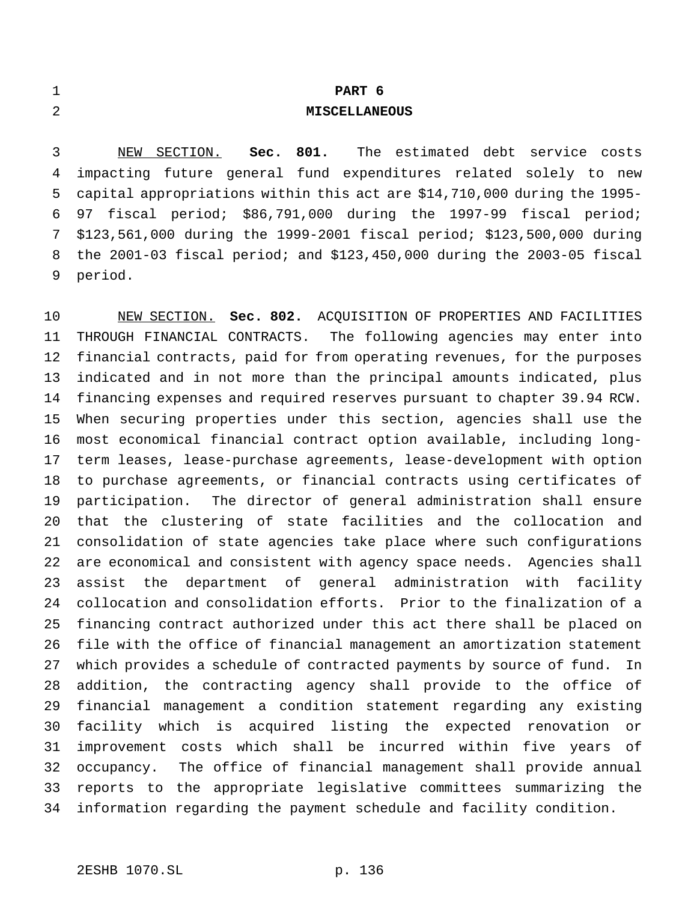# PART 6

## MISCELLANEOUS

NEW SECTION. **Sec. 801.** The estimated debt service costs impacting future general fund expenditures related solely to new capital appropriations within this act are $14,710,000 during the 1995-97 fiscal period; $86,791,000 during the 1997-99 fiscal period; $123,561,000 during the 1999-2001 fiscal period; $123,500,000 during the 2001-03 fiscal period; and $123,450,000 during the 2003-05 fiscal period.

NEW SECTION. **Sec. 802.** ACQUISITION OF PROPERTIES AND FACILITIES THROUGH FINANCIAL CONTRACTS. The following agencies may enter into financial contracts, paid for from operating revenues, for the purposes indicated and in not more than the principal amounts indicated, plus financing expenses and required reserves pursuant to chapter 39.94 RCW. When securing properties under this section, agencies shall use the most economical financial contract option available, including long-term leases, lease-purchase agreements, lease-development with option to purchase agreements, or financial contracts using certificates of participation. The director of general administration shall ensure that the clustering of state facilities and the collocation and consolidation of state agencies take place where such configurations are economical and consistent with agency space needs. Agencies shall assist the department of general administration with facility collocation and consolidation efforts. Prior to the finalization of a financing contract authorized under this act there shall be placed on file with the office of financial management an amortization statement which provides a schedule of contracted payments by source of fund. In addition, the contracting agency shall provide to the office of financial management a condition statement regarding any existing facility which is acquired listing the expected renovation or improvement costs which shall be incurred within five years of occupancy. The office of financial management shall provide annual reports to the appropriate legislative committees summarizing the information regarding the payment schedule and facility condition.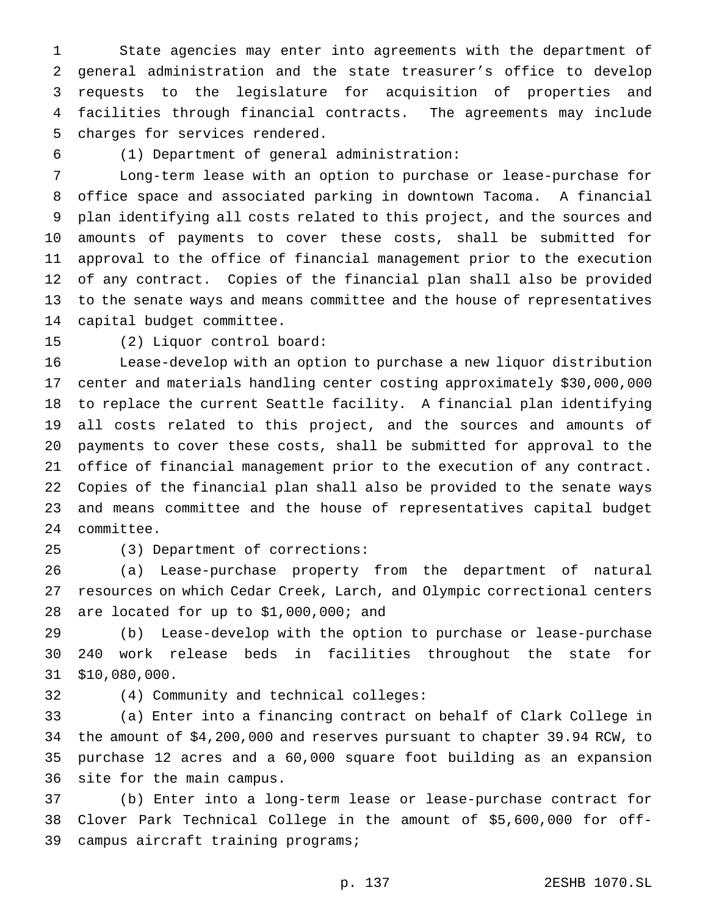State agencies may enter into agreements with the department of general administration and the state treasurer's office to develop requests to the legislature for acquisition of properties and facilities through financial contracts. The agreements may include charges for services rendered.

(1) Department of general administration:

Long-term lease with an option to purchase or lease-purchase for office space and associated parking in downtown Tacoma. A financial plan identifying all costs related to this project, and the sources and amounts of payments to cover these costs, shall be submitted for approval to the office of financial management prior to the execution of any contract. Copies of the financial plan shall also be provided to the senate ways and means committee and the house of representatives capital budget committee.

(2) Liquor control board:

Lease-develop with an option to purchase a new liquor distribution center and materials handling center costing approximately $30,000,000 to replace the current Seattle facility. A financial plan identifying all costs related to this project, and the sources and amounts of payments to cover these costs, shall be submitted for approval to the office of financial management prior to the execution of any contract. Copies of the financial plan shall also be provided to the senate ways and means committee and the house of representatives capital budget committee.

(3) Department of corrections:

(a) Lease-purchase property from the department of natural resources on which Cedar Creek, Larch, and Olympic correctional centers are located for up to $1,000,000; and

(b) Lease-develop with the option to purchase or lease-purchase 240 work release beds in facilities throughout the state for $10,080,000.

(4) Community and technical colleges:

(a) Enter into a financing contract on behalf of Clark College in the amount of $4,200,000 and reserves pursuant to chapter 39.94 RCW, to purchase 12 acres and a 60,000 square foot building as an expansion site for the main campus.

(b) Enter into a long-term lease or lease-purchase contract for Clover Park Technical College in the amount of $5,600,000 for off-campus aircraft training programs;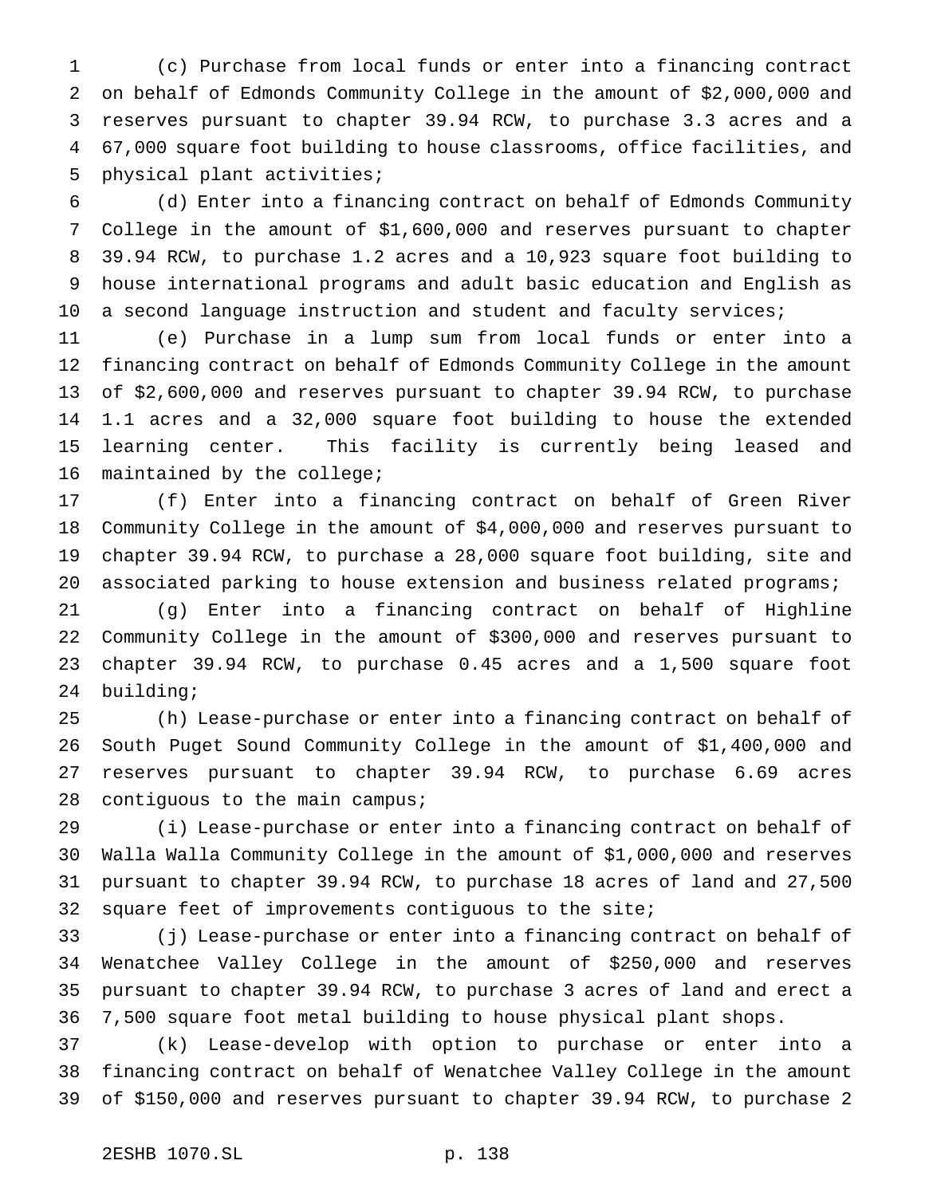(c) Purchase from local funds or enter into a financing contract on behalf of Edmonds Community College in the amount of $2,000,000 and reserves pursuant to chapter 39.94 RCW, to purchase 3.3 acres and a 67,000 square foot building to house classrooms, office facilities, and physical plant activities;

(d) Enter into a financing contract on behalf of Edmonds Community College in the amount of $1,600,000 and reserves pursuant to chapter 39.94 RCW, to purchase 1.2 acres and a 10,923 square foot building to house international programs and adult basic education and English as a second language instruction and student and faculty services;

(e) Purchase in a lump sum from local funds or enter into a financing contract on behalf of Edmonds Community College in the amount of $2,600,000 and reserves pursuant to chapter 39.94 RCW, to purchase 1.1 acres and a 32,000 square foot building to house the extended learning center. This facility is currently being leased and maintained by the college;

(f) Enter into a financing contract on behalf of Green River Community College in the amount of $4,000,000 and reserves pursuant to chapter 39.94 RCW, to purchase a 28,000 square foot building, site and associated parking to house extension and business related programs;

(g) Enter into a financing contract on behalf of Highline Community College in the amount of $300,000 and reserves pursuant to chapter 39.94 RCW, to purchase 0.45 acres and a 1,500 square foot building;

(h) Lease-purchase or enter into a financing contract on behalf of South Puget Sound Community College in the amount of $1,400,000 and reserves pursuant to chapter 39.94 RCW, to purchase 6.69 acres contiguous to the main campus;

(i) Lease-purchase or enter into a financing contract on behalf of Walla Walla Community College in the amount of $1,000,000 and reserves pursuant to chapter 39.94 RCW, to purchase 18 acres of land and 27,500 square feet of improvements contiguous to the site;

(j) Lease-purchase or enter into a financing contract on behalf of Wenatchee Valley College in the amount of $250,000 and reserves pursuant to chapter 39.94 RCW, to purchase 3 acres of land and erect a 7,500 square foot metal building to house physical plant shops.

(k) Lease-develop with option to purchase or enter into a financing contract on behalf of Wenatchee Valley College in the amount of $150,000 and reserves pursuant to chapter 39.94 RCW, to purchase 2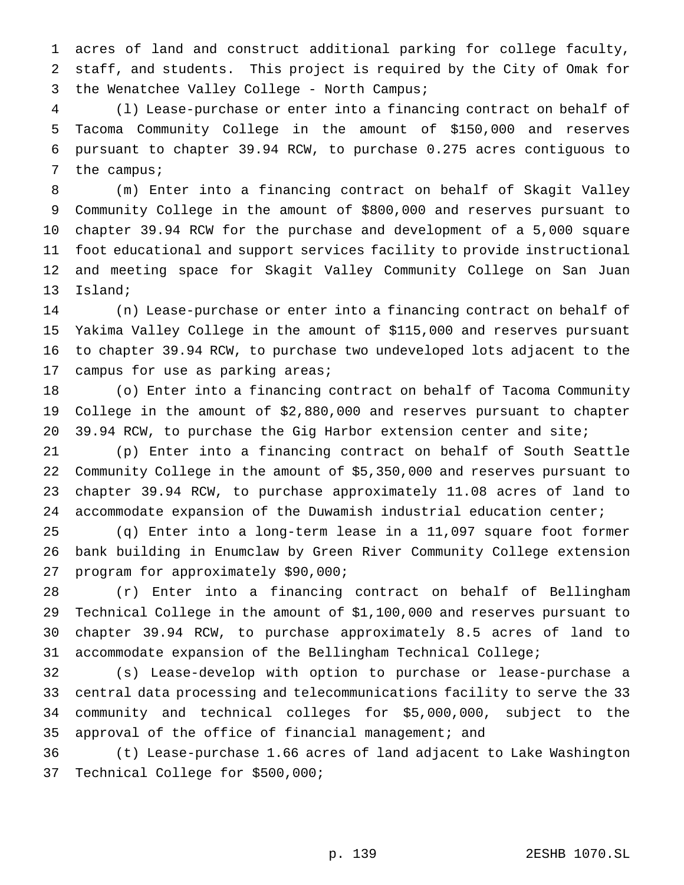acres of land and construct additional parking for college faculty, staff, and students. This project is required by the City of Omak for the Wenatchee Valley College - North Campus;

(l) Lease-purchase or enter into a financing contract on behalf of Tacoma Community College in the amount of $150,000 and reserves pursuant to chapter 39.94 RCW, to purchase 0.275 acres contiguous to the campus;

(m) Enter into a financing contract on behalf of Skagit Valley Community College in the amount of $800,000 and reserves pursuant to chapter 39.94 RCW for the purchase and development of a 5,000 square foot educational and support services facility to provide instructional and meeting space for Skagit Valley Community College on San Juan Island;

(n) Lease-purchase or enter into a financing contract on behalf of Yakima Valley College in the amount of $115,000 and reserves pursuant to chapter 39.94 RCW, to purchase two undeveloped lots adjacent to the campus for use as parking areas;

(o) Enter into a financing contract on behalf of Tacoma Community College in the amount of $2,880,000 and reserves pursuant to chapter 39.94 RCW, to purchase the Gig Harbor extension center and site;

(p) Enter into a financing contract on behalf of South Seattle Community College in the amount of $5,350,000 and reserves pursuant to chapter 39.94 RCW, to purchase approximately 11.08 acres of land to accommodate expansion of the Duwamish industrial education center;

(q) Enter into a long-term lease in a 11,097 square foot former bank building in Enumclaw by Green River Community College extension program for approximately $90,000;

(r) Enter into a financing contract on behalf of Bellingham Technical College in the amount of $1,100,000 and reserves pursuant to chapter 39.94 RCW, to purchase approximately 8.5 acres of land to accommodate expansion of the Bellingham Technical College;

(s) Lease-develop with option to purchase or lease-purchase a central data processing and telecommunications facility to serve the 33 community and technical colleges for $5,000,000, subject to the approval of the office of financial management; and

(t) Lease-purchase 1.66 acres of land adjacent to Lake Washington Technical College for $500,000;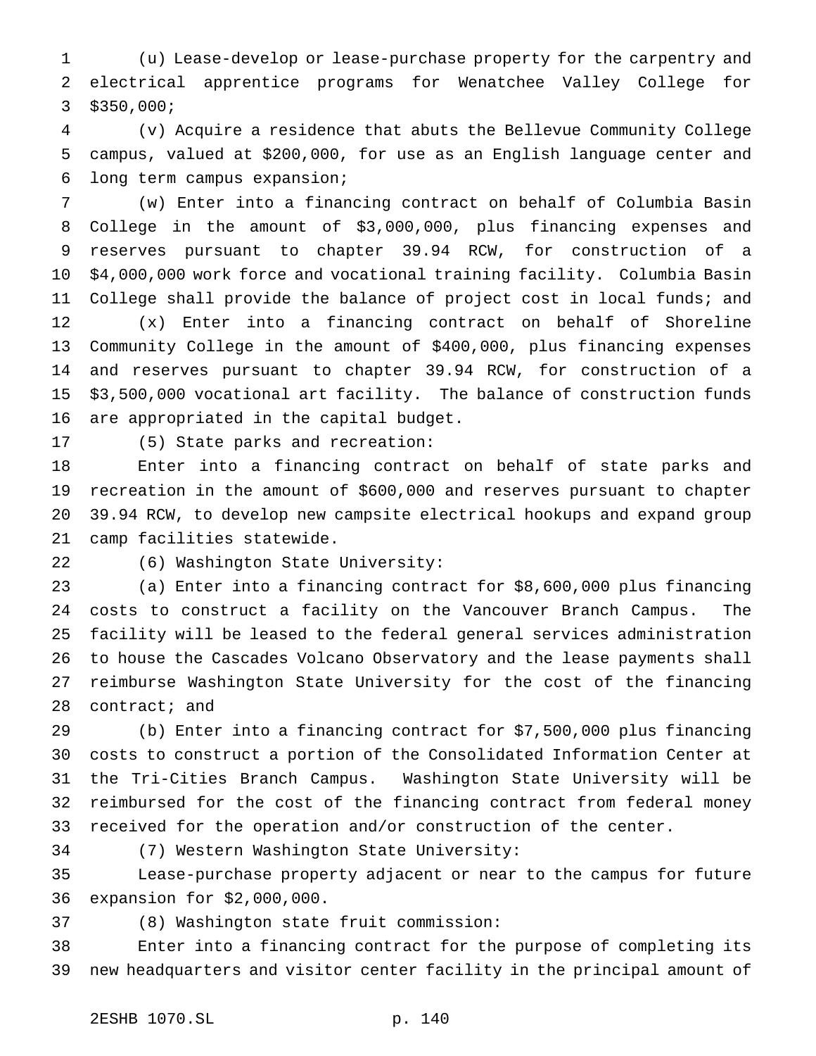(u) Lease-develop or lease-purchase property for the carpentry and electrical apprentice programs for Wenatchee Valley College for $350,000;

(v) Acquire a residence that abuts the Bellevue Community College campus, valued at $200,000, for use as an English language center and long term campus expansion;

(w) Enter into a financing contract on behalf of Columbia Basin College in the amount of $3,000,000, plus financing expenses and reserves pursuant to chapter 39.94 RCW, for construction of a $4,000,000 work force and vocational training facility. Columbia Basin College shall provide the balance of project cost in local funds; and

(x) Enter into a financing contract on behalf of Shoreline Community College in the amount of $400,000, plus financing expenses and reserves pursuant to chapter 39.94 RCW, for construction of a $3,500,000 vocational art facility. The balance of construction funds are appropriated in the capital budget.

(5) State parks and recreation:

Enter into a financing contract on behalf of state parks and recreation in the amount of $600,000 and reserves pursuant to chapter 39.94 RCW, to develop new campsite electrical hookups and expand group camp facilities statewide.

(6) Washington State University:

(a) Enter into a financing contract for $8,600,000 plus financing costs to construct a facility on the Vancouver Branch Campus. The facility will be leased to the federal general services administration to house the Cascades Volcano Observatory and the lease payments shall reimburse Washington State University for the cost of the financing contract; and

(b) Enter into a financing contract for $7,500,000 plus financing costs to construct a portion of the Consolidated Information Center at the Tri-Cities Branch Campus. Washington State University will be reimbursed for the cost of the financing contract from federal money received for the operation and/or construction of the center.

(7) Western Washington State University:

Lease-purchase property adjacent or near to the campus for future expansion for $2,000,000.

(8) Washington state fruit commission:

Enter into a financing contract for the purpose of completing its new headquarters and visitor center facility in the principal amount of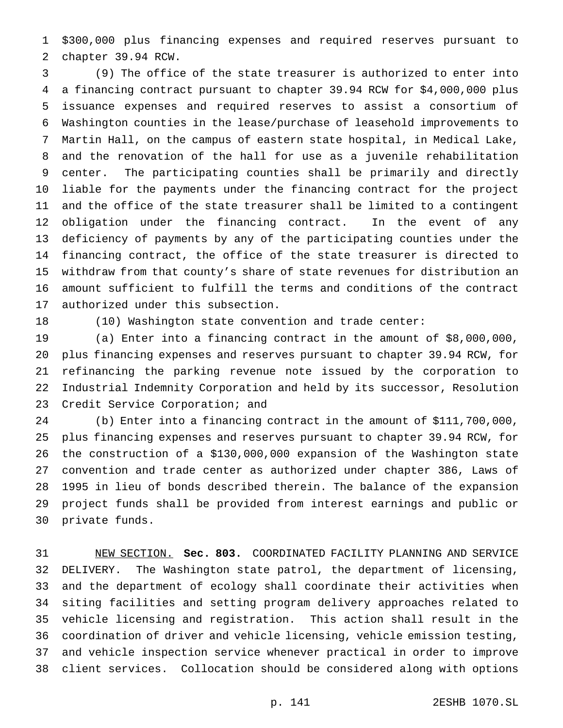$300,000 plus financing expenses and required reserves pursuant to chapter 39.94 RCW.

(9) The office of the state treasurer is authorized to enter into a financing contract pursuant to chapter 39.94 RCW for $4,000,000 plus issuance expenses and required reserves to assist a consortium of Washington counties in the lease/purchase of leasehold improvements to Martin Hall, on the campus of eastern state hospital, in Medical Lake, and the renovation of the hall for use as a juvenile rehabilitation center. The participating counties shall be primarily and directly liable for the payments under the financing contract for the project and the office of the state treasurer shall be limited to a contingent obligation under the financing contract. In the event of any deficiency of payments by any of the participating counties under the financing contract, the office of the state treasurer is directed to withdraw from that county's share of state revenues for distribution an amount sufficient to fulfill the terms and conditions of the contract authorized under this subsection.

(10) Washington state convention and trade center:

(a) Enter into a financing contract in the amount of $8,000,000, plus financing expenses and reserves pursuant to chapter 39.94 RCW, for refinancing the parking revenue note issued by the corporation to Industrial Indemnity Corporation and held by its successor, Resolution Credit Service Corporation; and

(b) Enter into a financing contract in the amount of $111,700,000, plus financing expenses and reserves pursuant to chapter 39.94 RCW, for the construction of a $130,000,000 expansion of the Washington state convention and trade center as authorized under chapter 386, Laws of 1995 in lieu of bonds described therein. The balance of the expansion project funds shall be provided from interest earnings and public or private funds.

NEW SECTION. **Sec. 803.** COORDINATED FACILITY PLANNING AND SERVICE DELIVERY. The Washington state patrol, the department of licensing, and the department of ecology shall coordinate their activities when siting facilities and setting program delivery approaches related to vehicle licensing and registration. This action shall result in the coordination of driver and vehicle licensing, vehicle emission testing, and vehicle inspection service whenever practical in order to improve client services. Collocation should be considered along with options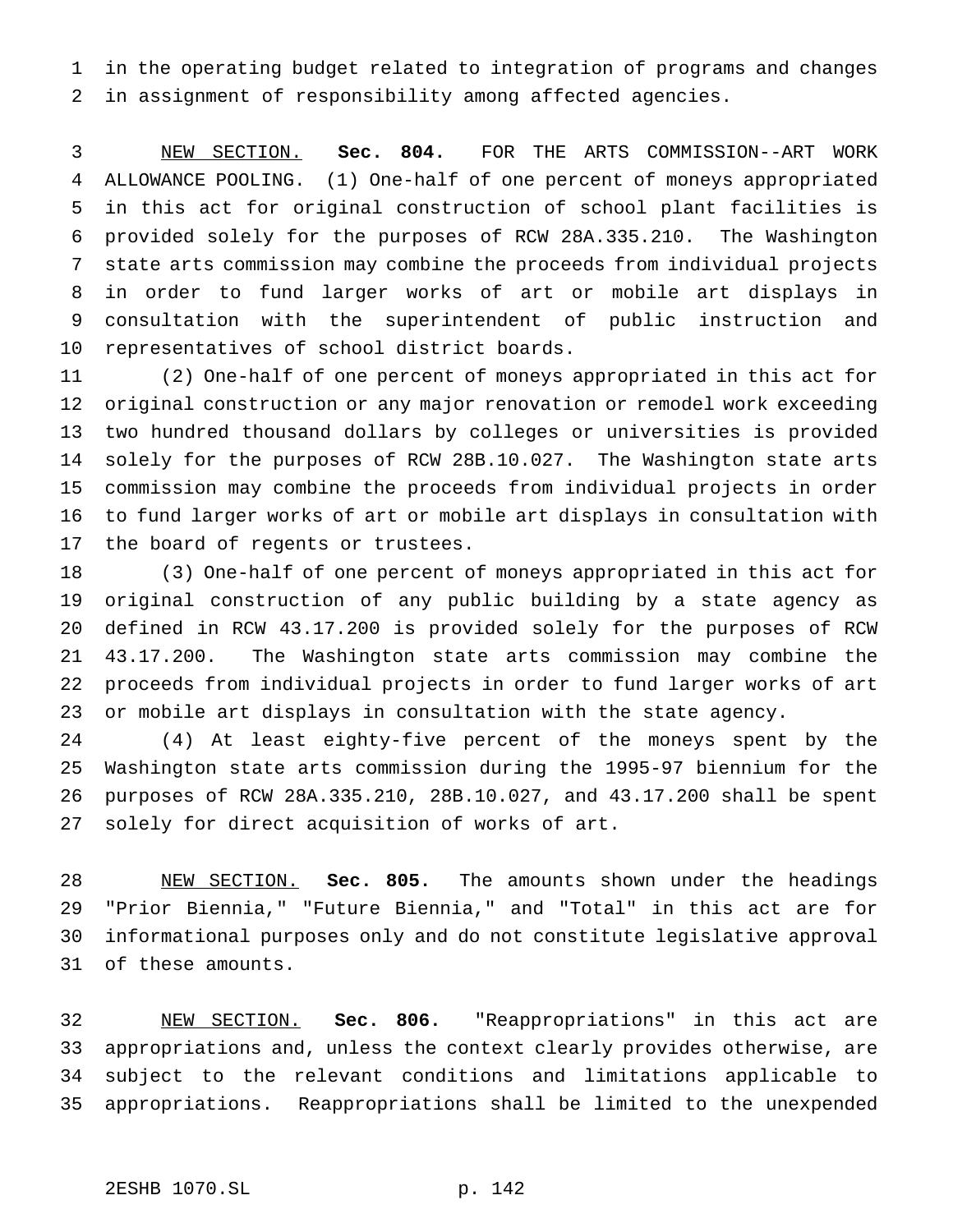in the operating budget related to integration of programs and changes in assignment of responsibility among affected agencies.

NEW SECTION. **Sec. 804.** FOR THE ARTS COMMISSION--ART WORK ALLOWANCE POOLING. (1) One-half of one percent of moneys appropriated in this act for original construction of school plant facilities is provided solely for the purposes of RCW 28A.335.210. The Washington state arts commission may combine the proceeds from individual projects in order to fund larger works of art or mobile art displays in consultation with the superintendent of public instruction and representatives of school district boards.

(2) One-half of one percent of moneys appropriated in this act for original construction or any major renovation or remodel work exceeding two hundred thousand dollars by colleges or universities is provided solely for the purposes of RCW 28B.10.027. The Washington state arts commission may combine the proceeds from individual projects in order to fund larger works of art or mobile art displays in consultation with the board of regents or trustees.

(3) One-half of one percent of moneys appropriated in this act for original construction of any public building by a state agency as defined in RCW 43.17.200 is provided solely for the purposes of RCW 43.17.200. The Washington state arts commission may combine the proceeds from individual projects in order to fund larger works of art or mobile art displays in consultation with the state agency.

(4) At least eighty-five percent of the moneys spent by the Washington state arts commission during the 1995-97 biennium for the purposes of RCW 28A.335.210, 28B.10.027, and 43.17.200 shall be spent solely for direct acquisition of works of art.

NEW SECTION. **Sec. 805.** The amounts shown under the headings "Prior Biennia," "Future Biennia," and "Total" in this act are for informational purposes only and do not constitute legislative approval of these amounts.

NEW SECTION. **Sec. 806.** "Reappropriations" in this act are appropriations and, unless the context clearly provides otherwise, are subject to the relevant conditions and limitations applicable to appropriations. Reappropriations shall be limited to the unexpended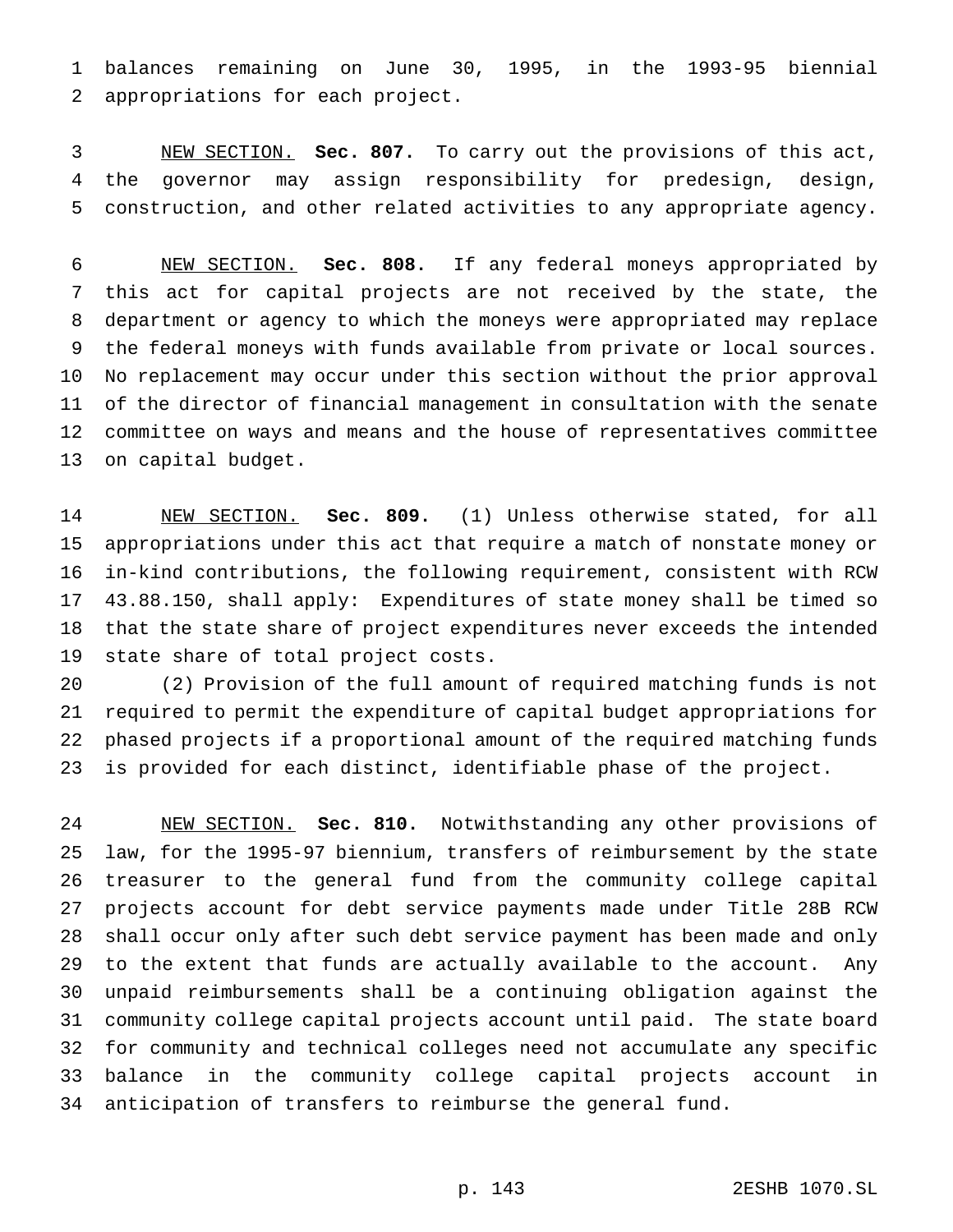balances remaining on June 30, 1995, in the 1993-95 biennial appropriations for each project.

NEW SECTION. **Sec. 807.** To carry out the provisions of this act, the governor may assign responsibility for predesign, design, construction, and other related activities to any appropriate agency.

NEW SECTION. **Sec. 808.** If any federal moneys appropriated by this act for capital projects are not received by the state, the department or agency to which the moneys were appropriated may replace the federal moneys with funds available from private or local sources. No replacement may occur under this section without the prior approval of the director of financial management in consultation with the senate committee on ways and means and the house of representatives committee on capital budget.

NEW SECTION. **Sec. 809.** (1) Unless otherwise stated, for all appropriations under this act that require a match of nonstate money or in-kind contributions, the following requirement, consistent with RCW 43.88.150, shall apply: Expenditures of state money shall be timed so that the state share of project expenditures never exceeds the intended state share of total project costs.

(2) Provision of the full amount of required matching funds is not required to permit the expenditure of capital budget appropriations for phased projects if a proportional amount of the required matching funds is provided for each distinct, identifiable phase of the project.

NEW SECTION. **Sec. 810.** Notwithstanding any other provisions of law, for the 1995-97 biennium, transfers of reimbursement by the state treasurer to the general fund from the community college capital projects account for debt service payments made under Title 28B RCW shall occur only after such debt service payment has been made and only to the extent that funds are actually available to the account. Any unpaid reimbursements shall be a continuing obligation against the community college capital projects account until paid. The state board for community and technical colleges need not accumulate any specific balance in the community college capital projects account in anticipation of transfers to reimburse the general fund.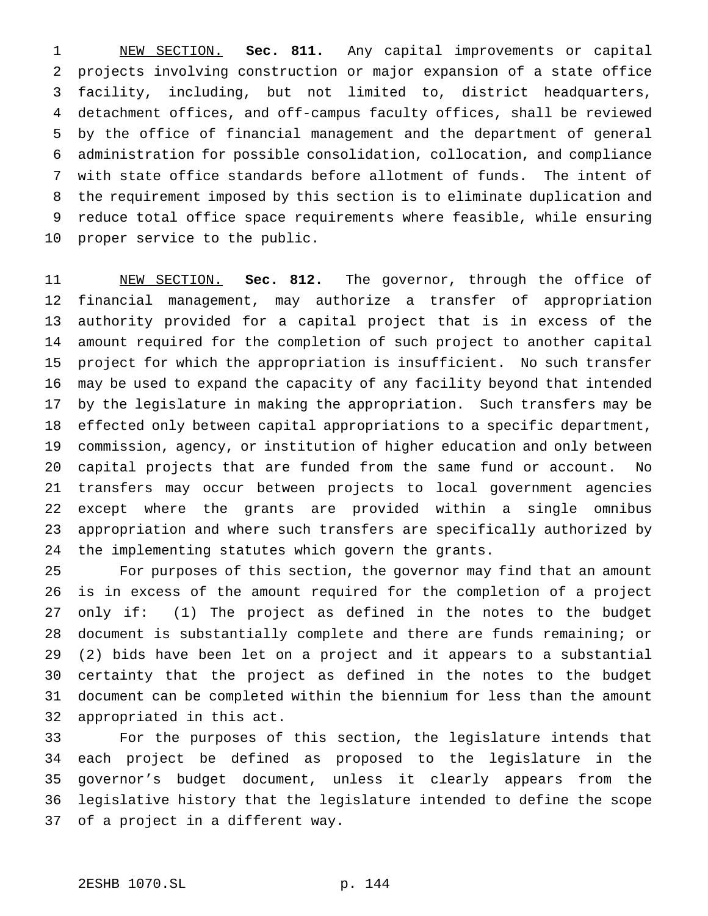NEW SECTION. **Sec. 811.** Any capital improvements or capital projects involving construction or major expansion of a state office facility, including, but not limited to, district headquarters, detachment offices, and off-campus faculty offices, shall be reviewed by the office of financial management and the department of general administration for possible consolidation, collocation, and compliance with state office standards before allotment of funds. The intent of the requirement imposed by this section is to eliminate duplication and reduce total office space requirements where feasible, while ensuring proper service to the public.

NEW SECTION. **Sec. 812.** The governor, through the office of financial management, may authorize a transfer of appropriation authority provided for a capital project that is in excess of the amount required for the completion of such project to another capital project for which the appropriation is insufficient. No such transfer may be used to expand the capacity of any facility beyond that intended by the legislature in making the appropriation. Such transfers may be effected only between capital appropriations to a specific department, commission, agency, or institution of higher education and only between capital projects that are funded from the same fund or account. No transfers may occur between projects to local government agencies except where the grants are provided within a single omnibus appropriation and where such transfers are specifically authorized by the implementing statutes which govern the grants.

For purposes of this section, the governor may find that an amount is in excess of the amount required for the completion of a project only if: (1) The project as defined in the notes to the budget document is substantially complete and there are funds remaining; or (2) bids have been let on a project and it appears to a substantial certainty that the project as defined in the notes to the budget document can be completed within the biennium for less than the amount appropriated in this act.

For the purposes of this section, the legislature intends that each project be defined as proposed to the legislature in the governor's budget document, unless it clearly appears from the legislative history that the legislature intended to define the scope of a project in a different way.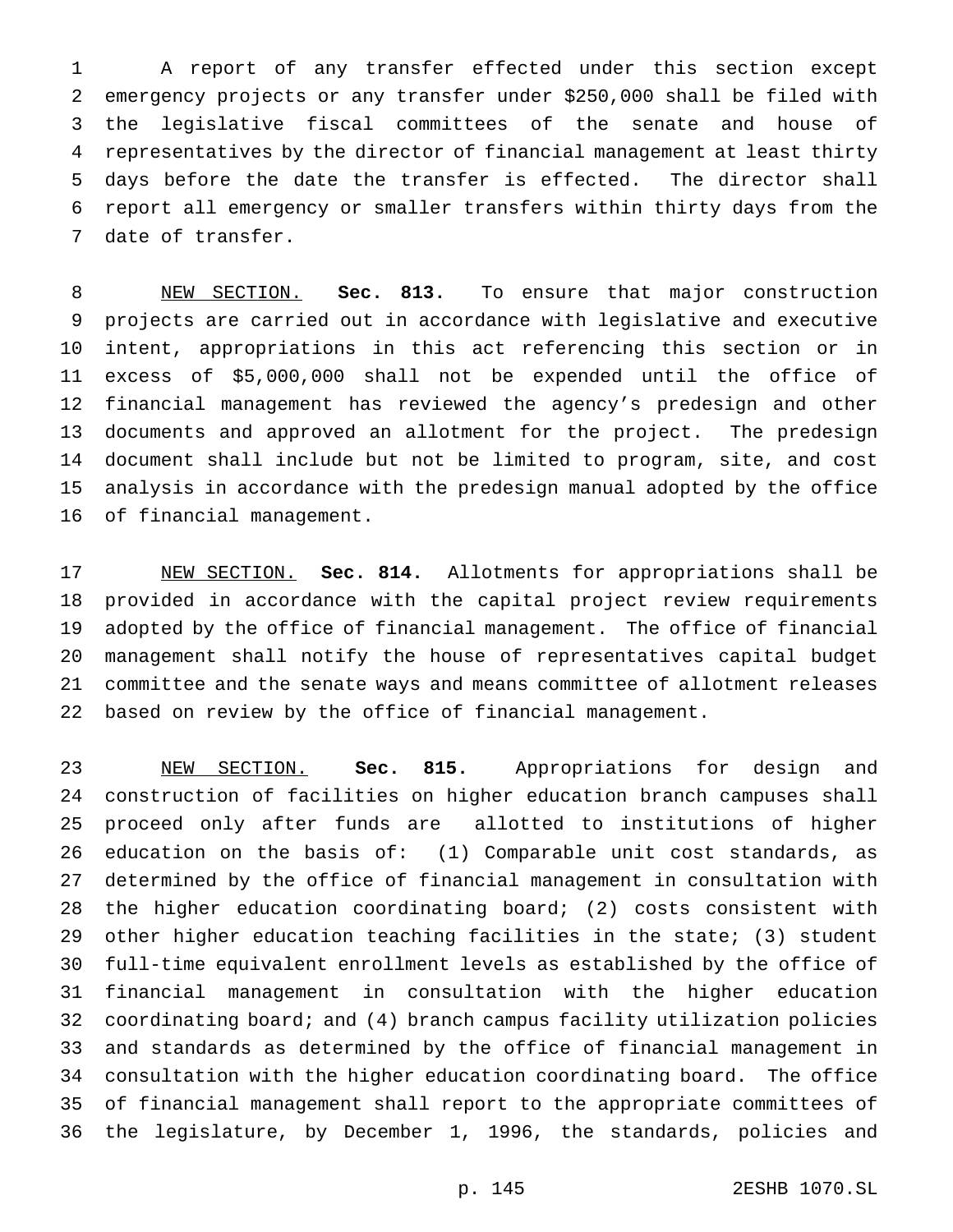A report of any transfer effected under this section except emergency projects or any transfer under $250,000 shall be filed with the legislative fiscal committees of the senate and house of representatives by the director of financial management at least thirty days before the date the transfer is effected. The director shall report all emergency or smaller transfers within thirty days from the date of transfer.

NEW SECTION. **Sec. 813.** To ensure that major construction projects are carried out in accordance with legislative and executive intent, appropriations in this act referencing this section or in excess of $5,000,000 shall not be expended until the office of financial management has reviewed the agency's predesign and other documents and approved an allotment for the project. The predesign document shall include but not be limited to program, site, and cost analysis in accordance with the predesign manual adopted by the office of financial management.

NEW SECTION. **Sec. 814.** Allotments for appropriations shall be provided in accordance with the capital project review requirements adopted by the office of financial management. The office of financial management shall notify the house of representatives capital budget committee and the senate ways and means committee of allotment releases based on review by the office of financial management.

NEW SECTION. **Sec. 815.** Appropriations for design and construction of facilities on higher education branch campuses shall proceed only after funds are allotted to institutions of higher education on the basis of: (1) Comparable unit cost standards, as determined by the office of financial management in consultation with the higher education coordinating board; (2) costs consistent with other higher education teaching facilities in the state; (3) student full-time equivalent enrollment levels as established by the office of financial management in consultation with the higher education coordinating board; and (4) branch campus facility utilization policies and standards as determined by the office of financial management in consultation with the higher education coordinating board. The office of financial management shall report to the appropriate committees of the legislature, by December 1, 1996, the standards, policies and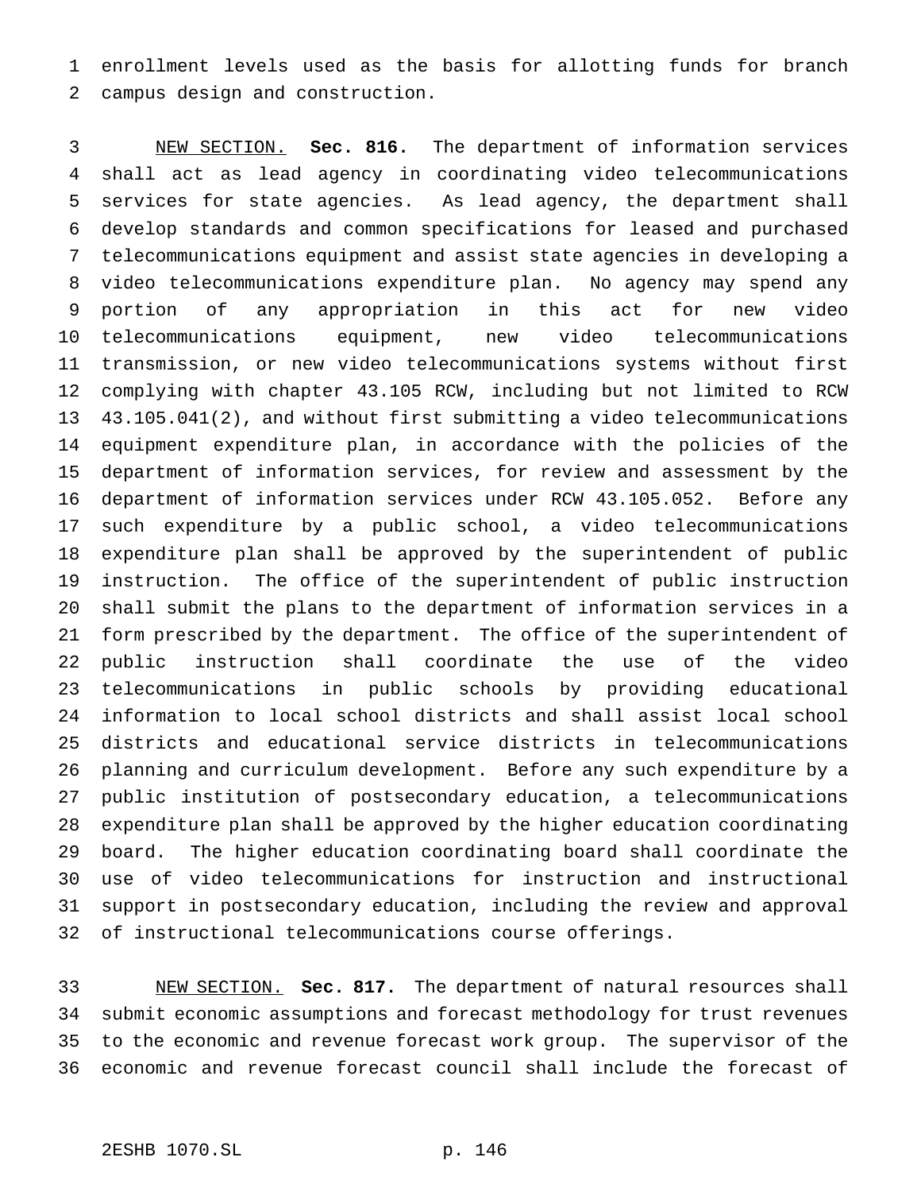enrollment levels used as the basis for allotting funds for branch campus design and construction.

NEW SECTION. **Sec. 816.** The department of information services shall act as lead agency in coordinating video telecommunications services for state agencies. As lead agency, the department shall develop standards and common specifications for leased and purchased telecommunications equipment and assist state agencies in developing a video telecommunications expenditure plan. No agency may spend any portion of any appropriation in this act for new video telecommunications equipment, new video telecommunications transmission, or new video telecommunications systems without first complying with chapter 43.105 RCW, including but not limited to RCW 43.105.041(2), and without first submitting a video telecommunications equipment expenditure plan, in accordance with the policies of the department of information services, for review and assessment by the department of information services under RCW 43.105.052. Before any such expenditure by a public school, a video telecommunications expenditure plan shall be approved by the superintendent of public instruction. The office of the superintendent of public instruction shall submit the plans to the department of information services in a form prescribed by the department. The office of the superintendent of public instruction shall coordinate the use of the video telecommunications in public schools by providing educational information to local school districts and shall assist local school districts and educational service districts in telecommunications planning and curriculum development. Before any such expenditure by a public institution of postsecondary education, a telecommunications expenditure plan shall be approved by the higher education coordinating board. The higher education coordinating board shall coordinate the use of video telecommunications for instruction and instructional support in postsecondary education, including the review and approval of instructional telecommunications course offerings.

NEW SECTION. **Sec. 817.** The department of natural resources shall submit economic assumptions and forecast methodology for trust revenues to the economic and revenue forecast work group. The supervisor of the economic and revenue forecast council shall include the forecast of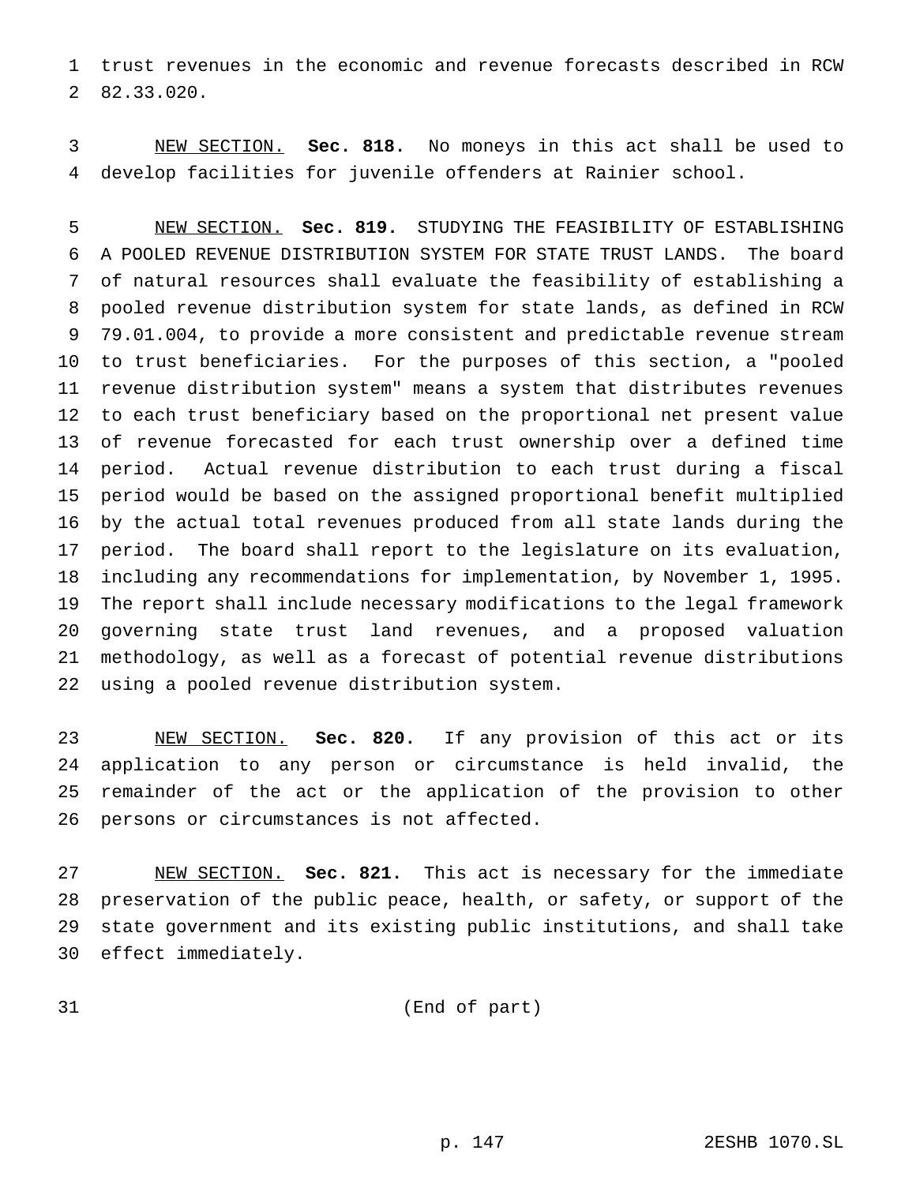trust revenues in the economic and revenue forecasts described in RCW 82.33.020.

NEW SECTION. **Sec. 818.** No moneys in this act shall be used to develop facilities for juvenile offenders at Rainier school.

NEW SECTION. **Sec. 819.** STUDYING THE FEASIBILITY OF ESTABLISHING A POOLED REVENUE DISTRIBUTION SYSTEM FOR STATE TRUST LANDS. The board of natural resources shall evaluate the feasibility of establishing a pooled revenue distribution system for state lands, as defined in RCW 79.01.004, to provide a more consistent and predictable revenue stream to trust beneficiaries. For the purposes of this section, a "pooled revenue distribution system" means a system that distributes revenues to each trust beneficiary based on the proportional net present value of revenue forecasted for each trust ownership over a defined time period. Actual revenue distribution to each trust during a fiscal period would be based on the assigned proportional benefit multiplied by the actual total revenues produced from all state lands during the period. The board shall report to the legislature on its evaluation, including any recommendations for implementation, by November 1, 1995. The report shall include necessary modifications to the legal framework governing state trust land revenues, and a proposed valuation methodology, as well as a forecast of potential revenue distributions using a pooled revenue distribution system.

NEW SECTION. **Sec. 820.** If any provision of this act or its application to any person or circumstance is held invalid, the remainder of the act or the application of the provision to other persons or circumstances is not affected.

NEW SECTION. **Sec. 821.** This act is necessary for the immediate preservation of the public peace, health, or safety, or support of the state government and its existing public institutions, and shall take effect immediately.

(End of part)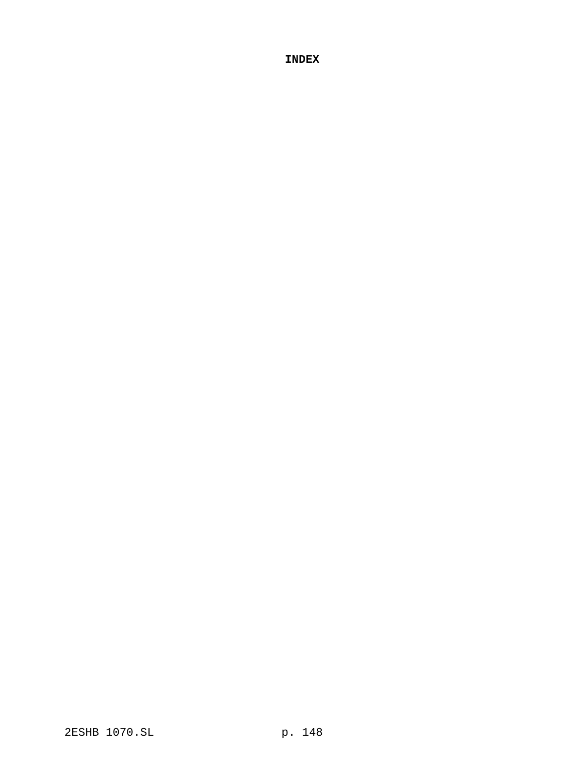# INDEX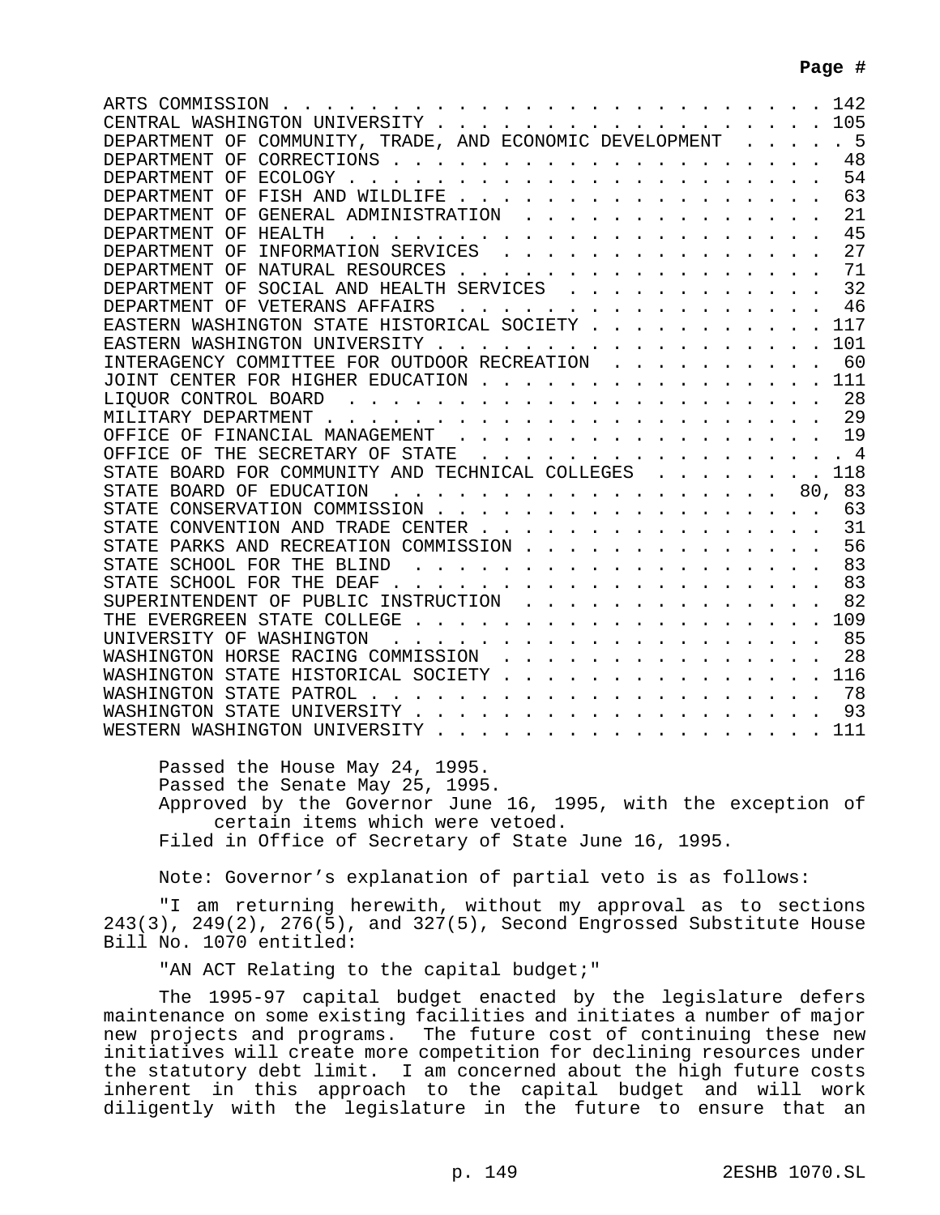| | Page # |
|---|---|
| ARTS COMMISSION | 142 |
| CENTRAL WASHINGTON UNIVERSITY | 105 |
| DEPARTMENT OF COMMUNITY, TRADE, AND ECONOMIC DEVELOPMENT | 5 |
| DEPARTMENT OF CORRECTIONS | 48 |
| DEPARTMENT OF ECOLOGY | 54 |
| DEPARTMENT OF FISH AND WILDLIFE | 63 |
| DEPARTMENT OF GENERAL ADMINISTRATION | 21 |
| DEPARTMENT OF HEALTH | 45 |
| DEPARTMENT OF INFORMATION SERVICES | 27 |
| DEPARTMENT OF NATURAL RESOURCES | 71 |
| DEPARTMENT OF SOCIAL AND HEALTH SERVICES | 32 |
| DEPARTMENT OF VETERANS AFFAIRS | 46 |
| EASTERN WASHINGTON STATE HISTORICAL SOCIETY | 117 |
| EASTERN WASHINGTON UNIVERSITY | 101 |
| INTERAGENCY COMMITTEE FOR OUTDOOR RECREATION | 60 |
| JOINT CENTER FOR HIGHER EDUCATION | 111 |
| LIQUOR CONTROL BOARD | 28 |
| MILITARY DEPARTMENT | 29 |
| OFFICE OF FINANCIAL MANAGEMENT | 19 |
| OFFICE OF THE SECRETARY OF STATE | 4 |
| STATE BOARD FOR COMMUNITY AND TECHNICAL COLLEGES | 118 |
| STATE BOARD OF EDUCATION | 80, 83 |
| STATE CONSERVATION COMMISSION | 63 |
| STATE CONVENTION AND TRADE CENTER | 31 |
| STATE PARKS AND RECREATION COMMISSION | 56 |
| STATE SCHOOL FOR THE BLIND | 83 |
| STATE SCHOOL FOR THE DEAF | 83 |
| SUPERINTENDENT OF PUBLIC INSTRUCTION | 82 |
| THE EVERGREEN STATE COLLEGE | 109 |
| UNIVERSITY OF WASHINGTON | 85 |
| WASHINGTON HORSE RACING COMMISSION | 28 |
| WASHINGTON STATE HISTORICAL SOCIETY | 116 |
| WASHINGTON STATE PATROL | 78 |
| WASHINGTON STATE UNIVERSITY | 93 |
| WESTERN WASHINGTON UNIVERSITY | 111 |

Passed the House May 24, 1995.
Passed the Senate May 25, 1995.
Approved by the Governor June 16, 1995, with the exception of certain items which were vetoed.
Filed in Office of Secretary of State June 16, 1995.

Note: Governor's explanation of partial veto is as follows:

"I am returning herewith, without my approval as to sections 243(3), 249(2), 276(5), and 327(5), Second Engrossed Substitute House Bill No. 1070 entitled:

"AN ACT Relating to the capital budget;"

The 1995-97 capital budget enacted by the legislature defers maintenance on some existing facilities and initiates a number of major new projects and programs. The future cost of continuing these new initiatives will create more competition for declining resources under the statutory debt limit. I am concerned about the high future costs inherent in this approach to the capital budget and will work diligently with the legislature in the future to ensure that an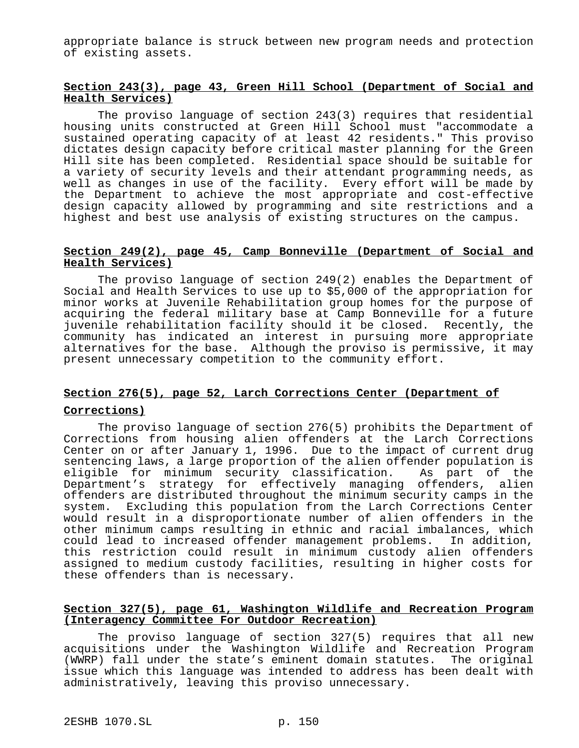appropriate balance is struck between new program needs and protection of existing assets.

## Section 243(3), page 43, Green Hill School (Department of Social and Health Services)

The proviso language of section 243(3) requires that residential housing units constructed at Green Hill School must "accommodate a sustained operating capacity of at least 42 residents." This proviso dictates design capacity before critical master planning for the Green Hill site has been completed. Residential space should be suitable for a variety of security levels and their attendant programming needs, as well as changes in use of the facility. Every effort will be made by the Department to achieve the most appropriate and cost-effective design capacity allowed by programming and site restrictions and a highest and best use analysis of existing structures on the campus.

## Section 249(2), page 45, Camp Bonneville (Department of Social and Health Services)

The proviso language of section 249(2) enables the Department of Social and Health Services to use up to $5,000 of the appropriation for minor works at Juvenile Rehabilitation group homes for the purpose of acquiring the federal military base at Camp Bonneville for a future juvenile rehabilitation facility should it be closed. Recently, the community has indicated an interest in pursuing more appropriate alternatives for the base. Although the proviso is permissive, it may present unnecessary competition to the community effort.

## Section 276(5), page 52, Larch Corrections Center (Department of Corrections)

The proviso language of section 276(5) prohibits the Department of Corrections from housing alien offenders at the Larch Corrections Center on or after January 1, 1996. Due to the impact of current drug sentencing laws, a large proportion of the alien offender population is eligible for minimum security classification. As part of the Department's strategy for effectively managing offenders, alien offenders are distributed throughout the minimum security camps in the system. Excluding this population from the Larch Corrections Center would result in a disproportionate number of alien offenders in the other minimum camps resulting in ethnic and racial imbalances, which could lead to increased offender management problems. In addition, this restriction could result in minimum custody alien offenders assigned to medium custody facilities, resulting in higher costs for these offenders than is necessary.

## Section 327(5), page 61, Washington Wildlife and Recreation Program (Interagency Committee For Outdoor Recreation)

The proviso language of section 327(5) requires that all new acquisitions under the Washington Wildlife and Recreation Program (WWRP) fall under the state's eminent domain statutes. The original issue which this language was intended to address has been dealt with administratively, leaving this proviso unnecessary.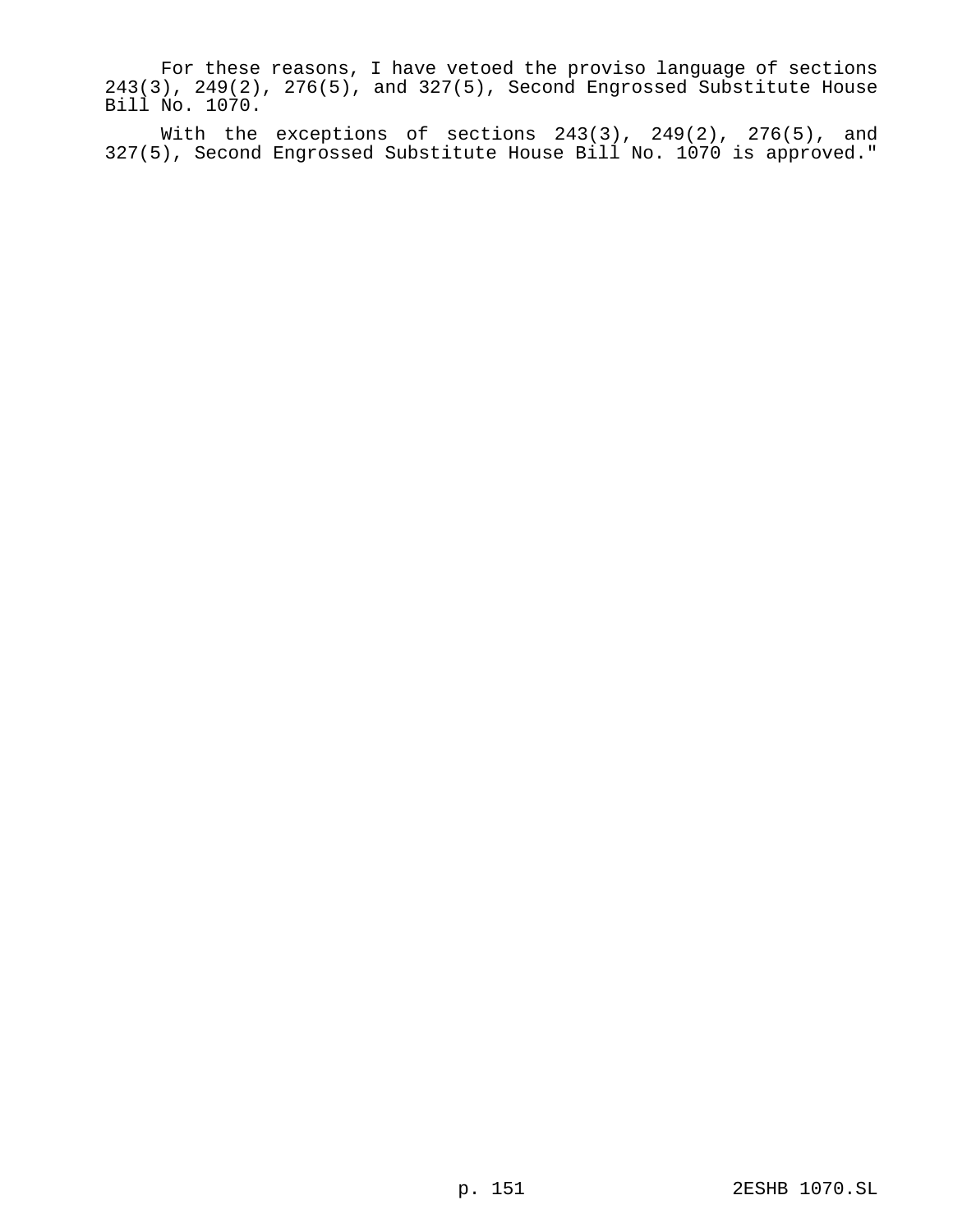For these reasons, I have vetoed the proviso language of sections 243(3), 249(2), 276(5), and 327(5), Second Engrossed Substitute House Bill No. 1070.

With the exceptions of sections 243(3), 249(2), 276(5), and 327(5), Second Engrossed Substitute House Bill No. 1070 is approved."